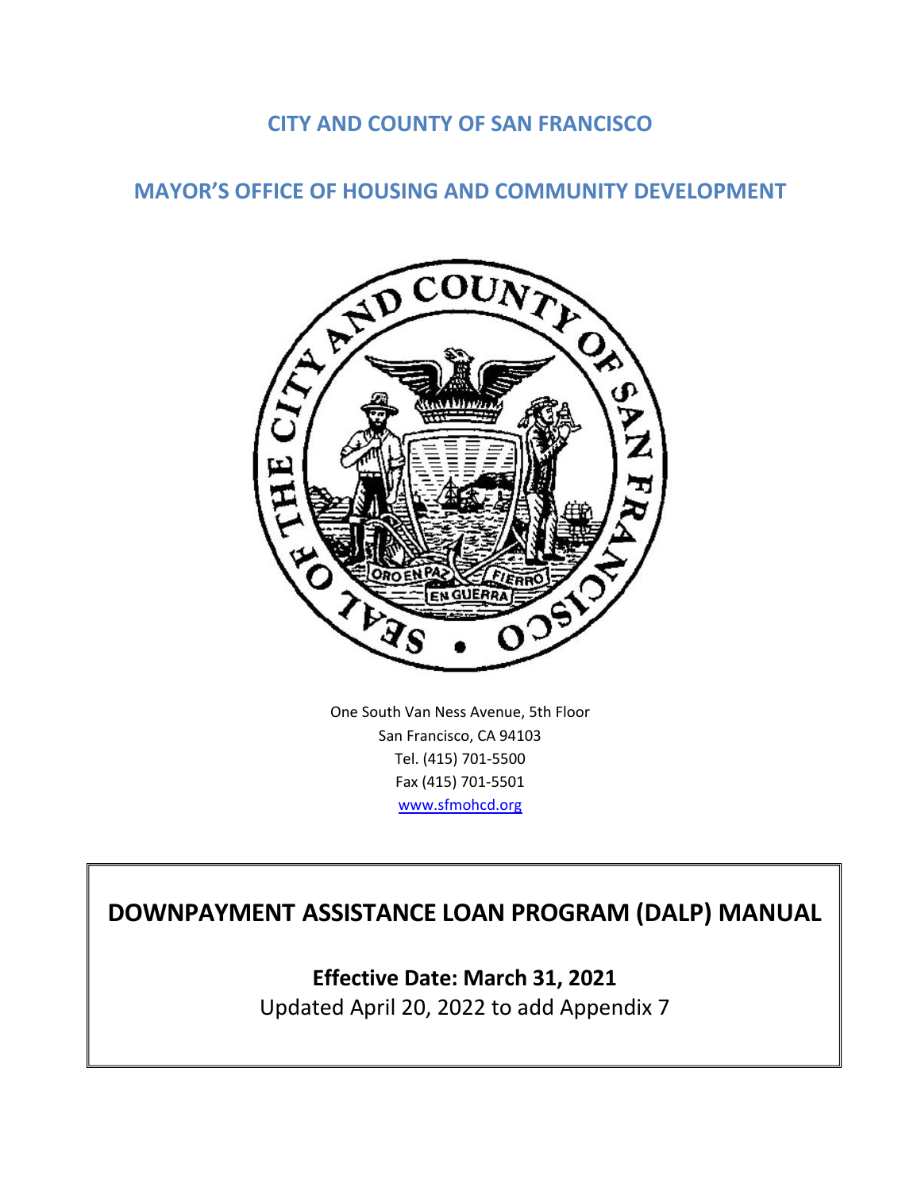# CITY AND COUNTY OF SAN FRANCISCO

## MAYOR'S OFFICE OF HOUSING AND COMMUNITY DEVELOPMENT

One South Van Ness Avenue, 5th Floor
San Francisco, CA 94103
Tel. (415) 701-5500
Fax (415) 701-5501
www.sfmohcd.org

# DOWNPAYMENT ASSISTANCE LOAN PROGRAM (DALP) MANUAL

**Effective Date: March 31, 2021**

Updated April 20, 2022 to add Appendix 7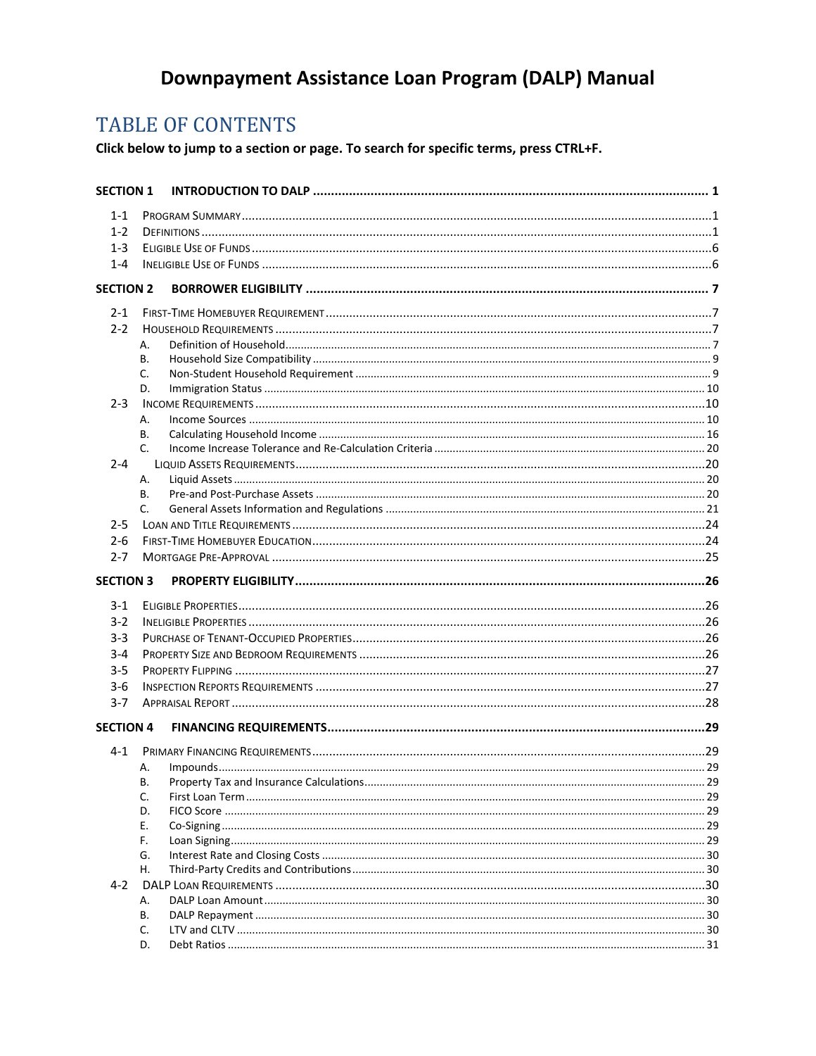# Downpayment Assistance Loan Program (DALP) Manual

## TABLE OF CONTENTS

**Click below to jump to a section or page. To search for specific terms, press CTRL+F.**

**SECTION 1 INTRODUCTION TO DALP** .......... 1

- 1-1 Program Summary .......... 1
- 1-2 Definitions .......... 1
- 1-3 Eligible Use of Funds .......... 6
- 1-4 Ineligible Use of Funds .......... 6

**SECTION 2 BORROWER ELIGIBILITY** .......... 7

- 2-1 First-Time Homebuyer Requirement .......... 7
- 2-2 Household Requirements .......... 7
  - A. Definition of Household .......... 7
  - B. Household Size Compatibility .......... 9
  - C. Non-Student Household Requirement .......... 9
  - D. Immigration Status .......... 10
- 2-3 Income Requirements .......... 10
  - A. Income Sources .......... 10
  - B. Calculating Household Income .......... 16
  - C. Income Increase Tolerance and Re-Calculation Criteria .......... 20
- 2-4 Liquid Assets Requirements .......... 20
  - A. Liquid Assets .......... 20
  - B. Pre-and Post-Purchase Assets .......... 20
  - C. General Assets Information and Regulations .......... 21
- 2-5 Loan and Title Requirements .......... 24
- 2-6 First-Time Homebuyer Education .......... 24
- 2-7 Mortgage Pre-Approval .......... 25

**SECTION 3 PROPERTY ELIGIBILITY** .......... 26

- 3-1 Eligible Properties .......... 26
- 3-2 Ineligible Properties .......... 26
- 3-3 Purchase of Tenant-Occupied Properties .......... 26
- 3-4 Property Size and Bedroom Requirements .......... 26
- 3-5 Property Flipping .......... 27
- 3-6 Inspection Reports Requirements .......... 27
- 3-7 Appraisal Report .......... 28

**SECTION 4 FINANCING REQUIREMENTS** .......... 29

- 4-1 Primary Financing Requirements .......... 29
  - A. Impounds .......... 29
  - B. Property Tax and Insurance Calculations .......... 29
  - C. First Loan Term .......... 29
  - D. FICO Score .......... 29
  - E. Co-Signing .......... 29
  - F. Loan Signing .......... 29
  - G. Interest Rate and Closing Costs .......... 30
  - H. Third-Party Credits and Contributions .......... 30
- 4-2 DALP Loan Requirements .......... 30
  - A. DALP Loan Amount .......... 30
  - B. DALP Repayment .......... 30
  - C. LTV and CLTV .......... 30
  - D. Debt Ratios .......... 31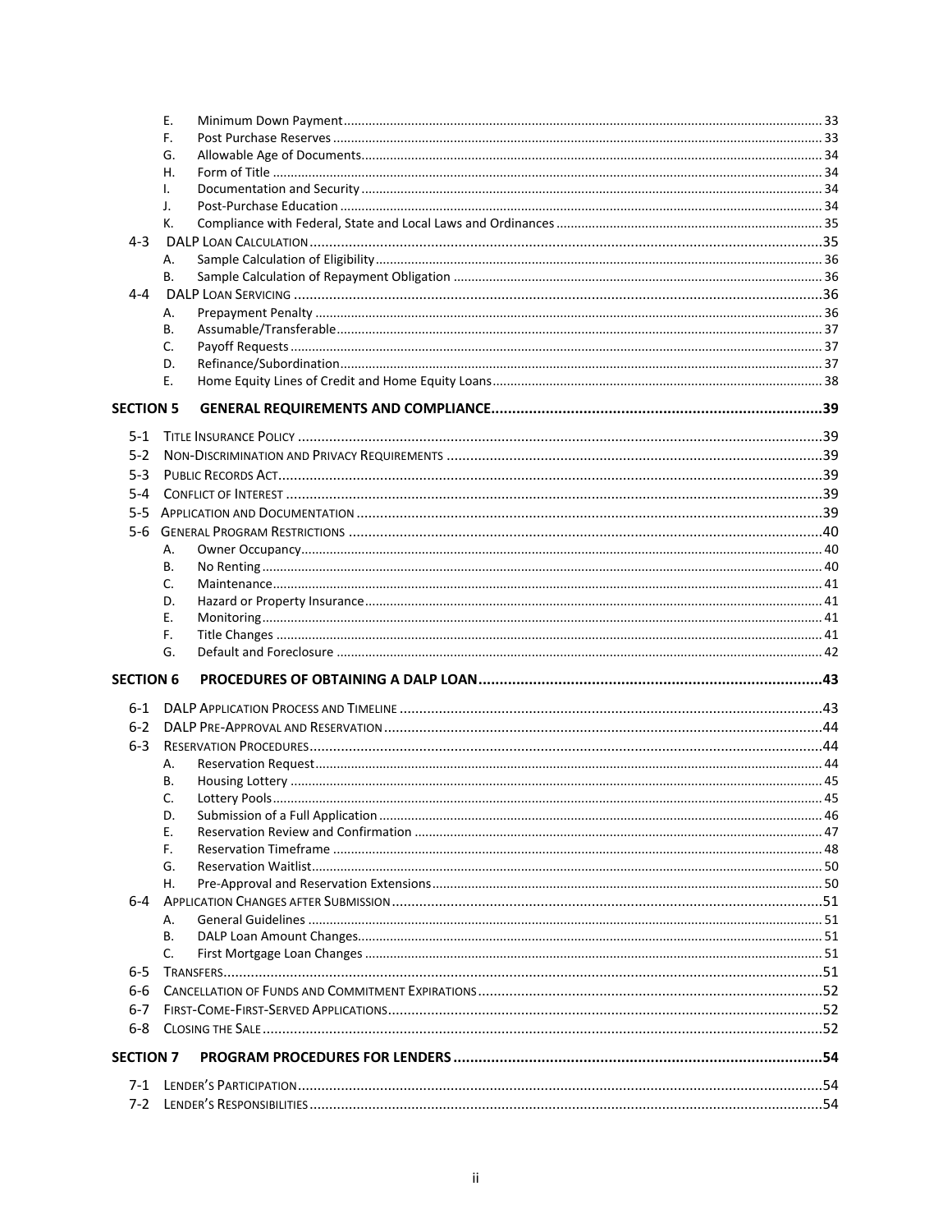- E. Minimum Down Payment ...... 33
- F. Post Purchase Reserves ...... 33
- G. Allowable Age of Documents ...... 34
- H. Form of Title ...... 34
- I. Documentation and Security ...... 34
- J. Post-Purchase Education ...... 34
- K. Compliance with Federal, State and Local Laws and Ordinances ...... 35

4-3 DALP LOAN CALCULATION ...... 35
- A. Sample Calculation of Eligibility ...... 36
- B. Sample Calculation of Repayment Obligation ...... 36

4-4 DALP LOAN SERVICING ...... 36
- A. Prepayment Penalty ...... 36
- B. Assumable/Transferable ...... 37
- C. Payoff Requests ...... 37
- D. Refinance/Subordination ...... 37
- E. Home Equity Lines of Credit and Home Equity Loans ...... 38

**SECTION 5 GENERAL REQUIREMENTS AND COMPLIANCE ...... 39**

5-1 TITLE INSURANCE POLICY ...... 39

5-2 NON-DISCRIMINATION AND PRIVACY REQUIREMENTS ...... 39

5-3 PUBLIC RECORDS ACT ...... 39

5-4 CONFLICT OF INTEREST ...... 39

5-5 APPLICATION AND DOCUMENTATION ...... 39

5-6 GENERAL PROGRAM RESTRICTIONS ...... 40
- A. Owner Occupancy ...... 40
- B. No Renting ...... 40
- C. Maintenance ...... 41
- D. Hazard or Property Insurance ...... 41
- E. Monitoring ...... 41
- F. Title Changes ...... 41
- G. Default and Foreclosure ...... 42

**SECTION 6 PROCEDURES OF OBTAINING A DALP LOAN ...... 43**

6-1 DALP APPLICATION PROCESS AND TIMELINE ...... 43

6-2 DALP PRE-APPROVAL AND RESERVATION ...... 44

6-3 RESERVATION PROCEDURES ...... 44
- A. Reservation Request ...... 44
- B. Housing Lottery ...... 45
- C. Lottery Pools ...... 45
- D. Submission of a Full Application ...... 46
- E. Reservation Review and Confirmation ...... 47
- F. Reservation Timeframe ...... 48
- G. Reservation Waitlist ...... 50
- H. Pre-Approval and Reservation Extensions ...... 50

6-4 APPLICATION CHANGES AFTER SUBMISSION ...... 51
- A. General Guidelines ...... 51
- B. DALP Loan Amount Changes ...... 51
- C. First Mortgage Loan Changes ...... 51

6-5 TRANSFERS ...... 51

6-6 CANCELLATION OF FUNDS AND COMMITMENT EXPIRATIONS ...... 52

6-7 FIRST-COME-FIRST-SERVED APPLICATIONS ...... 52

6-8 CLOSING THE SALE ...... 52

**SECTION 7 PROGRAM PROCEDURES FOR LENDERS ...... 54**

7-1 LENDER'S PARTICIPATION ...... 54

7-2 LENDER'S RESPONSIBILITIES ...... 54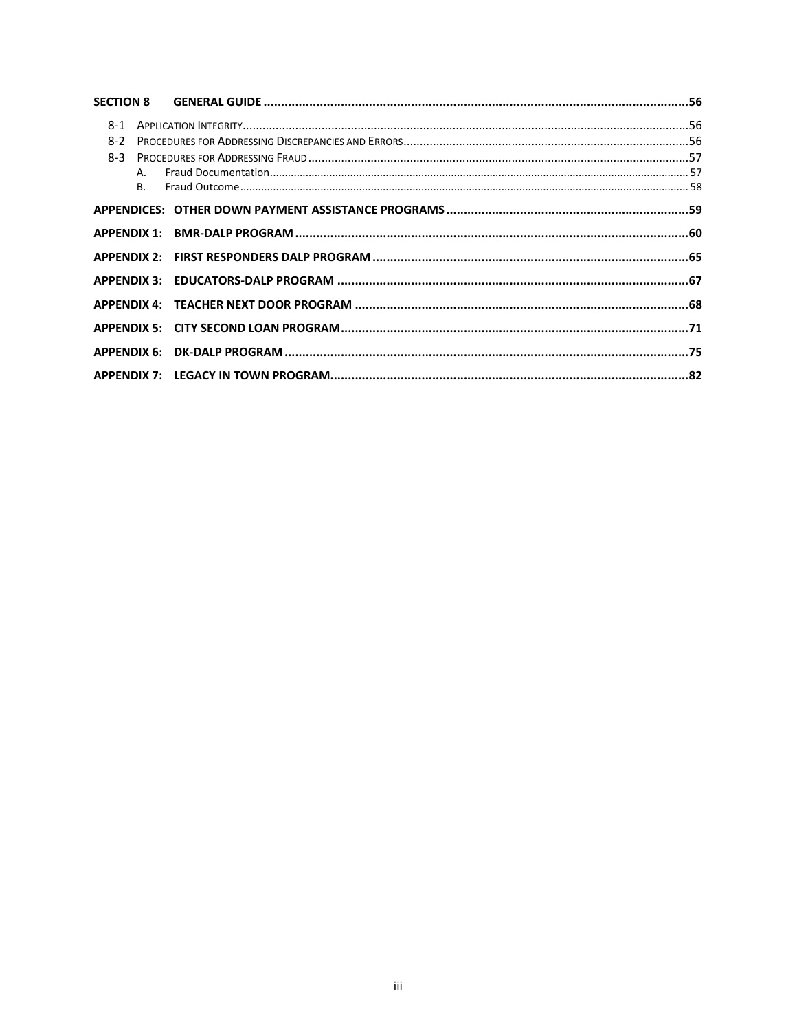**SECTION 8 GENERAL GUIDE** ..... 56

- 8-1 Application Integrity ..... 56
- 8-2 Procedures for Addressing Discrepancies and Errors ..... 56
- 8-3 Procedures for Addressing Fraud ..... 57
  - A. Fraud Documentation ..... 57
  - B. Fraud Outcome ..... 58

**APPENDICES: OTHER DOWN PAYMENT ASSISTANCE PROGRAMS** ..... 59

**APPENDIX 1: BMR-DALP PROGRAM** ..... 60

**APPENDIX 2: FIRST RESPONDERS DALP PROGRAM** ..... 65

**APPENDIX 3: EDUCATORS-DALP PROGRAM** ..... 67

**APPENDIX 4: TEACHER NEXT DOOR PROGRAM** ..... 68

**APPENDIX 5: CITY SECOND LOAN PROGRAM** ..... 71

**APPENDIX 6: DK-DALP PROGRAM** ..... 75

**APPENDIX 7: LEGACY IN TOWN PROGRAM** ..... 82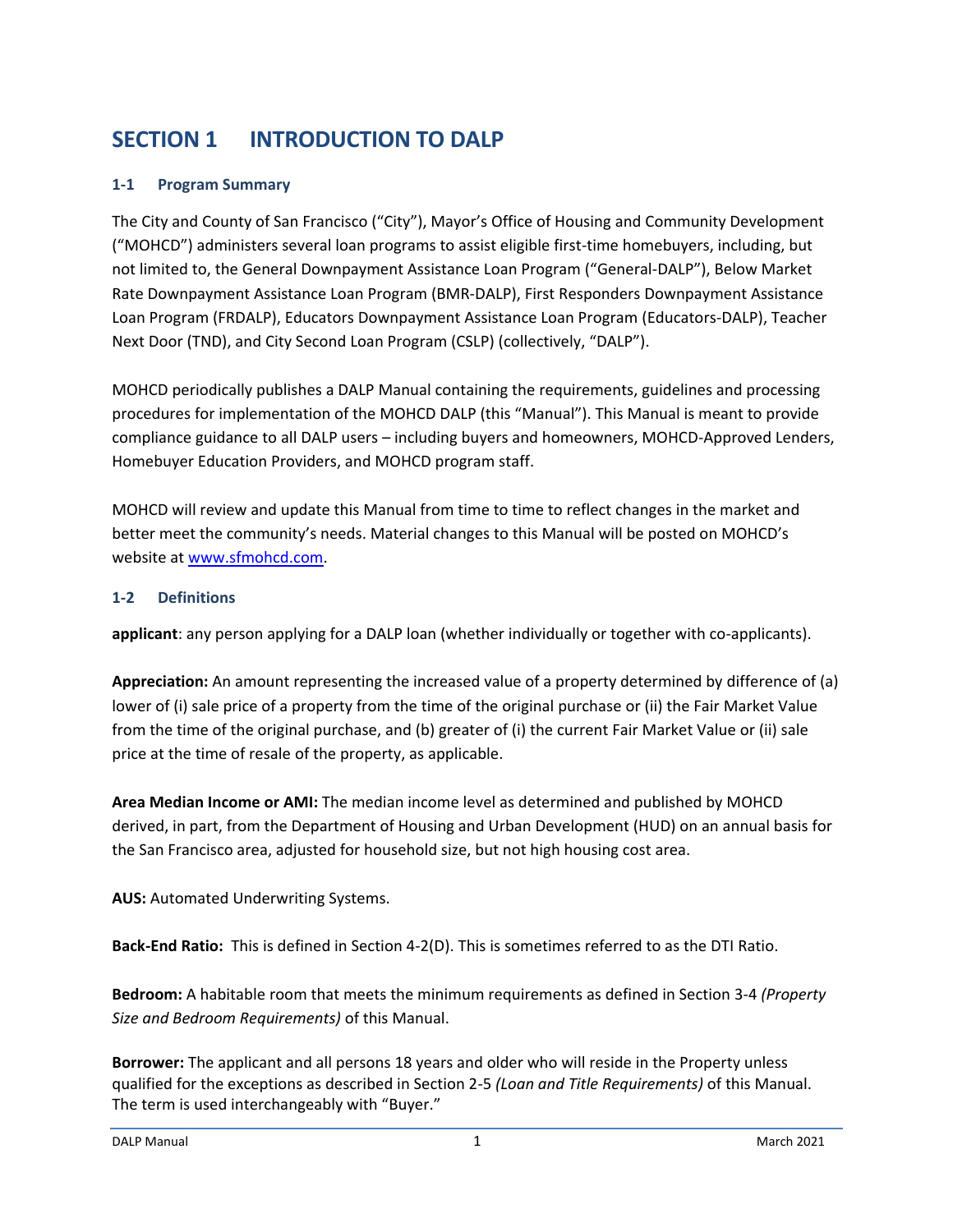# SECTION 1 INTRODUCTION TO DALP

### 1-1 Program Summary

The City and County of San Francisco ("City"), Mayor's Office of Housing and Community Development ("MOHCD") administers several loan programs to assist eligible first-time homebuyers, including, but not limited to, the General Downpayment Assistance Loan Program ("General-DALP"), Below Market Rate Downpayment Assistance Loan Program (BMR-DALP), First Responders Downpayment Assistance Loan Program (FRDALP), Educators Downpayment Assistance Loan Program (Educators-DALP), Teacher Next Door (TND), and City Second Loan Program (CSLP) (collectively, "DALP").

MOHCD periodically publishes a DALP Manual containing the requirements, guidelines and processing procedures for implementation of the MOHCD DALP (this "Manual"). This Manual is meant to provide compliance guidance to all DALP users – including buyers and homeowners, MOHCD-Approved Lenders, Homebuyer Education Providers, and MOHCD program staff.

MOHCD will review and update this Manual from time to time to reflect changes in the market and better meet the community's needs. Material changes to this Manual will be posted on MOHCD's website at www.sfmohcd.com.

### 1-2 Definitions

**applicant**: any person applying for a DALP loan (whether individually or together with co-applicants).

**Appreciation:** An amount representing the increased value of a property determined by difference of (a) lower of (i) sale price of a property from the time of the original purchase or (ii) the Fair Market Value from the time of the original purchase, and (b) greater of (i) the current Fair Market Value or (ii) sale price at the time of resale of the property, as applicable.

**Area Median Income or AMI:** The median income level as determined and published by MOHCD derived, in part, from the Department of Housing and Urban Development (HUD) on an annual basis for the San Francisco area, adjusted for household size, but not high housing cost area.

**AUS:** Automated Underwriting Systems.

**Back-End Ratio:** This is defined in Section 4-2(D). This is sometimes referred to as the DTI Ratio.

**Bedroom:** A habitable room that meets the minimum requirements as defined in Section 3-4 *(Property Size and Bedroom Requirements)* of this Manual.

**Borrower:** The applicant and all persons 18 years and older who will reside in the Property unless qualified for the exceptions as described in Section 2-5 *(Loan and Title Requirements)* of this Manual. The term is used interchangeably with "Buyer."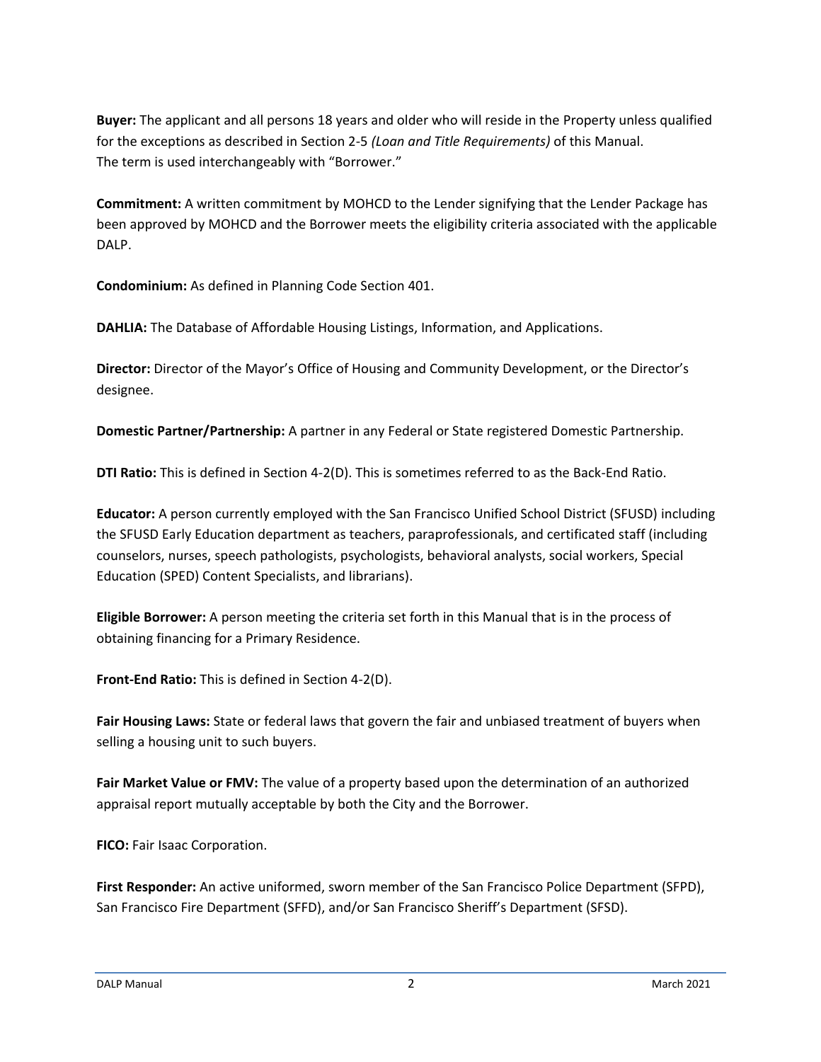**Buyer:** The applicant and all persons 18 years and older who will reside in the Property unless qualified for the exceptions as described in Section 2-5 *(Loan and Title Requirements)* of this Manual. The term is used interchangeably with "Borrower."

**Commitment:** A written commitment by MOHCD to the Lender signifying that the Lender Package has been approved by MOHCD and the Borrower meets the eligibility criteria associated with the applicable DALP.

**Condominium:** As defined in Planning Code Section 401.

**DAHLIA:** The Database of Affordable Housing Listings, Information, and Applications.

**Director:** Director of the Mayor's Office of Housing and Community Development, or the Director's designee.

**Domestic Partner/Partnership:** A partner in any Federal or State registered Domestic Partnership.

**DTI Ratio:** This is defined in Section 4-2(D). This is sometimes referred to as the Back-End Ratio.

**Educator:** A person currently employed with the San Francisco Unified School District (SFUSD) including the SFUSD Early Education department as teachers, paraprofessionals, and certificated staff (including counselors, nurses, speech pathologists, psychologists, behavioral analysts, social workers, Special Education (SPED) Content Specialists, and librarians).

**Eligible Borrower:** A person meeting the criteria set forth in this Manual that is in the process of obtaining financing for a Primary Residence.

**Front-End Ratio:** This is defined in Section 4-2(D).

**Fair Housing Laws:** State or federal laws that govern the fair and unbiased treatment of buyers when selling a housing unit to such buyers.

**Fair Market Value or FMV:** The value of a property based upon the determination of an authorized appraisal report mutually acceptable by both the City and the Borrower.

**FICO:** Fair Isaac Corporation.

**First Responder:** An active uniformed, sworn member of the San Francisco Police Department (SFPD), San Francisco Fire Department (SFFD), and/or San Francisco Sheriff's Department (SFSD).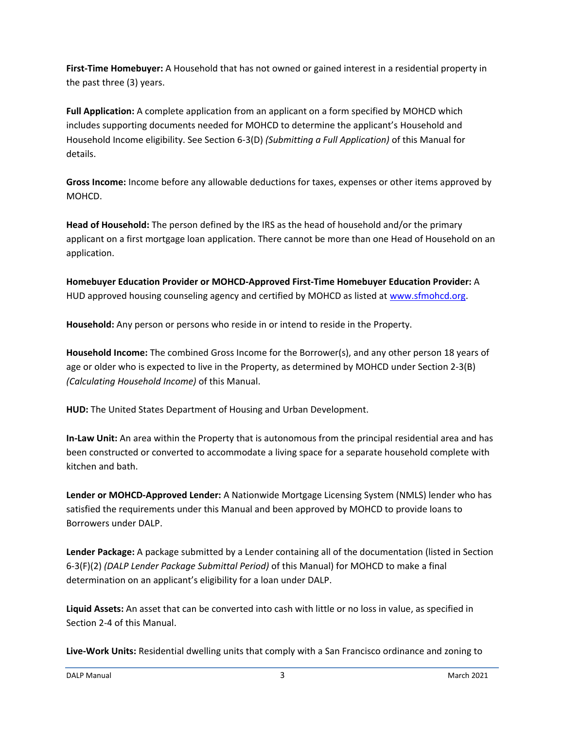**First-Time Homebuyer:** A Household that has not owned or gained interest in a residential property in the past three (3) years.

**Full Application:** A complete application from an applicant on a form specified by MOHCD which includes supporting documents needed for MOHCD to determine the applicant's Household and Household Income eligibility. See Section 6-3(D) *(Submitting a Full Application)* of this Manual for details.

**Gross Income:** Income before any allowable deductions for taxes, expenses or other items approved by MOHCD.

**Head of Household:** The person defined by the IRS as the head of household and/or the primary applicant on a first mortgage loan application. There cannot be more than one Head of Household on an application.

**Homebuyer Education Provider or MOHCD-Approved First-Time Homebuyer Education Provider:** A HUD approved housing counseling agency and certified by MOHCD as listed at www.sfmohcd.org.

**Household:** Any person or persons who reside in or intend to reside in the Property.

**Household Income:** The combined Gross Income for the Borrower(s), and any other person 18 years of age or older who is expected to live in the Property, as determined by MOHCD under Section 2-3(B) *(Calculating Household Income)* of this Manual.

**HUD:** The United States Department of Housing and Urban Development.

**In-Law Unit:** An area within the Property that is autonomous from the principal residential area and has been constructed or converted to accommodate a living space for a separate household complete with kitchen and bath.

**Lender or MOHCD-Approved Lender:** A Nationwide Mortgage Licensing System (NMLS) lender who has satisfied the requirements under this Manual and been approved by MOHCD to provide loans to Borrowers under DALP.

**Lender Package:** A package submitted by a Lender containing all of the documentation (listed in Section 6-3(F)(2) *(DALP Lender Package Submittal Period)* of this Manual) for MOHCD to make a final determination on an applicant's eligibility for a loan under DALP.

**Liquid Assets:** An asset that can be converted into cash with little or no loss in value, as specified in Section 2-4 of this Manual.

**Live-Work Units:** Residential dwelling units that comply with a San Francisco ordinance and zoning to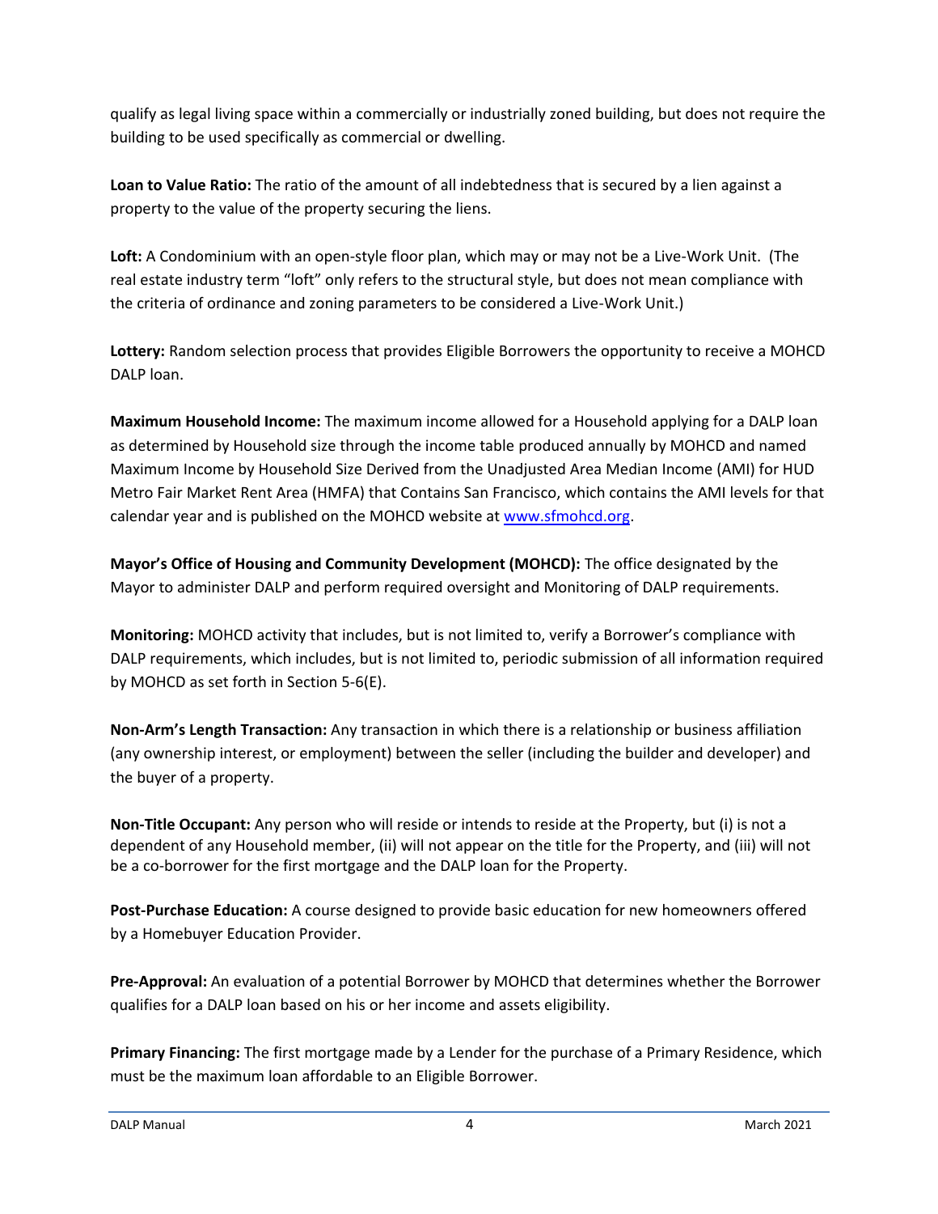qualify as legal living space within a commercially or industrially zoned building, but does not require the building to be used specifically as commercial or dwelling.

**Loan to Value Ratio:** The ratio of the amount of all indebtedness that is secured by a lien against a property to the value of the property securing the liens.

**Loft:** A Condominium with an open-style floor plan, which may or may not be a Live-Work Unit. (The real estate industry term "loft" only refers to the structural style, but does not mean compliance with the criteria of ordinance and zoning parameters to be considered a Live-Work Unit.)

**Lottery:** Random selection process that provides Eligible Borrowers the opportunity to receive a MOHCD DALP loan.

**Maximum Household Income:** The maximum income allowed for a Household applying for a DALP loan as determined by Household size through the income table produced annually by MOHCD and named Maximum Income by Household Size Derived from the Unadjusted Area Median Income (AMI) for HUD Metro Fair Market Rent Area (HMFA) that Contains San Francisco, which contains the AMI levels for that calendar year and is published on the MOHCD website at [www.sfmohcd.org](www.sfmohcd.org).

**Mayor's Office of Housing and Community Development (MOHCD):** The office designated by the Mayor to administer DALP and perform required oversight and Monitoring of DALP requirements.

**Monitoring:** MOHCD activity that includes, but is not limited to, verify a Borrower's compliance with DALP requirements, which includes, but is not limited to, periodic submission of all information required by MOHCD as set forth in Section 5-6(E).

**Non-Arm's Length Transaction:** Any transaction in which there is a relationship or business affiliation (any ownership interest, or employment) between the seller (including the builder and developer) and the buyer of a property.

**Non-Title Occupant:** Any person who will reside or intends to reside at the Property, but (i) is not a dependent of any Household member, (ii) will not appear on the title for the Property, and (iii) will not be a co-borrower for the first mortgage and the DALP loan for the Property.

**Post-Purchase Education:** A course designed to provide basic education for new homeowners offered by a Homebuyer Education Provider.

**Pre-Approval:** An evaluation of a potential Borrower by MOHCD that determines whether the Borrower qualifies for a DALP loan based on his or her income and assets eligibility.

**Primary Financing:** The first mortgage made by a Lender for the purchase of a Primary Residence, which must be the maximum loan affordable to an Eligible Borrower.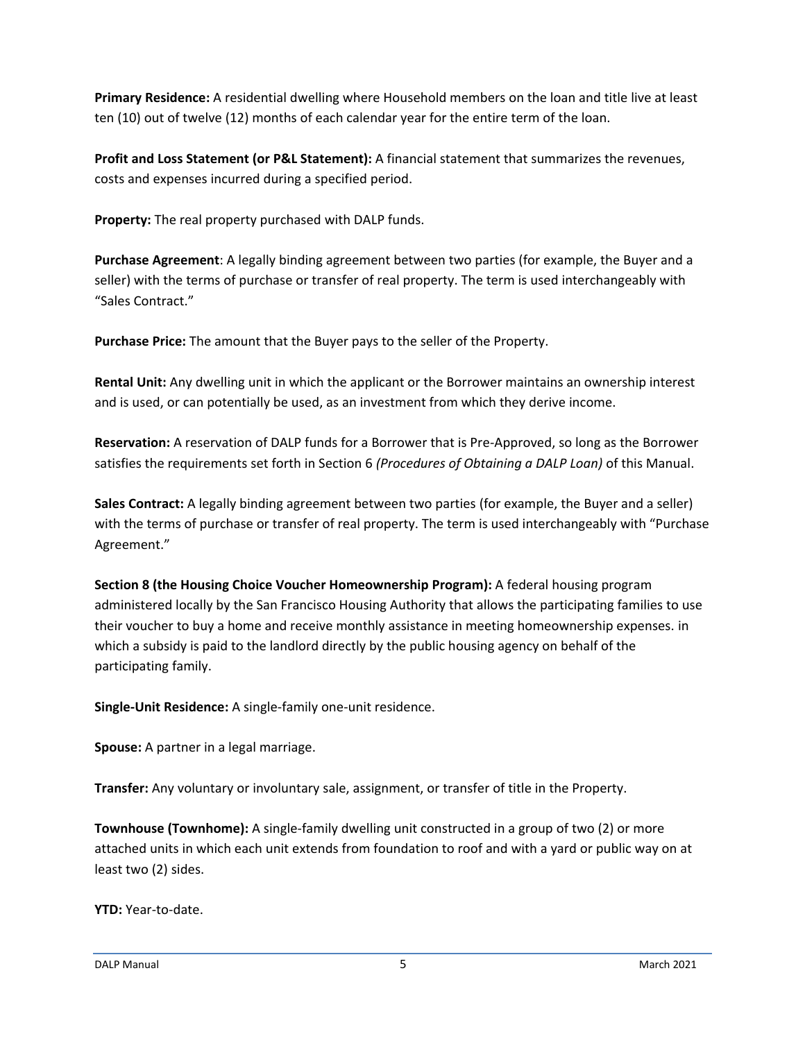**Primary Residence:** A residential dwelling where Household members on the loan and title live at least ten (10) out of twelve (12) months of each calendar year for the entire term of the loan.

**Profit and Loss Statement (or P&L Statement):** A financial statement that summarizes the revenues, costs and expenses incurred during a specified period.

**Property:** The real property purchased with DALP funds.

**Purchase Agreement**: A legally binding agreement between two parties (for example, the Buyer and a seller) with the terms of purchase or transfer of real property. The term is used interchangeably with "Sales Contract."

**Purchase Price:** The amount that the Buyer pays to the seller of the Property.

**Rental Unit:** Any dwelling unit in which the applicant or the Borrower maintains an ownership interest and is used, or can potentially be used, as an investment from which they derive income.

**Reservation:** A reservation of DALP funds for a Borrower that is Pre-Approved, so long as the Borrower satisfies the requirements set forth in Section 6 *(Procedures of Obtaining a DALP Loan)* of this Manual.

**Sales Contract:** A legally binding agreement between two parties (for example, the Buyer and a seller) with the terms of purchase or transfer of real property. The term is used interchangeably with "Purchase Agreement."

**Section 8 (the Housing Choice Voucher Homeownership Program):** A federal housing program administered locally by the San Francisco Housing Authority that allows the participating families to use their voucher to buy a home and receive monthly assistance in meeting homeownership expenses. in which a subsidy is paid to the landlord directly by the public housing agency on behalf of the participating family.

**Single-Unit Residence:** A single-family one-unit residence.

**Spouse:** A partner in a legal marriage.

**Transfer:** Any voluntary or involuntary sale, assignment, or transfer of title in the Property.

**Townhouse (Townhome):** A single-family dwelling unit constructed in a group of two (2) or more attached units in which each unit extends from foundation to roof and with a yard or public way on at least two (2) sides.

**YTD:** Year-to-date.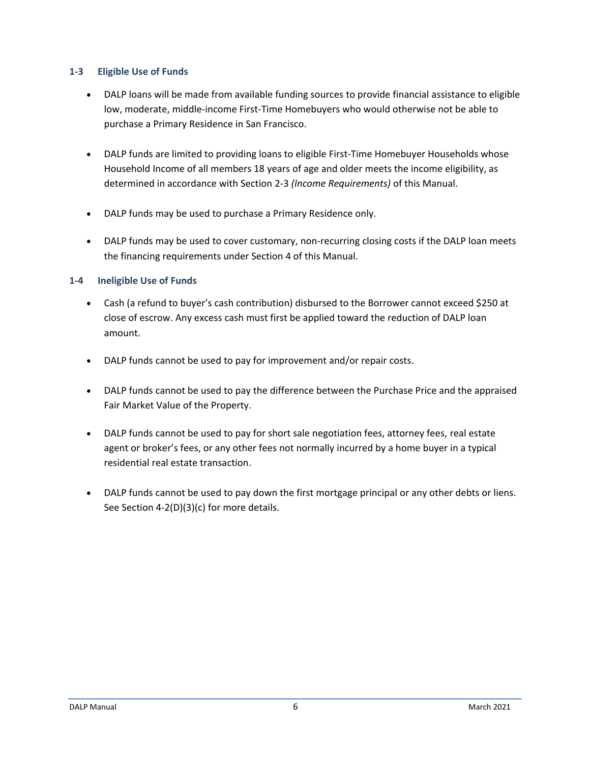### 1-3 Eligible Use of Funds

- DALP loans will be made from available funding sources to provide financial assistance to eligible low, moderate, middle-income First-Time Homebuyers who would otherwise not be able to purchase a Primary Residence in San Francisco.

- DALP funds are limited to providing loans to eligible First-Time Homebuyer Households whose Household Income of all members 18 years of age and older meets the income eligibility, as determined in accordance with Section 2-3 *(Income Requirements)* of this Manual.

- DALP funds may be used to purchase a Primary Residence only.

- DALP funds may be used to cover customary, non-recurring closing costs if the DALP loan meets the financing requirements under Section 4 of this Manual.

### 1-4 Ineligible Use of Funds

- Cash (a refund to buyer's cash contribution) disbursed to the Borrower cannot exceed $250 at close of escrow. Any excess cash must first be applied toward the reduction of DALP loan amount.

- DALP funds cannot be used to pay for improvement and/or repair costs.

- DALP funds cannot be used to pay the difference between the Purchase Price and the appraised Fair Market Value of the Property.

- DALP funds cannot be used to pay for short sale negotiation fees, attorney fees, real estate agent or broker's fees, or any other fees not normally incurred by a home buyer in a typical residential real estate transaction.

- DALP funds cannot be used to pay down the first mortgage principal or any other debts or liens. See Section 4-2(D)(3)(c) for more details.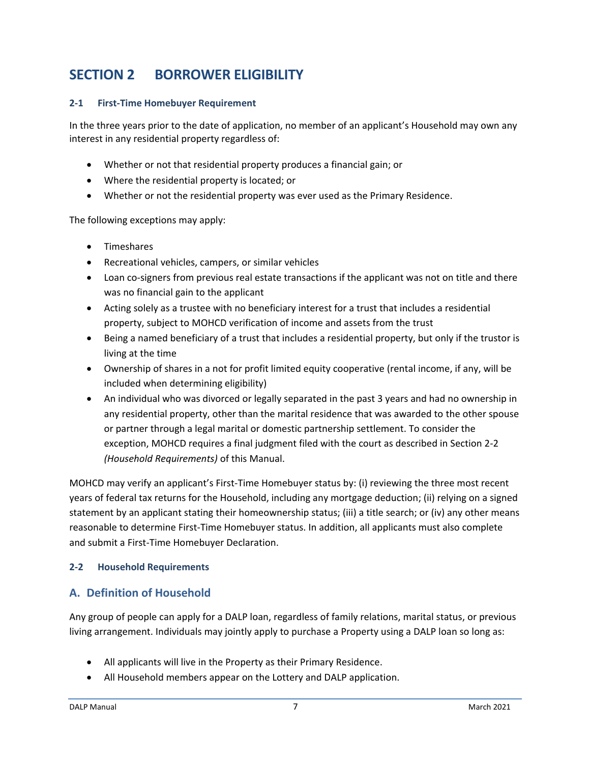# SECTION 2 BORROWER ELIGIBILITY

### 2-1 First-Time Homebuyer Requirement

In the three years prior to the date of application, no member of an applicant's Household may own any interest in any residential property regardless of:

- Whether or not that residential property produces a financial gain; or
- Where the residential property is located; or
- Whether or not the residential property was ever used as the Primary Residence.

The following exceptions may apply:

- Timeshares
- Recreational vehicles, campers, or similar vehicles
- Loan co-signers from previous real estate transactions if the applicant was not on title and there was no financial gain to the applicant
- Acting solely as a trustee with no beneficiary interest for a trust that includes a residential property, subject to MOHCD verification of income and assets from the trust
- Being a named beneficiary of a trust that includes a residential property, but only if the trustor is living at the time
- Ownership of shares in a not for profit limited equity cooperative (rental income, if any, will be included when determining eligibility)
- An individual who was divorced or legally separated in the past 3 years and had no ownership in any residential property, other than the marital residence that was awarded to the other spouse or partner through a legal marital or domestic partnership settlement. To consider the exception, MOHCD requires a final judgment filed with the court as described in Section 2-2 *(Household Requirements)* of this Manual.

MOHCD may verify an applicant's First-Time Homebuyer status by: (i) reviewing the three most recent years of federal tax returns for the Household, including any mortgage deduction; (ii) relying on a signed statement by an applicant stating their homeownership status; (iii) a title search; or (iv) any other means reasonable to determine First-Time Homebuyer status. In addition, all applicants must also complete and submit a First-Time Homebuyer Declaration.

### 2-2 Household Requirements

## A. Definition of Household

Any group of people can apply for a DALP loan, regardless of family relations, marital status, or previous living arrangement. Individuals may jointly apply to purchase a Property using a DALP loan so long as:

- All applicants will live in the Property as their Primary Residence.
- All Household members appear on the Lottery and DALP application.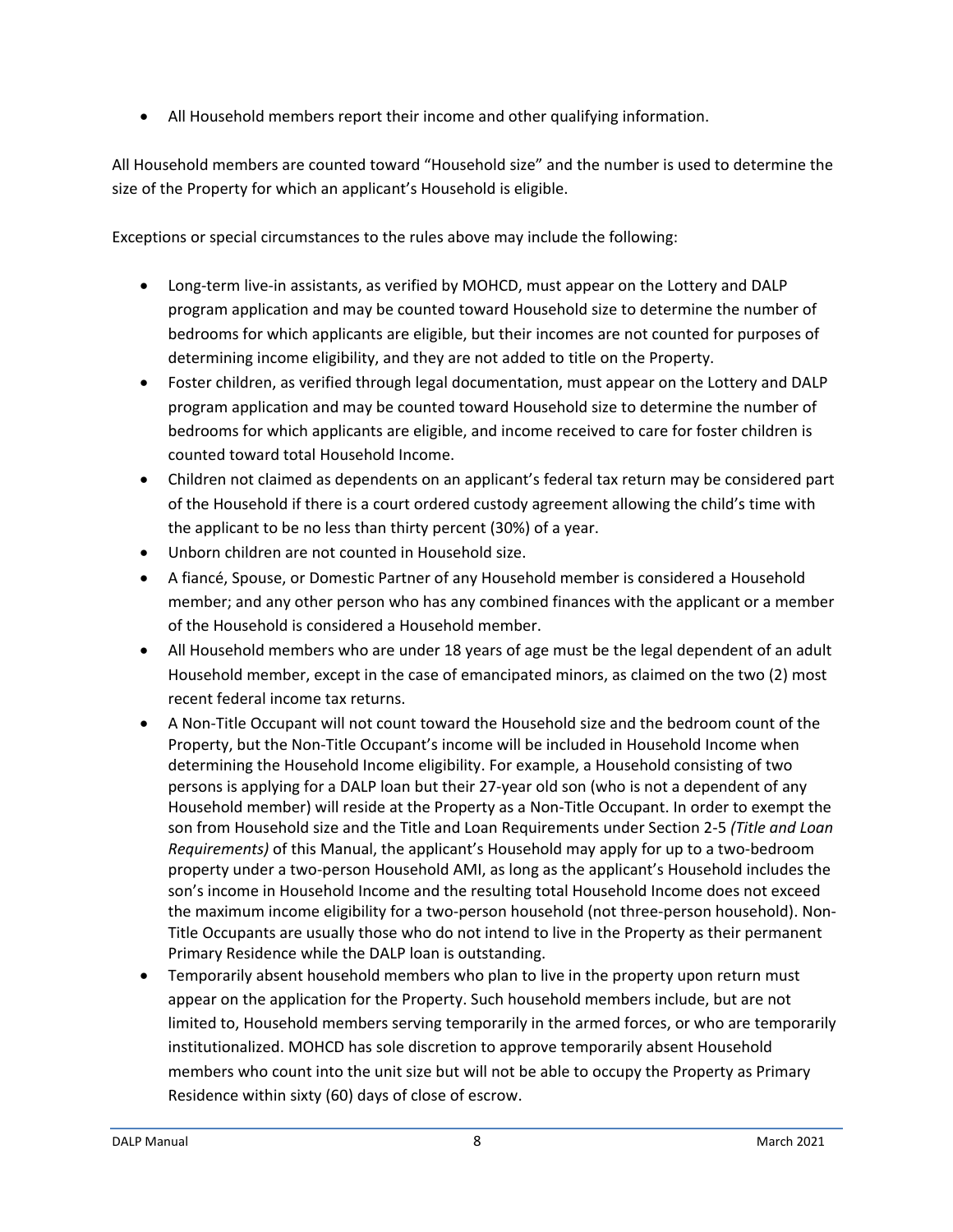- All Household members report their income and other qualifying information.

All Household members are counted toward "Household size" and the number is used to determine the size of the Property for which an applicant's Household is eligible.

Exceptions or special circumstances to the rules above may include the following:

- Long-term live-in assistants, as verified by MOHCD, must appear on the Lottery and DALP program application and may be counted toward Household size to determine the number of bedrooms for which applicants are eligible, but their incomes are not counted for purposes of determining income eligibility, and they are not added to title on the Property.
- Foster children, as verified through legal documentation, must appear on the Lottery and DALP program application and may be counted toward Household size to determine the number of bedrooms for which applicants are eligible, and income received to care for foster children is counted toward total Household Income.
- Children not claimed as dependents on an applicant's federal tax return may be considered part of the Household if there is a court ordered custody agreement allowing the child's time with the applicant to be no less than thirty percent (30%) of a year.
- Unborn children are not counted in Household size.
- A fiancé, Spouse, or Domestic Partner of any Household member is considered a Household member; and any other person who has any combined finances with the applicant or a member of the Household is considered a Household member.
- All Household members who are under 18 years of age must be the legal dependent of an adult Household member, except in the case of emancipated minors, as claimed on the two (2) most recent federal income tax returns.
- A Non-Title Occupant will not count toward the Household size and the bedroom count of the Property, but the Non-Title Occupant's income will be included in Household Income when determining the Household Income eligibility. For example, a Household consisting of two persons is applying for a DALP loan but their 27-year old son (who is not a dependent of any Household member) will reside at the Property as a Non-Title Occupant. In order to exempt the son from Household size and the Title and Loan Requirements under Section 2-5 *(Title and Loan Requirements)* of this Manual, the applicant's Household may apply for up to a two-bedroom property under a two-person Household AMI, as long as the applicant's Household includes the son's income in Household Income and the resulting total Household Income does not exceed the maximum income eligibility for a two-person household (not three-person household). Non-Title Occupants are usually those who do not intend to live in the Property as their permanent Primary Residence while the DALP loan is outstanding.
- Temporarily absent household members who plan to live in the property upon return must appear on the application for the Property. Such household members include, but are not limited to, Household members serving temporarily in the armed forces, or who are temporarily institutionalized. MOHCD has sole discretion to approve temporarily absent Household members who count into the unit size but will not be able to occupy the Property as Primary Residence within sixty (60) days of close of escrow.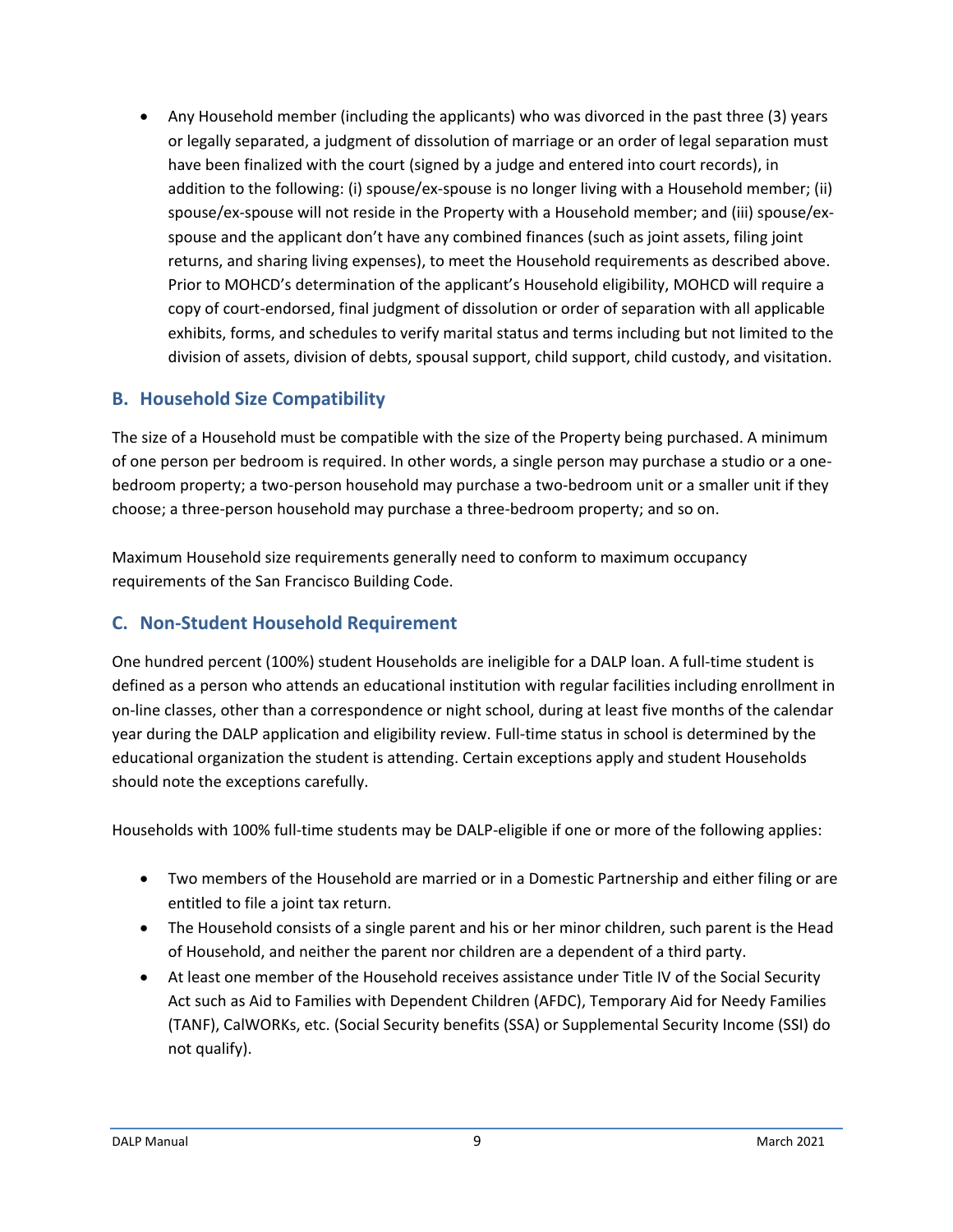- Any Household member (including the applicants) who was divorced in the past three (3) years or legally separated, a judgment of dissolution of marriage or an order of legal separation must have been finalized with the court (signed by a judge and entered into court records), in addition to the following: (i) spouse/ex-spouse is no longer living with a Household member; (ii) spouse/ex-spouse will not reside in the Property with a Household member; and (iii) spouse/ex-spouse and the applicant don't have any combined finances (such as joint assets, filing joint returns, and sharing living expenses), to meet the Household requirements as described above. Prior to MOHCD's determination of the applicant's Household eligibility, MOHCD will require a copy of court-endorsed, final judgment of dissolution or order of separation with all applicable exhibits, forms, and schedules to verify marital status and terms including but not limited to the division of assets, division of debts, spousal support, child support, child custody, and visitation.

## B. Household Size Compatibility

The size of a Household must be compatible with the size of the Property being purchased. A minimum of one person per bedroom is required. In other words, a single person may purchase a studio or a one-bedroom property; a two-person household may purchase a two-bedroom unit or a smaller unit if they choose; a three-person household may purchase a three-bedroom property; and so on.

Maximum Household size requirements generally need to conform to maximum occupancy requirements of the San Francisco Building Code.

## C. Non-Student Household Requirement

One hundred percent (100%) student Households are ineligible for a DALP loan. A full-time student is defined as a person who attends an educational institution with regular facilities including enrollment in on-line classes, other than a correspondence or night school, during at least five months of the calendar year during the DALP application and eligibility review. Full-time status in school is determined by the educational organization the student is attending. Certain exceptions apply and student Households should note the exceptions carefully.

Households with 100% full-time students may be DALP-eligible if one or more of the following applies:

- Two members of the Household are married or in a Domestic Partnership and either filing or are entitled to file a joint tax return.
- The Household consists of a single parent and his or her minor children, such parent is the Head of Household, and neither the parent nor children are a dependent of a third party.
- At least one member of the Household receives assistance under Title IV of the Social Security Act such as Aid to Families with Dependent Children (AFDC), Temporary Aid for Needy Families (TANF), CalWORKs, etc. (Social Security benefits (SSA) or Supplemental Security Income (SSI) do not qualify).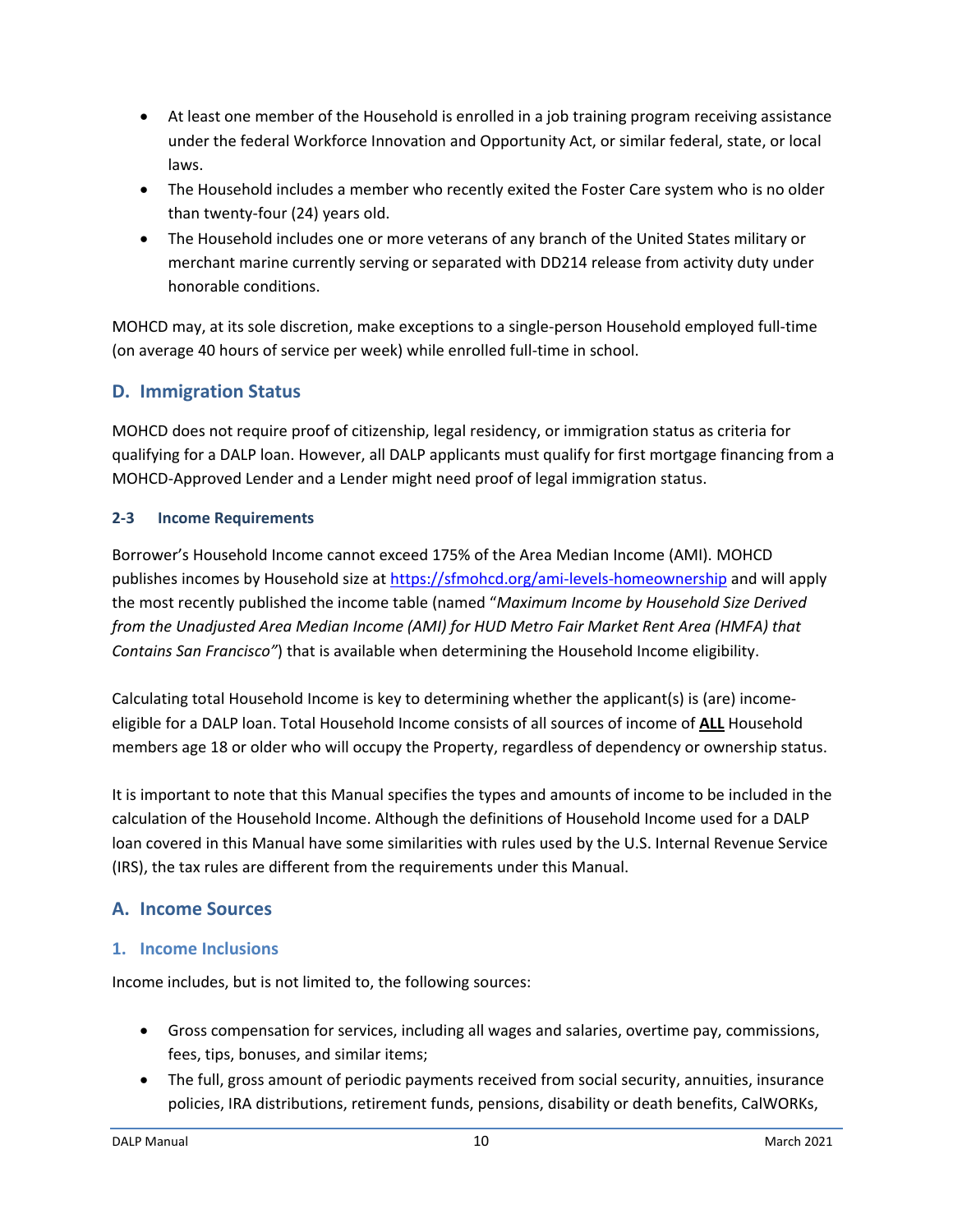- At least one member of the Household is enrolled in a job training program receiving assistance under the federal Workforce Innovation and Opportunity Act, or similar federal, state, or local laws.
- The Household includes a member who recently exited the Foster Care system who is no older than twenty-four (24) years old.
- The Household includes one or more veterans of any branch of the United States military or merchant marine currently serving or separated with DD214 release from activity duty under honorable conditions.

MOHCD may, at its sole discretion, make exceptions to a single-person Household employed full-time (on average 40 hours of service per week) while enrolled full-time in school.

## D. Immigration Status

MOHCD does not require proof of citizenship, legal residency, or immigration status as criteria for qualifying for a DALP loan. However, all DALP applicants must qualify for first mortgage financing from a MOHCD-Approved Lender and a Lender might need proof of legal immigration status.

### 2-3 Income Requirements

Borrower's Household Income cannot exceed 175% of the Area Median Income (AMI). MOHCD publishes incomes by Household size at https://sfmohcd.org/ami-levels-homeownership and will apply the most recently published the income table (named "*Maximum Income by Household Size Derived from the Unadjusted Area Median Income (AMI) for HUD Metro Fair Market Rent Area (HMFA) that Contains San Francisco"*) that is available when determining the Household Income eligibility.

Calculating total Household Income is key to determining whether the applicant(s) is (are) income-eligible for a DALP loan. Total Household Income consists of all sources of income of **ALL** Household members age 18 or older who will occupy the Property, regardless of dependency or ownership status.

It is important to note that this Manual specifies the types and amounts of income to be included in the calculation of the Household Income. Although the definitions of Household Income used for a DALP loan covered in this Manual have some similarities with rules used by the U.S. Internal Revenue Service (IRS), the tax rules are different from the requirements under this Manual.

## A. Income Sources

### 1. Income Inclusions

Income includes, but is not limited to, the following sources:

- Gross compensation for services, including all wages and salaries, overtime pay, commissions, fees, tips, bonuses, and similar items;
- The full, gross amount of periodic payments received from social security, annuities, insurance policies, IRA distributions, retirement funds, pensions, disability or death benefits, CalWORKs,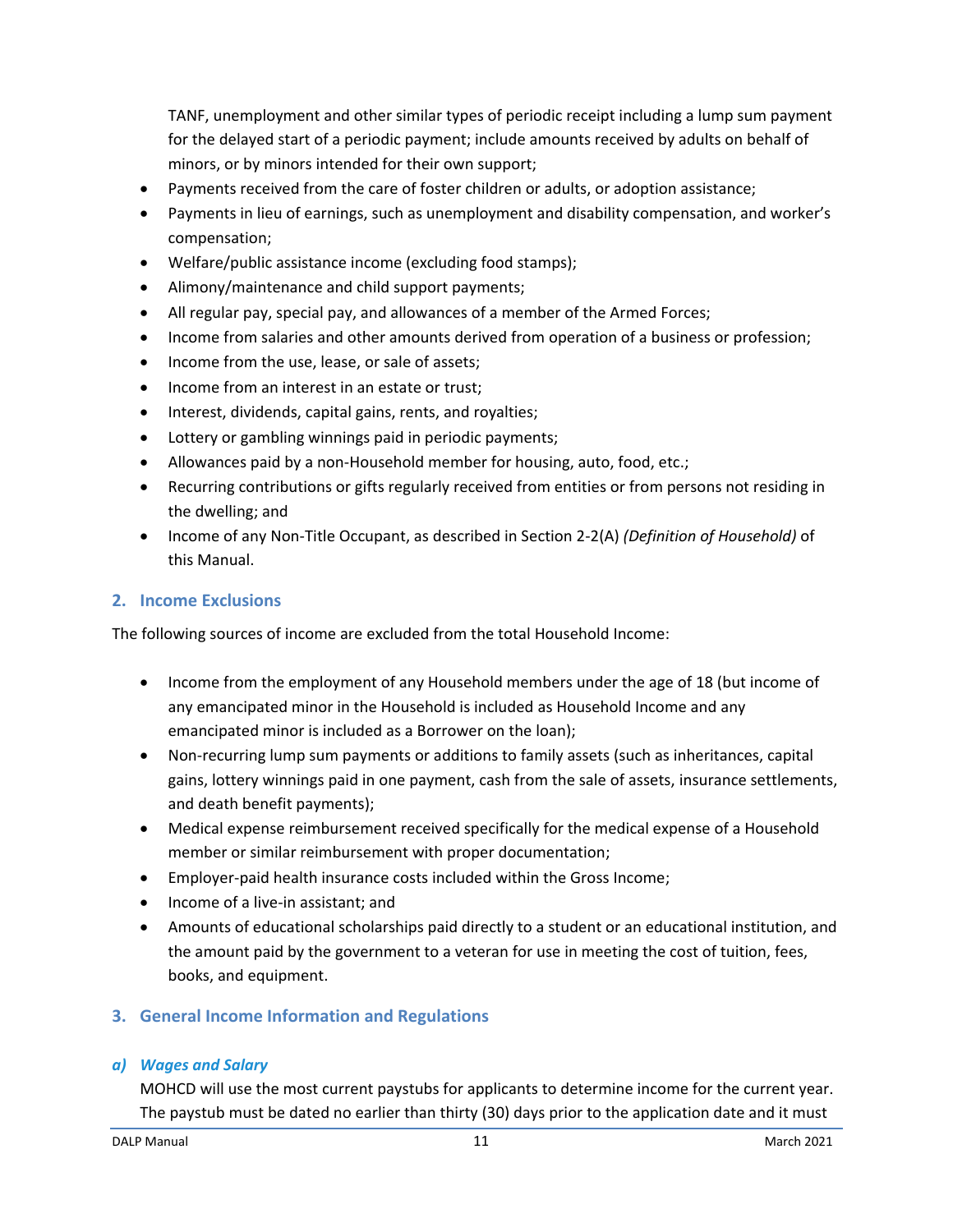TANF, unemployment and other similar types of periodic receipt including a lump sum payment for the delayed start of a periodic payment; include amounts received by adults on behalf of minors, or by minors intended for their own support;

- Payments received from the care of foster children or adults, or adoption assistance;
- Payments in lieu of earnings, such as unemployment and disability compensation, and worker's compensation;
- Welfare/public assistance income (excluding food stamps);
- Alimony/maintenance and child support payments;
- All regular pay, special pay, and allowances of a member of the Armed Forces;
- Income from salaries and other amounts derived from operation of a business or profession;
- Income from the use, lease, or sale of assets;
- Income from an interest in an estate or trust;
- Interest, dividends, capital gains, rents, and royalties;
- Lottery or gambling winnings paid in periodic payments;
- Allowances paid by a non-Household member for housing, auto, food, etc.;
- Recurring contributions or gifts regularly received from entities or from persons not residing in the dwelling; and
- Income of any Non-Title Occupant, as described in Section 2-2(A) *(Definition of Household)* of this Manual.

## 2. Income Exclusions

The following sources of income are excluded from the total Household Income:

- Income from the employment of any Household members under the age of 18 (but income of any emancipated minor in the Household is included as Household Income and any emancipated minor is included as a Borrower on the loan);
- Non-recurring lump sum payments or additions to family assets (such as inheritances, capital gains, lottery winnings paid in one payment, cash from the sale of assets, insurance settlements, and death benefit payments);
- Medical expense reimbursement received specifically for the medical expense of a Household member or similar reimbursement with proper documentation;
- Employer-paid health insurance costs included within the Gross Income;
- Income of a live-in assistant; and
- Amounts of educational scholarships paid directly to a student or an educational institution, and the amount paid by the government to a veteran for use in meeting the cost of tuition, fees, books, and equipment.

## 3. General Income Information and Regulations

### *a) Wages and Salary*

MOHCD will use the most current paystubs for applicants to determine income for the current year. The paystub must be dated no earlier than thirty (30) days prior to the application date and it must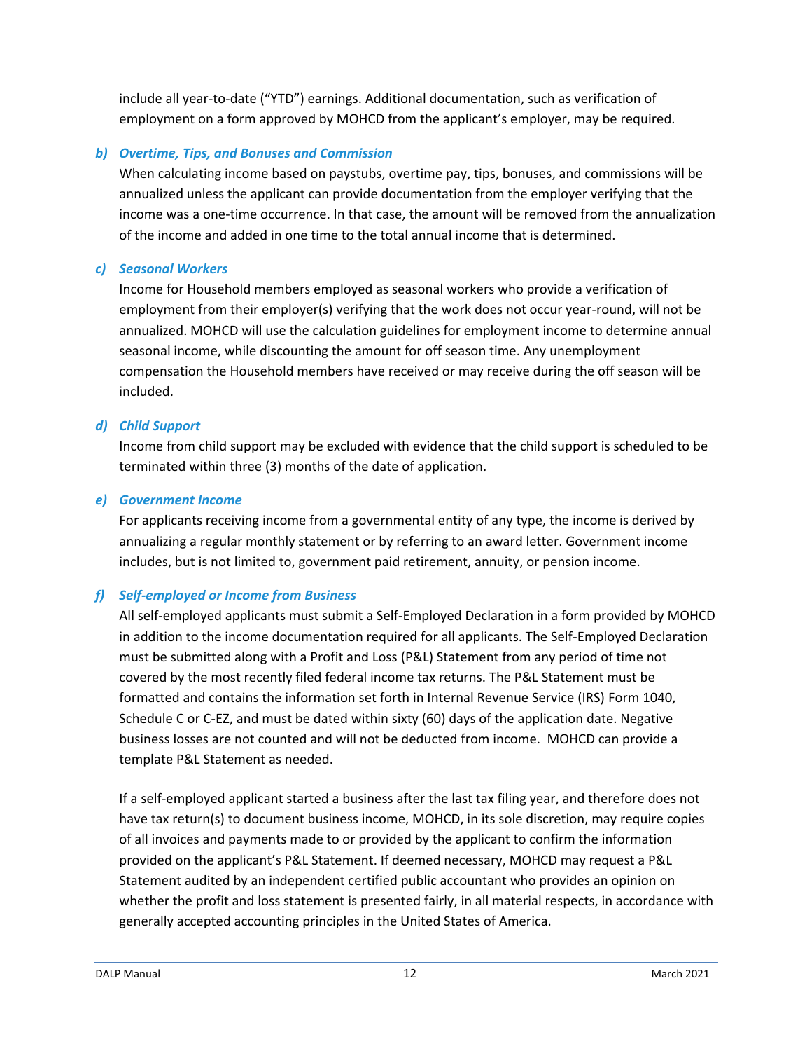include all year-to-date ("YTD") earnings. Additional documentation, such as verification of employment on a form approved by MOHCD from the applicant's employer, may be required.

### b) *Overtime, Tips, and Bonuses and Commission*

When calculating income based on paystubs, overtime pay, tips, bonuses, and commissions will be annualized unless the applicant can provide documentation from the employer verifying that the income was a one-time occurrence. In that case, the amount will be removed from the annualization of the income and added in one time to the total annual income that is determined.

### c) *Seasonal Workers*

Income for Household members employed as seasonal workers who provide a verification of employment from their employer(s) verifying that the work does not occur year-round, will not be annualized. MOHCD will use the calculation guidelines for employment income to determine annual seasonal income, while discounting the amount for off season time. Any unemployment compensation the Household members have received or may receive during the off season will be included.

### d) *Child Support*

Income from child support may be excluded with evidence that the child support is scheduled to be terminated within three (3) months of the date of application.

### e) *Government Income*

For applicants receiving income from a governmental entity of any type, the income is derived by annualizing a regular monthly statement or by referring to an award letter. Government income includes, but is not limited to, government paid retirement, annuity, or pension income.

### f) *Self-employed or Income from Business*

All self-employed applicants must submit a Self-Employed Declaration in a form provided by MOHCD in addition to the income documentation required for all applicants. The Self-Employed Declaration must be submitted along with a Profit and Loss (P&L) Statement from any period of time not covered by the most recently filed federal income tax returns. The P&L Statement must be formatted and contains the information set forth in Internal Revenue Service (IRS) Form 1040, Schedule C or C-EZ, and must be dated within sixty (60) days of the application date. Negative business losses are not counted and will not be deducted from income. MOHCD can provide a template P&L Statement as needed.

If a self-employed applicant started a business after the last tax filing year, and therefore does not have tax return(s) to document business income, MOHCD, in its sole discretion, may require copies of all invoices and payments made to or provided by the applicant to confirm the information provided on the applicant's P&L Statement. If deemed necessary, MOHCD may request a P&L Statement audited by an independent certified public accountant who provides an opinion on whether the profit and loss statement is presented fairly, in all material respects, in accordance with generally accepted accounting principles in the United States of America.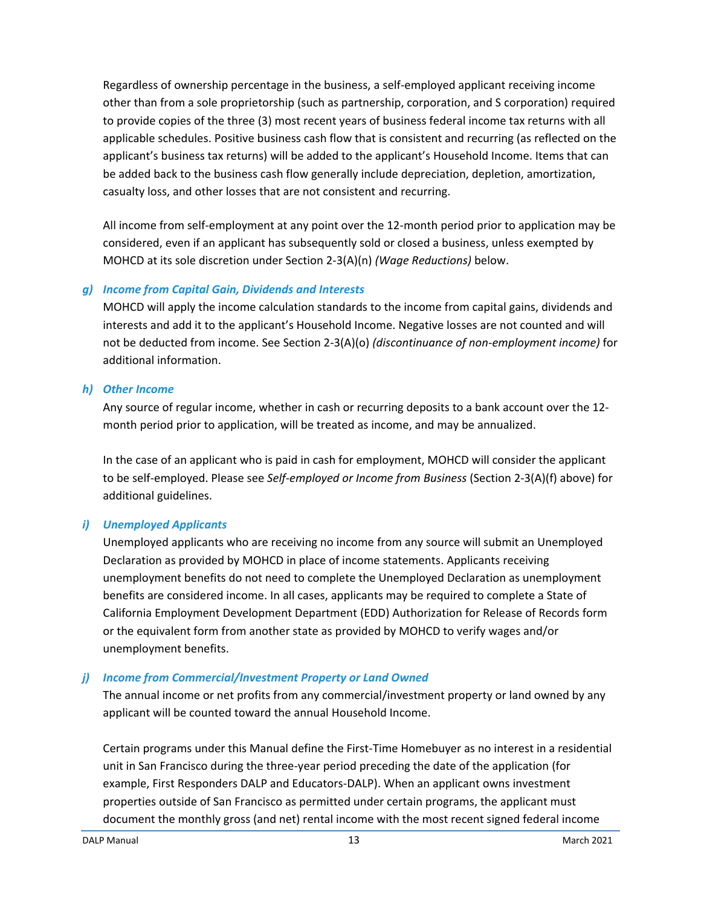Regardless of ownership percentage in the business, a self-employed applicant receiving income other than from a sole proprietorship (such as partnership, corporation, and S corporation) required to provide copies of the three (3) most recent years of business federal income tax returns with all applicable schedules. Positive business cash flow that is consistent and recurring (as reflected on the applicant's business tax returns) will be added to the applicant's Household Income. Items that can be added back to the business cash flow generally include depreciation, depletion, amortization, casualty loss, and other losses that are not consistent and recurring.

All income from self-employment at any point over the 12-month period prior to application may be considered, even if an applicant has subsequently sold or closed a business, unless exempted by MOHCD at its sole discretion under Section 2-3(A)(n) *(Wage Reductions)* below.

#### *g) Income from Capital Gain, Dividends and Interests*

MOHCD will apply the income calculation standards to the income from capital gains, dividends and interests and add it to the applicant's Household Income. Negative losses are not counted and will not be deducted from income. See Section 2-3(A)(o) *(discontinuance of non-employment income)* for additional information.

#### *h) Other Income*

Any source of regular income, whether in cash or recurring deposits to a bank account over the 12-month period prior to application, will be treated as income, and may be annualized.

In the case of an applicant who is paid in cash for employment, MOHCD will consider the applicant to be self-employed. Please see *Self-employed or Income from Business* (Section 2-3(A)(f) above) for additional guidelines.

#### *i) Unemployed Applicants*

Unemployed applicants who are receiving no income from any source will submit an Unemployed Declaration as provided by MOHCD in place of income statements. Applicants receiving unemployment benefits do not need to complete the Unemployed Declaration as unemployment benefits are considered income. In all cases, applicants may be required to complete a State of California Employment Development Department (EDD) Authorization for Release of Records form or the equivalent form from another state as provided by MOHCD to verify wages and/or unemployment benefits.

#### *j) Income from Commercial/Investment Property or Land Owned*

The annual income or net profits from any commercial/investment property or land owned by any applicant will be counted toward the annual Household Income.

Certain programs under this Manual define the First-Time Homebuyer as no interest in a residential unit in San Francisco during the three-year period preceding the date of the application (for example, First Responders DALP and Educators-DALP). When an applicant owns investment properties outside of San Francisco as permitted under certain programs, the applicant must document the monthly gross (and net) rental income with the most recent signed federal income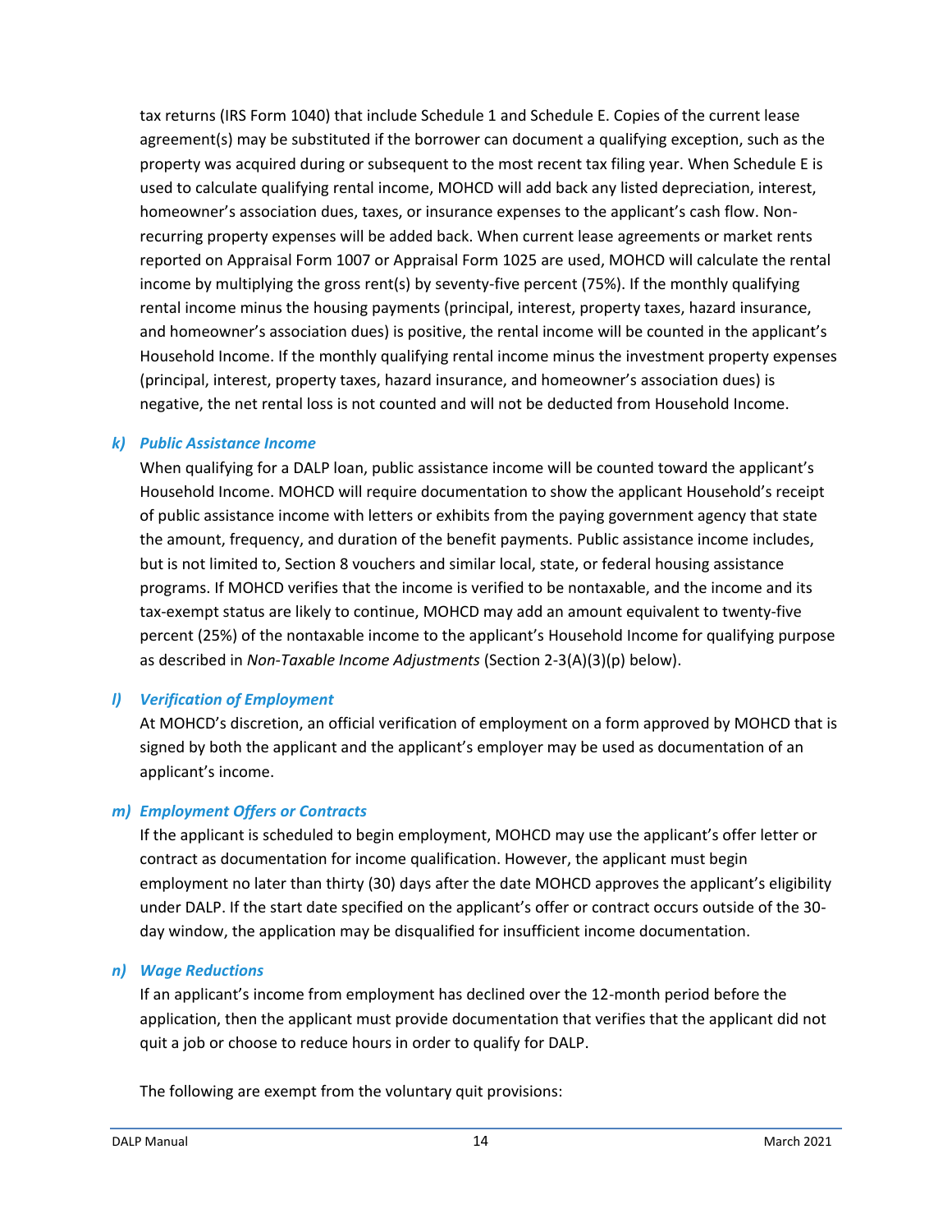tax returns (IRS Form 1040) that include Schedule 1 and Schedule E. Copies of the current lease agreement(s) may be substituted if the borrower can document a qualifying exception, such as the property was acquired during or subsequent to the most recent tax filing year. When Schedule E is used to calculate qualifying rental income, MOHCD will add back any listed depreciation, interest, homeowner's association dues, taxes, or insurance expenses to the applicant's cash flow. Non-recurring property expenses will be added back. When current lease agreements or market rents reported on Appraisal Form 1007 or Appraisal Form 1025 are used, MOHCD will calculate the rental income by multiplying the gross rent(s) by seventy-five percent (75%). If the monthly qualifying rental income minus the housing payments (principal, interest, property taxes, hazard insurance, and homeowner's association dues) is positive, the rental income will be counted in the applicant's Household Income. If the monthly qualifying rental income minus the investment property expenses (principal, interest, property taxes, hazard insurance, and homeowner's association dues) is negative, the net rental loss is not counted and will not be deducted from Household Income.

### *k) Public Assistance Income*

When qualifying for a DALP loan, public assistance income will be counted toward the applicant's Household Income. MOHCD will require documentation to show the applicant Household's receipt of public assistance income with letters or exhibits from the paying government agency that state the amount, frequency, and duration of the benefit payments. Public assistance income includes, but is not limited to, Section 8 vouchers and similar local, state, or federal housing assistance programs. If MOHCD verifies that the income is verified to be nontaxable, and the income and its tax-exempt status are likely to continue, MOHCD may add an amount equivalent to twenty-five percent (25%) of the nontaxable income to the applicant's Household Income for qualifying purpose as described in *Non-Taxable Income Adjustments* (Section 2-3(A)(3)(p) below).

### *l) Verification of Employment*

At MOHCD's discretion, an official verification of employment on a form approved by MOHCD that is signed by both the applicant and the applicant's employer may be used as documentation of an applicant's income.

### *m) Employment Offers or Contracts*

If the applicant is scheduled to begin employment, MOHCD may use the applicant's offer letter or contract as documentation for income qualification. However, the applicant must begin employment no later than thirty (30) days after the date MOHCD approves the applicant's eligibility under DALP. If the start date specified on the applicant's offer or contract occurs outside of the 30-day window, the application may be disqualified for insufficient income documentation.

### *n) Wage Reductions*

If an applicant's income from employment has declined over the 12-month period before the application, then the applicant must provide documentation that verifies that the applicant did not quit a job or choose to reduce hours in order to qualify for DALP.

The following are exempt from the voluntary quit provisions: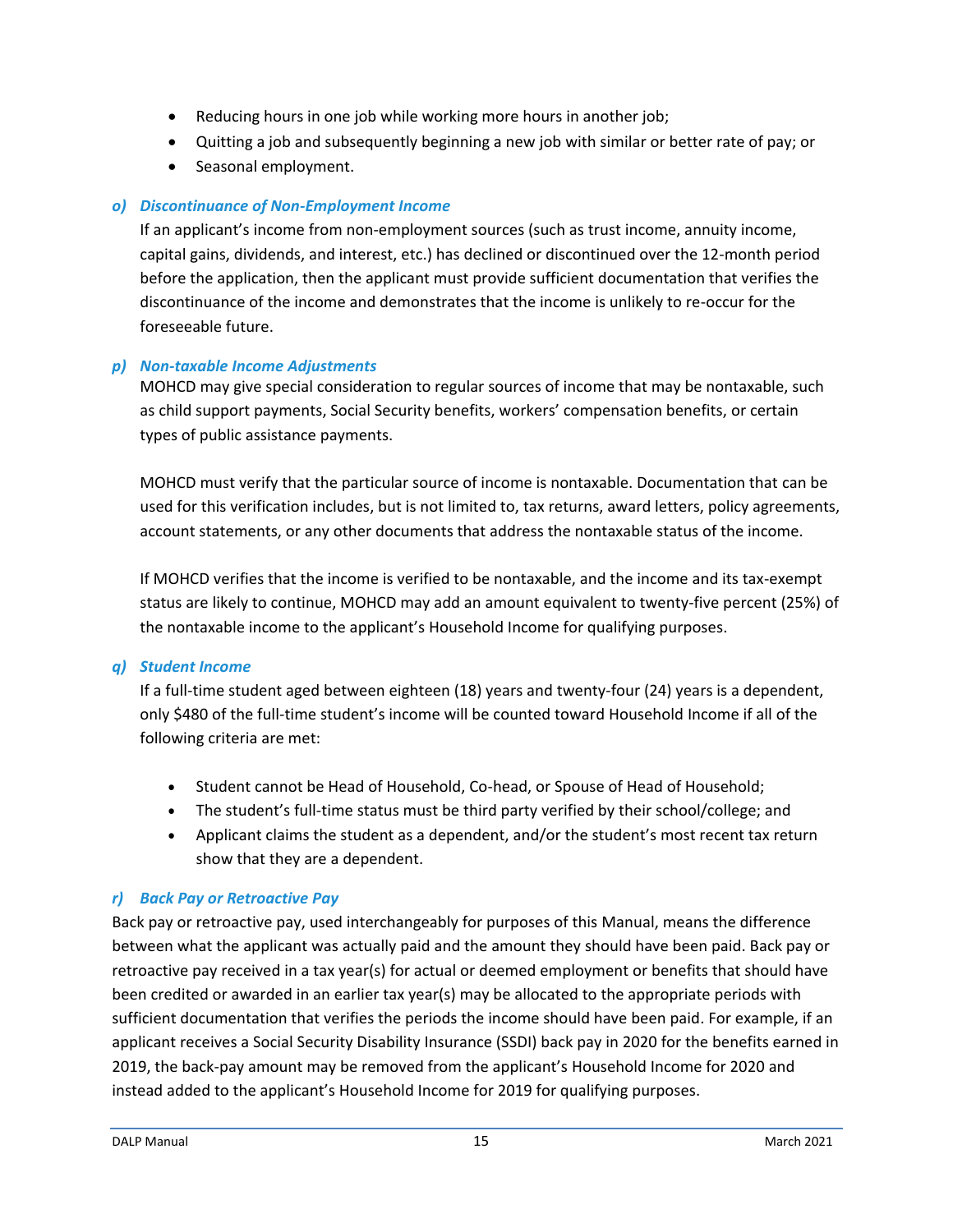- Reducing hours in one job while working more hours in another job;
- Quitting a job and subsequently beginning a new job with similar or better rate of pay; or
- Seasonal employment.

### *o) Discontinuance of Non-Employment Income*

If an applicant's income from non-employment sources (such as trust income, annuity income, capital gains, dividends, and interest, etc.) has declined or discontinued over the 12-month period before the application, then the applicant must provide sufficient documentation that verifies the discontinuance of the income and demonstrates that the income is unlikely to re-occur for the foreseeable future.

### *p) Non-taxable Income Adjustments*

MOHCD may give special consideration to regular sources of income that may be nontaxable, such as child support payments, Social Security benefits, workers' compensation benefits, or certain types of public assistance payments.

MOHCD must verify that the particular source of income is nontaxable. Documentation that can be used for this verification includes, but is not limited to, tax returns, award letters, policy agreements, account statements, or any other documents that address the nontaxable status of the income.

If MOHCD verifies that the income is verified to be nontaxable, and the income and its tax-exempt status are likely to continue, MOHCD may add an amount equivalent to twenty-five percent (25%) of the nontaxable income to the applicant's Household Income for qualifying purposes.

### *q) Student Income*

If a full-time student aged between eighteen (18) years and twenty-four (24) years is a dependent, only $480 of the full-time student's income will be counted toward Household Income if all of the following criteria are met:

- Student cannot be Head of Household, Co-head, or Spouse of Head of Household;
- The student's full-time status must be third party verified by their school/college; and
- Applicant claims the student as a dependent, and/or the student's most recent tax return show that they are a dependent.

### *r) Back Pay or Retroactive Pay*

Back pay or retroactive pay, used interchangeably for purposes of this Manual, means the difference between what the applicant was actually paid and the amount they should have been paid. Back pay or retroactive pay received in a tax year(s) for actual or deemed employment or benefits that should have been credited or awarded in an earlier tax year(s) may be allocated to the appropriate periods with sufficient documentation that verifies the periods the income should have been paid. For example, if an applicant receives a Social Security Disability Insurance (SSDI) back pay in 2020 for the benefits earned in 2019, the back-pay amount may be removed from the applicant's Household Income for 2020 and instead added to the applicant's Household Income for 2019 for qualifying purposes.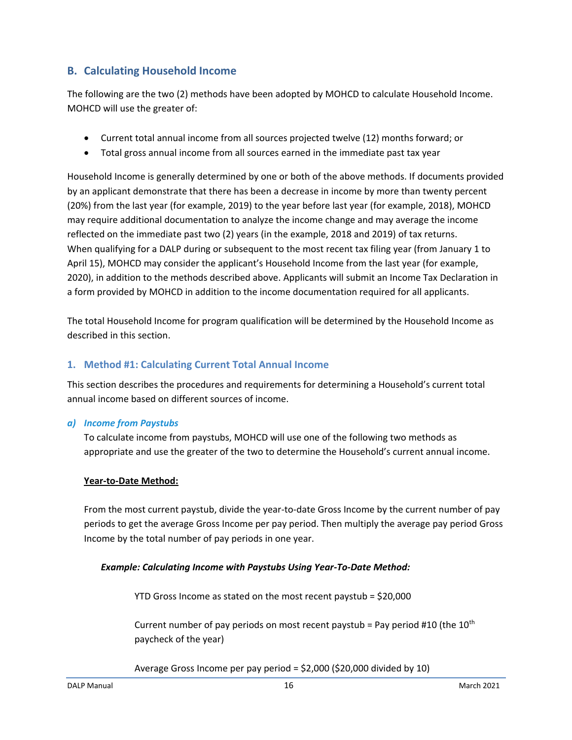## B. Calculating Household Income

The following are the two (2) methods have been adopted by MOHCD to calculate Household Income. MOHCD will use the greater of:

- Current total annual income from all sources projected twelve (12) months forward; or
- Total gross annual income from all sources earned in the immediate past tax year

Household Income is generally determined by one or both of the above methods. If documents provided by an applicant demonstrate that there has been a decrease in income by more than twenty percent (20%) from the last year (for example, 2019) to the year before last year (for example, 2018), MOHCD may require additional documentation to analyze the income change and may average the income reflected on the immediate past two (2) years (in the example, 2018 and 2019) of tax returns. When qualifying for a DALP during or subsequent to the most recent tax filing year (from January 1 to April 15), MOHCD may consider the applicant's Household Income from the last year (for example, 2020), in addition to the methods described above. Applicants will submit an Income Tax Declaration in a form provided by MOHCD in addition to the income documentation required for all applicants.

The total Household Income for program qualification will be determined by the Household Income as described in this section.

### 1. Method #1: Calculating Current Total Annual Income

This section describes the procedures and requirements for determining a Household's current total annual income based on different sources of income.

#### *a) Income from Paystubs*

To calculate income from paystubs, MOHCD will use one of the following two methods as appropriate and use the greater of the two to determine the Household's current annual income.

**Year-to-Date Method:**

From the most current paystub, divide the year-to-date Gross Income by the current number of pay periods to get the average Gross Income per pay period. Then multiply the average pay period Gross Income by the total number of pay periods in one year.

***Example: Calculating Income with Paystubs Using Year-To-Date Method:***

YTD Gross Income as stated on the most recent paystub = $20,000

Current number of pay periods on most recent paystub = Pay period #10 (the 10th paycheck of the year)

Average Gross Income per pay period = $2,000 ($20,000 divided by 10)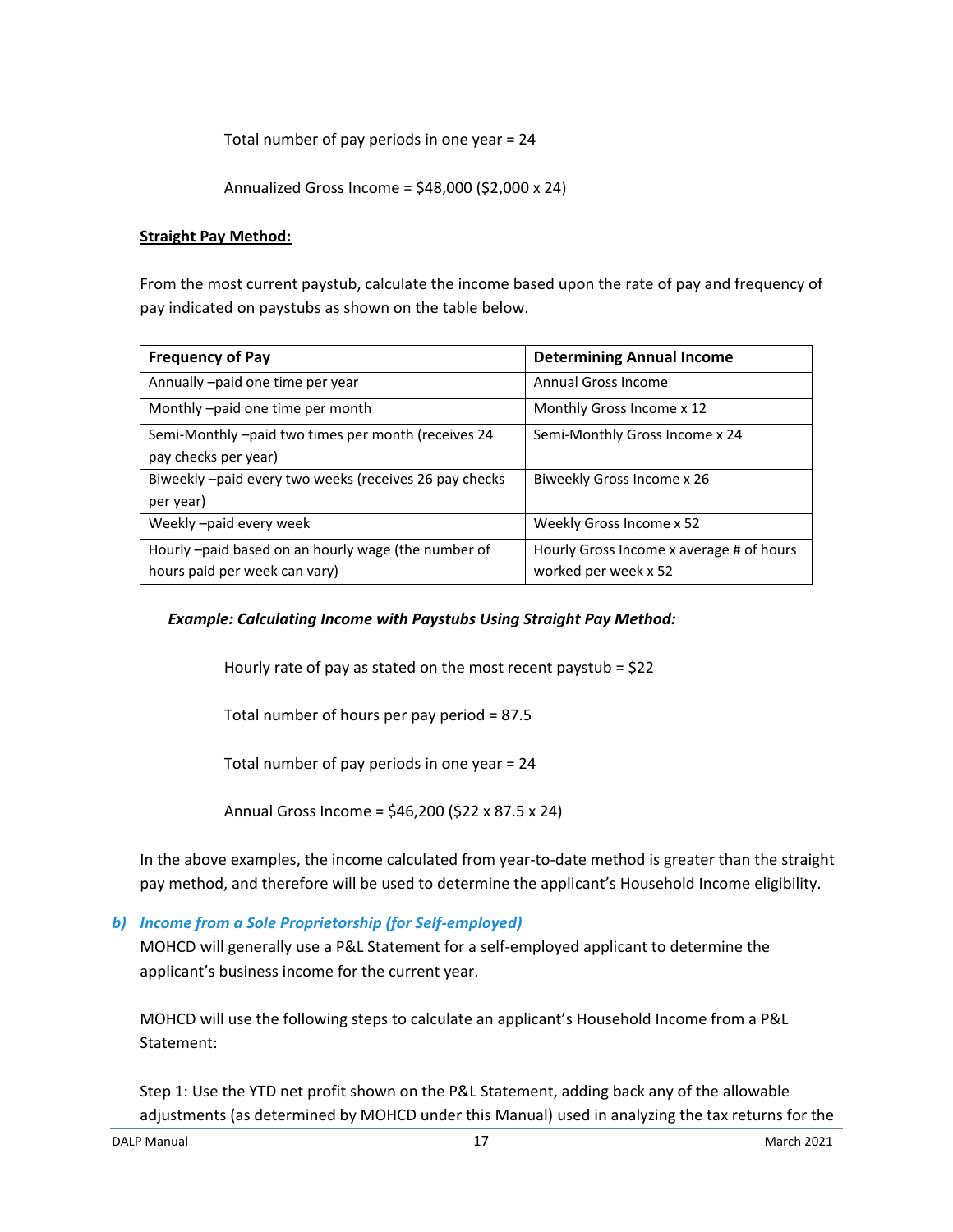Total number of pay periods in one year = 24

Annualized Gross Income = $48,000 ($2,000 x 24)

**Straight Pay Method:**

From the most current paystub, calculate the income based upon the rate of pay and frequency of pay indicated on paystubs as shown on the table below.

| Frequency of Pay | Determining Annual Income |
| --- | --- |
| Annually –paid one time per year | Annual Gross Income |
| Monthly –paid one time per month | Monthly Gross Income x 12 |
| Semi-Monthly –paid two times per month (receives 24 pay checks per year) | Semi-Monthly Gross Income x 24 |
| Biweekly –paid every two weeks (receives 26 pay checks per year) | Biweekly Gross Income x 26 |
| Weekly –paid every week | Weekly Gross Income x 52 |
| Hourly –paid based on an hourly wage (the number of hours paid per week can vary) | Hourly Gross Income x average # of hours worked per week x 52 |

***Example: Calculating Income with Paystubs Using Straight Pay Method:***

Hourly rate of pay as stated on the most recent paystub = $22

Total number of hours per pay period = 87.5

Total number of pay periods in one year = 24

Annual Gross Income = $46,200 ($22 x 87.5 x 24)

In the above examples, the income calculated from year-to-date method is greater than the straight pay method, and therefore will be used to determine the applicant's Household Income eligibility.

***b) Income from a Sole Proprietorship (for Self-employed)***

MOHCD will generally use a P&L Statement for a self-employed applicant to determine the applicant's business income for the current year.

MOHCD will use the following steps to calculate an applicant's Household Income from a P&L Statement:

Step 1: Use the YTD net profit shown on the P&L Statement, adding back any of the allowable adjustments (as determined by MOHCD under this Manual) used in analyzing the tax returns for the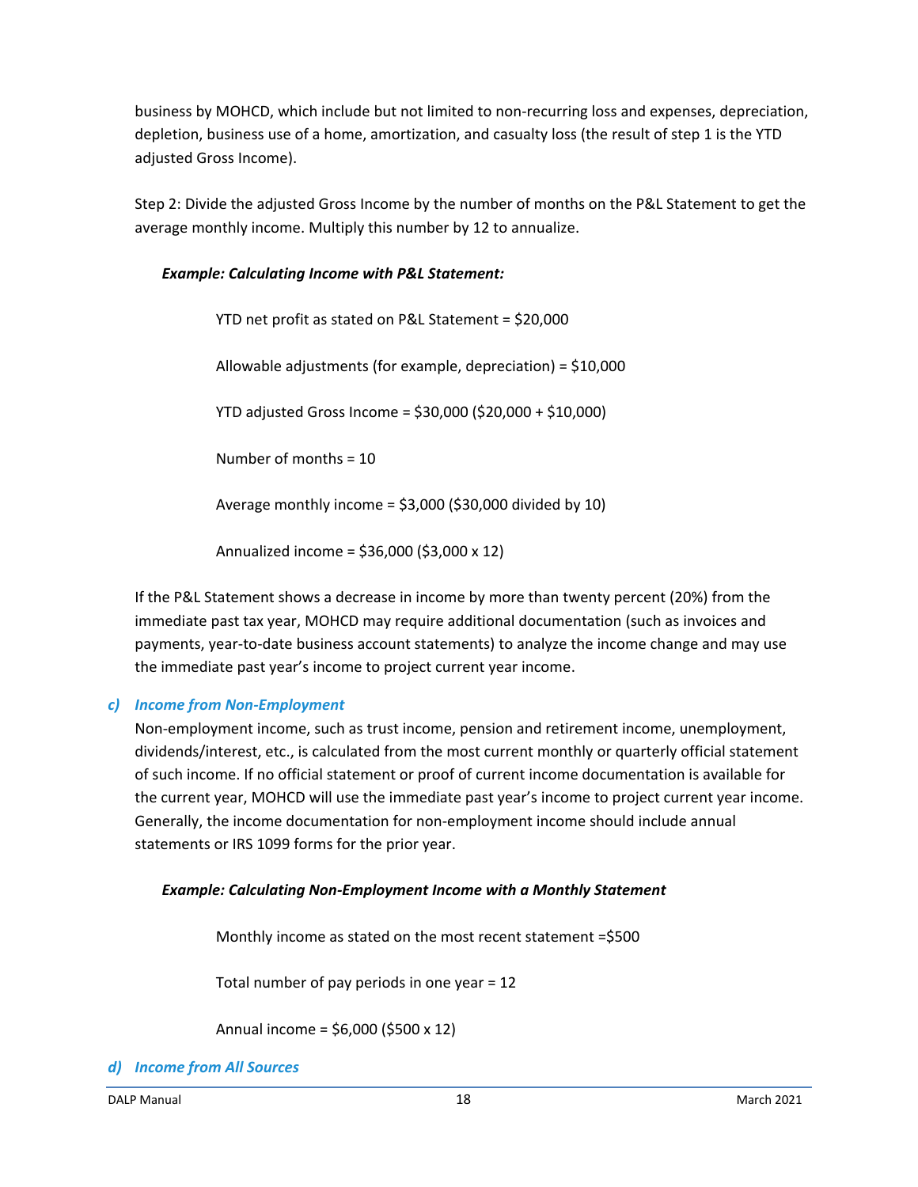business by MOHCD, which include but not limited to non-recurring loss and expenses, depreciation, depletion, business use of a home, amortization, and casualty loss (the result of step 1 is the YTD adjusted Gross Income).

Step 2: Divide the adjusted Gross Income by the number of months on the P&L Statement to get the average monthly income. Multiply this number by 12 to annualize.

***Example: Calculating Income with P&L Statement:***

YTD net profit as stated on P&L Statement = $20,000

Allowable adjustments (for example, depreciation) = $10,000

YTD adjusted Gross Income = $30,000 ($20,000 + $10,000)

Number of months = 10

Average monthly income = $3,000 ($30,000 divided by 10)

Annualized income = $36,000 ($3,000 x 12)

If the P&L Statement shows a decrease in income by more than twenty percent (20%) from the immediate past tax year, MOHCD may require additional documentation (such as invoices and payments, year-to-date business account statements) to analyze the income change and may use the immediate past year's income to project current year income.

### *c) Income from Non-Employment*

Non-employment income, such as trust income, pension and retirement income, unemployment, dividends/interest, etc., is calculated from the most current monthly or quarterly official statement of such income. If no official statement or proof of current income documentation is available for the current year, MOHCD will use the immediate past year's income to project current year income. Generally, the income documentation for non-employment income should include annual statements or IRS 1099 forms for the prior year.

***Example: Calculating Non-Employment Income with a Monthly Statement***

Monthly income as stated on the most recent statement =$500

Total number of pay periods in one year = 12

Annual income = $6,000 ($500 x 12)

### *d) Income from All Sources*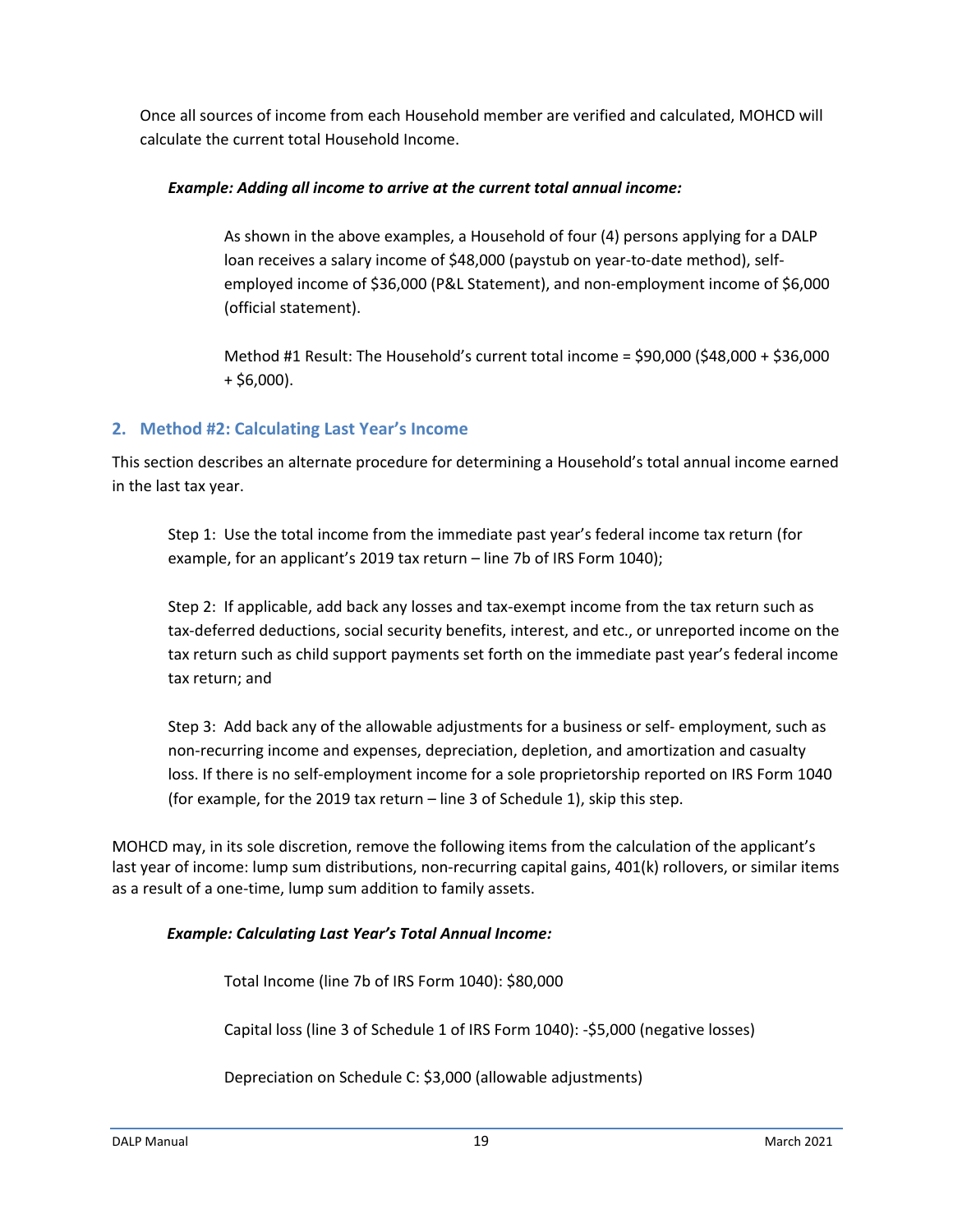Once all sources of income from each Household member are verified and calculated, MOHCD will calculate the current total Household Income.

***Example: Adding all income to arrive at the current total annual income:***

> As shown in the above examples, a Household of four (4) persons applying for a DALP loan receives a salary income of $48,000 (paystub on year-to-date method), self-employed income of $36,000 (P&L Statement), and non-employment income of $6,000 (official statement).
>
> Method #1 Result: The Household's current total income = $90,000 ($48,000 + $36,000 + $6,000).

## 2. Method #2: Calculating Last Year's Income

This section describes an alternate procedure for determining a Household's total annual income earned in the last tax year.

Step 1: Use the total income from the immediate past year's federal income tax return (for example, for an applicant's 2019 tax return – line 7b of IRS Form 1040);

Step 2: If applicable, add back any losses and tax-exempt income from the tax return such as tax-deferred deductions, social security benefits, interest, and etc., or unreported income on the tax return such as child support payments set forth on the immediate past year's federal income tax return; and

Step 3: Add back any of the allowable adjustments for a business or self- employment, such as non-recurring income and expenses, depreciation, depletion, and amortization and casualty loss. If there is no self-employment income for a sole proprietorship reported on IRS Form 1040 (for example, for the 2019 tax return – line 3 of Schedule 1), skip this step.

MOHCD may, in its sole discretion, remove the following items from the calculation of the applicant's last year of income: lump sum distributions, non-recurring capital gains, 401(k) rollovers, or similar items as a result of a one-time, lump sum addition to family assets.

***Example: Calculating Last Year's Total Annual Income:***

> Total Income (line 7b of IRS Form 1040): $80,000
>
> Capital loss (line 3 of Schedule 1 of IRS Form 1040): -$5,000 (negative losses)
>
> Depreciation on Schedule C: $3,000 (allowable adjustments)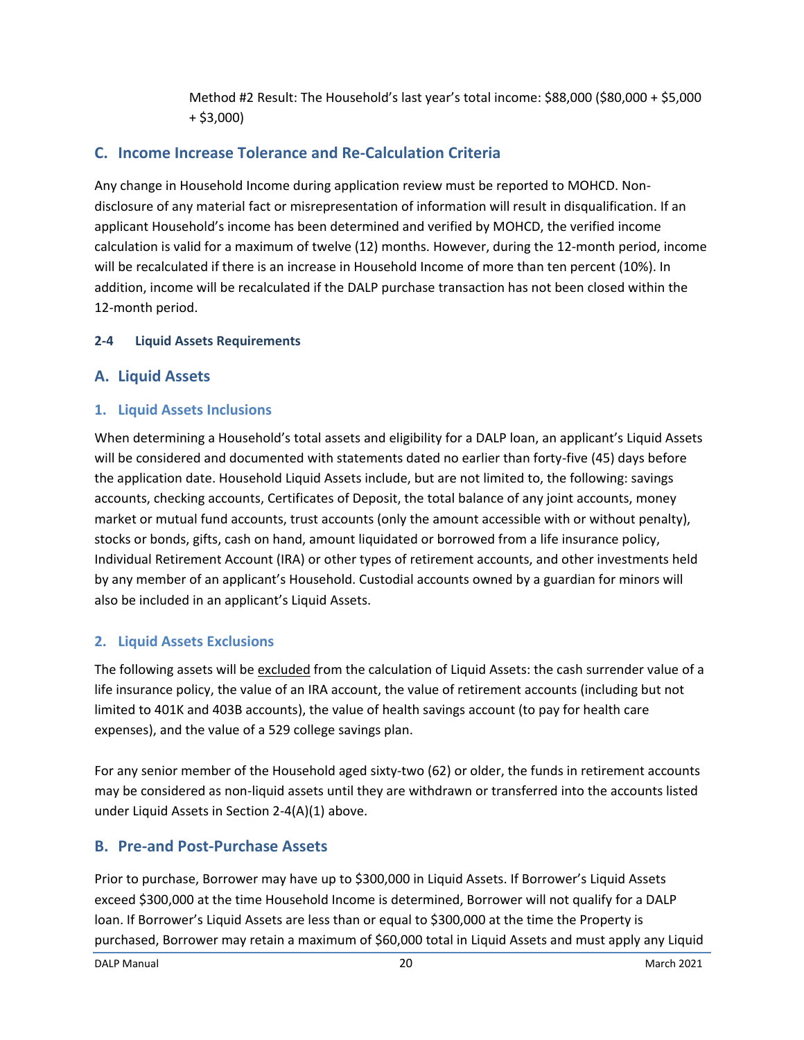Method #2 Result: The Household's last year's total income: $88,000 ($80,000 + $5,000 + $3,000)

## C. Income Increase Tolerance and Re-Calculation Criteria

Any change in Household Income during application review must be reported to MOHCD. Non-disclosure of any material fact or misrepresentation of information will result in disqualification. If an applicant Household's income has been determined and verified by MOHCD, the verified income calculation is valid for a maximum of twelve (12) months. However, during the 12-month period, income will be recalculated if there is an increase in Household Income of more than ten percent (10%). In addition, income will be recalculated if the DALP purchase transaction has not been closed within the 12-month period.

**2-4 Liquid Assets Requirements**

## A. Liquid Assets

### 1. Liquid Assets Inclusions

When determining a Household's total assets and eligibility for a DALP loan, an applicant's Liquid Assets will be considered and documented with statements dated no earlier than forty-five (45) days before the application date. Household Liquid Assets include, but are not limited to, the following: savings accounts, checking accounts, Certificates of Deposit, the total balance of any joint accounts, money market or mutual fund accounts, trust accounts (only the amount accessible with or without penalty), stocks or bonds, gifts, cash on hand, amount liquidated or borrowed from a life insurance policy, Individual Retirement Account (IRA) or other types of retirement accounts, and other investments held by any member of an applicant's Household. Custodial accounts owned by a guardian for minors will also be included in an applicant's Liquid Assets.

### 2. Liquid Assets Exclusions

The following assets will be excluded from the calculation of Liquid Assets: the cash surrender value of a life insurance policy, the value of an IRA account, the value of retirement accounts (including but not limited to 401K and 403B accounts), the value of health savings account (to pay for health care expenses), and the value of a 529 college savings plan.

For any senior member of the Household aged sixty-two (62) or older, the funds in retirement accounts may be considered as non-liquid assets until they are withdrawn or transferred into the accounts listed under Liquid Assets in Section 2-4(A)(1) above.

## B. Pre-and Post-Purchase Assets

Prior to purchase, Borrower may have up to $300,000 in Liquid Assets. If Borrower's Liquid Assets exceed $300,000 at the time Household Income is determined, Borrower will not qualify for a DALP loan. If Borrower's Liquid Assets are less than or equal to $300,000 at the time the Property is purchased, Borrower may retain a maximum of $60,000 total in Liquid Assets and must apply any Liquid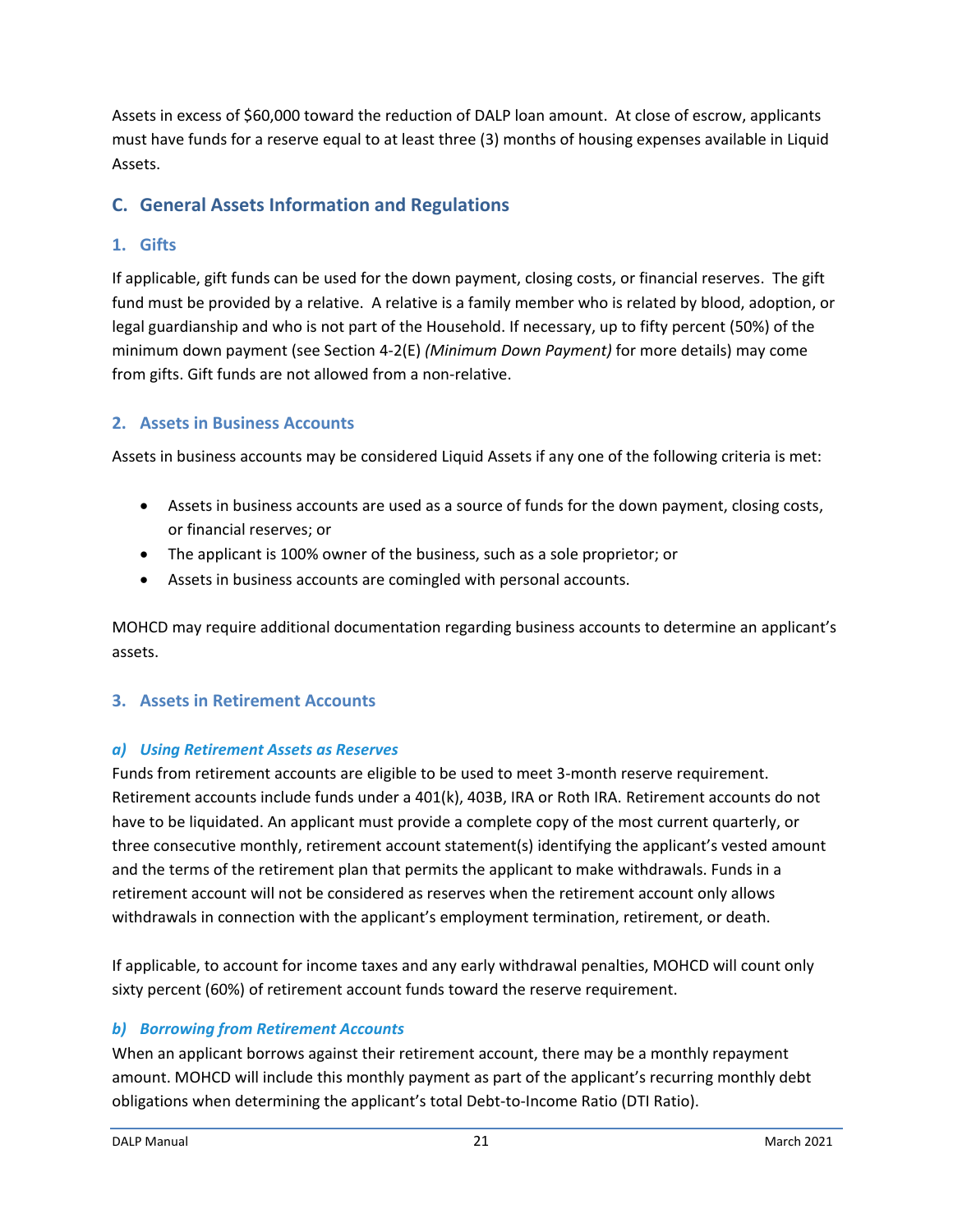Assets in excess of $60,000 toward the reduction of DALP loan amount. At close of escrow, applicants must have funds for a reserve equal to at least three (3) months of housing expenses available in Liquid Assets.

## C. General Assets Information and Regulations

### 1. Gifts

If applicable, gift funds can be used for the down payment, closing costs, or financial reserves. The gift fund must be provided by a relative. A relative is a family member who is related by blood, adoption, or legal guardianship and who is not part of the Household. If necessary, up to fifty percent (50%) of the minimum down payment (see Section 4-2(E) *(Minimum Down Payment)* for more details) may come from gifts. Gift funds are not allowed from a non-relative.

### 2. Assets in Business Accounts

Assets in business accounts may be considered Liquid Assets if any one of the following criteria is met:

- Assets in business accounts are used as a source of funds for the down payment, closing costs, or financial reserves; or
- The applicant is 100% owner of the business, such as a sole proprietor; or
- Assets in business accounts are comingled with personal accounts.

MOHCD may require additional documentation regarding business accounts to determine an applicant's assets.

### 3. Assets in Retirement Accounts

#### *a) Using Retirement Assets as Reserves*

Funds from retirement accounts are eligible to be used to meet 3-month reserve requirement. Retirement accounts include funds under a 401(k), 403B, IRA or Roth IRA. Retirement accounts do not have to be liquidated. An applicant must provide a complete copy of the most current quarterly, or three consecutive monthly, retirement account statement(s) identifying the applicant's vested amount and the terms of the retirement plan that permits the applicant to make withdrawals. Funds in a retirement account will not be considered as reserves when the retirement account only allows withdrawals in connection with the applicant's employment termination, retirement, or death.

If applicable, to account for income taxes and any early withdrawal penalties, MOHCD will count only sixty percent (60%) of retirement account funds toward the reserve requirement.

#### *b) Borrowing from Retirement Accounts*

When an applicant borrows against their retirement account, there may be a monthly repayment amount. MOHCD will include this monthly payment as part of the applicant's recurring monthly debt obligations when determining the applicant's total Debt-to-Income Ratio (DTI Ratio).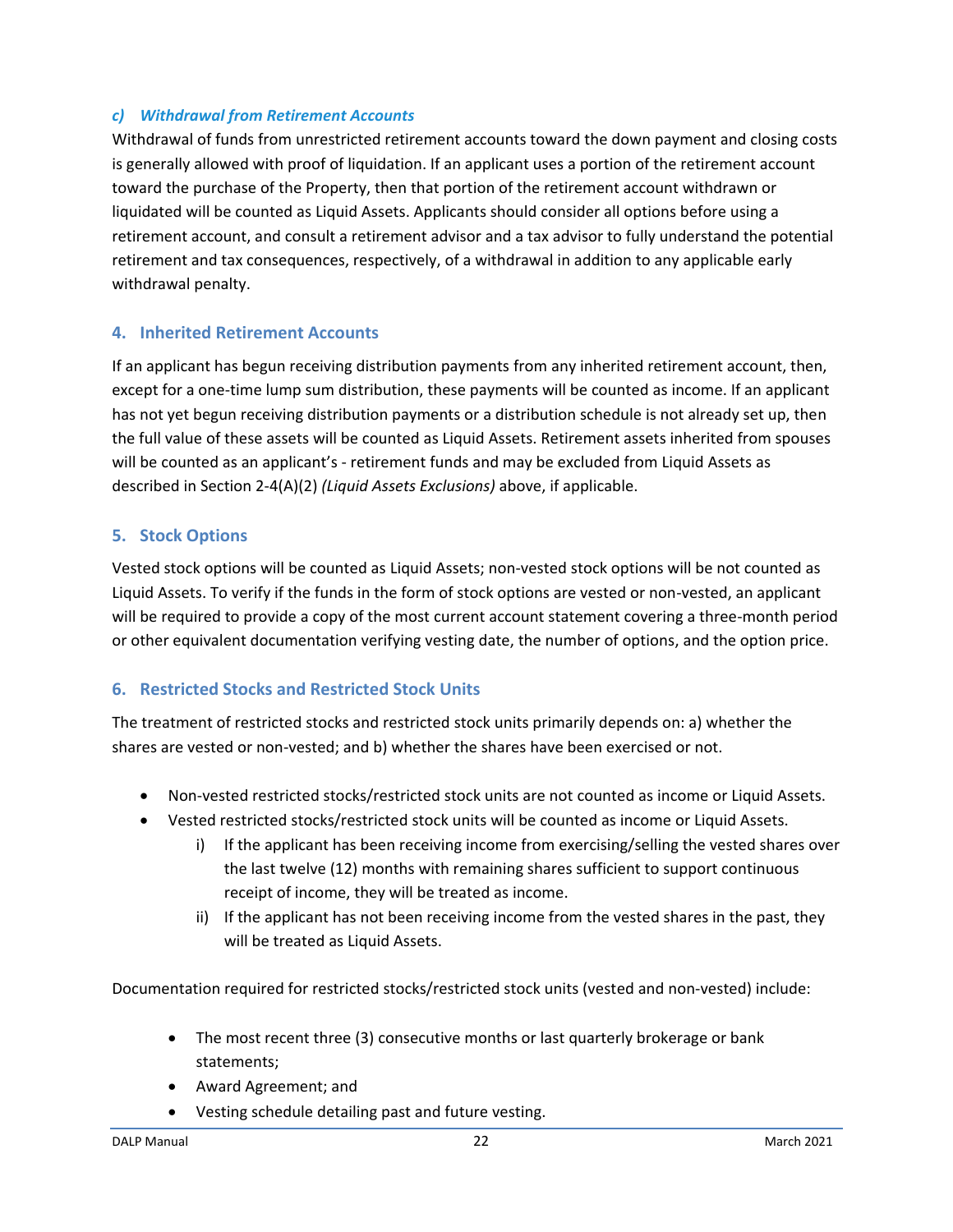#### *c) Withdrawal from Retirement Accounts*

Withdrawal of funds from unrestricted retirement accounts toward the down payment and closing costs is generally allowed with proof of liquidation. If an applicant uses a portion of the retirement account toward the purchase of the Property, then that portion of the retirement account withdrawn or liquidated will be counted as Liquid Assets. Applicants should consider all options before using a retirement account, and consult a retirement advisor and a tax advisor to fully understand the potential retirement and tax consequences, respectively, of a withdrawal in addition to any applicable early withdrawal penalty.

### 4. Inherited Retirement Accounts

If an applicant has begun receiving distribution payments from any inherited retirement account, then, except for a one-time lump sum distribution, these payments will be counted as income. If an applicant has not yet begun receiving distribution payments or a distribution schedule is not already set up, then the full value of these assets will be counted as Liquid Assets. Retirement assets inherited from spouses will be counted as an applicant's - retirement funds and may be excluded from Liquid Assets as described in Section 2-4(A)(2) *(Liquid Assets Exclusions)* above, if applicable.

### 5. Stock Options

Vested stock options will be counted as Liquid Assets; non-vested stock options will be not counted as Liquid Assets. To verify if the funds in the form of stock options are vested or non-vested, an applicant will be required to provide a copy of the most current account statement covering a three-month period or other equivalent documentation verifying vesting date, the number of options, and the option price.

### 6. Restricted Stocks and Restricted Stock Units

The treatment of restricted stocks and restricted stock units primarily depends on: a) whether the shares are vested or non-vested; and b) whether the shares have been exercised or not.

- Non-vested restricted stocks/restricted stock units are not counted as income or Liquid Assets.
- Vested restricted stocks/restricted stock units will be counted as income or Liquid Assets.
  - i) If the applicant has been receiving income from exercising/selling the vested shares over the last twelve (12) months with remaining shares sufficient to support continuous receipt of income, they will be treated as income.
  - ii) If the applicant has not been receiving income from the vested shares in the past, they will be treated as Liquid Assets.

Documentation required for restricted stocks/restricted stock units (vested and non-vested) include:

- The most recent three (3) consecutive months or last quarterly brokerage or bank statements;
- Award Agreement; and
- Vesting schedule detailing past and future vesting.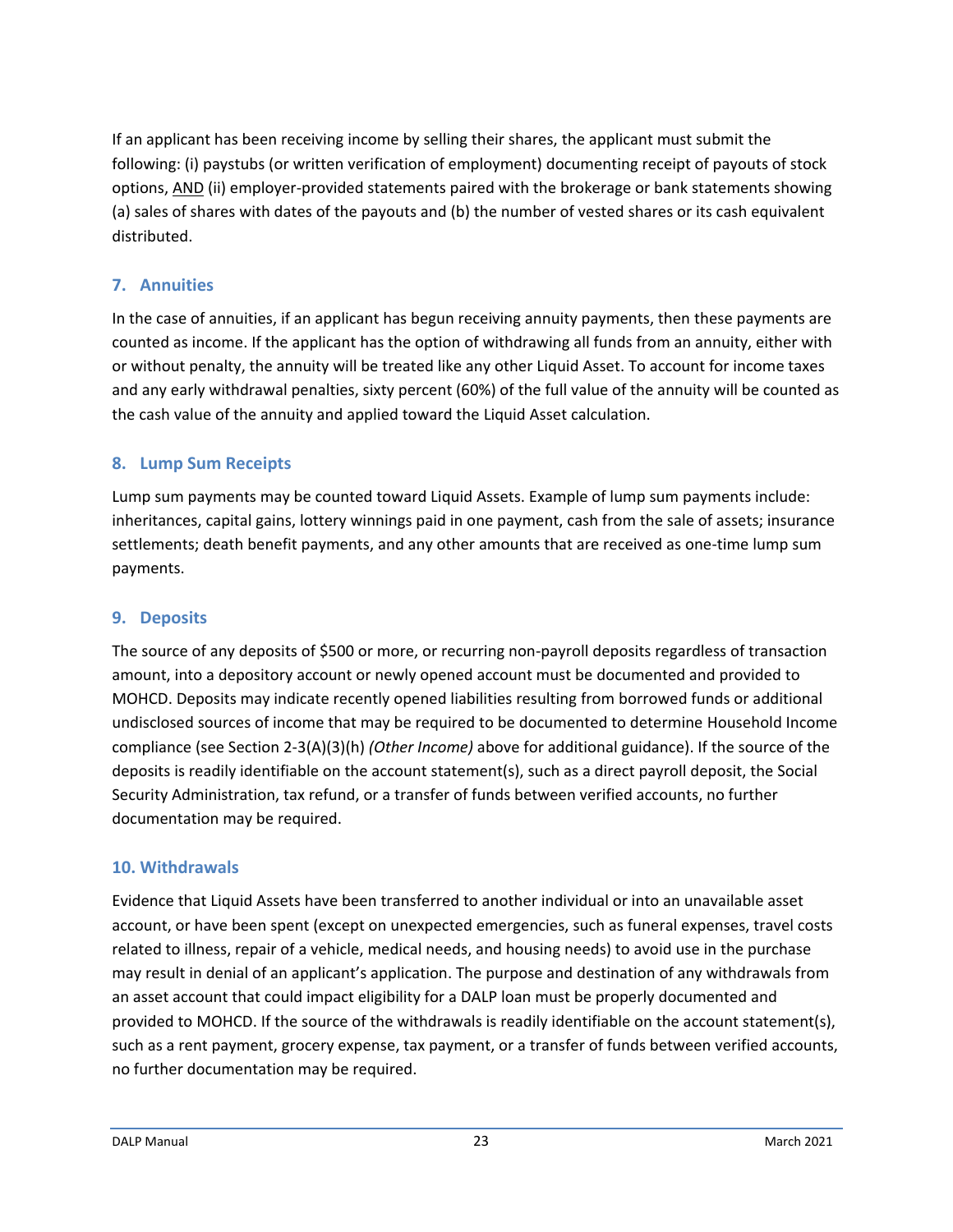If an applicant has been receiving income by selling their shares, the applicant must submit the following: (i) paystubs (or written verification of employment) documenting receipt of payouts of stock options, AND (ii) employer-provided statements paired with the brokerage or bank statements showing (a) sales of shares with dates of the payouts and (b) the number of vested shares or its cash equivalent distributed.

### 7. Annuities

In the case of annuities, if an applicant has begun receiving annuity payments, then these payments are counted as income. If the applicant has the option of withdrawing all funds from an annuity, either with or without penalty, the annuity will be treated like any other Liquid Asset. To account for income taxes and any early withdrawal penalties, sixty percent (60%) of the full value of the annuity will be counted as the cash value of the annuity and applied toward the Liquid Asset calculation.

### 8. Lump Sum Receipts

Lump sum payments may be counted toward Liquid Assets. Example of lump sum payments include: inheritances, capital gains, lottery winnings paid in one payment, cash from the sale of assets; insurance settlements; death benefit payments, and any other amounts that are received as one-time lump sum payments.

### 9. Deposits

The source of any deposits of $500 or more, or recurring non-payroll deposits regardless of transaction amount, into a depository account or newly opened account must be documented and provided to MOHCD. Deposits may indicate recently opened liabilities resulting from borrowed funds or additional undisclosed sources of income that may be required to be documented to determine Household Income compliance (see Section 2-3(A)(3)(h) *(Other Income)* above for additional guidance). If the source of the deposits is readily identifiable on the account statement(s), such as a direct payroll deposit, the Social Security Administration, tax refund, or a transfer of funds between verified accounts, no further documentation may be required.

### 10. Withdrawals

Evidence that Liquid Assets have been transferred to another individual or into an unavailable asset account, or have been spent (except on unexpected emergencies, such as funeral expenses, travel costs related to illness, repair of a vehicle, medical needs, and housing needs) to avoid use in the purchase may result in denial of an applicant's application. The purpose and destination of any withdrawals from an asset account that could impact eligibility for a DALP loan must be properly documented and provided to MOHCD. If the source of the withdrawals is readily identifiable on the account statement(s), such as a rent payment, grocery expense, tax payment, or a transfer of funds between verified accounts, no further documentation may be required.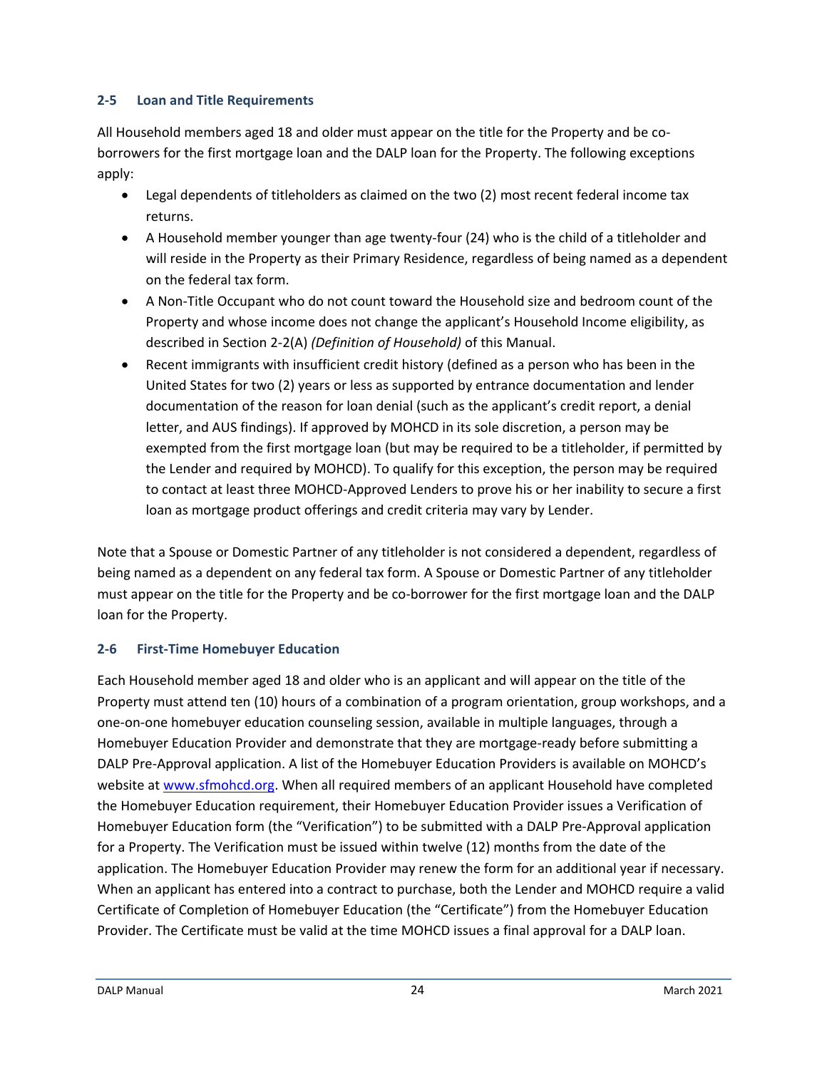### 2-5 Loan and Title Requirements

All Household members aged 18 and older must appear on the title for the Property and be co-borrowers for the first mortgage loan and the DALP loan for the Property. The following exceptions apply:

- Legal dependents of titleholders as claimed on the two (2) most recent federal income tax returns.
- A Household member younger than age twenty-four (24) who is the child of a titleholder and will reside in the Property as their Primary Residence, regardless of being named as a dependent on the federal tax form.
- A Non-Title Occupant who do not count toward the Household size and bedroom count of the Property and whose income does not change the applicant's Household Income eligibility, as described in Section 2-2(A) *(Definition of Household)* of this Manual.
- Recent immigrants with insufficient credit history (defined as a person who has been in the United States for two (2) years or less as supported by entrance documentation and lender documentation of the reason for loan denial (such as the applicant's credit report, a denial letter, and AUS findings). If approved by MOHCD in its sole discretion, a person may be exempted from the first mortgage loan (but may be required to be a titleholder, if permitted by the Lender and required by MOHCD). To qualify for this exception, the person may be required to contact at least three MOHCD-Approved Lenders to prove his or her inability to secure a first loan as mortgage product offerings and credit criteria may vary by Lender.

Note that a Spouse or Domestic Partner of any titleholder is not considered a dependent, regardless of being named as a dependent on any federal tax form. A Spouse or Domestic Partner of any titleholder must appear on the title for the Property and be co-borrower for the first mortgage loan and the DALP loan for the Property.

### 2-6 First-Time Homebuyer Education

Each Household member aged 18 and older who is an applicant and will appear on the title of the Property must attend ten (10) hours of a combination of a program orientation, group workshops, and a one-on-one homebuyer education counseling session, available in multiple languages, through a Homebuyer Education Provider and demonstrate that they are mortgage-ready before submitting a DALP Pre-Approval application. A list of the Homebuyer Education Providers is available on MOHCD's website at [www.sfmohcd.org](http://www.sfmohcd.org). When all required members of an applicant Household have completed the Homebuyer Education requirement, their Homebuyer Education Provider issues a Verification of Homebuyer Education form (the "Verification") to be submitted with a DALP Pre-Approval application for a Property. The Verification must be issued within twelve (12) months from the date of the application. The Homebuyer Education Provider may renew the form for an additional year if necessary. When an applicant has entered into a contract to purchase, both the Lender and MOHCD require a valid Certificate of Completion of Homebuyer Education (the "Certificate") from the Homebuyer Education Provider. The Certificate must be valid at the time MOHCD issues a final approval for a DALP loan.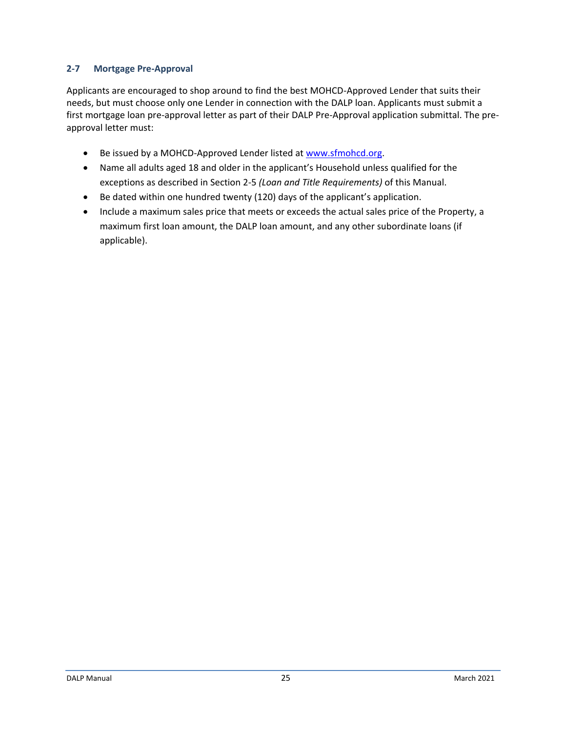### 2-7 Mortgage Pre-Approval

Applicants are encouraged to shop around to find the best MOHCD-Approved Lender that suits their needs, but must choose only one Lender in connection with the DALP loan. Applicants must submit a first mortgage loan pre-approval letter as part of their DALP Pre-Approval application submittal. The pre-approval letter must:

- Be issued by a MOHCD-Approved Lender listed at [www.sfmohcd.org](http://www.sfmohcd.org).
- Name all adults aged 18 and older in the applicant's Household unless qualified for the exceptions as described in Section 2-5 *(Loan and Title Requirements)* of this Manual.
- Be dated within one hundred twenty (120) days of the applicant's application.
- Include a maximum sales price that meets or exceeds the actual sales price of the Property, a maximum first loan amount, the DALP loan amount, and any other subordinate loans (if applicable).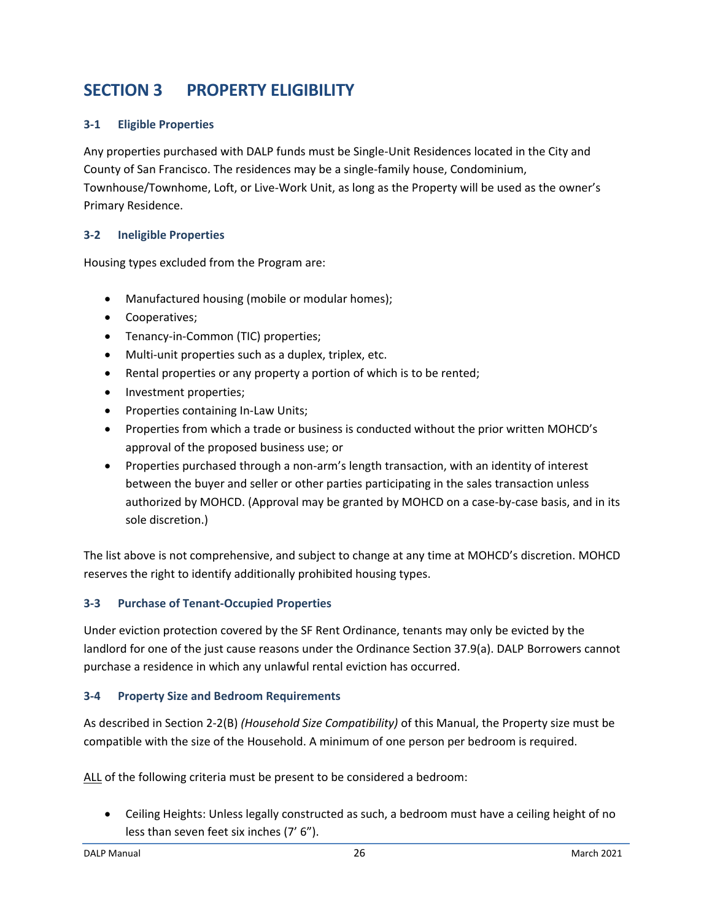# SECTION 3 PROPERTY ELIGIBILITY

### 3-1 Eligible Properties

Any properties purchased with DALP funds must be Single-Unit Residences located in the City and County of San Francisco. The residences may be a single-family house, Condominium, Townhouse/Townhome, Loft, or Live-Work Unit, as long as the Property will be used as the owner's Primary Residence.

### 3-2 Ineligible Properties

Housing types excluded from the Program are:

- Manufactured housing (mobile or modular homes);
- Cooperatives;
- Tenancy-in-Common (TIC) properties;
- Multi-unit properties such as a duplex, triplex, etc.
- Rental properties or any property a portion of which is to be rented;
- Investment properties;
- Properties containing In-Law Units;
- Properties from which a trade or business is conducted without the prior written MOHCD's approval of the proposed business use; or
- Properties purchased through a non-arm's length transaction, with an identity of interest between the buyer and seller or other parties participating in the sales transaction unless authorized by MOHCD. (Approval may be granted by MOHCD on a case-by-case basis, and in its sole discretion.)

The list above is not comprehensive, and subject to change at any time at MOHCD's discretion. MOHCD reserves the right to identify additionally prohibited housing types.

### 3-3 Purchase of Tenant-Occupied Properties

Under eviction protection covered by the SF Rent Ordinance, tenants may only be evicted by the landlord for one of the just cause reasons under the Ordinance Section 37.9(a). DALP Borrowers cannot purchase a residence in which any unlawful rental eviction has occurred.

### 3-4 Property Size and Bedroom Requirements

As described in Section 2-2(B) *(Household Size Compatibility)* of this Manual, the Property size must be compatible with the size of the Household. A minimum of one person per bedroom is required.

<u>ALL</u> of the following criteria must be present to be considered a bedroom:

- Ceiling Heights: Unless legally constructed as such, a bedroom must have a ceiling height of no less than seven feet six inches (7' 6").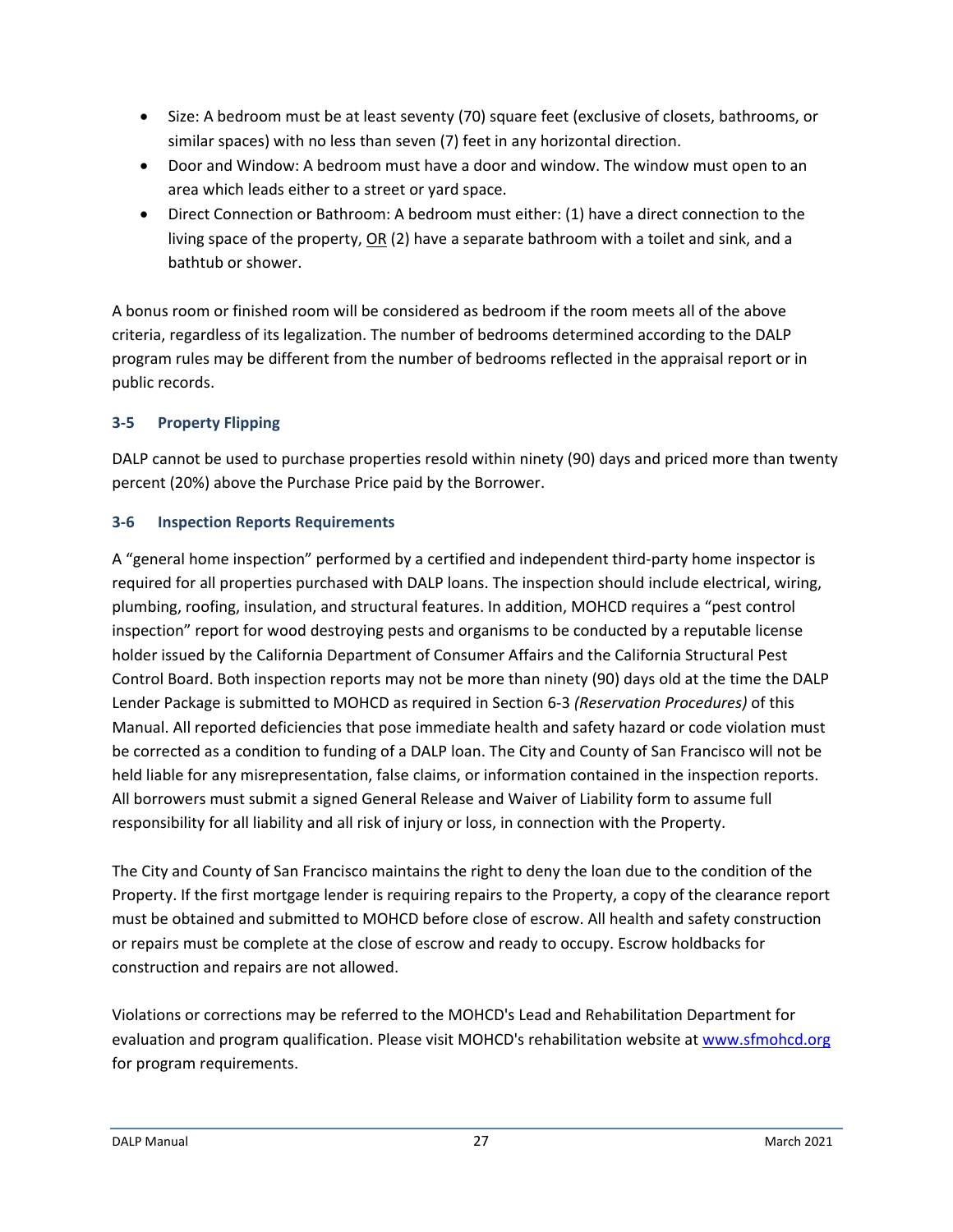- Size: A bedroom must be at least seventy (70) square feet (exclusive of closets, bathrooms, or similar spaces) with no less than seven (7) feet in any horizontal direction.
- Door and Window: A bedroom must have a door and window. The window must open to an area which leads either to a street or yard space.
- Direct Connection or Bathroom: A bedroom must either: (1) have a direct connection to the living space of the property, <u>OR</u> (2) have a separate bathroom with a toilet and sink, and a bathtub or shower.

A bonus room or finished room will be considered as bedroom if the room meets all of the above criteria, regardless of its legalization. The number of bedrooms determined according to the DALP program rules may be different from the number of bedrooms reflected in the appraisal report or in public records.

### 3-5 Property Flipping

DALP cannot be used to purchase properties resold within ninety (90) days and priced more than twenty percent (20%) above the Purchase Price paid by the Borrower.

### 3-6 Inspection Reports Requirements

A "general home inspection" performed by a certified and independent third-party home inspector is required for all properties purchased with DALP loans. The inspection should include electrical, wiring, plumbing, roofing, insulation, and structural features. In addition, MOHCD requires a "pest control inspection" report for wood destroying pests and organisms to be conducted by a reputable license holder issued by the California Department of Consumer Affairs and the California Structural Pest Control Board. Both inspection reports may not be more than ninety (90) days old at the time the DALP Lender Package is submitted to MOHCD as required in Section 6-3 *(Reservation Procedures)* of this Manual. All reported deficiencies that pose immediate health and safety hazard or code violation must be corrected as a condition to funding of a DALP loan. The City and County of San Francisco will not be held liable for any misrepresentation, false claims, or information contained in the inspection reports. All borrowers must submit a signed General Release and Waiver of Liability form to assume full responsibility for all liability and all risk of injury or loss, in connection with the Property.

The City and County of San Francisco maintains the right to deny the loan due to the condition of the Property. If the first mortgage lender is requiring repairs to the Property, a copy of the clearance report must be obtained and submitted to MOHCD before close of escrow. All health and safety construction or repairs must be complete at the close of escrow and ready to occupy. Escrow holdbacks for construction and repairs are not allowed.

Violations or corrections may be referred to the MOHCD's Lead and Rehabilitation Department for evaluation and program qualification. Please visit MOHCD's rehabilitation website at [www.sfmohcd.org](http://www.sfmohcd.org) for program requirements.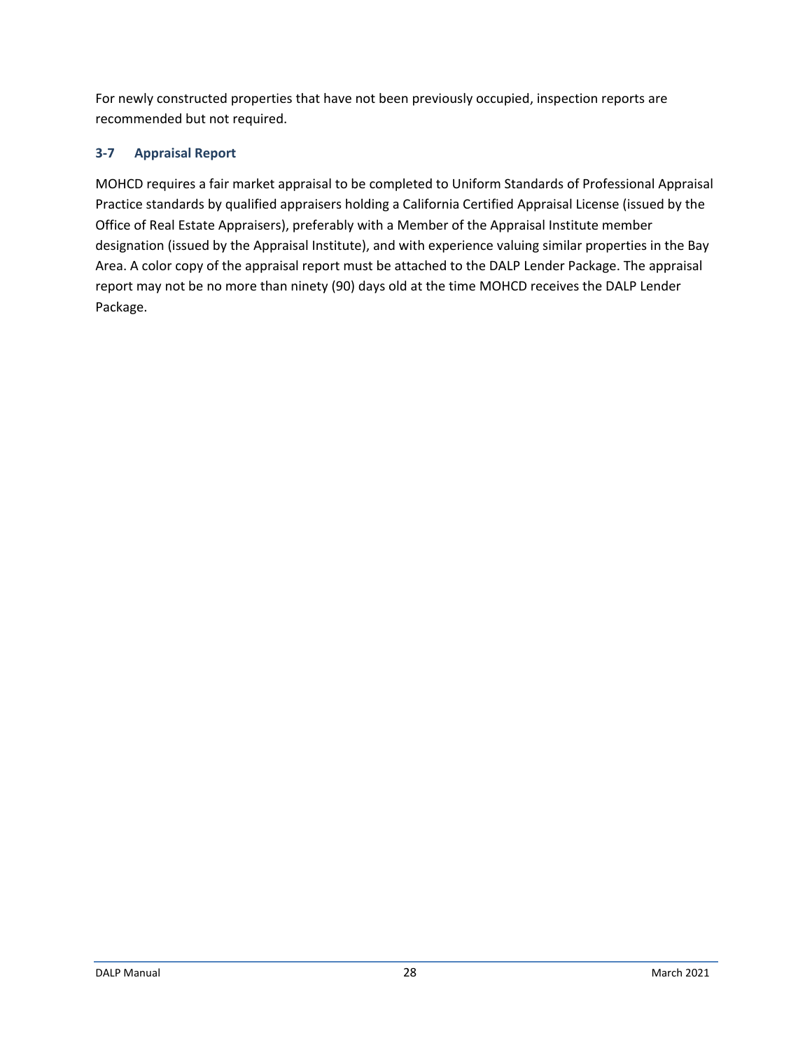For newly constructed properties that have not been previously occupied, inspection reports are recommended but not required.

### 3-7 Appraisal Report

MOHCD requires a fair market appraisal to be completed to Uniform Standards of Professional Appraisal Practice standards by qualified appraisers holding a California Certified Appraisal License (issued by the Office of Real Estate Appraisers), preferably with a Member of the Appraisal Institute member designation (issued by the Appraisal Institute), and with experience valuing similar properties in the Bay Area. A color copy of the appraisal report must be attached to the DALP Lender Package. The appraisal report may not be no more than ninety (90) days old at the time MOHCD receives the DALP Lender Package.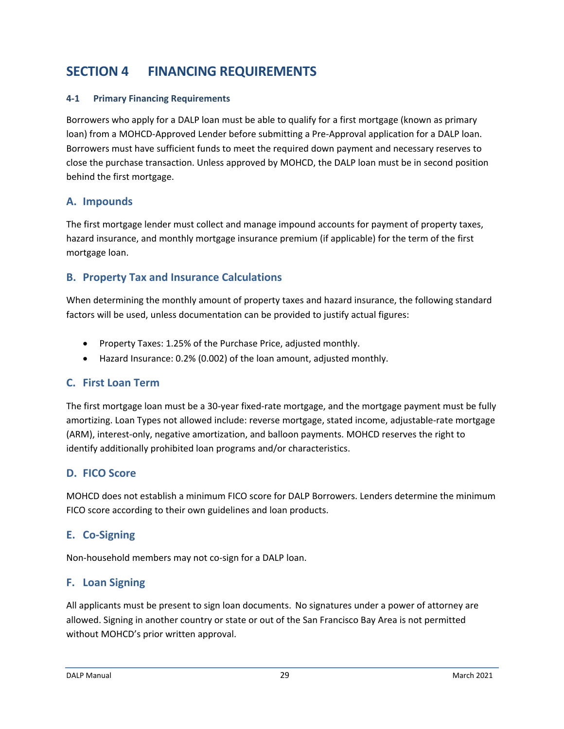# SECTION 4 FINANCING REQUIREMENTS

#### 4-1 Primary Financing Requirements

Borrowers who apply for a DALP loan must be able to qualify for a first mortgage (known as primary loan) from a MOHCD-Approved Lender before submitting a Pre-Approval application for a DALP loan. Borrowers must have sufficient funds to meet the required down payment and necessary reserves to close the purchase transaction. Unless approved by MOHCD, the DALP loan must be in second position behind the first mortgage.

### A. Impounds

The first mortgage lender must collect and manage impound accounts for payment of property taxes, hazard insurance, and monthly mortgage insurance premium (if applicable) for the term of the first mortgage loan.

### B. Property Tax and Insurance Calculations

When determining the monthly amount of property taxes and hazard insurance, the following standard factors will be used, unless documentation can be provided to justify actual figures:

- Property Taxes: 1.25% of the Purchase Price, adjusted monthly.
- Hazard Insurance: 0.2% (0.002) of the loan amount, adjusted monthly.

### C. First Loan Term

The first mortgage loan must be a 30-year fixed-rate mortgage, and the mortgage payment must be fully amortizing. Loan Types not allowed include: reverse mortgage, stated income, adjustable-rate mortgage (ARM), interest-only, negative amortization, and balloon payments. MOHCD reserves the right to identify additionally prohibited loan programs and/or characteristics.

### D. FICO Score

MOHCD does not establish a minimum FICO score for DALP Borrowers. Lenders determine the minimum FICO score according to their own guidelines and loan products.

### E. Co-Signing

Non-household members may not co-sign for a DALP loan.

### F. Loan Signing

All applicants must be present to sign loan documents. No signatures under a power of attorney are allowed. Signing in another country or state or out of the San Francisco Bay Area is not permitted without MOHCD's prior written approval.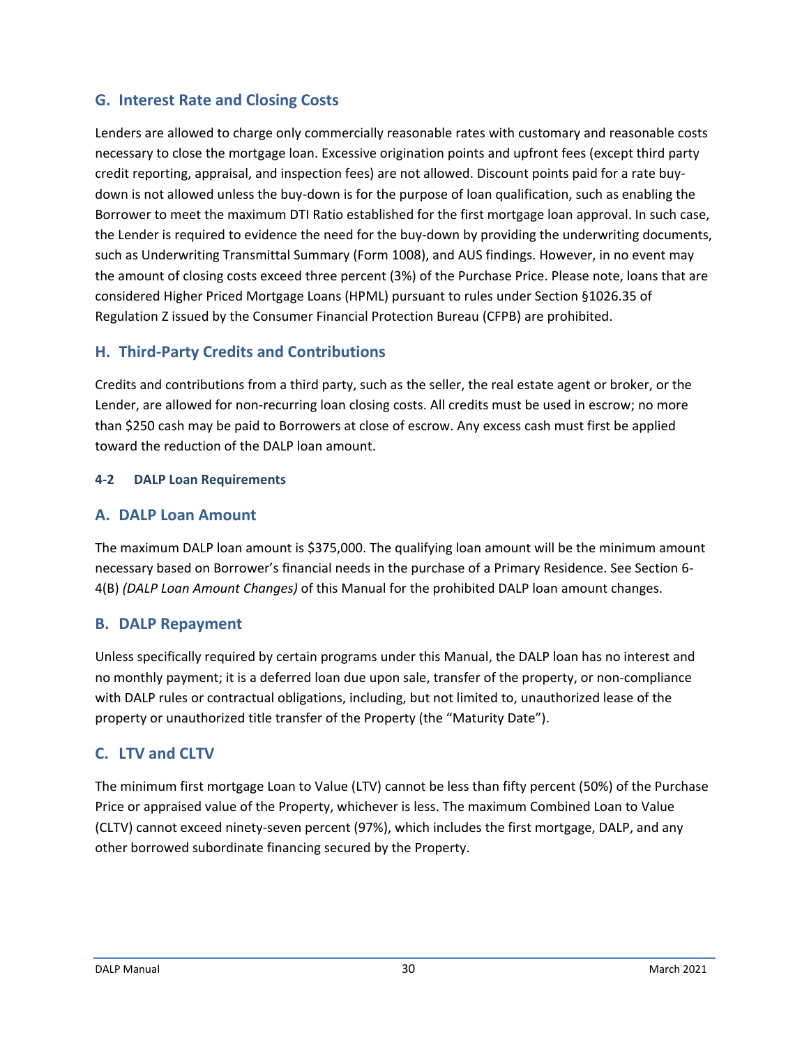## G. Interest Rate and Closing Costs

Lenders are allowed to charge only commercially reasonable rates with customary and reasonable costs necessary to close the mortgage loan. Excessive origination points and upfront fees (except third party credit reporting, appraisal, and inspection fees) are not allowed. Discount points paid for a rate buy-down is not allowed unless the buy-down is for the purpose of loan qualification, such as enabling the Borrower to meet the maximum DTI Ratio established for the first mortgage loan approval. In such case, the Lender is required to evidence the need for the buy-down by providing the underwriting documents, such as Underwriting Transmittal Summary (Form 1008), and AUS findings. However, in no event may the amount of closing costs exceed three percent (3%) of the Purchase Price. Please note, loans that are considered Higher Priced Mortgage Loans (HPML) pursuant to rules under Section §1026.35 of Regulation Z issued by the Consumer Financial Protection Bureau (CFPB) are prohibited.

## H. Third-Party Credits and Contributions

Credits and contributions from a third party, such as the seller, the real estate agent or broker, or the Lender, are allowed for non-recurring loan closing costs. All credits must be used in escrow; no more than $250 cash may be paid to Borrowers at close of escrow. Any excess cash must first be applied toward the reduction of the DALP loan amount.

#### 4-2 DALP Loan Requirements

## A. DALP Loan Amount

The maximum DALP loan amount is $375,000. The qualifying loan amount will be the minimum amount necessary based on Borrower's financial needs in the purchase of a Primary Residence. See Section 6-4(B) *(DALP Loan Amount Changes)* of this Manual for the prohibited DALP loan amount changes.

## B. DALP Repayment

Unless specifically required by certain programs under this Manual, the DALP loan has no interest and no monthly payment; it is a deferred loan due upon sale, transfer of the property, or non-compliance with DALP rules or contractual obligations, including, but not limited to, unauthorized lease of the property or unauthorized title transfer of the Property (the "Maturity Date").

## C. LTV and CLTV

The minimum first mortgage Loan to Value (LTV) cannot be less than fifty percent (50%) of the Purchase Price or appraised value of the Property, whichever is less. The maximum Combined Loan to Value (CLTV) cannot exceed ninety-seven percent (97%), which includes the first mortgage, DALP, and any other borrowed subordinate financing secured by the Property.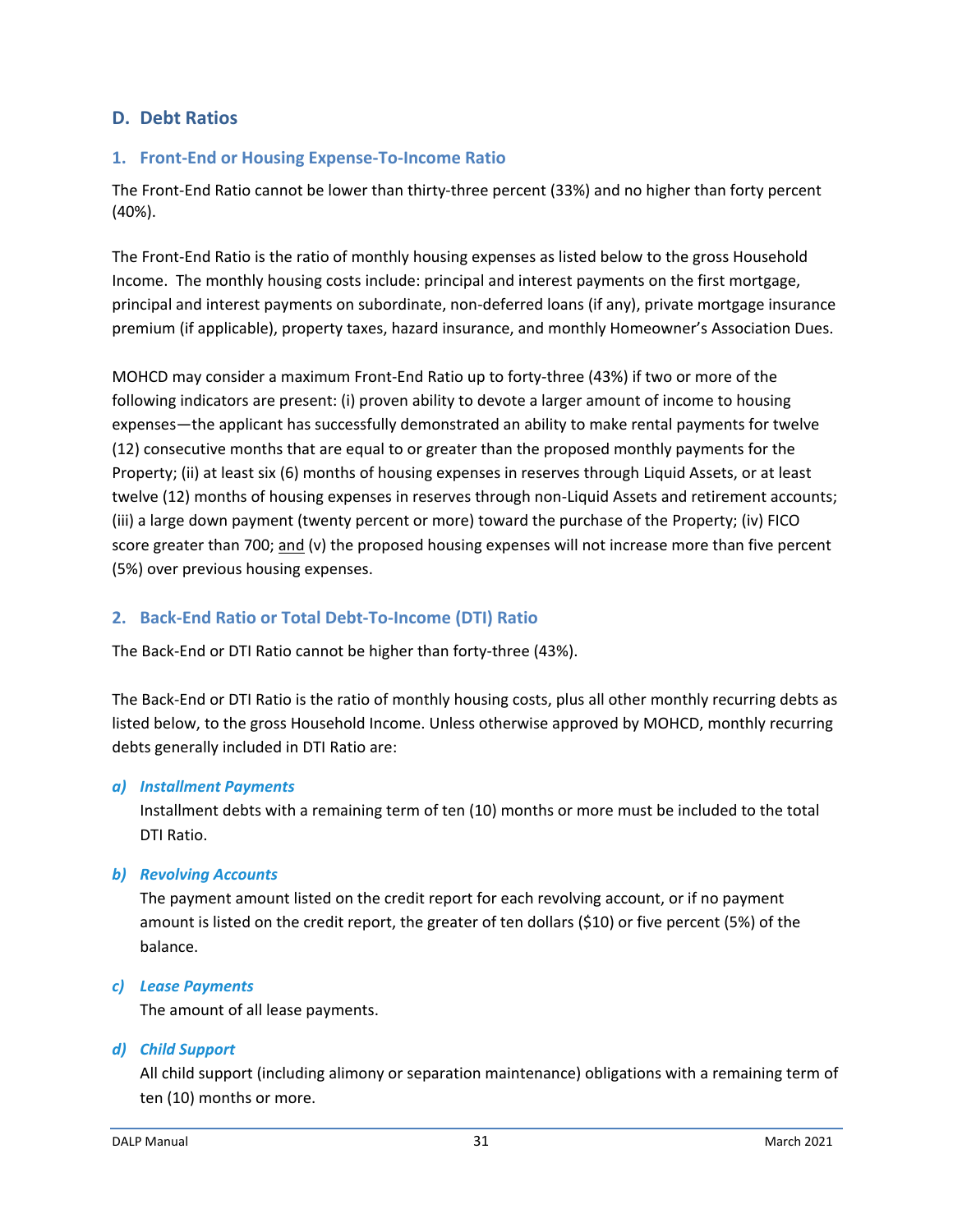## D. Debt Ratios

### 1. Front-End or Housing Expense-To-Income Ratio

The Front-End Ratio cannot be lower than thirty-three percent (33%) and no higher than forty percent (40%).

The Front-End Ratio is the ratio of monthly housing expenses as listed below to the gross Household Income. The monthly housing costs include: principal and interest payments on the first mortgage, principal and interest payments on subordinate, non-deferred loans (if any), private mortgage insurance premium (if applicable), property taxes, hazard insurance, and monthly Homeowner's Association Dues.

MOHCD may consider a maximum Front-End Ratio up to forty-three (43%) if two or more of the following indicators are present: (i) proven ability to devote a larger amount of income to housing expenses—the applicant has successfully demonstrated an ability to make rental payments for twelve (12) consecutive months that are equal to or greater than the proposed monthly payments for the Property; (ii) at least six (6) months of housing expenses in reserves through Liquid Assets, or at least twelve (12) months of housing expenses in reserves through non-Liquid Assets and retirement accounts; (iii) a large down payment (twenty percent or more) toward the purchase of the Property; (iv) FICO score greater than 700; and (v) the proposed housing expenses will not increase more than five percent (5%) over previous housing expenses.

### 2. Back-End Ratio or Total Debt-To-Income (DTI) Ratio

The Back-End or DTI Ratio cannot be higher than forty-three (43%).

The Back-End or DTI Ratio is the ratio of monthly housing costs, plus all other monthly recurring debts as listed below, to the gross Household Income. Unless otherwise approved by MOHCD, monthly recurring debts generally included in DTI Ratio are:

***a) Installment Payments***

Installment debts with a remaining term of ten (10) months or more must be included to the total DTI Ratio.

***b) Revolving Accounts***

The payment amount listed on the credit report for each revolving account, or if no payment amount is listed on the credit report, the greater of ten dollars ($10) or five percent (5%) of the balance.

***c) Lease Payments***

The amount of all lease payments.

***d) Child Support***

All child support (including alimony or separation maintenance) obligations with a remaining term of ten (10) months or more.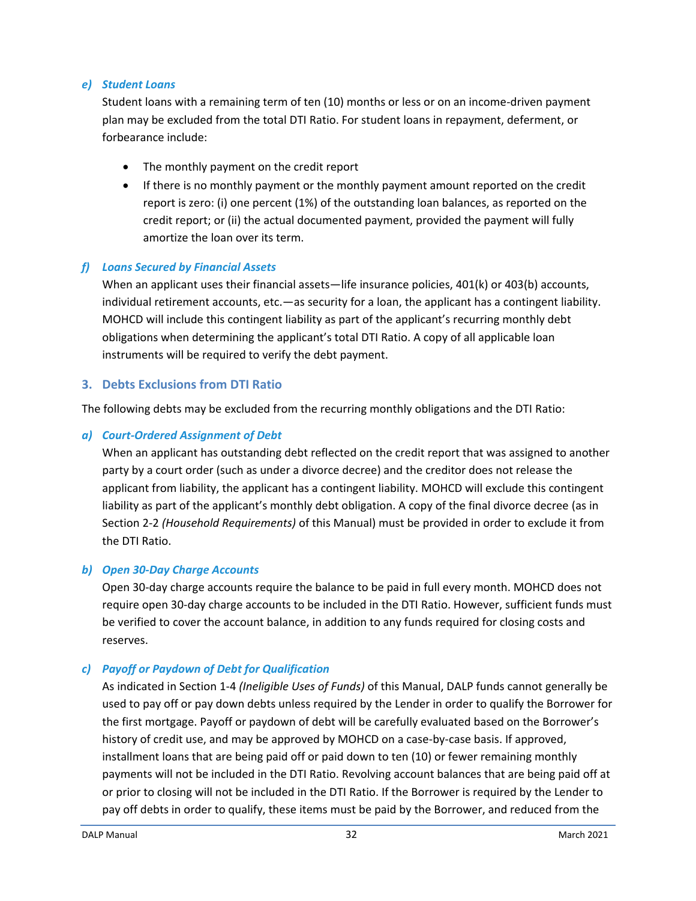*e) Student Loans*

Student loans with a remaining term of ten (10) months or less or on an income-driven payment plan may be excluded from the total DTI Ratio. For student loans in repayment, deferment, or forbearance include:

- The monthly payment on the credit report
- If there is no monthly payment or the monthly payment amount reported on the credit report is zero: (i) one percent (1%) of the outstanding loan balances, as reported on the credit report; or (ii) the actual documented payment, provided the payment will fully amortize the loan over its term.

*f) Loans Secured by Financial Assets*

When an applicant uses their financial assets—life insurance policies, 401(k) or 403(b) accounts, individual retirement accounts, etc.—as security for a loan, the applicant has a contingent liability. MOHCD will include this contingent liability as part of the applicant's recurring monthly debt obligations when determining the applicant's total DTI Ratio. A copy of all applicable loan instruments will be required to verify the debt payment.

### 3. Debts Exclusions from DTI Ratio

The following debts may be excluded from the recurring monthly obligations and the DTI Ratio:

*a) Court-Ordered Assignment of Debt*

When an applicant has outstanding debt reflected on the credit report that was assigned to another party by a court order (such as under a divorce decree) and the creditor does not release the applicant from liability, the applicant has a contingent liability. MOHCD will exclude this contingent liability as part of the applicant's monthly debt obligation. A copy of the final divorce decree (as in Section 2-2 *(Household Requirements)* of this Manual) must be provided in order to exclude it from the DTI Ratio.

*b) Open 30-Day Charge Accounts*

Open 30-day charge accounts require the balance to be paid in full every month. MOHCD does not require open 30-day charge accounts to be included in the DTI Ratio. However, sufficient funds must be verified to cover the account balance, in addition to any funds required for closing costs and reserves.

*c) Payoff or Paydown of Debt for Qualification*

As indicated in Section 1-4 *(Ineligible Uses of Funds)* of this Manual, DALP funds cannot generally be used to pay off or pay down debts unless required by the Lender in order to qualify the Borrower for the first mortgage. Payoff or paydown of debt will be carefully evaluated based on the Borrower's history of credit use, and may be approved by MOHCD on a case-by-case basis. If approved, installment loans that are being paid off or paid down to ten (10) or fewer remaining monthly payments will not be included in the DTI Ratio. Revolving account balances that are being paid off at or prior to closing will not be included in the DTI Ratio. If the Borrower is required by the Lender to pay off debts in order to qualify, these items must be paid by the Borrower, and reduced from the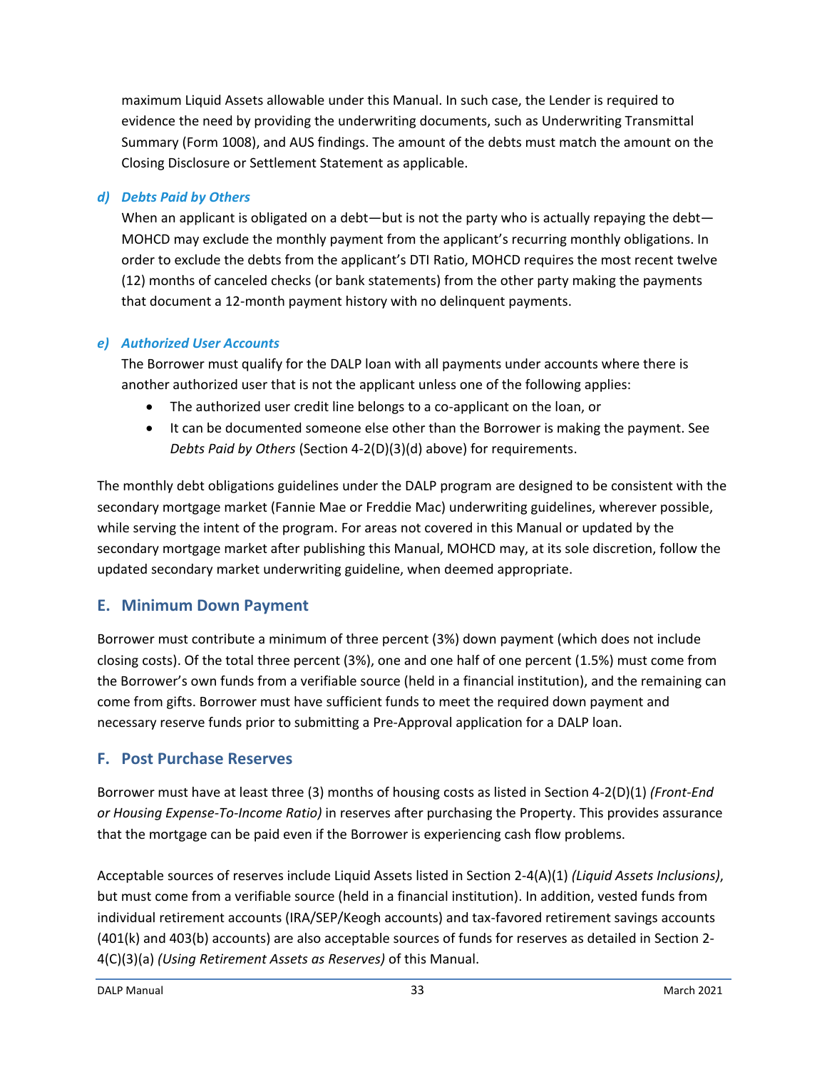maximum Liquid Assets allowable under this Manual. In such case, the Lender is required to evidence the need by providing the underwriting documents, such as Underwriting Transmittal Summary (Form 1008), and AUS findings. The amount of the debts must match the amount on the Closing Disclosure or Settlement Statement as applicable.

#### *d) Debts Paid by Others*

When an applicant is obligated on a debt—but is not the party who is actually repaying the debt—MOHCD may exclude the monthly payment from the applicant's recurring monthly obligations. In order to exclude the debts from the applicant's DTI Ratio, MOHCD requires the most recent twelve (12) months of canceled checks (or bank statements) from the other party making the payments that document a 12-month payment history with no delinquent payments.

#### *e) Authorized User Accounts*

The Borrower must qualify for the DALP loan with all payments under accounts where there is another authorized user that is not the applicant unless one of the following applies:

- The authorized user credit line belongs to a co-applicant on the loan, or
- It can be documented someone else other than the Borrower is making the payment. See *Debts Paid by Others* (Section 4-2(D)(3)(d) above) for requirements.

The monthly debt obligations guidelines under the DALP program are designed to be consistent with the secondary mortgage market (Fannie Mae or Freddie Mac) underwriting guidelines, wherever possible, while serving the intent of the program. For areas not covered in this Manual or updated by the secondary mortgage market after publishing this Manual, MOHCD may, at its sole discretion, follow the updated secondary market underwriting guideline, when deemed appropriate.

## E. Minimum Down Payment

Borrower must contribute a minimum of three percent (3%) down payment (which does not include closing costs). Of the total three percent (3%), one and one half of one percent (1.5%) must come from the Borrower's own funds from a verifiable source (held in a financial institution), and the remaining can come from gifts. Borrower must have sufficient funds to meet the required down payment and necessary reserve funds prior to submitting a Pre-Approval application for a DALP loan.

## F. Post Purchase Reserves

Borrower must have at least three (3) months of housing costs as listed in Section 4-2(D)(1) *(Front-End or Housing Expense-To-Income Ratio)* in reserves after purchasing the Property. This provides assurance that the mortgage can be paid even if the Borrower is experiencing cash flow problems.

Acceptable sources of reserves include Liquid Assets listed in Section 2-4(A)(1) *(Liquid Assets Inclusions)*, but must come from a verifiable source (held in a financial institution). In addition, vested funds from individual retirement accounts (IRA/SEP/Keogh accounts) and tax-favored retirement savings accounts (401(k) and 403(b) accounts) are also acceptable sources of funds for reserves as detailed in Section 2-4(C)(3)(a) *(Using Retirement Assets as Reserves)* of this Manual.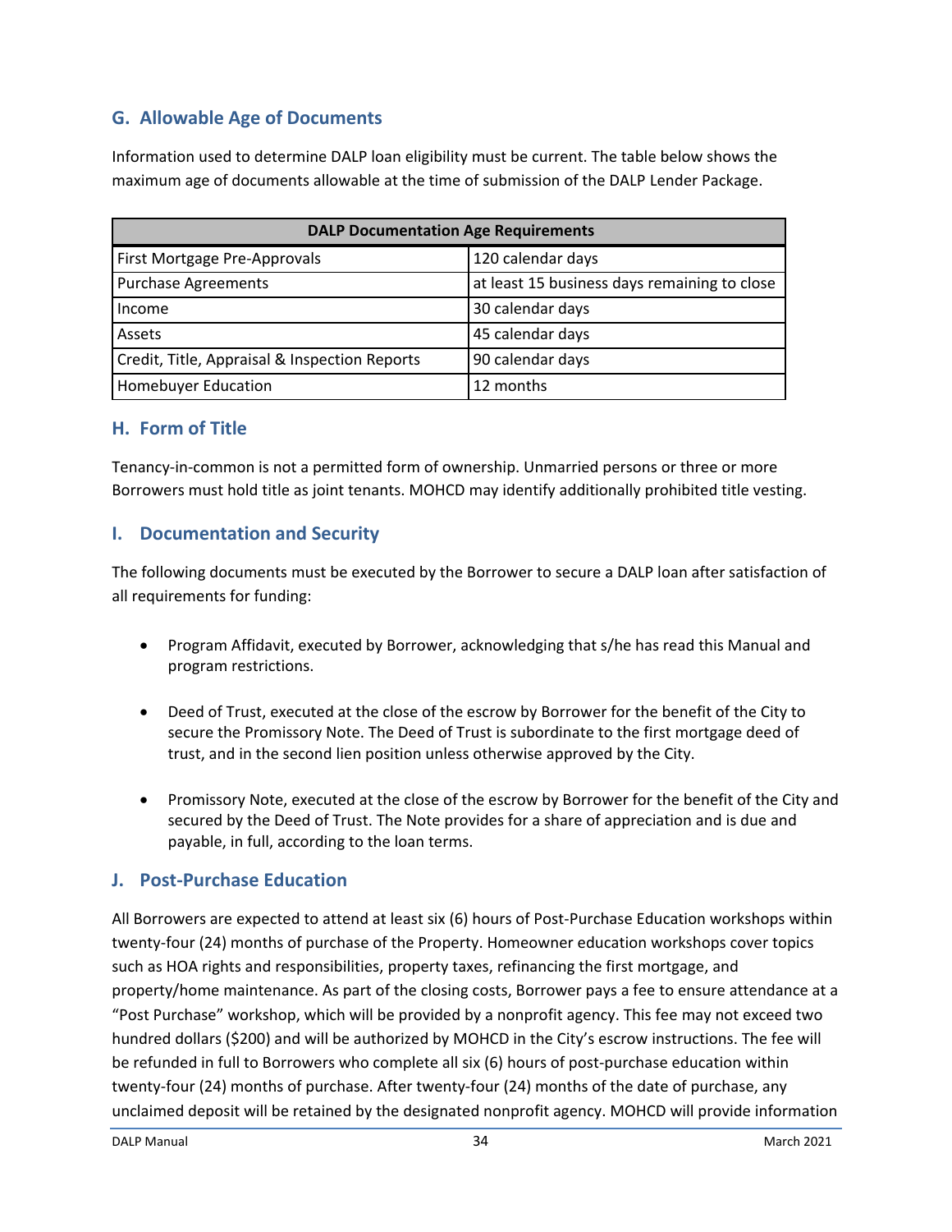## G. Allowable Age of Documents

Information used to determine DALP loan eligibility must be current. The table below shows the maximum age of documents allowable at the time of submission of the DALP Lender Package.

| DALP Documentation Age Requirements | |
|---|---|
| First Mortgage Pre-Approvals | 120 calendar days |
| Purchase Agreements | at least 15 business days remaining to close |
| Income | 30 calendar days |
| Assets | 45 calendar days |
| Credit, Title, Appraisal & Inspection Reports | 90 calendar days |
| Homebuyer Education | 12 months |

## H. Form of Title

Tenancy-in-common is not a permitted form of ownership. Unmarried persons or three or more Borrowers must hold title as joint tenants. MOHCD may identify additionally prohibited title vesting.

## I. Documentation and Security

The following documents must be executed by the Borrower to secure a DALP loan after satisfaction of all requirements for funding:

- Program Affidavit, executed by Borrower, acknowledging that s/he has read this Manual and program restrictions.
- Deed of Trust, executed at the close of the escrow by Borrower for the benefit of the City to secure the Promissory Note. The Deed of Trust is subordinate to the first mortgage deed of trust, and in the second lien position unless otherwise approved by the City.
- Promissory Note, executed at the close of the escrow by Borrower for the benefit of the City and secured by the Deed of Trust. The Note provides for a share of appreciation and is due and payable, in full, according to the loan terms.

## J. Post-Purchase Education

All Borrowers are expected to attend at least six (6) hours of Post-Purchase Education workshops within twenty-four (24) months of purchase of the Property. Homeowner education workshops cover topics such as HOA rights and responsibilities, property taxes, refinancing the first mortgage, and property/home maintenance. As part of the closing costs, Borrower pays a fee to ensure attendance at a "Post Purchase" workshop, which will be provided by a nonprofit agency. This fee may not exceed two hundred dollars ($200) and will be authorized by MOHCD in the City's escrow instructions. The fee will be refunded in full to Borrowers who complete all six (6) hours of post-purchase education within twenty-four (24) months of purchase. After twenty-four (24) months of the date of purchase, any unclaimed deposit will be retained by the designated nonprofit agency. MOHCD will provide information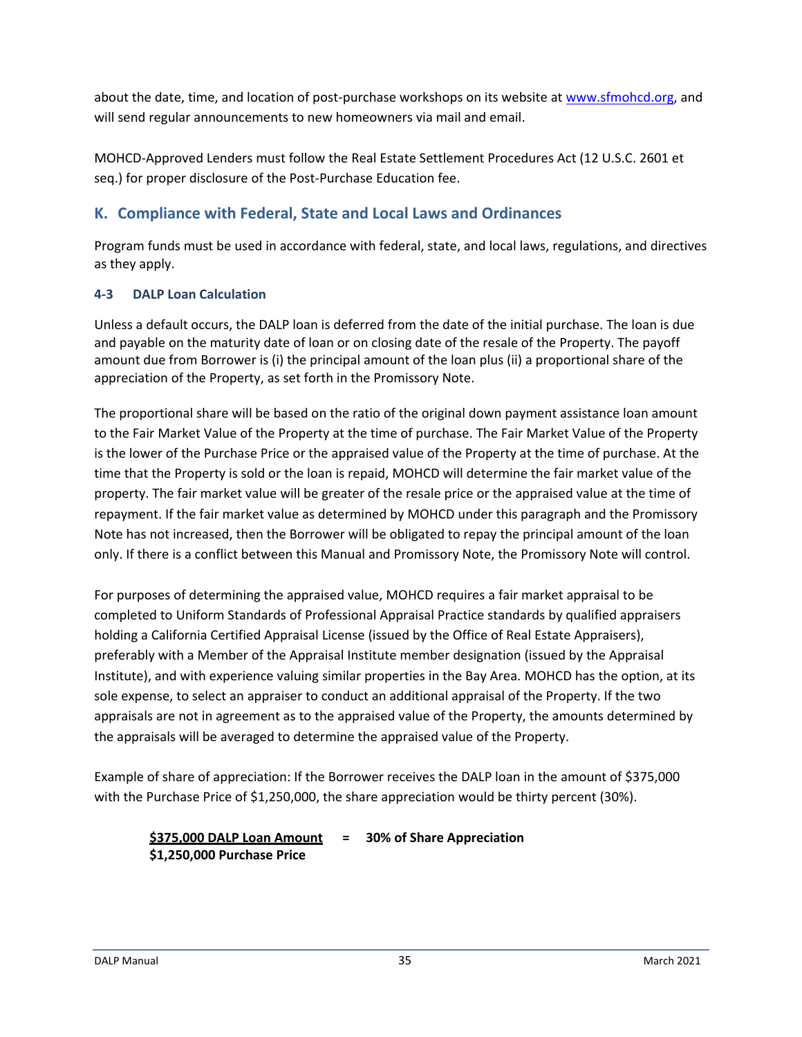about the date, time, and location of post-purchase workshops on its website at www.sfmohcd.org, and will send regular announcements to new homeowners via mail and email.

MOHCD-Approved Lenders must follow the Real Estate Settlement Procedures Act (12 U.S.C. 2601 et seq.) for proper disclosure of the Post-Purchase Education fee.

## K. Compliance with Federal, State and Local Laws and Ordinances

Program funds must be used in accordance with federal, state, and local laws, regulations, and directives as they apply.

### 4-3 DALP Loan Calculation

Unless a default occurs, the DALP loan is deferred from the date of the initial purchase. The loan is due and payable on the maturity date of loan or on closing date of the resale of the Property. The payoff amount due from Borrower is (i) the principal amount of the loan plus (ii) a proportional share of the appreciation of the Property, as set forth in the Promissory Note.

The proportional share will be based on the ratio of the original down payment assistance loan amount to the Fair Market Value of the Property at the time of purchase. The Fair Market Value of the Property is the lower of the Purchase Price or the appraised value of the Property at the time of purchase. At the time that the Property is sold or the loan is repaid, MOHCD will determine the fair market value of the property. The fair market value will be greater of the resale price or the appraised value at the time of repayment. If the fair market value as determined by MOHCD under this paragraph and the Promissory Note has not increased, then the Borrower will be obligated to repay the principal amount of the loan only. If there is a conflict between this Manual and Promissory Note, the Promissory Note will control.

For purposes of determining the appraised value, MOHCD requires a fair market appraisal to be completed to Uniform Standards of Professional Appraisal Practice standards by qualified appraisers holding a California Certified Appraisal License (issued by the Office of Real Estate Appraisers), preferably with a Member of the Appraisal Institute member designation (issued by the Appraisal Institute), and with experience valuing similar properties in the Bay Area. MOHCD has the option, at its sole expense, to select an appraiser to conduct an additional appraisal of the Property. If the two appraisals are not in agreement as to the appraised value of the Property, the amounts determined by the appraisals will be averaged to determine the appraised value of the Property.

Example of share of appreciation: If the Borrower receives the DALP loan in the amount of $375,000 with the Purchase Price of $1,250,000, the share appreciation would be thirty percent (30%).

$$\frac{\textbf{\$375,000 DALP Loan Amount}}{\textbf{\$1,250,000 Purchase Price}} = \textbf{30\% of Share Appreciation}$$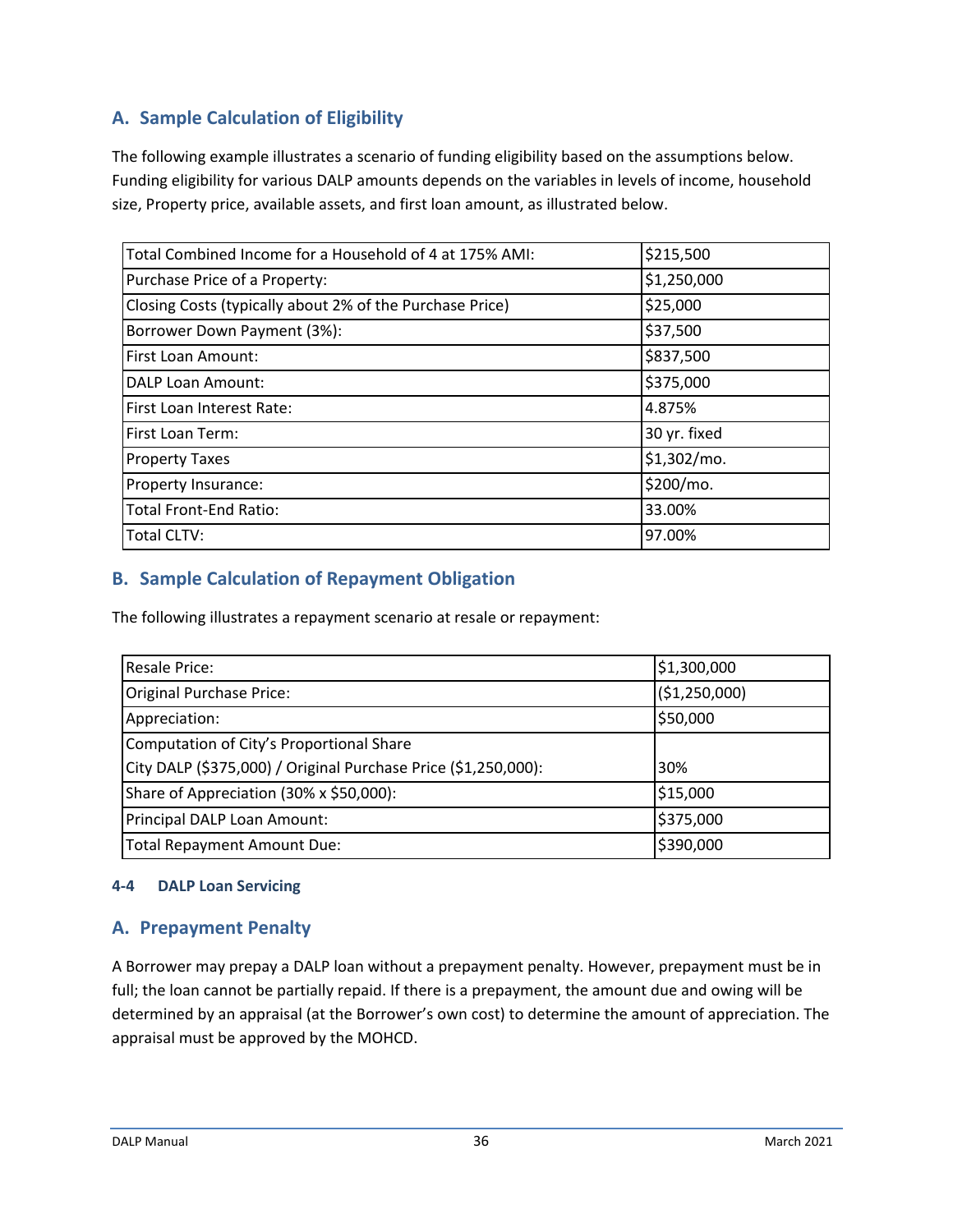## A. Sample Calculation of Eligibility

The following example illustrates a scenario of funding eligibility based on the assumptions below. Funding eligibility for various DALP amounts depends on the variables in levels of income, household size, Property price, available assets, and first loan amount, as illustrated below.

| | |
|---|---|
| Total Combined Income for a Household of 4 at 175% AMI: | $215,500 |
| Purchase Price of a Property: | $1,250,000 |
| Closing Costs (typically about 2% of the Purchase Price) | $25,000 |
| Borrower Down Payment (3%): | $37,500 |
| First Loan Amount: | $837,500 |
| DALP Loan Amount: | $375,000 |
| First Loan Interest Rate: | 4.875% |
| First Loan Term: | 30 yr. fixed |
| Property Taxes | $1,302/mo. |
| Property Insurance: | $200/mo. |
| Total Front-End Ratio: | 33.00% |
| Total CLTV: | 97.00% |

## B. Sample Calculation of Repayment Obligation

The following illustrates a repayment scenario at resale or repayment:

| | |
|---|---|
| Resale Price: | $1,300,000 |
| Original Purchase Price: | ($1,250,000) |
| Appreciation: | $50,000 |
| Computation of City's Proportional Share<br>City DALP ($375,000) / Original Purchase Price ($1,250,000): | 30% |
| Share of Appreciation (30% x $50,000): | $15,000 |
| Principal DALP Loan Amount: | $375,000 |
| Total Repayment Amount Due: | $390,000 |

#### 4-4 DALP Loan Servicing

## A. Prepayment Penalty

A Borrower may prepay a DALP loan without a prepayment penalty. However, prepayment must be in full; the loan cannot be partially repaid. If there is a prepayment, the amount due and owing will be determined by an appraisal (at the Borrower's own cost) to determine the amount of appreciation. The appraisal must be approved by the MOHCD.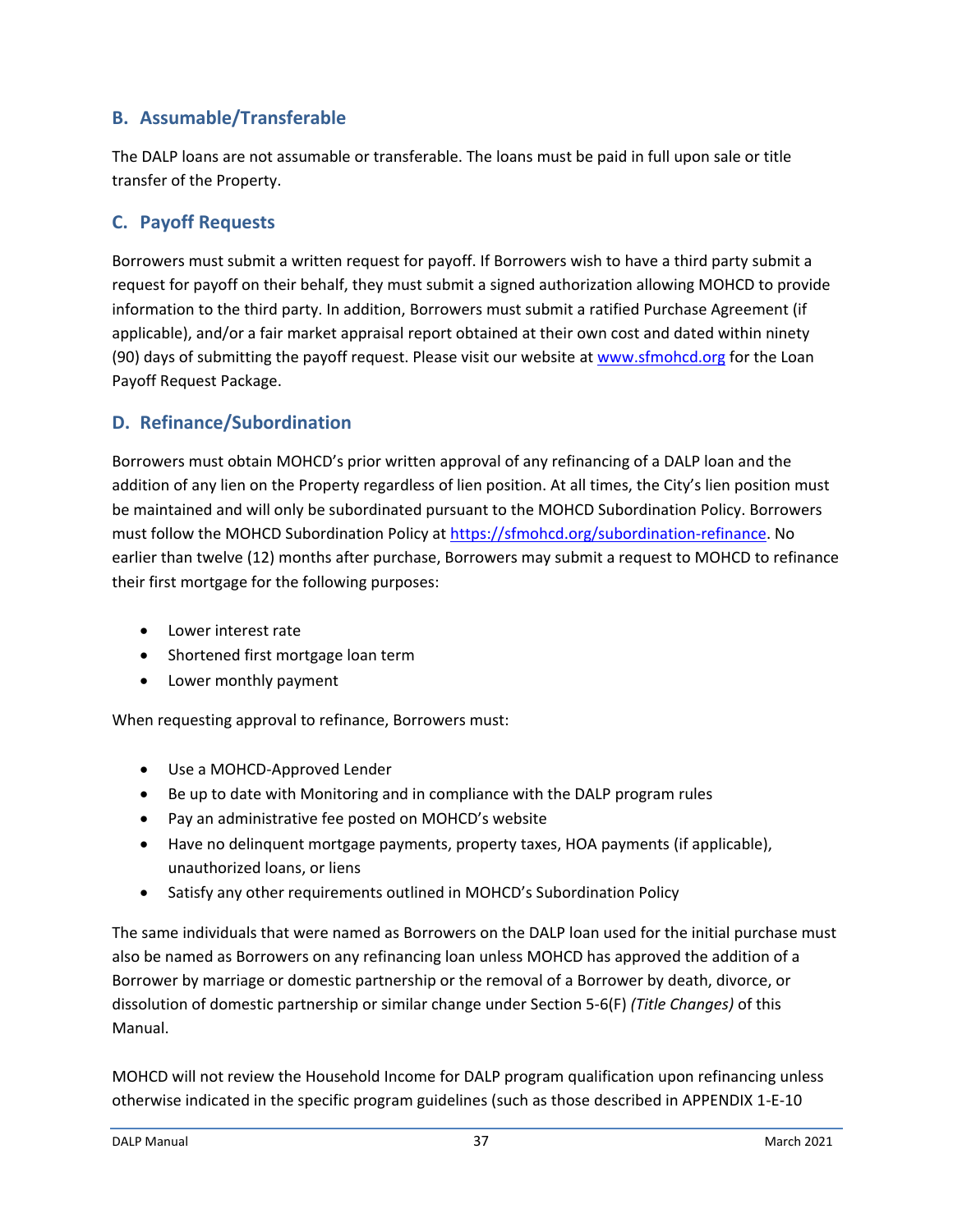## B. Assumable/Transferable

The DALP loans are not assumable or transferable. The loans must be paid in full upon sale or title transfer of the Property.

## C. Payoff Requests

Borrowers must submit a written request for payoff. If Borrowers wish to have a third party submit a request for payoff on their behalf, they must submit a signed authorization allowing MOHCD to provide information to the third party. In addition, Borrowers must submit a ratified Purchase Agreement (if applicable), and/or a fair market appraisal report obtained at their own cost and dated within ninety (90) days of submitting the payoff request. Please visit our website at [www.sfmohcd.org](www.sfmohcd.org) for the Loan Payoff Request Package.

## D. Refinance/Subordination

Borrowers must obtain MOHCD's prior written approval of any refinancing of a DALP loan and the addition of any lien on the Property regardless of lien position. At all times, the City's lien position must be maintained and will only be subordinated pursuant to the MOHCD Subordination Policy. Borrowers must follow the MOHCD Subordination Policy at [https://sfmohcd.org/subordination-refinance](https://sfmohcd.org/subordination-refinance). No earlier than twelve (12) months after purchase, Borrowers may submit a request to MOHCD to refinance their first mortgage for the following purposes:

- Lower interest rate
- Shortened first mortgage loan term
- Lower monthly payment

When requesting approval to refinance, Borrowers must:

- Use a MOHCD-Approved Lender
- Be up to date with Monitoring and in compliance with the DALP program rules
- Pay an administrative fee posted on MOHCD's website
- Have no delinquent mortgage payments, property taxes, HOA payments (if applicable), unauthorized loans, or liens
- Satisfy any other requirements outlined in MOHCD's Subordination Policy

The same individuals that were named as Borrowers on the DALP loan used for the initial purchase must also be named as Borrowers on any refinancing loan unless MOHCD has approved the addition of a Borrower by marriage or domestic partnership or the removal of a Borrower by death, divorce, or dissolution of domestic partnership or similar change under Section 5-6(F) *(Title Changes)* of this Manual.

MOHCD will not review the Household Income for DALP program qualification upon refinancing unless otherwise indicated in the specific program guidelines (such as those described in APPENDIX 1-E-10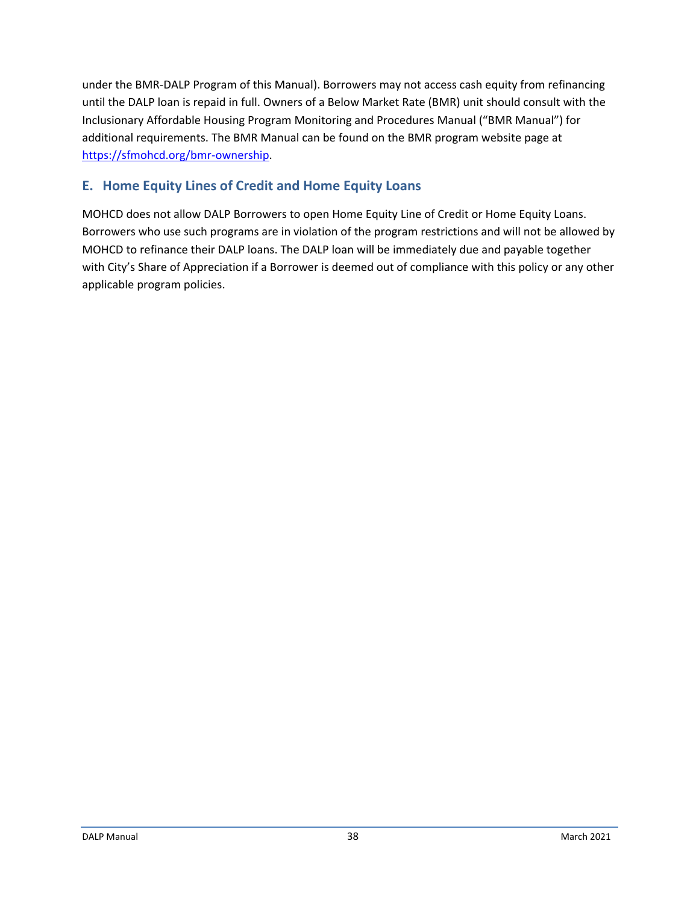under the BMR-DALP Program of this Manual). Borrowers may not access cash equity from refinancing until the DALP loan is repaid in full. Owners of a Below Market Rate (BMR) unit should consult with the Inclusionary Affordable Housing Program Monitoring and Procedures Manual ("BMR Manual") for additional requirements. The BMR Manual can be found on the BMR program website page at https://sfmohcd.org/bmr-ownership.

## E. Home Equity Lines of Credit and Home Equity Loans

MOHCD does not allow DALP Borrowers to open Home Equity Line of Credit or Home Equity Loans. Borrowers who use such programs are in violation of the program restrictions and will not be allowed by MOHCD to refinance their DALP loans. The DALP loan will be immediately due and payable together with City's Share of Appreciation if a Borrower is deemed out of compliance with this policy or any other applicable program policies.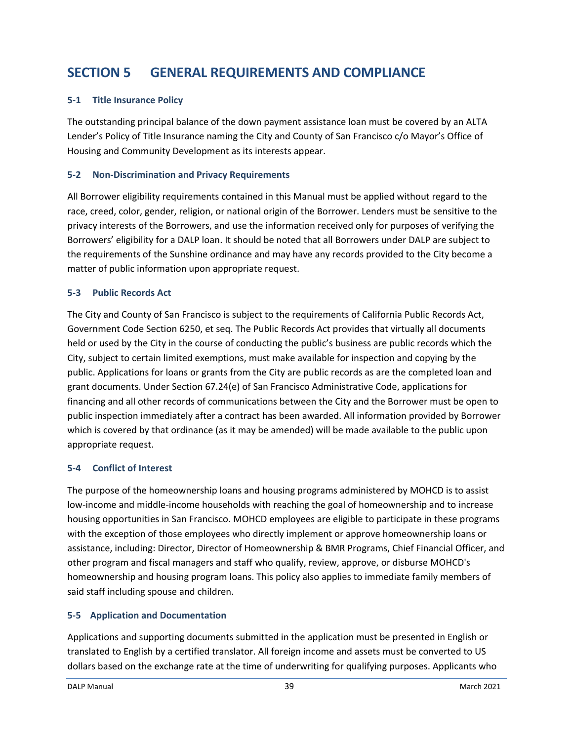# SECTION 5 GENERAL REQUIREMENTS AND COMPLIANCE

### 5-1 Title Insurance Policy

The outstanding principal balance of the down payment assistance loan must be covered by an ALTA Lender's Policy of Title Insurance naming the City and County of San Francisco c/o Mayor's Office of Housing and Community Development as its interests appear.

### 5-2 Non-Discrimination and Privacy Requirements

All Borrower eligibility requirements contained in this Manual must be applied without regard to the race, creed, color, gender, religion, or national origin of the Borrower. Lenders must be sensitive to the privacy interests of the Borrowers, and use the information received only for purposes of verifying the Borrowers' eligibility for a DALP loan. It should be noted that all Borrowers under DALP are subject to the requirements of the Sunshine ordinance and may have any records provided to the City become a matter of public information upon appropriate request.

### 5-3 Public Records Act

The City and County of San Francisco is subject to the requirements of California Public Records Act, Government Code Section 6250, et seq. The Public Records Act provides that virtually all documents held or used by the City in the course of conducting the public's business are public records which the City, subject to certain limited exemptions, must make available for inspection and copying by the public. Applications for loans or grants from the City are public records as are the completed loan and grant documents. Under Section 67.24(e) of San Francisco Administrative Code, applications for financing and all other records of communications between the City and the Borrower must be open to public inspection immediately after a contract has been awarded. All information provided by Borrower which is covered by that ordinance (as it may be amended) will be made available to the public upon appropriate request.

### 5-4 Conflict of Interest

The purpose of the homeownership loans and housing programs administered by MOHCD is to assist low-income and middle-income households with reaching the goal of homeownership and to increase housing opportunities in San Francisco. MOHCD employees are eligible to participate in these programs with the exception of those employees who directly implement or approve homeownership loans or assistance, including: Director, Director of Homeownership & BMR Programs, Chief Financial Officer, and other program and fiscal managers and staff who qualify, review, approve, or disburse MOHCD's homeownership and housing program loans. This policy also applies to immediate family members of said staff including spouse and children.

### 5-5 Application and Documentation

Applications and supporting documents submitted in the application must be presented in English or translated to English by a certified translator. All foreign income and assets must be converted to US dollars based on the exchange rate at the time of underwriting for qualifying purposes. Applicants who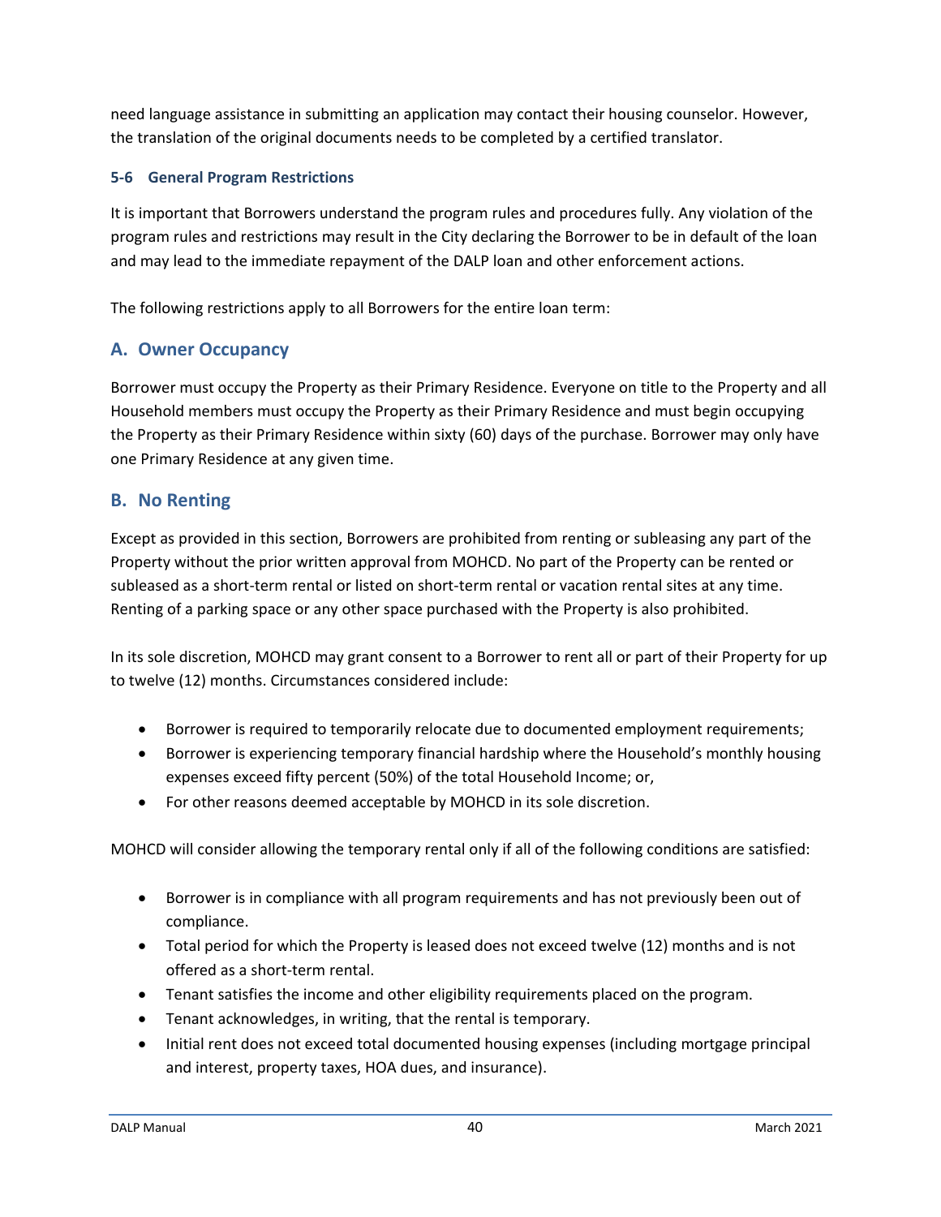need language assistance in submitting an application may contact their housing counselor. However, the translation of the original documents needs to be completed by a certified translator.

### 5-6 General Program Restrictions

It is important that Borrowers understand the program rules and procedures fully. Any violation of the program rules and restrictions may result in the City declaring the Borrower to be in default of the loan and may lead to the immediate repayment of the DALP loan and other enforcement actions.

The following restrictions apply to all Borrowers for the entire loan term:

## A. Owner Occupancy

Borrower must occupy the Property as their Primary Residence. Everyone on title to the Property and all Household members must occupy the Property as their Primary Residence and must begin occupying the Property as their Primary Residence within sixty (60) days of the purchase. Borrower may only have one Primary Residence at any given time.

## B. No Renting

Except as provided in this section, Borrowers are prohibited from renting or subleasing any part of the Property without the prior written approval from MOHCD. No part of the Property can be rented or subleased as a short-term rental or listed on short-term rental or vacation rental sites at any time. Renting of a parking space or any other space purchased with the Property is also prohibited.

In its sole discretion, MOHCD may grant consent to a Borrower to rent all or part of their Property for up to twelve (12) months. Circumstances considered include:

- Borrower is required to temporarily relocate due to documented employment requirements;
- Borrower is experiencing temporary financial hardship where the Household's monthly housing expenses exceed fifty percent (50%) of the total Household Income; or,
- For other reasons deemed acceptable by MOHCD in its sole discretion.

MOHCD will consider allowing the temporary rental only if all of the following conditions are satisfied:

- Borrower is in compliance with all program requirements and has not previously been out of compliance.
- Total period for which the Property is leased does not exceed twelve (12) months and is not offered as a short-term rental.
- Tenant satisfies the income and other eligibility requirements placed on the program.
- Tenant acknowledges, in writing, that the rental is temporary.
- Initial rent does not exceed total documented housing expenses (including mortgage principal and interest, property taxes, HOA dues, and insurance).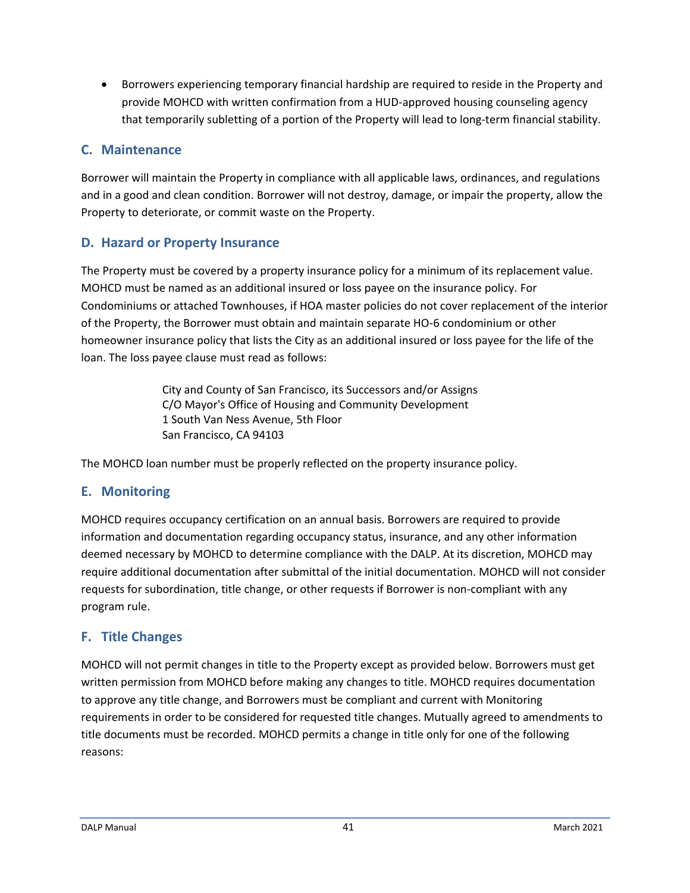- Borrowers experiencing temporary financial hardship are required to reside in the Property and provide MOHCD with written confirmation from a HUD-approved housing counseling agency that temporarily subletting of a portion of the Property will lead to long-term financial stability.

### C. Maintenance

Borrower will maintain the Property in compliance with all applicable laws, ordinances, and regulations and in a good and clean condition. Borrower will not destroy, damage, or impair the property, allow the Property to deteriorate, or commit waste on the Property.

### D. Hazard or Property Insurance

The Property must be covered by a property insurance policy for a minimum of its replacement value. MOHCD must be named as an additional insured or loss payee on the insurance policy. For Condominiums or attached Townhouses, if HOA master policies do not cover replacement of the interior of the Property, the Borrower must obtain and maintain separate HO-6 condominium or other homeowner insurance policy that lists the City as an additional insured or loss payee for the life of the loan. The loss payee clause must read as follows:

> City and County of San Francisco, its Successors and/or Assigns
> C/O Mayor's Office of Housing and Community Development
> 1 South Van Ness Avenue, 5th Floor
> San Francisco, CA 94103

The MOHCD loan number must be properly reflected on the property insurance policy.

### E. Monitoring

MOHCD requires occupancy certification on an annual basis. Borrowers are required to provide information and documentation regarding occupancy status, insurance, and any other information deemed necessary by MOHCD to determine compliance with the DALP. At its discretion, MOHCD may require additional documentation after submittal of the initial documentation. MOHCD will not consider requests for subordination, title change, or other requests if Borrower is non-compliant with any program rule.

### F. Title Changes

MOHCD will not permit changes in title to the Property except as provided below. Borrowers must get written permission from MOHCD before making any changes to title. MOHCD requires documentation to approve any title change, and Borrowers must be compliant and current with Monitoring requirements in order to be considered for requested title changes. Mutually agreed to amendments to title documents must be recorded. MOHCD permits a change in title only for one of the following reasons: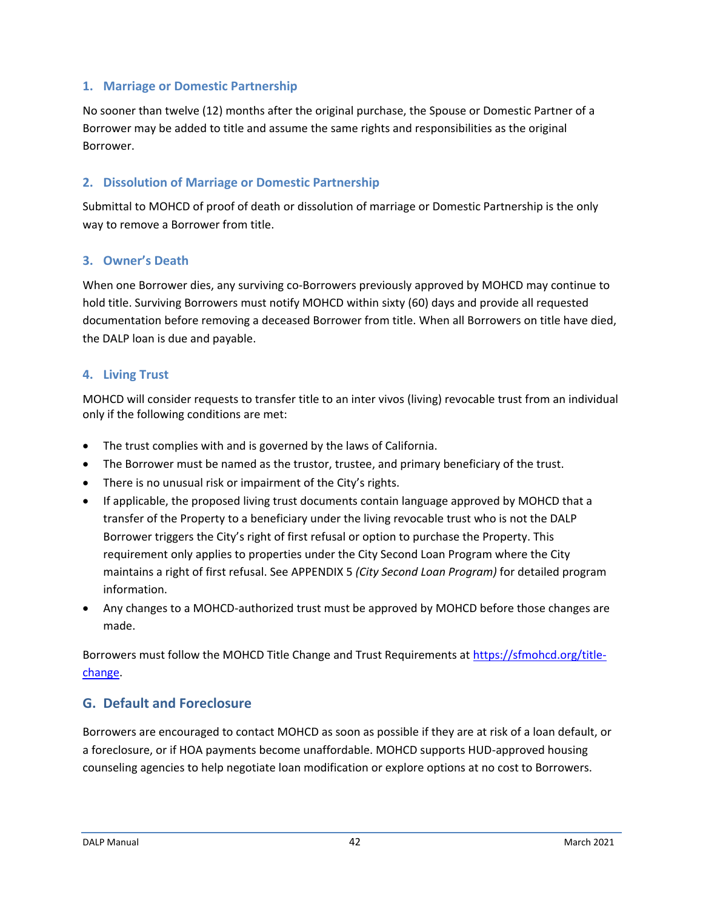### 1. Marriage or Domestic Partnership

No sooner than twelve (12) months after the original purchase, the Spouse or Domestic Partner of a Borrower may be added to title and assume the same rights and responsibilities as the original Borrower.

### 2. Dissolution of Marriage or Domestic Partnership

Submittal to MOHCD of proof of death or dissolution of marriage or Domestic Partnership is the only way to remove a Borrower from title.

### 3. Owner's Death

When one Borrower dies, any surviving co-Borrowers previously approved by MOHCD may continue to hold title. Surviving Borrowers must notify MOHCD within sixty (60) days and provide all requested documentation before removing a deceased Borrower from title. When all Borrowers on title have died, the DALP loan is due and payable.

### 4. Living Trust

MOHCD will consider requests to transfer title to an inter vivos (living) revocable trust from an individual only if the following conditions are met:

- The trust complies with and is governed by the laws of California.
- The Borrower must be named as the trustor, trustee, and primary beneficiary of the trust.
- There is no unusual risk or impairment of the City's rights.
- If applicable, the proposed living trust documents contain language approved by MOHCD that a transfer of the Property to a beneficiary under the living revocable trust who is not the DALP Borrower triggers the City's right of first refusal or option to purchase the Property. This requirement only applies to properties under the City Second Loan Program where the City maintains a right of first refusal. See APPENDIX 5 *(City Second Loan Program)* for detailed program information.
- Any changes to a MOHCD-authorized trust must be approved by MOHCD before those changes are made.

Borrowers must follow the MOHCD Title Change and Trust Requirements at https://sfmohcd.org/title-change.

## G. Default and Foreclosure

Borrowers are encouraged to contact MOHCD as soon as possible if they are at risk of a loan default, or a foreclosure, or if HOA payments become unaffordable. MOHCD supports HUD-approved housing counseling agencies to help negotiate loan modification or explore options at no cost to Borrowers.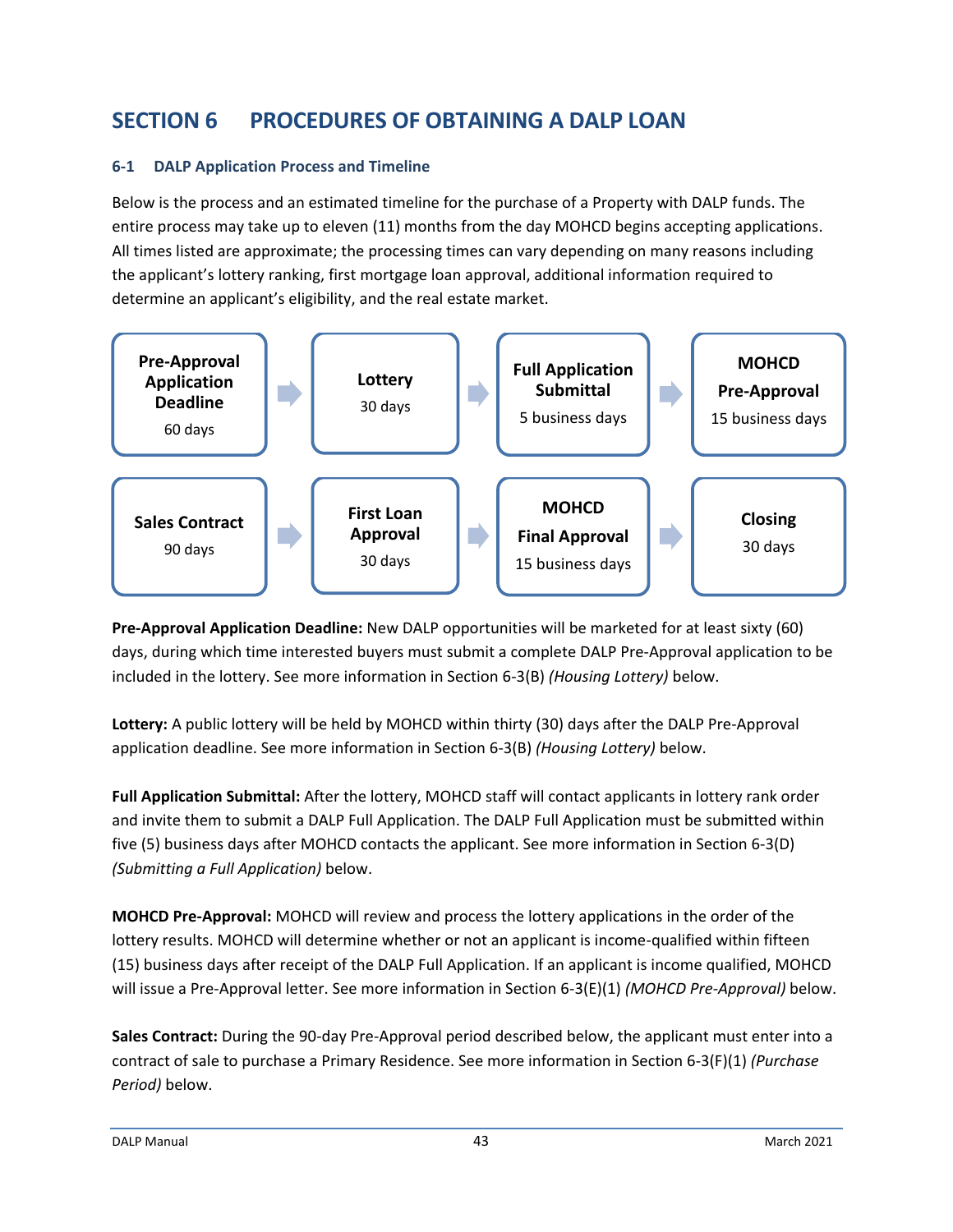# SECTION 6 PROCEDURES OF OBTAINING A DALP LOAN

## 6-1 DALP Application Process and Timeline

Below is the process and an estimated timeline for the purchase of a Property with DALP funds. The entire process may take up to eleven (11) months from the day MOHCD begins accepting applications. All times listed are approximate; the processing times can vary depending on many reasons including the applicant's lottery ranking, first mortgage loan approval, additional information required to determine an applicant's eligibility, and the real estate market.

| Step | Duration |
| --- | --- |
| **Pre-Approval Application Deadline** | 60 days |
| **Lottery** | 30 days |
| **Full Application Submittal** | 5 business days |
| **MOHCD Pre-Approval** | 15 business days |
| **Sales Contract** | 90 days |
| **First Loan Approval** | 30 days |
| **MOHCD Final Approval** | 15 business days |
| **Closing** | 30 days |

**Pre-Approval Application Deadline:** New DALP opportunities will be marketed for at least sixty (60) days, during which time interested buyers must submit a complete DALP Pre-Approval application to be included in the lottery. See more information in Section 6-3(B) *(Housing Lottery)* below.

**Lottery:** A public lottery will be held by MOHCD within thirty (30) days after the DALP Pre-Approval application deadline. See more information in Section 6-3(B) *(Housing Lottery)* below.

**Full Application Submittal:** After the lottery, MOHCD staff will contact applicants in lottery rank order and invite them to submit a DALP Full Application. The DALP Full Application must be submitted within five (5) business days after MOHCD contacts the applicant. See more information in Section 6-3(D) *(Submitting a Full Application)* below.

**MOHCD Pre-Approval:** MOHCD will review and process the lottery applications in the order of the lottery results. MOHCD will determine whether or not an applicant is income-qualified within fifteen (15) business days after receipt of the DALP Full Application. If an applicant is income qualified, MOHCD will issue a Pre-Approval letter. See more information in Section 6-3(E)(1) *(MOHCD Pre-Approval)* below.

**Sales Contract:** During the 90-day Pre-Approval period described below, the applicant must enter into a contract of sale to purchase a Primary Residence. See more information in Section 6-3(F)(1) *(Purchase Period)* below.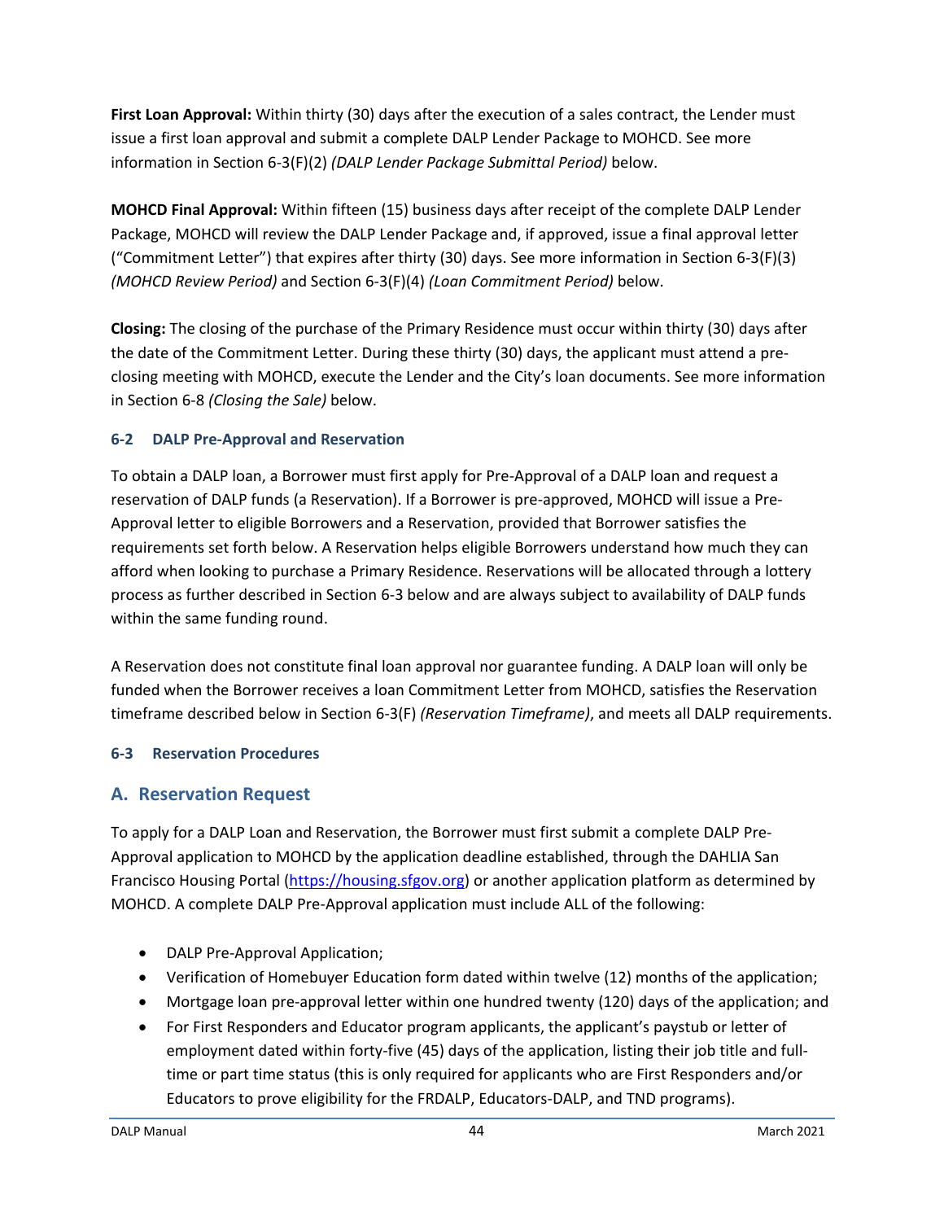**First Loan Approval:** Within thirty (30) days after the execution of a sales contract, the Lender must issue a first loan approval and submit a complete DALP Lender Package to MOHCD. See more information in Section 6-3(F)(2) *(DALP Lender Package Submittal Period)* below.

**MOHCD Final Approval:** Within fifteen (15) business days after receipt of the complete DALP Lender Package, MOHCD will review the DALP Lender Package and, if approved, issue a final approval letter ("Commitment Letter") that expires after thirty (30) days. See more information in Section 6-3(F)(3) *(MOHCD Review Period)* and Section 6-3(F)(4) *(Loan Commitment Period)* below.

**Closing:** The closing of the purchase of the Primary Residence must occur within thirty (30) days after the date of the Commitment Letter. During these thirty (30) days, the applicant must attend a pre-closing meeting with MOHCD, execute the Lender and the City's loan documents. See more information in Section 6-8 *(Closing the Sale)* below.

### 6-2 DALP Pre-Approval and Reservation

To obtain a DALP loan, a Borrower must first apply for Pre-Approval of a DALP loan and request a reservation of DALP funds (a Reservation). If a Borrower is pre-approved, MOHCD will issue a Pre-Approval letter to eligible Borrowers and a Reservation, provided that Borrower satisfies the requirements set forth below. A Reservation helps eligible Borrowers understand how much they can afford when looking to purchase a Primary Residence. Reservations will be allocated through a lottery process as further described in Section 6-3 below and are always subject to availability of DALP funds within the same funding round.

A Reservation does not constitute final loan approval nor guarantee funding. A DALP loan will only be funded when the Borrower receives a loan Commitment Letter from MOHCD, satisfies the Reservation timeframe described below in Section 6-3(F) *(Reservation Timeframe)*, and meets all DALP requirements.

### 6-3 Reservation Procedures

## A. Reservation Request

To apply for a DALP Loan and Reservation, the Borrower must first submit a complete DALP Pre-Approval application to MOHCD by the application deadline established, through the DAHLIA San Francisco Housing Portal (https://housing.sfgov.org) or another application platform as determined by MOHCD. A complete DALP Pre-Approval application must include ALL of the following:

- DALP Pre-Approval Application;
- Verification of Homebuyer Education form dated within twelve (12) months of the application;
- Mortgage loan pre-approval letter within one hundred twenty (120) days of the application; and
- For First Responders and Educator program applicants, the applicant's paystub or letter of employment dated within forty-five (45) days of the application, listing their job title and full-time or part time status (this is only required for applicants who are First Responders and/or Educators to prove eligibility for the FRDALP, Educators-DALP, and TND programs).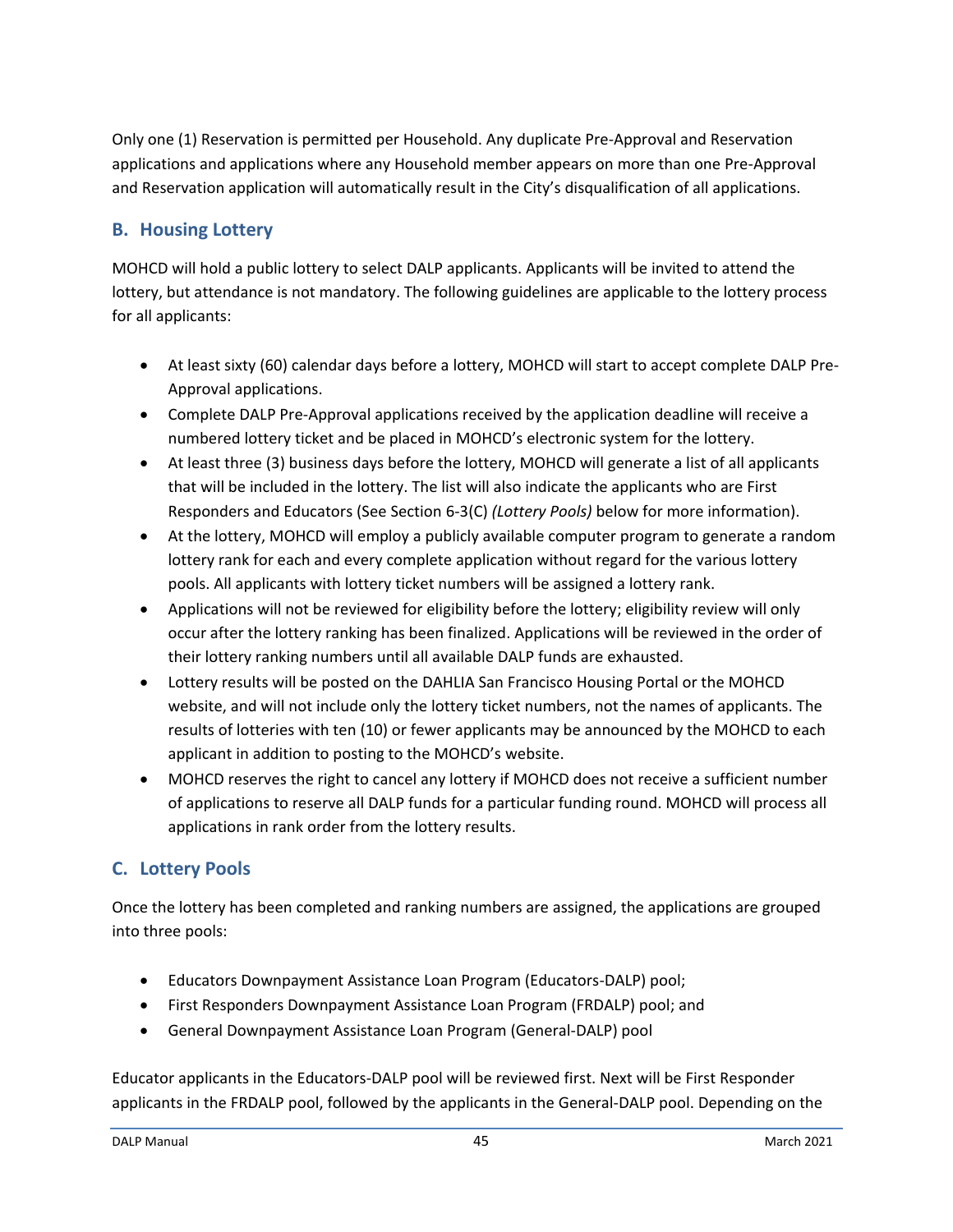Only one (1) Reservation is permitted per Household. Any duplicate Pre-Approval and Reservation applications and applications where any Household member appears on more than one Pre-Approval and Reservation application will automatically result in the City's disqualification of all applications.

## B. Housing Lottery

MOHCD will hold a public lottery to select DALP applicants. Applicants will be invited to attend the lottery, but attendance is not mandatory. The following guidelines are applicable to the lottery process for all applicants:

- At least sixty (60) calendar days before a lottery, MOHCD will start to accept complete DALP Pre-Approval applications.
- Complete DALP Pre-Approval applications received by the application deadline will receive a numbered lottery ticket and be placed in MOHCD's electronic system for the lottery.
- At least three (3) business days before the lottery, MOHCD will generate a list of all applicants that will be included in the lottery. The list will also indicate the applicants who are First Responders and Educators (See Section 6-3(C) *(Lottery Pools)* below for more information).
- At the lottery, MOHCD will employ a publicly available computer program to generate a random lottery rank for each and every complete application without regard for the various lottery pools. All applicants with lottery ticket numbers will be assigned a lottery rank.
- Applications will not be reviewed for eligibility before the lottery; eligibility review will only occur after the lottery ranking has been finalized. Applications will be reviewed in the order of their lottery ranking numbers until all available DALP funds are exhausted.
- Lottery results will be posted on the DAHLIA San Francisco Housing Portal or the MOHCD website, and will not include only the lottery ticket numbers, not the names of applicants. The results of lotteries with ten (10) or fewer applicants may be announced by the MOHCD to each applicant in addition to posting to the MOHCD's website.
- MOHCD reserves the right to cancel any lottery if MOHCD does not receive a sufficient number of applications to reserve all DALP funds for a particular funding round. MOHCD will process all applications in rank order from the lottery results.

## C. Lottery Pools

Once the lottery has been completed and ranking numbers are assigned, the applications are grouped into three pools:

- Educators Downpayment Assistance Loan Program (Educators-DALP) pool;
- First Responders Downpayment Assistance Loan Program (FRDALP) pool; and
- General Downpayment Assistance Loan Program (General-DALP) pool

Educator applicants in the Educators-DALP pool will be reviewed first. Next will be First Responder applicants in the FRDALP pool, followed by the applicants in the General-DALP pool. Depending on the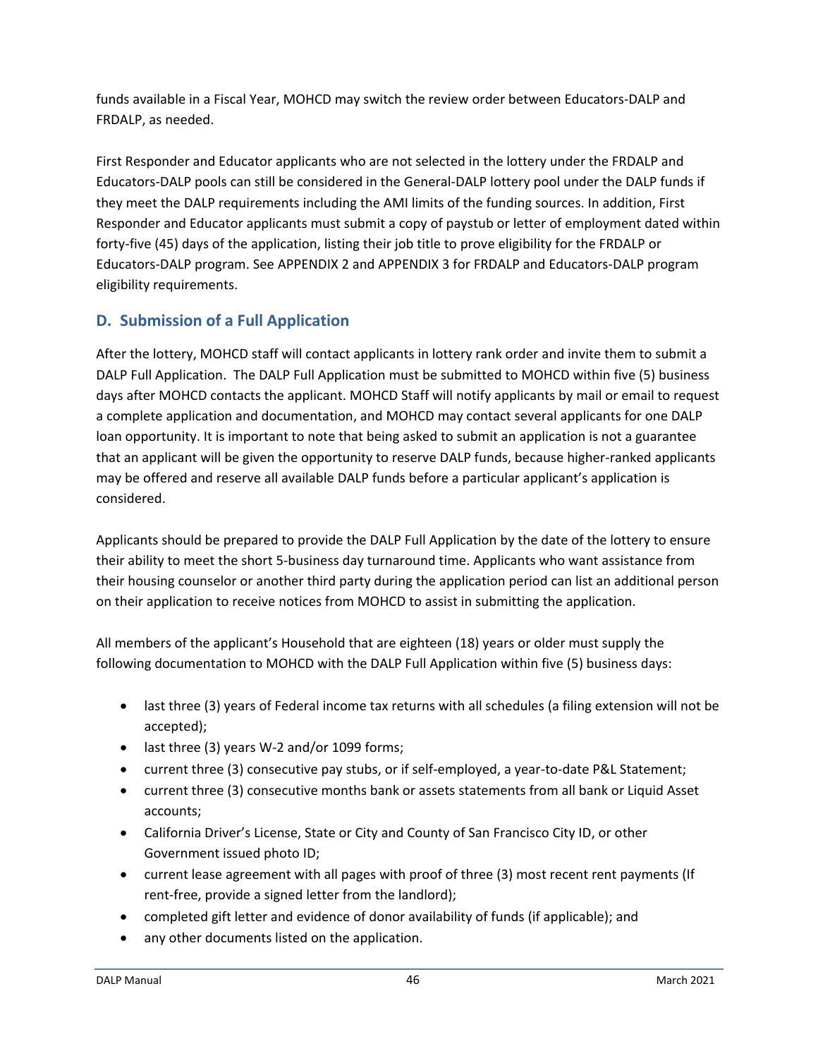funds available in a Fiscal Year, MOHCD may switch the review order between Educators-DALP and FRDALP, as needed.

First Responder and Educator applicants who are not selected in the lottery under the FRDALP and Educators-DALP pools can still be considered in the General-DALP lottery pool under the DALP funds if they meet the DALP requirements including the AMI limits of the funding sources. In addition, First Responder and Educator applicants must submit a copy of paystub or letter of employment dated within forty-five (45) days of the application, listing their job title to prove eligibility for the FRDALP or Educators-DALP program. See APPENDIX 2 and APPENDIX 3 for FRDALP and Educators-DALP program eligibility requirements.

## D. Submission of a Full Application

After the lottery, MOHCD staff will contact applicants in lottery rank order and invite them to submit a DALP Full Application. The DALP Full Application must be submitted to MOHCD within five (5) business days after MOHCD contacts the applicant. MOHCD Staff will notify applicants by mail or email to request a complete application and documentation, and MOHCD may contact several applicants for one DALP loan opportunity. It is important to note that being asked to submit an application is not a guarantee that an applicant will be given the opportunity to reserve DALP funds, because higher-ranked applicants may be offered and reserve all available DALP funds before a particular applicant's application is considered.

Applicants should be prepared to provide the DALP Full Application by the date of the lottery to ensure their ability to meet the short 5-business day turnaround time. Applicants who want assistance from their housing counselor or another third party during the application period can list an additional person on their application to receive notices from MOHCD to assist in submitting the application.

All members of the applicant's Household that are eighteen (18) years or older must supply the following documentation to MOHCD with the DALP Full Application within five (5) business days:

- last three (3) years of Federal income tax returns with all schedules (a filing extension will not be accepted);
- last three (3) years W-2 and/or 1099 forms;
- current three (3) consecutive pay stubs, or if self-employed, a year-to-date P&L Statement;
- current three (3) consecutive months bank or assets statements from all bank or Liquid Asset accounts;
- California Driver's License, State or City and County of San Francisco City ID, or other Government issued photo ID;
- current lease agreement with all pages with proof of three (3) most recent rent payments (If rent-free, provide a signed letter from the landlord);
- completed gift letter and evidence of donor availability of funds (if applicable); and
- any other documents listed on the application.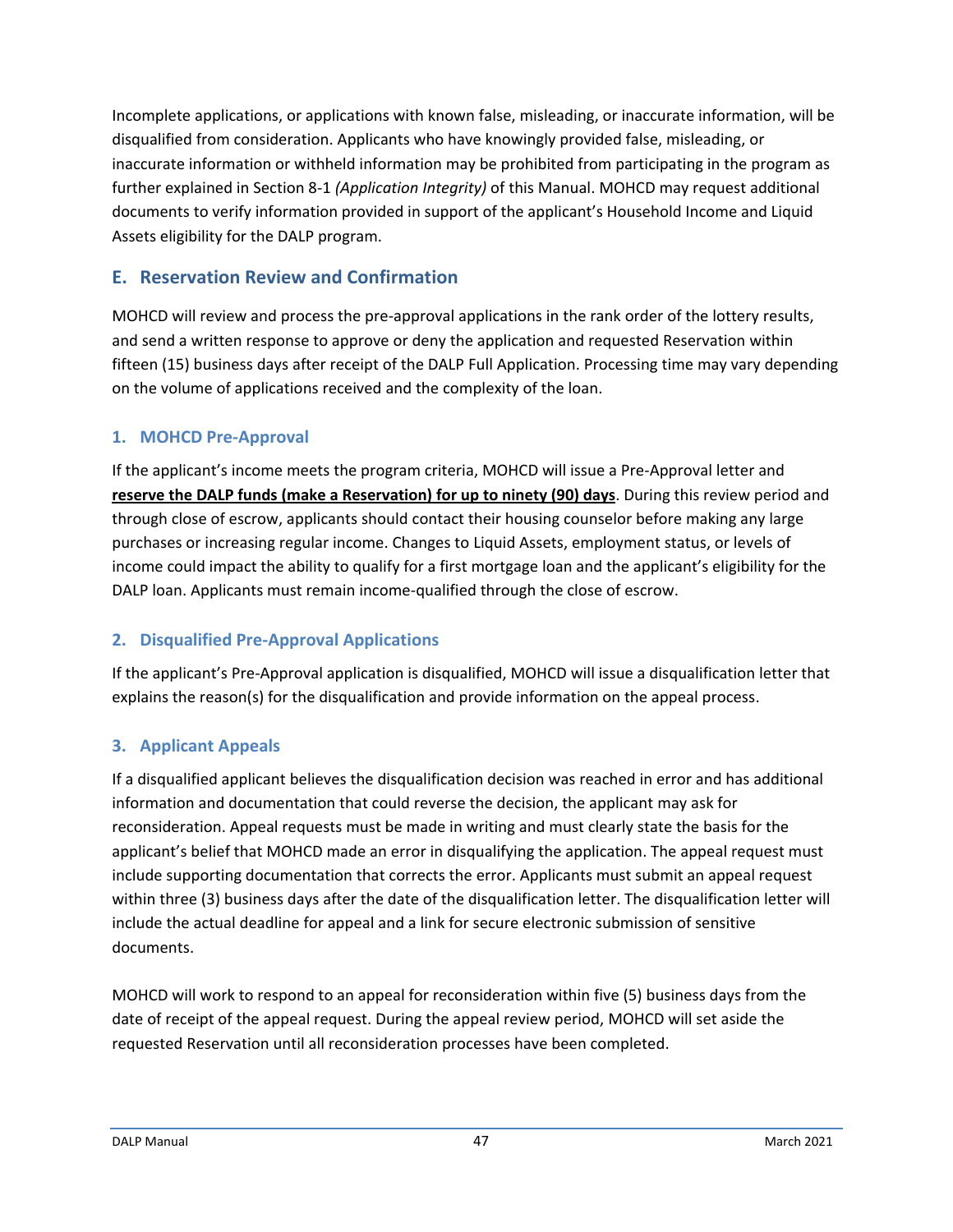Incomplete applications, or applications with known false, misleading, or inaccurate information, will be disqualified from consideration. Applicants who have knowingly provided false, misleading, or inaccurate information or withheld information may be prohibited from participating in the program as further explained in Section 8-1 *(Application Integrity)* of this Manual. MOHCD may request additional documents to verify information provided in support of the applicant's Household Income and Liquid Assets eligibility for the DALP program.

## E. Reservation Review and Confirmation

MOHCD will review and process the pre-approval applications in the rank order of the lottery results, and send a written response to approve or deny the application and requested Reservation within fifteen (15) business days after receipt of the DALP Full Application. Processing time may vary depending on the volume of applications received and the complexity of the loan.

### 1. MOHCD Pre-Approval

If the applicant's income meets the program criteria, MOHCD will issue a Pre-Approval letter and **reserve the DALP funds (make a Reservation) for up to ninety (90) days**. During this review period and through close of escrow, applicants should contact their housing counselor before making any large purchases or increasing regular income. Changes to Liquid Assets, employment status, or levels of income could impact the ability to qualify for a first mortgage loan and the applicant's eligibility for the DALP loan. Applicants must remain income-qualified through the close of escrow.

### 2. Disqualified Pre-Approval Applications

If the applicant's Pre-Approval application is disqualified, MOHCD will issue a disqualification letter that explains the reason(s) for the disqualification and provide information on the appeal process.

### 3. Applicant Appeals

If a disqualified applicant believes the disqualification decision was reached in error and has additional information and documentation that could reverse the decision, the applicant may ask for reconsideration. Appeal requests must be made in writing and must clearly state the basis for the applicant's belief that MOHCD made an error in disqualifying the application. The appeal request must include supporting documentation that corrects the error. Applicants must submit an appeal request within three (3) business days after the date of the disqualification letter. The disqualification letter will include the actual deadline for appeal and a link for secure electronic submission of sensitive documents.

MOHCD will work to respond to an appeal for reconsideration within five (5) business days from the date of receipt of the appeal request. During the appeal review period, MOHCD will set aside the requested Reservation until all reconsideration processes have been completed.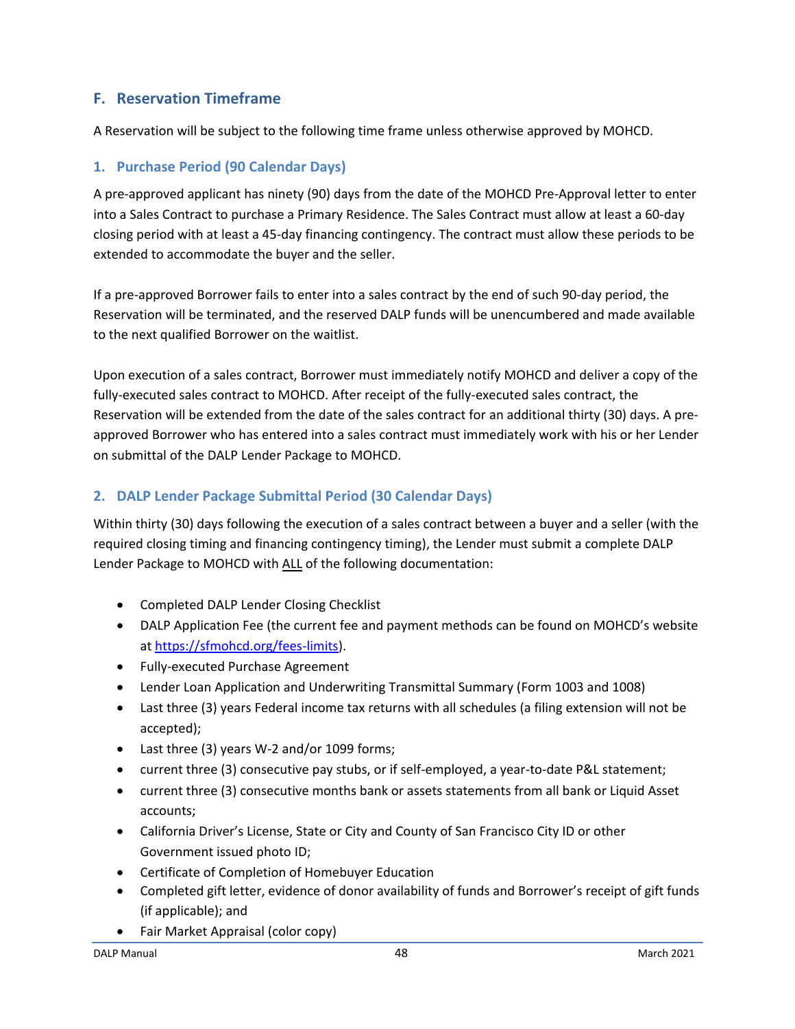## F. Reservation Timeframe

A Reservation will be subject to the following time frame unless otherwise approved by MOHCD.

### 1. Purchase Period (90 Calendar Days)

A pre-approved applicant has ninety (90) days from the date of the MOHCD Pre-Approval letter to enter into a Sales Contract to purchase a Primary Residence. The Sales Contract must allow at least a 60-day closing period with at least a 45-day financing contingency. The contract must allow these periods to be extended to accommodate the buyer and the seller.

If a pre-approved Borrower fails to enter into a sales contract by the end of such 90-day period, the Reservation will be terminated, and the reserved DALP funds will be unencumbered and made available to the next qualified Borrower on the waitlist.

Upon execution of a sales contract, Borrower must immediately notify MOHCD and deliver a copy of the fully-executed sales contract to MOHCD. After receipt of the fully-executed sales contract, the Reservation will be extended from the date of the sales contract for an additional thirty (30) days. A pre-approved Borrower who has entered into a sales contract must immediately work with his or her Lender on submittal of the DALP Lender Package to MOHCD.

### 2. DALP Lender Package Submittal Period (30 Calendar Days)

Within thirty (30) days following the execution of a sales contract between a buyer and a seller (with the required closing timing and financing contingency timing), the Lender must submit a complete DALP Lender Package to MOHCD with ALL of the following documentation:

- Completed DALP Lender Closing Checklist
- DALP Application Fee (the current fee and payment methods can be found on MOHCD's website at [https://sfmohcd.org/fees-limits](https://sfmohcd.org/fees-limits)).
- Fully-executed Purchase Agreement
- Lender Loan Application and Underwriting Transmittal Summary (Form 1003 and 1008)
- Last three (3) years Federal income tax returns with all schedules (a filing extension will not be accepted);
- Last three (3) years W-2 and/or 1099 forms;
- current three (3) consecutive pay stubs, or if self-employed, a year-to-date P&L statement;
- current three (3) consecutive months bank or assets statements from all bank or Liquid Asset accounts;
- California Driver's License, State or City and County of San Francisco City ID or other Government issued photo ID;
- Certificate of Completion of Homebuyer Education
- Completed gift letter, evidence of donor availability of funds and Borrower's receipt of gift funds (if applicable); and
- Fair Market Appraisal (color copy)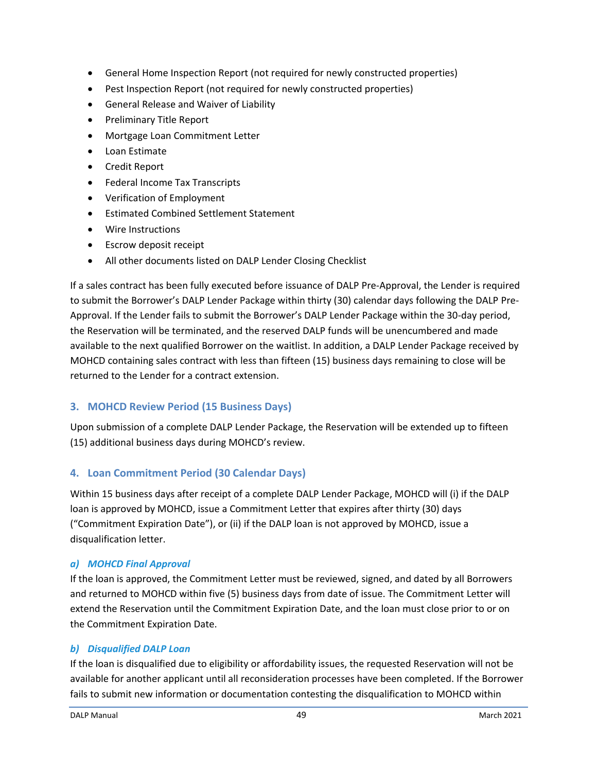- General Home Inspection Report (not required for newly constructed properties)
- Pest Inspection Report (not required for newly constructed properties)
- General Release and Waiver of Liability
- Preliminary Title Report
- Mortgage Loan Commitment Letter
- Loan Estimate
- Credit Report
- Federal Income Tax Transcripts
- Verification of Employment
- Estimated Combined Settlement Statement
- Wire Instructions
- Escrow deposit receipt
- All other documents listed on DALP Lender Closing Checklist

If a sales contract has been fully executed before issuance of DALP Pre-Approval, the Lender is required to submit the Borrower's DALP Lender Package within thirty (30) calendar days following the DALP Pre-Approval. If the Lender fails to submit the Borrower's DALP Lender Package within the 30-day period, the Reservation will be terminated, and the reserved DALP funds will be unencumbered and made available to the next qualified Borrower on the waitlist. In addition, a DALP Lender Package received by MOHCD containing sales contract with less than fifteen (15) business days remaining to close will be returned to the Lender for a contract extension.

### 3. MOHCD Review Period (15 Business Days)

Upon submission of a complete DALP Lender Package, the Reservation will be extended up to fifteen (15) additional business days during MOHCD's review.

### 4. Loan Commitment Period (30 Calendar Days)

Within 15 business days after receipt of a complete DALP Lender Package, MOHCD will (i) if the DALP loan is approved by MOHCD, issue a Commitment Letter that expires after thirty (30) days ("Commitment Expiration Date"), or (ii) if the DALP loan is not approved by MOHCD, issue a disqualification letter.

#### *a) MOHCD Final Approval*

If the loan is approved, the Commitment Letter must be reviewed, signed, and dated by all Borrowers and returned to MOHCD within five (5) business days from date of issue. The Commitment Letter will extend the Reservation until the Commitment Expiration Date, and the loan must close prior to or on the Commitment Expiration Date.

#### *b) Disqualified DALP Loan*

If the loan is disqualified due to eligibility or affordability issues, the requested Reservation will not be available for another applicant until all reconsideration processes have been completed. If the Borrower fails to submit new information or documentation contesting the disqualification to MOHCD within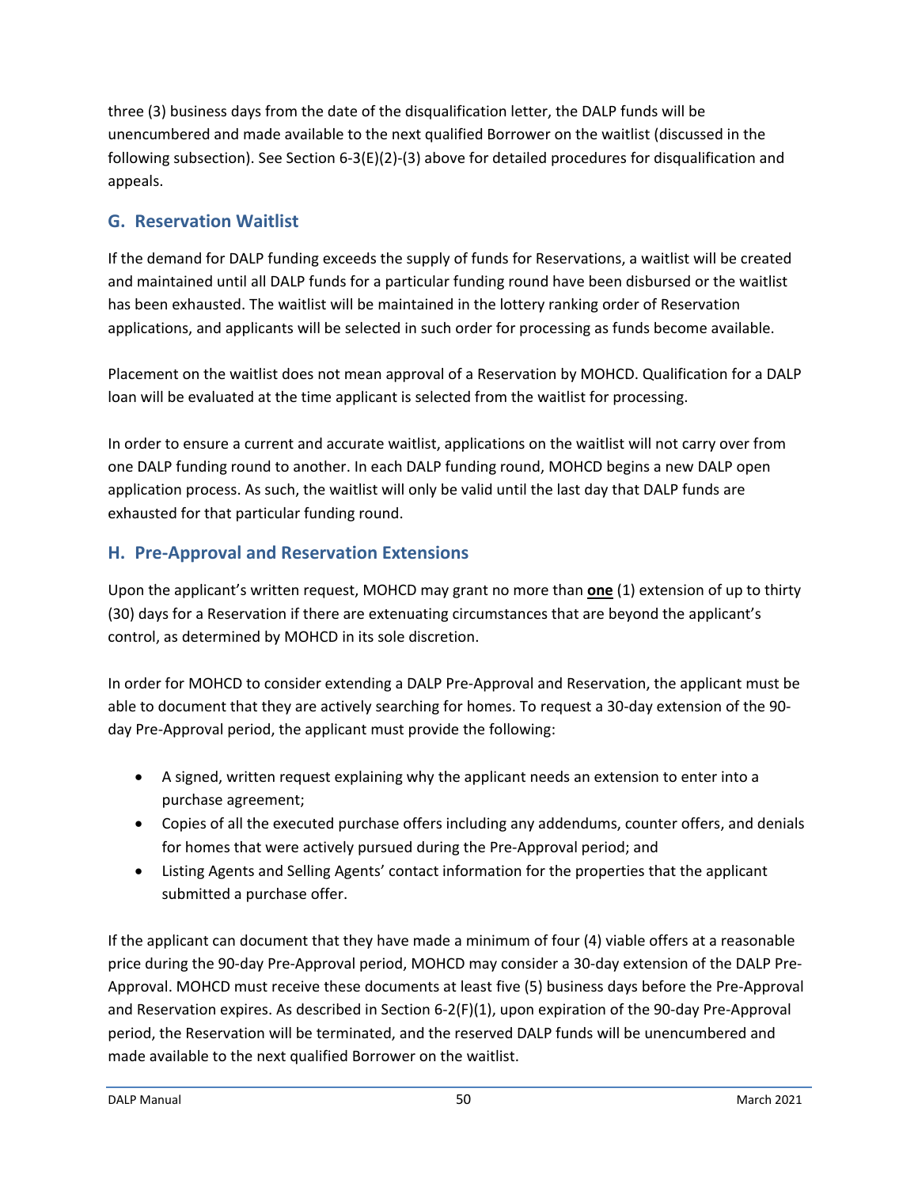three (3) business days from the date of the disqualification letter, the DALP funds will be unencumbered and made available to the next qualified Borrower on the waitlist (discussed in the following subsection). See Section 6-3(E)(2)-(3) above for detailed procedures for disqualification and appeals.

## G. Reservation Waitlist

If the demand for DALP funding exceeds the supply of funds for Reservations, a waitlist will be created and maintained until all DALP funds for a particular funding round have been disbursed or the waitlist has been exhausted. The waitlist will be maintained in the lottery ranking order of Reservation applications, and applicants will be selected in such order for processing as funds become available.

Placement on the waitlist does not mean approval of a Reservation by MOHCD. Qualification for a DALP loan will be evaluated at the time applicant is selected from the waitlist for processing.

In order to ensure a current and accurate waitlist, applications on the waitlist will not carry over from one DALP funding round to another. In each DALP funding round, MOHCD begins a new DALP open application process. As such, the waitlist will only be valid until the last day that DALP funds are exhausted for that particular funding round.

## H. Pre-Approval and Reservation Extensions

Upon the applicant's written request, MOHCD may grant no more than **one** (1) extension of up to thirty (30) days for a Reservation if there are extenuating circumstances that are beyond the applicant's control, as determined by MOHCD in its sole discretion.

In order for MOHCD to consider extending a DALP Pre-Approval and Reservation, the applicant must be able to document that they are actively searching for homes. To request a 30-day extension of the 90-day Pre-Approval period, the applicant must provide the following:

- A signed, written request explaining why the applicant needs an extension to enter into a purchase agreement;
- Copies of all the executed purchase offers including any addendums, counter offers, and denials for homes that were actively pursued during the Pre-Approval period; and
- Listing Agents and Selling Agents' contact information for the properties that the applicant submitted a purchase offer.

If the applicant can document that they have made a minimum of four (4) viable offers at a reasonable price during the 90-day Pre-Approval period, MOHCD may consider a 30-day extension of the DALP Pre-Approval. MOHCD must receive these documents at least five (5) business days before the Pre-Approval and Reservation expires. As described in Section 6-2(F)(1), upon expiration of the 90-day Pre-Approval period, the Reservation will be terminated, and the reserved DALP funds will be unencumbered and made available to the next qualified Borrower on the waitlist.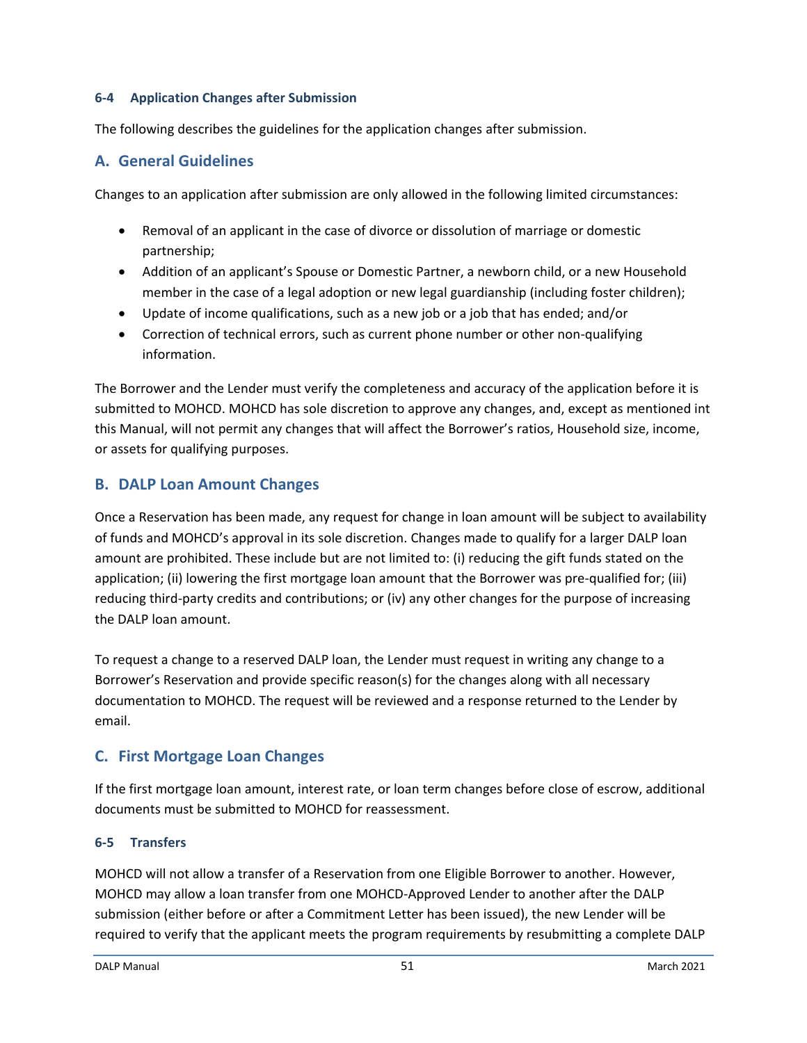### 6-4 Application Changes after Submission

The following describes the guidelines for the application changes after submission.

## A. General Guidelines

Changes to an application after submission are only allowed in the following limited circumstances:

- Removal of an applicant in the case of divorce or dissolution of marriage or domestic partnership;
- Addition of an applicant's Spouse or Domestic Partner, a newborn child, or a new Household member in the case of a legal adoption or new legal guardianship (including foster children);
- Update of income qualifications, such as a new job or a job that has ended; and/or
- Correction of technical errors, such as current phone number or other non-qualifying information.

The Borrower and the Lender must verify the completeness and accuracy of the application before it is submitted to MOHCD. MOHCD has sole discretion to approve any changes, and, except as mentioned int this Manual, will not permit any changes that will affect the Borrower's ratios, Household size, income, or assets for qualifying purposes.

## B. DALP Loan Amount Changes

Once a Reservation has been made, any request for change in loan amount will be subject to availability of funds and MOHCD's approval in its sole discretion. Changes made to qualify for a larger DALP loan amount are prohibited. These include but are not limited to: (i) reducing the gift funds stated on the application; (ii) lowering the first mortgage loan amount that the Borrower was pre-qualified for; (iii) reducing third-party credits and contributions; or (iv) any other changes for the purpose of increasing the DALP loan amount.

To request a change to a reserved DALP loan, the Lender must request in writing any change to a Borrower's Reservation and provide specific reason(s) for the changes along with all necessary documentation to MOHCD. The request will be reviewed and a response returned to the Lender by email.

## C. First Mortgage Loan Changes

If the first mortgage loan amount, interest rate, or loan term changes before close of escrow, additional documents must be submitted to MOHCD for reassessment.

### 6-5 Transfers

MOHCD will not allow a transfer of a Reservation from one Eligible Borrower to another. However, MOHCD may allow a loan transfer from one MOHCD-Approved Lender to another after the DALP submission (either before or after a Commitment Letter has been issued), the new Lender will be required to verify that the applicant meets the program requirements by resubmitting a complete DALP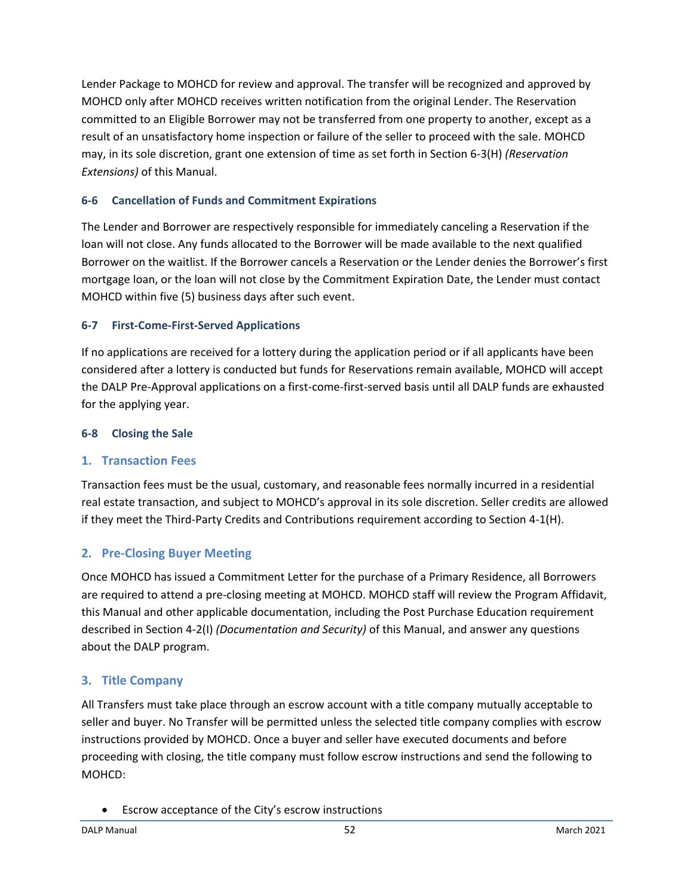Lender Package to MOHCD for review and approval. The transfer will be recognized and approved by MOHCD only after MOHCD receives written notification from the original Lender. The Reservation committed to an Eligible Borrower may not be transferred from one property to another, except as a result of an unsatisfactory home inspection or failure of the seller to proceed with the sale. MOHCD may, in its sole discretion, grant one extension of time as set forth in Section 6-3(H) *(Reservation Extensions)* of this Manual.

### 6-6 Cancellation of Funds and Commitment Expirations

The Lender and Borrower are respectively responsible for immediately canceling a Reservation if the loan will not close. Any funds allocated to the Borrower will be made available to the next qualified Borrower on the waitlist. If the Borrower cancels a Reservation or the Lender denies the Borrower's first mortgage loan, or the loan will not close by the Commitment Expiration Date, the Lender must contact MOHCD within five (5) business days after such event.

### 6-7 First-Come-First-Served Applications

If no applications are received for a lottery during the application period or if all applicants have been considered after a lottery is conducted but funds for Reservations remain available, MOHCD will accept the DALP Pre-Approval applications on a first-come-first-served basis until all DALP funds are exhausted for the applying year.

### 6-8 Closing the Sale

#### 1. Transaction Fees

Transaction fees must be the usual, customary, and reasonable fees normally incurred in a residential real estate transaction, and subject to MOHCD's approval in its sole discretion. Seller credits are allowed if they meet the Third-Party Credits and Contributions requirement according to Section 4-1(H).

#### 2. Pre-Closing Buyer Meeting

Once MOHCD has issued a Commitment Letter for the purchase of a Primary Residence, all Borrowers are required to attend a pre-closing meeting at MOHCD. MOHCD staff will review the Program Affidavit, this Manual and other applicable documentation, including the Post Purchase Education requirement described in Section 4-2(I) *(Documentation and Security)* of this Manual, and answer any questions about the DALP program.

#### 3. Title Company

All Transfers must take place through an escrow account with a title company mutually acceptable to seller and buyer. No Transfer will be permitted unless the selected title company complies with escrow instructions provided by MOHCD. Once a buyer and seller have executed documents and before proceeding with closing, the title company must follow escrow instructions and send the following to MOHCD:

- Escrow acceptance of the City's escrow instructions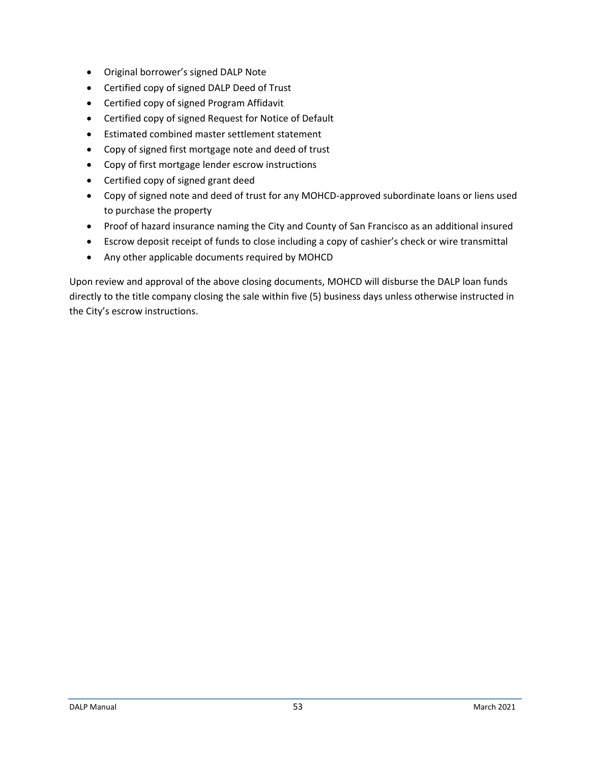- Original borrower’s signed DALP Note
- Certified copy of signed DALP Deed of Trust
- Certified copy of signed Program Affidavit
- Certified copy of signed Request for Notice of Default
- Estimated combined master settlement statement
- Copy of signed first mortgage note and deed of trust
- Copy of first mortgage lender escrow instructions
- Certified copy of signed grant deed
- Copy of signed note and deed of trust for any MOHCD-approved subordinate loans or liens used to purchase the property
- Proof of hazard insurance naming the City and County of San Francisco as an additional insured
- Escrow deposit receipt of funds to close including a copy of cashier’s check or wire transmittal
- Any other applicable documents required by MOHCD

Upon review and approval of the above closing documents, MOHCD will disburse the DALP loan funds directly to the title company closing the sale within five (5) business days unless otherwise instructed in the City’s escrow instructions.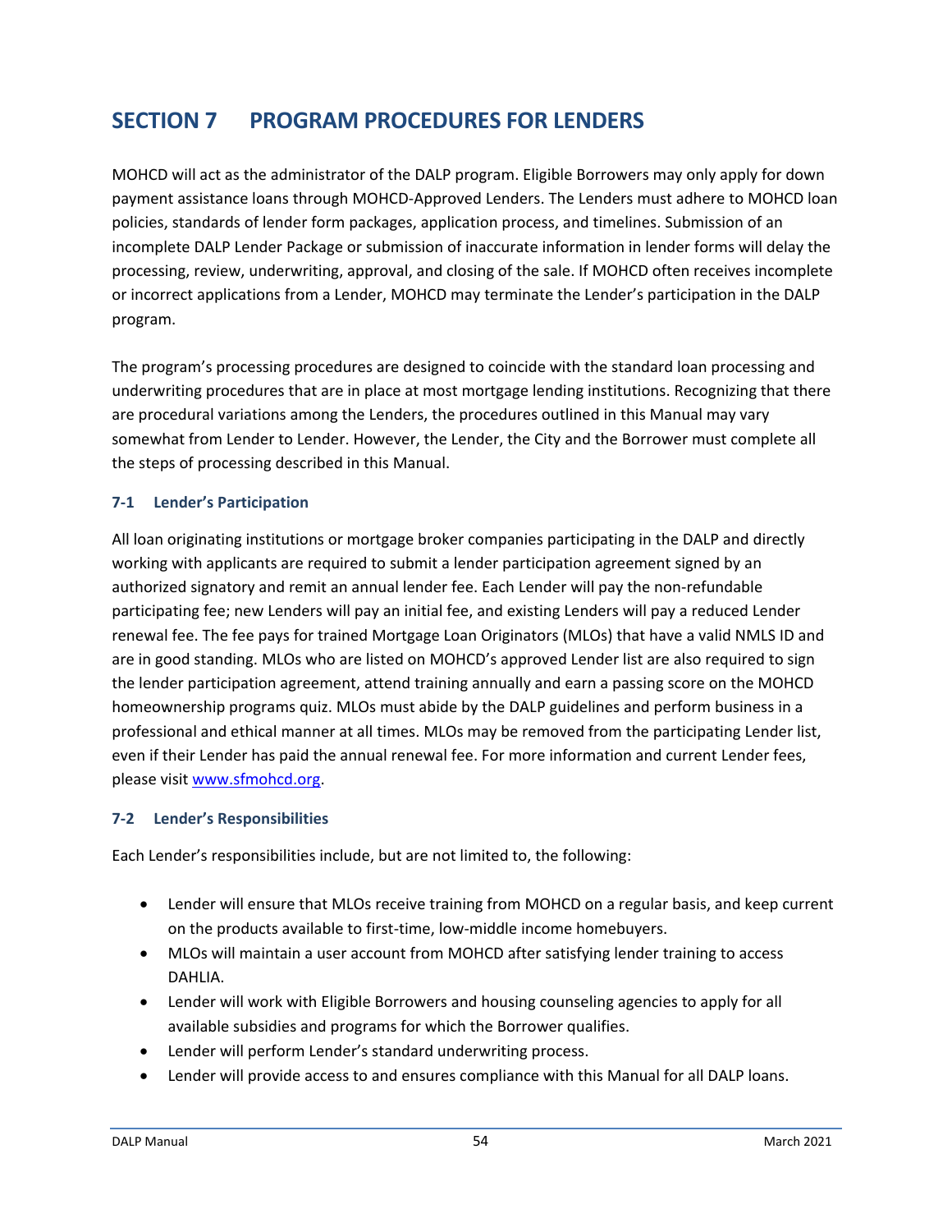# SECTION 7 PROGRAM PROCEDURES FOR LENDERS

MOHCD will act as the administrator of the DALP program. Eligible Borrowers may only apply for down payment assistance loans through MOHCD-Approved Lenders. The Lenders must adhere to MOHCD loan policies, standards of lender form packages, application process, and timelines. Submission of an incomplete DALP Lender Package or submission of inaccurate information in lender forms will delay the processing, review, underwriting, approval, and closing of the sale. If MOHCD often receives incomplete or incorrect applications from a Lender, MOHCD may terminate the Lender's participation in the DALP program.

The program's processing procedures are designed to coincide with the standard loan processing and underwriting procedures that are in place at most mortgage lending institutions. Recognizing that there are procedural variations among the Lenders, the procedures outlined in this Manual may vary somewhat from Lender to Lender. However, the Lender, the City and the Borrower must complete all the steps of processing described in this Manual.

### 7-1 Lender's Participation

All loan originating institutions or mortgage broker companies participating in the DALP and directly working with applicants are required to submit a lender participation agreement signed by an authorized signatory and remit an annual lender fee. Each Lender will pay the non-refundable participating fee; new Lenders will pay an initial fee, and existing Lenders will pay a reduced Lender renewal fee. The fee pays for trained Mortgage Loan Originators (MLOs) that have a valid NMLS ID and are in good standing. MLOs who are listed on MOHCD's approved Lender list are also required to sign the lender participation agreement, attend training annually and earn a passing score on the MOHCD homeownership programs quiz. MLOs must abide by the DALP guidelines and perform business in a professional and ethical manner at all times. MLOs may be removed from the participating Lender list, even if their Lender has paid the annual renewal fee. For more information and current Lender fees, please visit [www.sfmohcd.org](www.sfmohcd.org).

### 7-2 Lender's Responsibilities

Each Lender's responsibilities include, but are not limited to, the following:

- Lender will ensure that MLOs receive training from MOHCD on a regular basis, and keep current on the products available to first-time, low-middle income homebuyers.
- MLOs will maintain a user account from MOHCD after satisfying lender training to access DAHLIA.
- Lender will work with Eligible Borrowers and housing counseling agencies to apply for all available subsidies and programs for which the Borrower qualifies.
- Lender will perform Lender's standard underwriting process.
- Lender will provide access to and ensures compliance with this Manual for all DALP loans.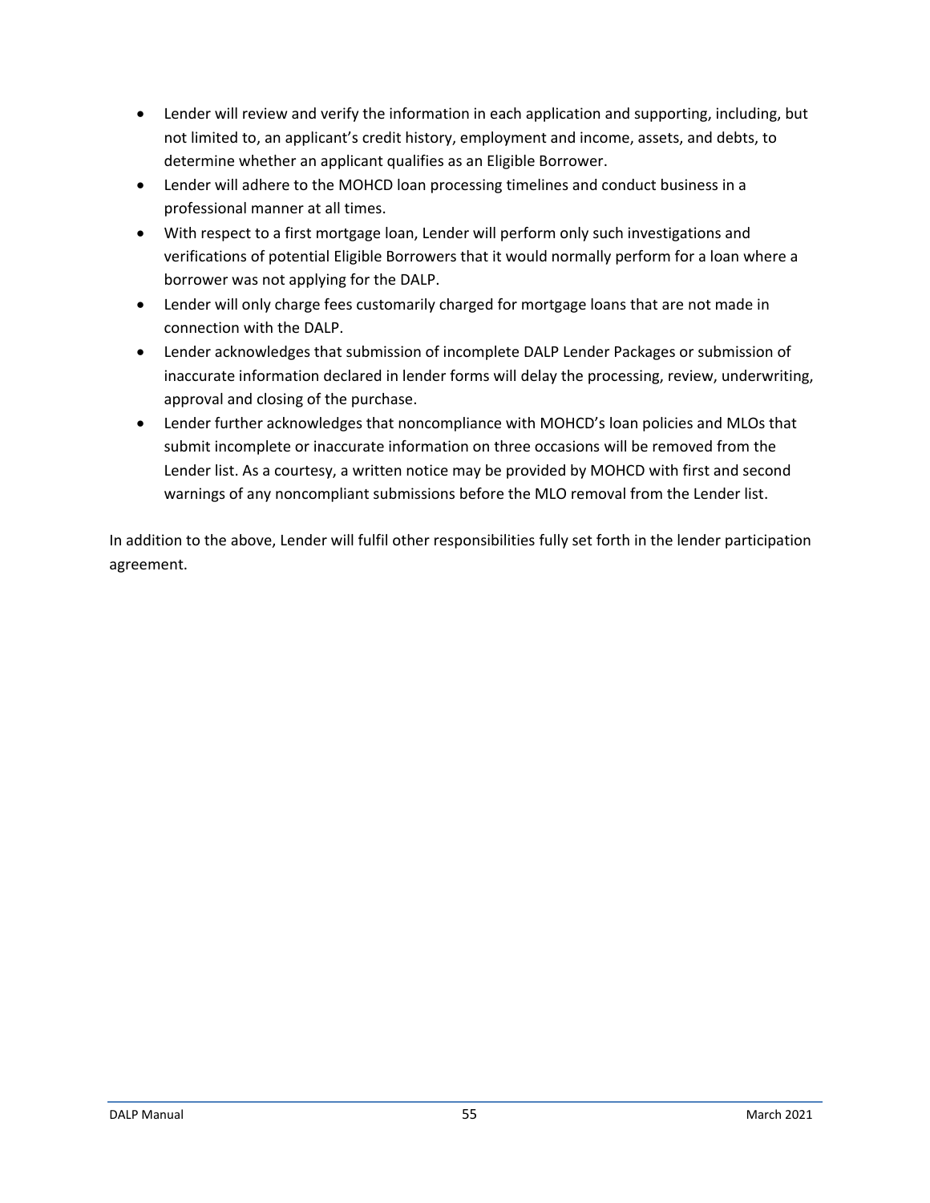- Lender will review and verify the information in each application and supporting, including, but not limited to, an applicant's credit history, employment and income, assets, and debts, to determine whether an applicant qualifies as an Eligible Borrower.
- Lender will adhere to the MOHCD loan processing timelines and conduct business in a professional manner at all times.
- With respect to a first mortgage loan, Lender will perform only such investigations and verifications of potential Eligible Borrowers that it would normally perform for a loan where a borrower was not applying for the DALP.
- Lender will only charge fees customarily charged for mortgage loans that are not made in connection with the DALP.
- Lender acknowledges that submission of incomplete DALP Lender Packages or submission of inaccurate information declared in lender forms will delay the processing, review, underwriting, approval and closing of the purchase.
- Lender further acknowledges that noncompliance with MOHCD's loan policies and MLOs that submit incomplete or inaccurate information on three occasions will be removed from the Lender list. As a courtesy, a written notice may be provided by MOHCD with first and second warnings of any noncompliant submissions before the MLO removal from the Lender list.

In addition to the above, Lender will fulfil other responsibilities fully set forth in the lender participation agreement.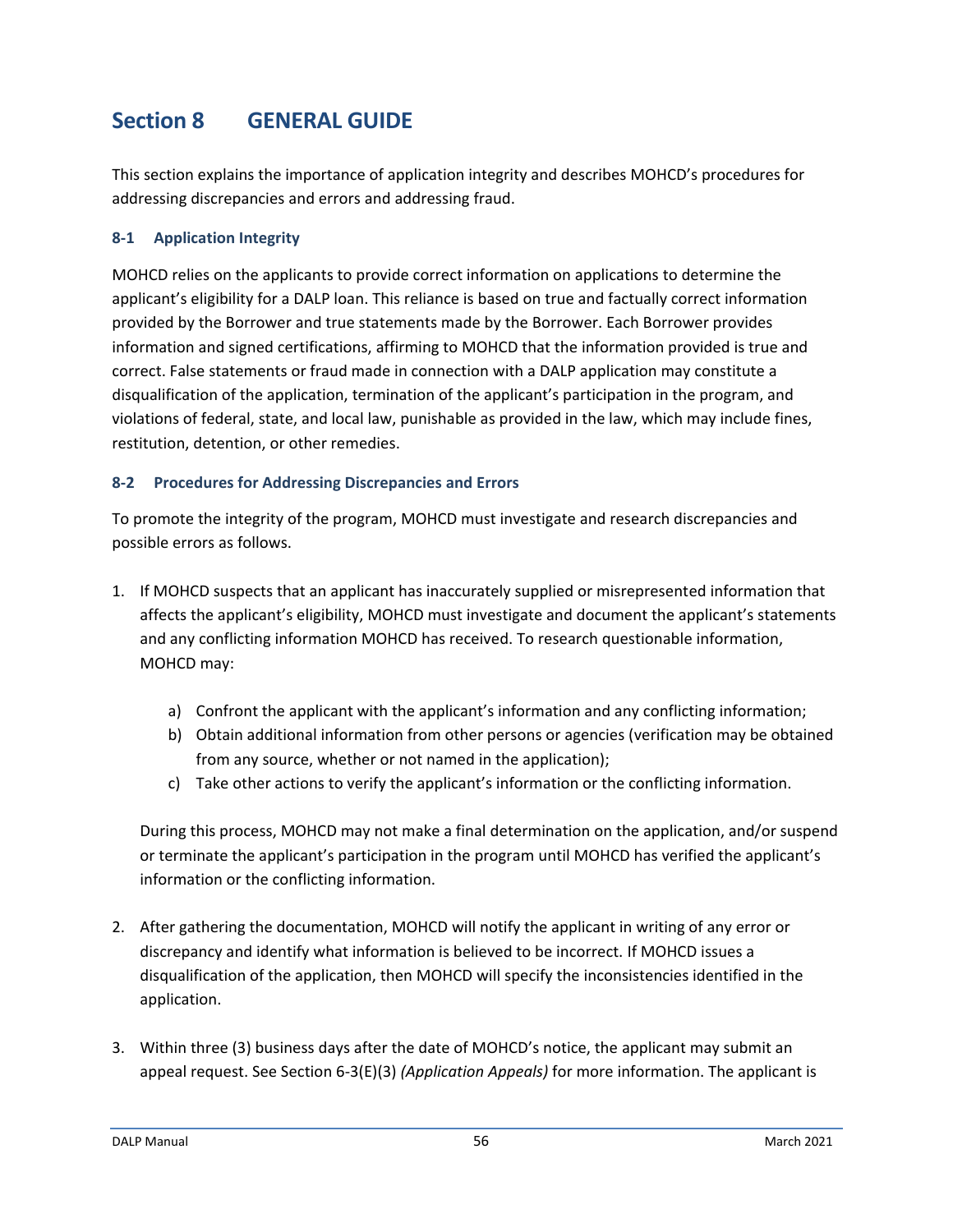# Section 8 GENERAL GUIDE

This section explains the importance of application integrity and describes MOHCD's procedures for addressing discrepancies and errors and addressing fraud.

### 8-1 Application Integrity

MOHCD relies on the applicants to provide correct information on applications to determine the applicant's eligibility for a DALP loan. This reliance is based on true and factually correct information provided by the Borrower and true statements made by the Borrower. Each Borrower provides information and signed certifications, affirming to MOHCD that the information provided is true and correct. False statements or fraud made in connection with a DALP application may constitute a disqualification of the application, termination of the applicant's participation in the program, and violations of federal, state, and local law, punishable as provided in the law, which may include fines, restitution, detention, or other remedies.

### 8-2 Procedures for Addressing Discrepancies and Errors

To promote the integrity of the program, MOHCD must investigate and research discrepancies and possible errors as follows.

1. If MOHCD suspects that an applicant has inaccurately supplied or misrepresented information that affects the applicant's eligibility, MOHCD must investigate and document the applicant's statements and any conflicting information MOHCD has received. To research questionable information, MOHCD may:

   a) Confront the applicant with the applicant's information and any conflicting information;
   b) Obtain additional information from other persons or agencies (verification may be obtained from any source, whether or not named in the application);
   c) Take other actions to verify the applicant's information or the conflicting information.

   During this process, MOHCD may not make a final determination on the application, and/or suspend or terminate the applicant's participation in the program until MOHCD has verified the applicant's information or the conflicting information.

2. After gathering the documentation, MOHCD will notify the applicant in writing of any error or discrepancy and identify what information is believed to be incorrect. If MOHCD issues a disqualification of the application, then MOHCD will specify the inconsistencies identified in the application.

3. Within three (3) business days after the date of MOHCD's notice, the applicant may submit an appeal request. See Section 6-3(E)(3) *(Application Appeals)* for more information. The applicant is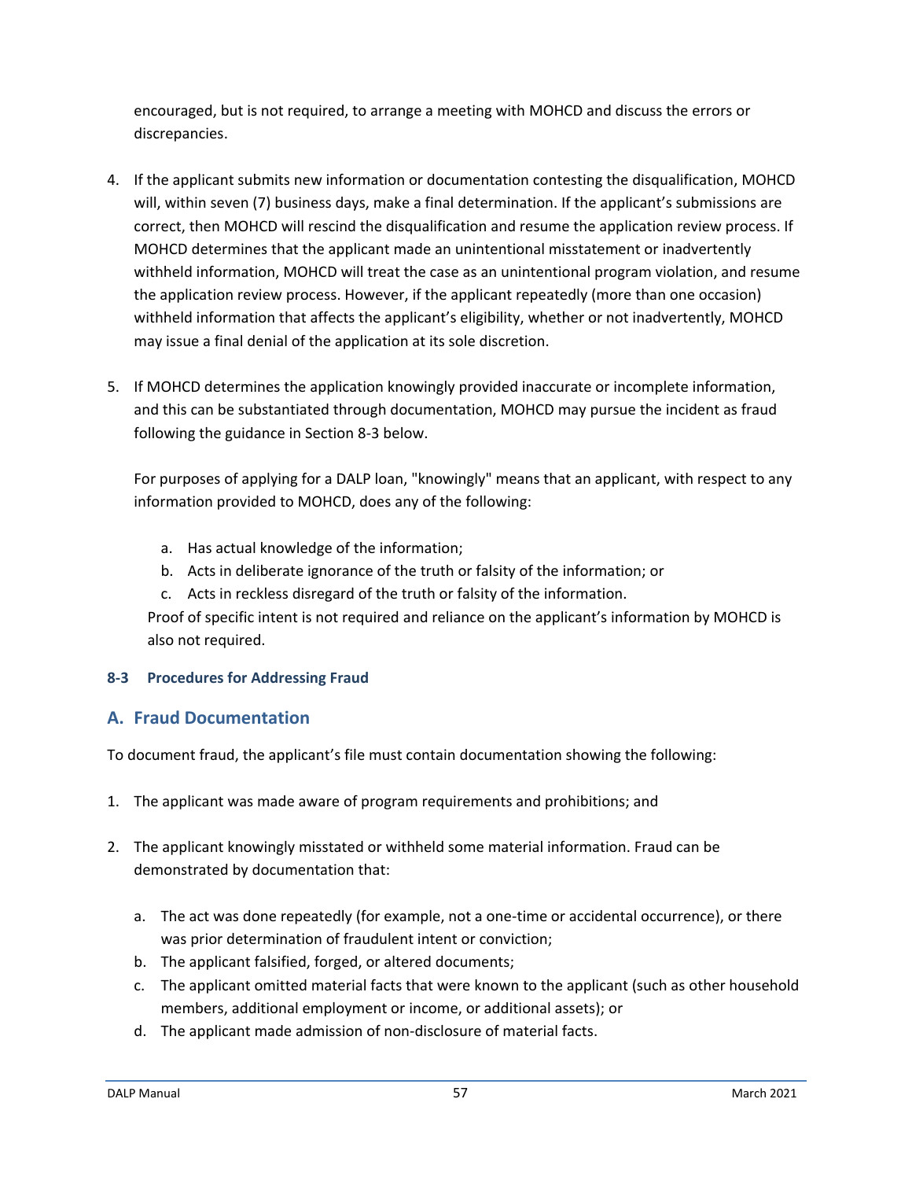encouraged, but is not required, to arrange a meeting with MOHCD and discuss the errors or discrepancies.

4. If the applicant submits new information or documentation contesting the disqualification, MOHCD will, within seven (7) business days, make a final determination. If the applicant's submissions are correct, then MOHCD will rescind the disqualification and resume the application review process. If MOHCD determines that the applicant made an unintentional misstatement or inadvertently withheld information, MOHCD will treat the case as an unintentional program violation, and resume the application review process. However, if the applicant repeatedly (more than one occasion) withheld information that affects the applicant's eligibility, whether or not inadvertently, MOHCD may issue a final denial of the application at its sole discretion.

5. If MOHCD determines the application knowingly provided inaccurate or incomplete information, and this can be substantiated through documentation, MOHCD may pursue the incident as fraud following the guidance in Section 8-3 below.

   For purposes of applying for a DALP loan, "knowingly" means that an applicant, with respect to any information provided to MOHCD, does any of the following:

   a. Has actual knowledge of the information;
   b. Acts in deliberate ignorance of the truth or falsity of the information; or
   c. Acts in reckless disregard of the truth or falsity of the information.

   Proof of specific intent is not required and reliance on the applicant's information by MOHCD is also not required.

### 8-3 Procedures for Addressing Fraud

## A. Fraud Documentation

To document fraud, the applicant's file must contain documentation showing the following:

1. The applicant was made aware of program requirements and prohibitions; and

2. The applicant knowingly misstated or withheld some material information. Fraud can be demonstrated by documentation that:

   a. The act was done repeatedly (for example, not a one-time or accidental occurrence), or there was prior determination of fraudulent intent or conviction;
   b. The applicant falsified, forged, or altered documents;
   c. The applicant omitted material facts that were known to the applicant (such as other household members, additional employment or income, or additional assets); or
   d. The applicant made admission of non-disclosure of material facts.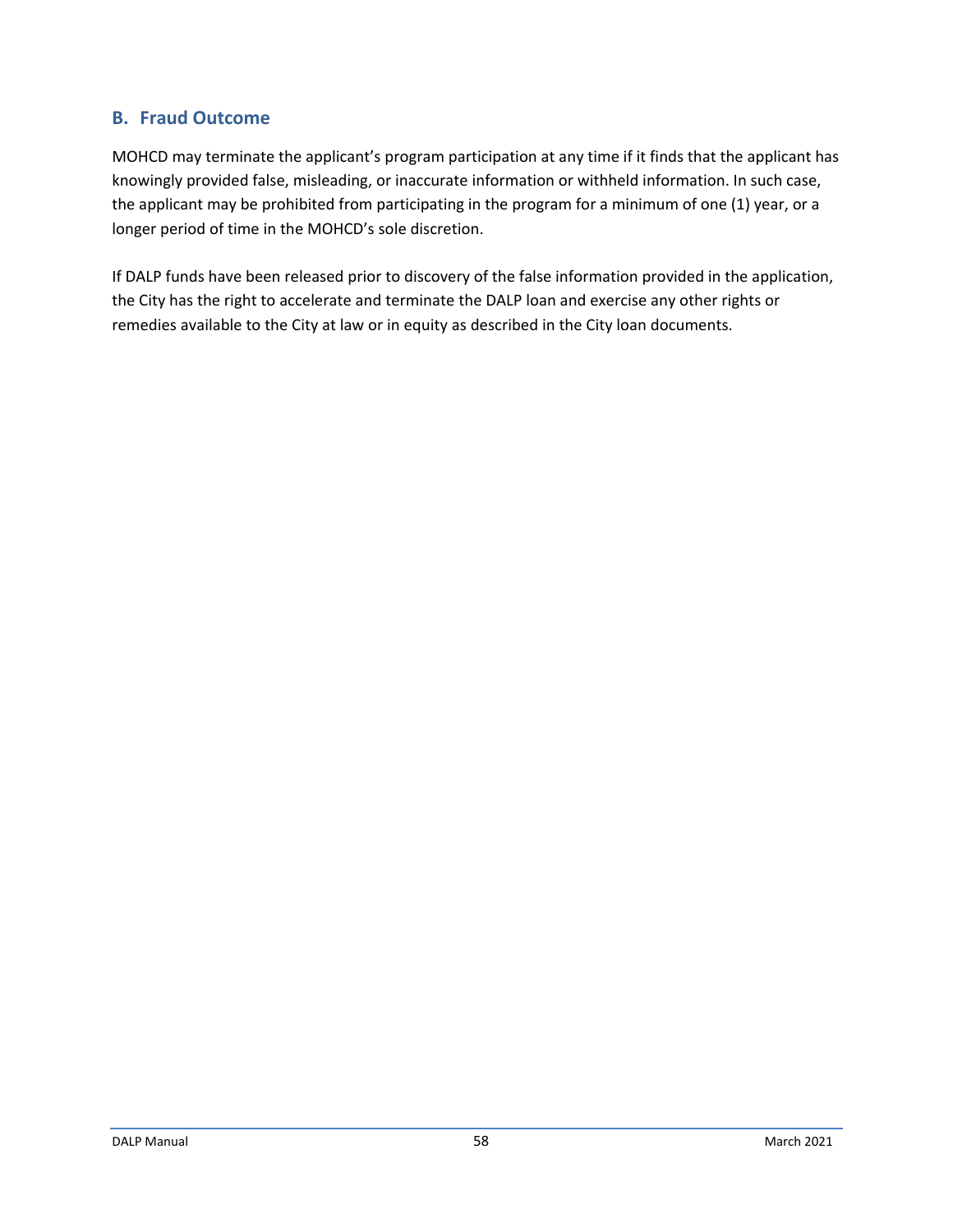## B. Fraud Outcome

MOHCD may terminate the applicant's program participation at any time if it finds that the applicant has knowingly provided false, misleading, or inaccurate information or withheld information. In such case, the applicant may be prohibited from participating in the program for a minimum of one (1) year, or a longer period of time in the MOHCD's sole discretion.

If DALP funds have been released prior to discovery of the false information provided in the application, the City has the right to accelerate and terminate the DALP loan and exercise any other rights or remedies available to the City at law or in equity as described in the City loan documents.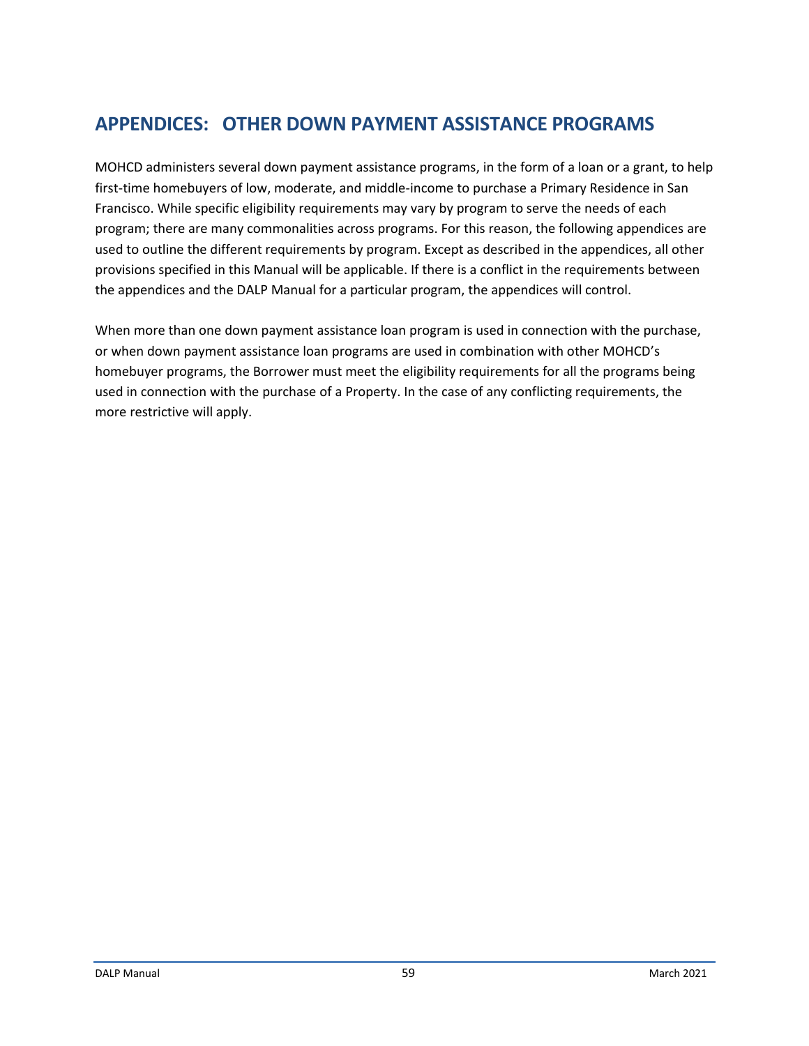# APPENDICES: OTHER DOWN PAYMENT ASSISTANCE PROGRAMS

MOHCD administers several down payment assistance programs, in the form of a loan or a grant, to help first-time homebuyers of low, moderate, and middle-income to purchase a Primary Residence in San Francisco. While specific eligibility requirements may vary by program to serve the needs of each program; there are many commonalities across programs. For this reason, the following appendices are used to outline the different requirements by program. Except as described in the appendices, all other provisions specified in this Manual will be applicable. If there is a conflict in the requirements between the appendices and the DALP Manual for a particular program, the appendices will control.

When more than one down payment assistance loan program is used in connection with the purchase, or when down payment assistance loan programs are used in combination with other MOHCD's homebuyer programs, the Borrower must meet the eligibility requirements for all the programs being used in connection with the purchase of a Property. In the case of any conflicting requirements, the more restrictive will apply.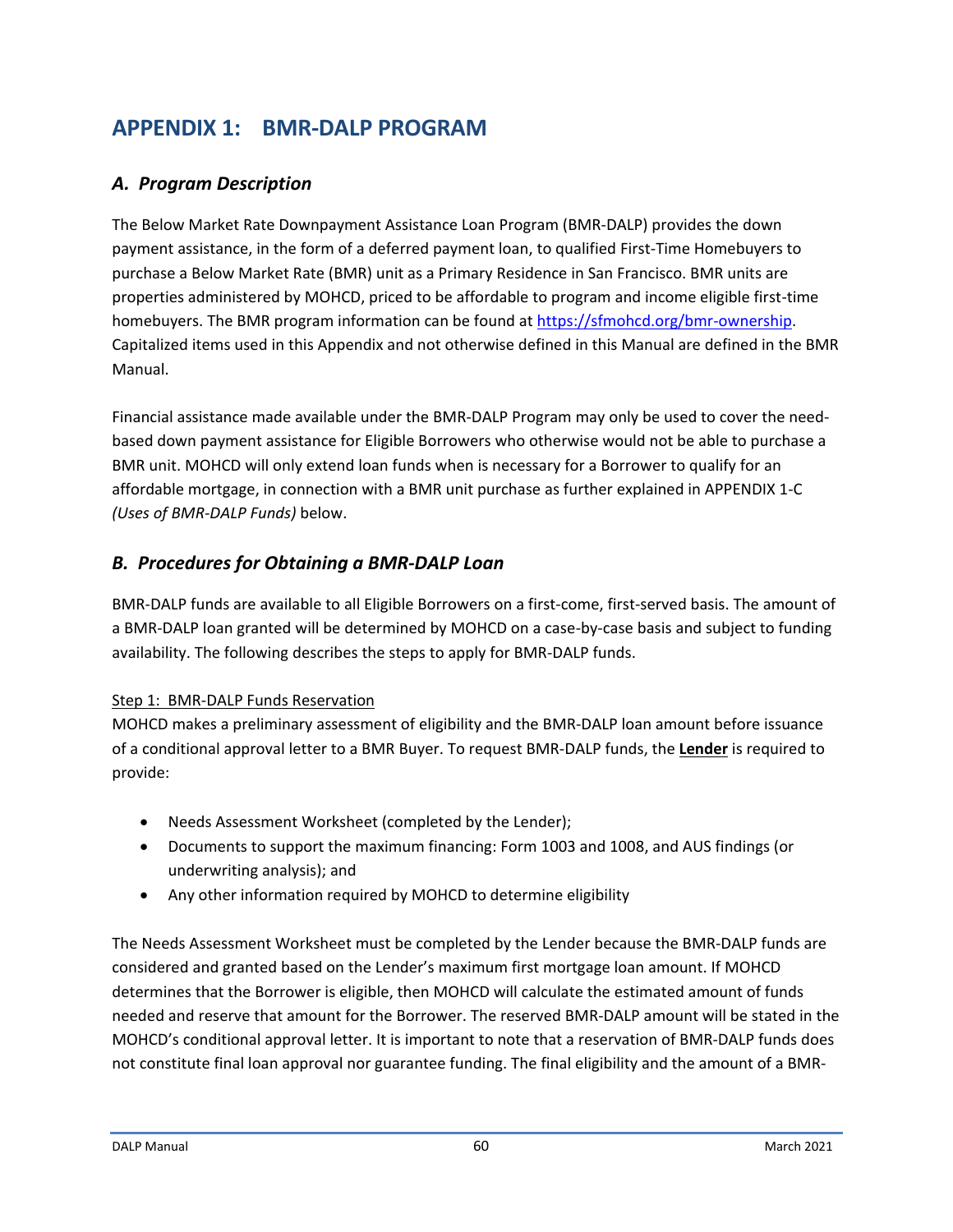# APPENDIX 1: BMR-DALP PROGRAM

## *A. Program Description*

The Below Market Rate Downpayment Assistance Loan Program (BMR-DALP) provides the down payment assistance, in the form of a deferred payment loan, to qualified First-Time Homebuyers to purchase a Below Market Rate (BMR) unit as a Primary Residence in San Francisco. BMR units are properties administered by MOHCD, priced to be affordable to program and income eligible first-time homebuyers. The BMR program information can be found at https://sfmohcd.org/bmr-ownership. Capitalized items used in this Appendix and not otherwise defined in this Manual are defined in the BMR Manual.

Financial assistance made available under the BMR-DALP Program may only be used to cover the need-based down payment assistance for Eligible Borrowers who otherwise would not be able to purchase a BMR unit. MOHCD will only extend loan funds when is necessary for a Borrower to qualify for an affordable mortgage, in connection with a BMR unit purchase as further explained in APPENDIX 1-C *(Uses of BMR-DALP Funds)* below.

## *B. Procedures for Obtaining a BMR-DALP Loan*

BMR-DALP funds are available to all Eligible Borrowers on a first-come, first-served basis. The amount of a BMR-DALP loan granted will be determined by MOHCD on a case-by-case basis and subject to funding availability. The following describes the steps to apply for BMR-DALP funds.

Step 1: BMR-DALP Funds Reservation

MOHCD makes a preliminary assessment of eligibility and the BMR-DALP loan amount before issuance of a conditional approval letter to a BMR Buyer. To request BMR-DALP funds, the **Lender** is required to provide:

- Needs Assessment Worksheet (completed by the Lender);
- Documents to support the maximum financing: Form 1003 and 1008, and AUS findings (or underwriting analysis); and
- Any other information required by MOHCD to determine eligibility

The Needs Assessment Worksheet must be completed by the Lender because the BMR-DALP funds are considered and granted based on the Lender's maximum first mortgage loan amount. If MOHCD determines that the Borrower is eligible, then MOHCD will calculate the estimated amount of funds needed and reserve that amount for the Borrower. The reserved BMR-DALP amount will be stated in the MOHCD's conditional approval letter. It is important to note that a reservation of BMR-DALP funds does not constitute final loan approval nor guarantee funding. The final eligibility and the amount of a BMR-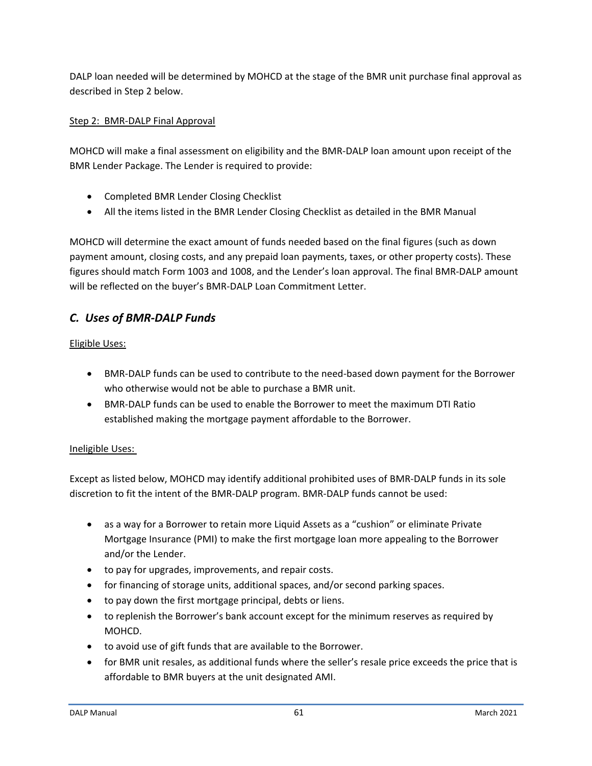DALP loan needed will be determined by MOHCD at the stage of the BMR unit purchase final approval as described in Step 2 below.

<u>Step 2: BMR-DALP Final Approval</u>

MOHCD will make a final assessment on eligibility and the BMR-DALP loan amount upon receipt of the BMR Lender Package. The Lender is required to provide:

- Completed BMR Lender Closing Checklist
- All the items listed in the BMR Lender Closing Checklist as detailed in the BMR Manual

MOHCD will determine the exact amount of funds needed based on the final figures (such as down payment amount, closing costs, and any prepaid loan payments, taxes, or other property costs). These figures should match Form 1003 and 1008, and the Lender's loan approval. The final BMR-DALP amount will be reflected on the buyer's BMR-DALP Loan Commitment Letter.

## *C. Uses of BMR-DALP Funds*

<u>Eligible Uses:</u>

- BMR-DALP funds can be used to contribute to the need-based down payment for the Borrower who otherwise would not be able to purchase a BMR unit.
- BMR-DALP funds can be used to enable the Borrower to meet the maximum DTI Ratio established making the mortgage payment affordable to the Borrower.

<u>Ineligible Uses:</u>

Except as listed below, MOHCD may identify additional prohibited uses of BMR-DALP funds in its sole discretion to fit the intent of the BMR-DALP program. BMR-DALP funds cannot be used:

- as a way for a Borrower to retain more Liquid Assets as a "cushion" or eliminate Private Mortgage Insurance (PMI) to make the first mortgage loan more appealing to the Borrower and/or the Lender.
- to pay for upgrades, improvements, and repair costs.
- for financing of storage units, additional spaces, and/or second parking spaces.
- to pay down the first mortgage principal, debts or liens.
- to replenish the Borrower's bank account except for the minimum reserves as required by MOHCD.
- to avoid use of gift funds that are available to the Borrower.
- for BMR unit resales, as additional funds where the seller's resale price exceeds the price that is affordable to BMR buyers at the unit designated AMI.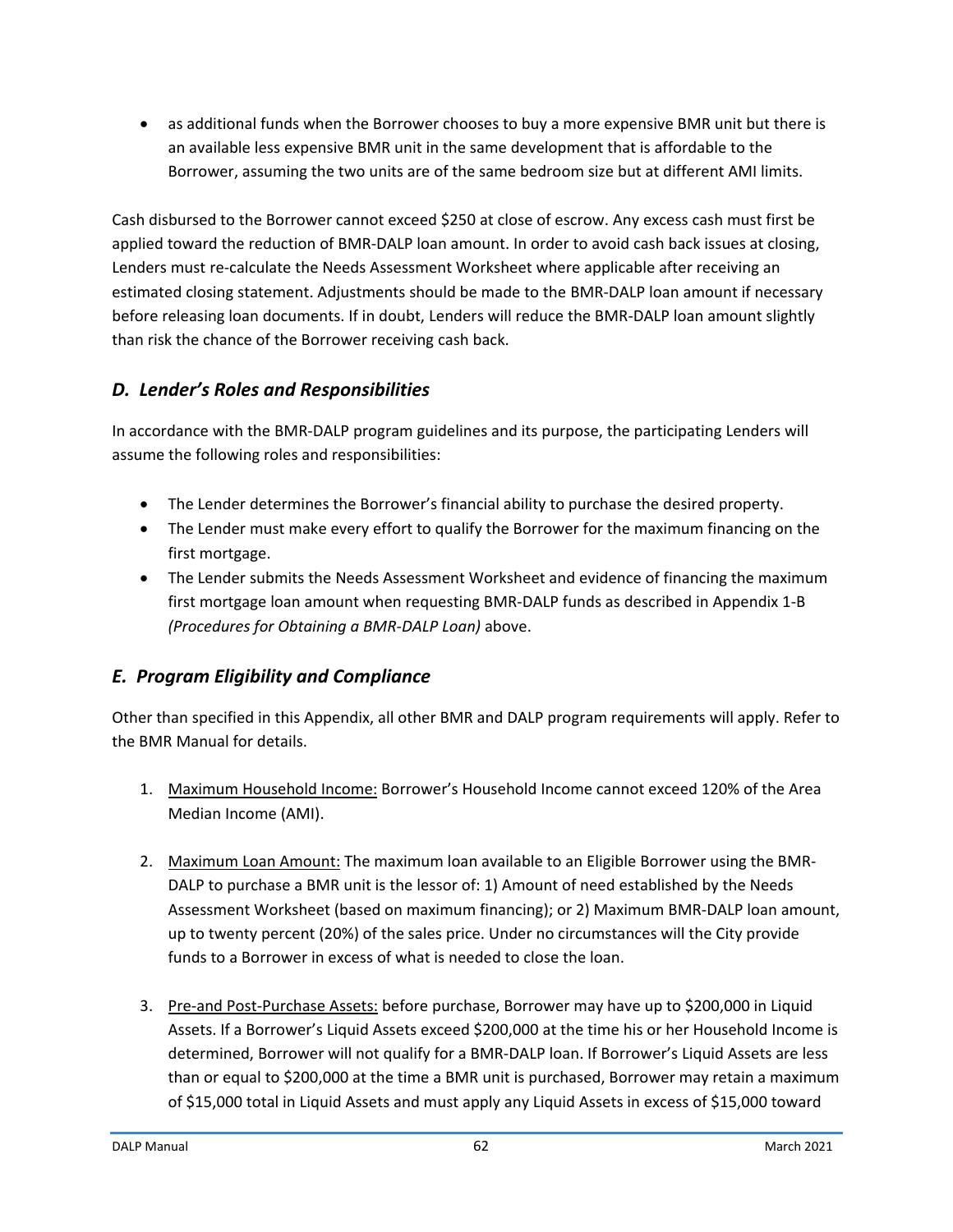- as additional funds when the Borrower chooses to buy a more expensive BMR unit but there is an available less expensive BMR unit in the same development that is affordable to the Borrower, assuming the two units are of the same bedroom size but at different AMI limits.

Cash disbursed to the Borrower cannot exceed $250 at close of escrow. Any excess cash must first be applied toward the reduction of BMR-DALP loan amount. In order to avoid cash back issues at closing, Lenders must re-calculate the Needs Assessment Worksheet where applicable after receiving an estimated closing statement. Adjustments should be made to the BMR-DALP loan amount if necessary before releasing loan documents. If in doubt, Lenders will reduce the BMR-DALP loan amount slightly than risk the chance of the Borrower receiving cash back.

## *D. Lender's Roles and Responsibilities*

In accordance with the BMR-DALP program guidelines and its purpose, the participating Lenders will assume the following roles and responsibilities:

- The Lender determines the Borrower's financial ability to purchase the desired property.
- The Lender must make every effort to qualify the Borrower for the maximum financing on the first mortgage.
- The Lender submits the Needs Assessment Worksheet and evidence of financing the maximum first mortgage loan amount when requesting BMR-DALP funds as described in Appendix 1-B *(Procedures for Obtaining a BMR-DALP Loan)* above.

## *E. Program Eligibility and Compliance*

Other than specified in this Appendix, all other BMR and DALP program requirements will apply. Refer to the BMR Manual for details.

1. <u>Maximum Household Income:</u> Borrower's Household Income cannot exceed 120% of the Area Median Income (AMI).

2. <u>Maximum Loan Amount:</u> The maximum loan available to an Eligible Borrower using the BMR-DALP to purchase a BMR unit is the lessor of: 1) Amount of need established by the Needs Assessment Worksheet (based on maximum financing); or 2) Maximum BMR-DALP loan amount, up to twenty percent (20%) of the sales price. Under no circumstances will the City provide funds to a Borrower in excess of what is needed to close the loan.

3. <u>Pre-and Post-Purchase Assets:</u> before purchase, Borrower may have up to $200,000 in Liquid Assets. If a Borrower's Liquid Assets exceed $200,000 at the time his or her Household Income is determined, Borrower will not qualify for a BMR-DALP loan. If Borrower's Liquid Assets are less than or equal to $200,000 at the time a BMR unit is purchased, Borrower may retain a maximum of $15,000 total in Liquid Assets and must apply any Liquid Assets in excess of $15,000 toward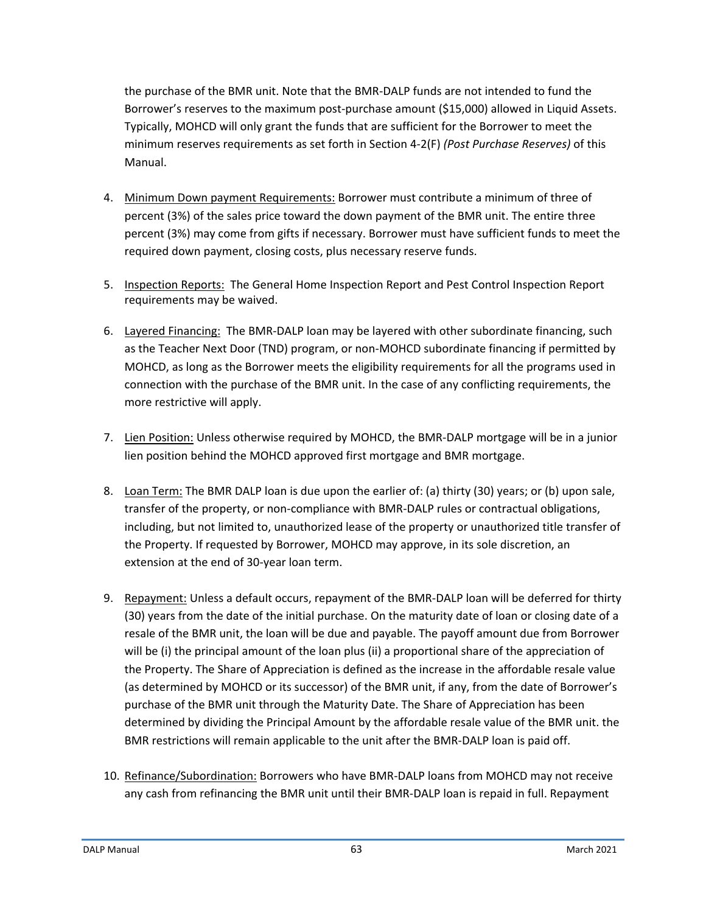the purchase of the BMR unit. Note that the BMR-DALP funds are not intended to fund the Borrower's reserves to the maximum post-purchase amount ($15,000) allowed in Liquid Assets. Typically, MOHCD will only grant the funds that are sufficient for the Borrower to meet the minimum reserves requirements as set forth in Section 4-2(F) *(Post Purchase Reserves)* of this Manual.

4. Minimum Down payment Requirements: Borrower must contribute a minimum of three of percent (3%) of the sales price toward the down payment of the BMR unit. The entire three percent (3%) may come from gifts if necessary. Borrower must have sufficient funds to meet the required down payment, closing costs, plus necessary reserve funds.

5. Inspection Reports: The General Home Inspection Report and Pest Control Inspection Report requirements may be waived.

6. Layered Financing: The BMR-DALP loan may be layered with other subordinate financing, such as the Teacher Next Door (TND) program, or non-MOHCD subordinate financing if permitted by MOHCD, as long as the Borrower meets the eligibility requirements for all the programs used in connection with the purchase of the BMR unit. In the case of any conflicting requirements, the more restrictive will apply.

7. Lien Position: Unless otherwise required by MOHCD, the BMR-DALP mortgage will be in a junior lien position behind the MOHCD approved first mortgage and BMR mortgage.

8. Loan Term: The BMR DALP loan is due upon the earlier of: (a) thirty (30) years; or (b) upon sale, transfer of the property, or non-compliance with BMR-DALP rules or contractual obligations, including, but not limited to, unauthorized lease of the property or unauthorized title transfer of the Property. If requested by Borrower, MOHCD may approve, in its sole discretion, an extension at the end of 30-year loan term.

9. Repayment: Unless a default occurs, repayment of the BMR-DALP loan will be deferred for thirty (30) years from the date of the initial purchase. On the maturity date of loan or closing date of a resale of the BMR unit, the loan will be due and payable. The payoff amount due from Borrower will be (i) the principal amount of the loan plus (ii) a proportional share of the appreciation of the Property. The Share of Appreciation is defined as the increase in the affordable resale value (as determined by MOHCD or its successor) of the BMR unit, if any, from the date of Borrower's purchase of the BMR unit through the Maturity Date. The Share of Appreciation has been determined by dividing the Principal Amount by the affordable resale value of the BMR unit. the BMR restrictions will remain applicable to the unit after the BMR-DALP loan is paid off.

10. Refinance/Subordination: Borrowers who have BMR-DALP loans from MOHCD may not receive any cash from refinancing the BMR unit until their BMR-DALP loan is repaid in full. Repayment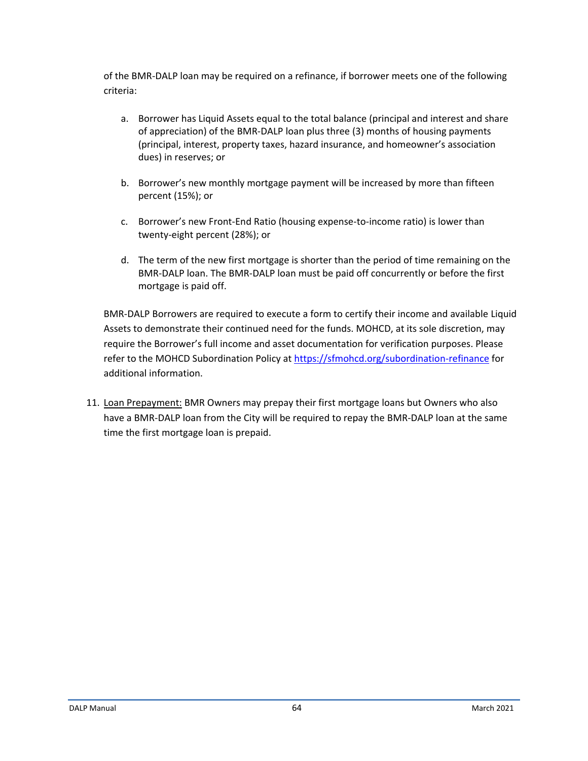of the BMR-DALP loan may be required on a refinance, if borrower meets one of the following criteria:

a. Borrower has Liquid Assets equal to the total balance (principal and interest and share of appreciation) of the BMR-DALP loan plus three (3) months of housing payments (principal, interest, property taxes, hazard insurance, and homeowner's association dues) in reserves; or

b. Borrower's new monthly mortgage payment will be increased by more than fifteen percent (15%); or

c. Borrower's new Front-End Ratio (housing expense-to-income ratio) is lower than twenty-eight percent (28%); or

d. The term of the new first mortgage is shorter than the period of time remaining on the BMR-DALP loan. The BMR-DALP loan must be paid off concurrently or before the first mortgage is paid off.

BMR-DALP Borrowers are required to execute a form to certify their income and available Liquid Assets to demonstrate their continued need for the funds. MOHCD, at its sole discretion, may require the Borrower's full income and asset documentation for verification purposes. Please refer to the MOHCD Subordination Policy at https://sfmohcd.org/subordination-refinance for additional information.

11. Loan Prepayment: BMR Owners may prepay their first mortgage loans but Owners who also have a BMR-DALP loan from the City will be required to repay the BMR-DALP loan at the same time the first mortgage loan is prepaid.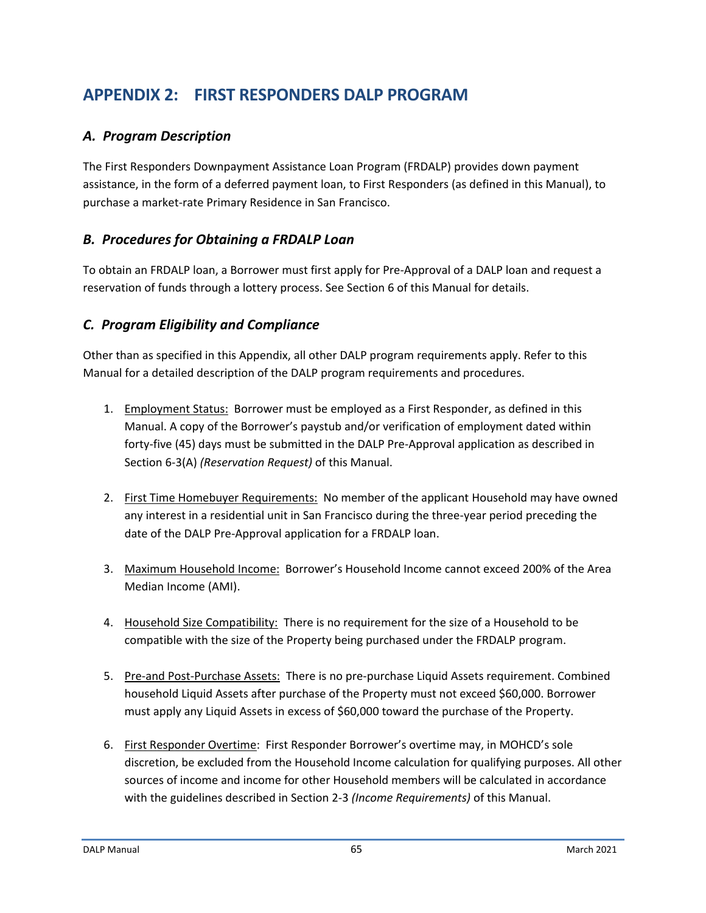# APPENDIX 2: FIRST RESPONDERS DALP PROGRAM

## *A. Program Description*

The First Responders Downpayment Assistance Loan Program (FRDALP) provides down payment assistance, in the form of a deferred payment loan, to First Responders (as defined in this Manual), to purchase a market-rate Primary Residence in San Francisco.

## *B. Procedures for Obtaining a FRDALP Loan*

To obtain an FRDALP loan, a Borrower must first apply for Pre-Approval of a DALP loan and request a reservation of funds through a lottery process. See Section 6 of this Manual for details.

## *C. Program Eligibility and Compliance*

Other than as specified in this Appendix, all other DALP program requirements apply. Refer to this Manual for a detailed description of the DALP program requirements and procedures.

1. <u>Employment Status:</u> Borrower must be employed as a First Responder, as defined in this Manual. A copy of the Borrower's paystub and/or verification of employment dated within forty-five (45) days must be submitted in the DALP Pre-Approval application as described in Section 6-3(A) *(Reservation Request)* of this Manual.

2. <u>First Time Homebuyer Requirements:</u> No member of the applicant Household may have owned any interest in a residential unit in San Francisco during the three-year period preceding the date of the DALP Pre-Approval application for a FRDALP loan.

3. <u>Maximum Household Income:</u> Borrower's Household Income cannot exceed 200% of the Area Median Income (AMI).

4. <u>Household Size Compatibility:</u> There is no requirement for the size of a Household to be compatible with the size of the Property being purchased under the FRDALP program.

5. <u>Pre-and Post-Purchase Assets:</u> There is no pre-purchase Liquid Assets requirement. Combined household Liquid Assets after purchase of the Property must not exceed $60,000. Borrower must apply any Liquid Assets in excess of $60,000 toward the purchase of the Property.

6. <u>First Responder Overtime</u>: First Responder Borrower's overtime may, in MOHCD's sole discretion, be excluded from the Household Income calculation for qualifying purposes. All other sources of income and income for other Household members will be calculated in accordance with the guidelines described in Section 2-3 *(Income Requirements)* of this Manual.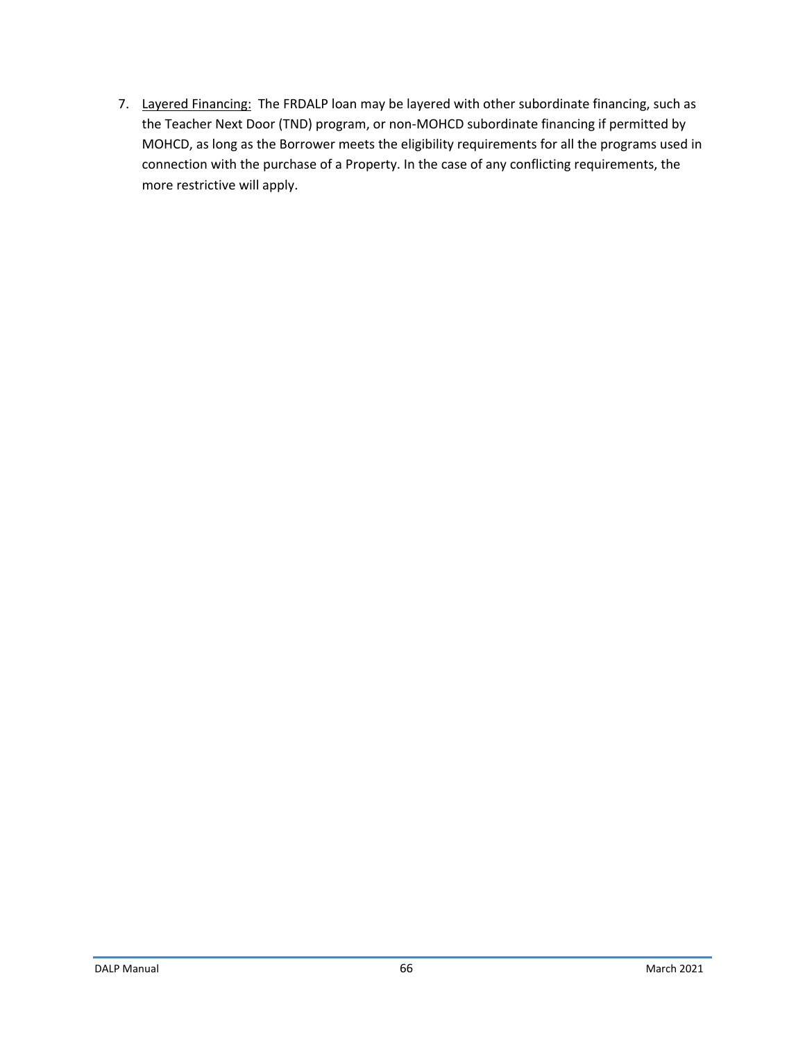7. <u>Layered Financing:</u> The FRDALP loan may be layered with other subordinate financing, such as the Teacher Next Door (TND) program, or non-MOHCD subordinate financing if permitted by MOHCD, as long as the Borrower meets the eligibility requirements for all the programs used in connection with the purchase of a Property. In the case of any conflicting requirements, the more restrictive will apply.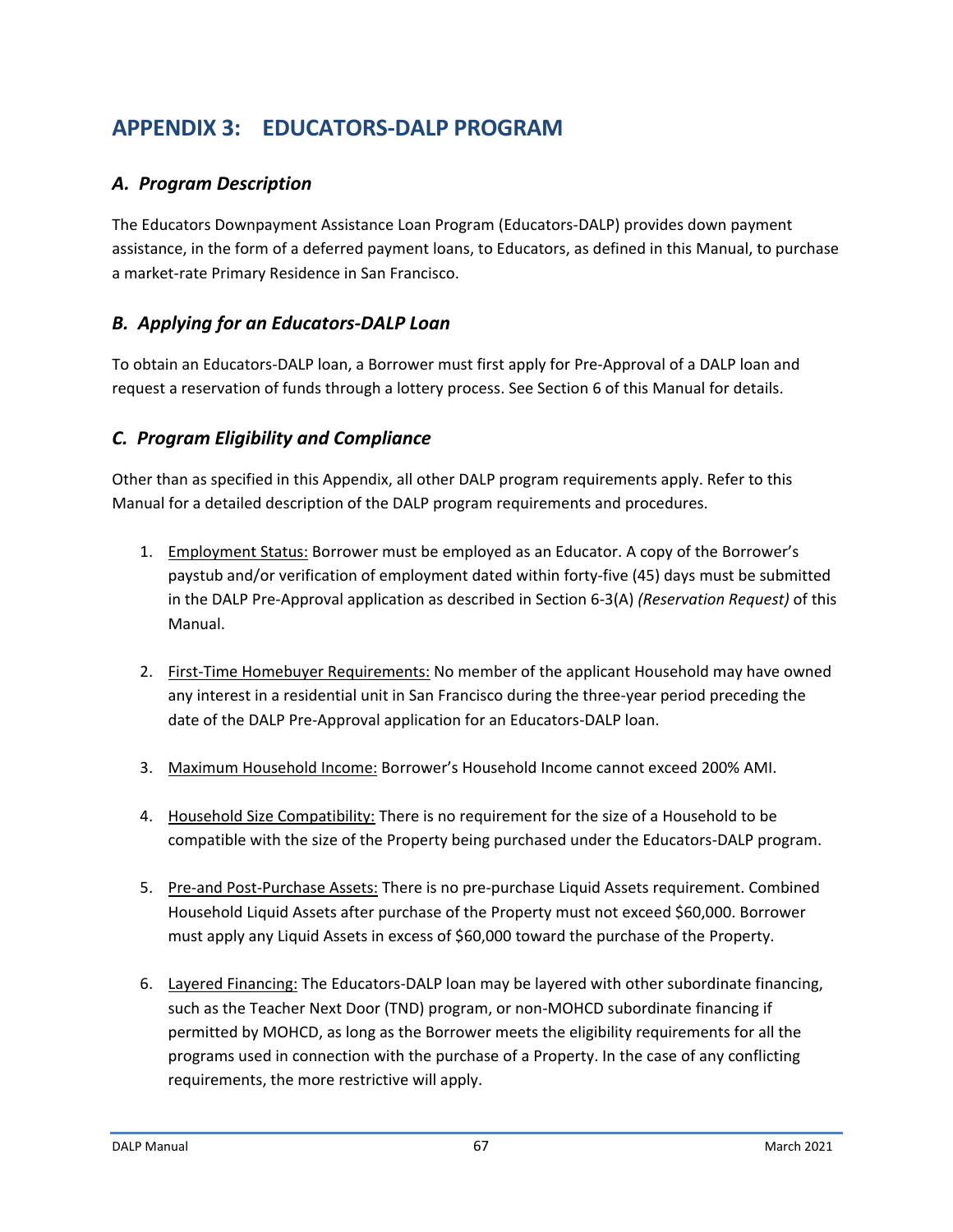# APPENDIX 3: EDUCATORS-DALP PROGRAM

## *A. Program Description*

The Educators Downpayment Assistance Loan Program (Educators-DALP) provides down payment assistance, in the form of a deferred payment loans, to Educators, as defined in this Manual, to purchase a market-rate Primary Residence in San Francisco.

## *B. Applying for an Educators-DALP Loan*

To obtain an Educators-DALP loan, a Borrower must first apply for Pre-Approval of a DALP loan and request a reservation of funds through a lottery process. See Section 6 of this Manual for details.

## *C. Program Eligibility and Compliance*

Other than as specified in this Appendix, all other DALP program requirements apply. Refer to this Manual for a detailed description of the DALP program requirements and procedures.

1. <u>Employment Status:</u> Borrower must be employed as an Educator. A copy of the Borrower's paystub and/or verification of employment dated within forty-five (45) days must be submitted in the DALP Pre-Approval application as described in Section 6-3(A) *(Reservation Request)* of this Manual.

2. <u>First-Time Homebuyer Requirements:</u> No member of the applicant Household may have owned any interest in a residential unit in San Francisco during the three-year period preceding the date of the DALP Pre-Approval application for an Educators-DALP loan.

3. <u>Maximum Household Income:</u> Borrower's Household Income cannot exceed 200% AMI.

4. <u>Household Size Compatibility:</u> There is no requirement for the size of a Household to be compatible with the size of the Property being purchased under the Educators-DALP program.

5. <u>Pre-and Post-Purchase Assets:</u> There is no pre-purchase Liquid Assets requirement. Combined Household Liquid Assets after purchase of the Property must not exceed $60,000. Borrower must apply any Liquid Assets in excess of $60,000 toward the purchase of the Property.

6. <u>Layered Financing:</u> The Educators-DALP loan may be layered with other subordinate financing, such as the Teacher Next Door (TND) program, or non-MOHCD subordinate financing if permitted by MOHCD, as long as the Borrower meets the eligibility requirements for all the programs used in connection with the purchase of a Property. In the case of any conflicting requirements, the more restrictive will apply.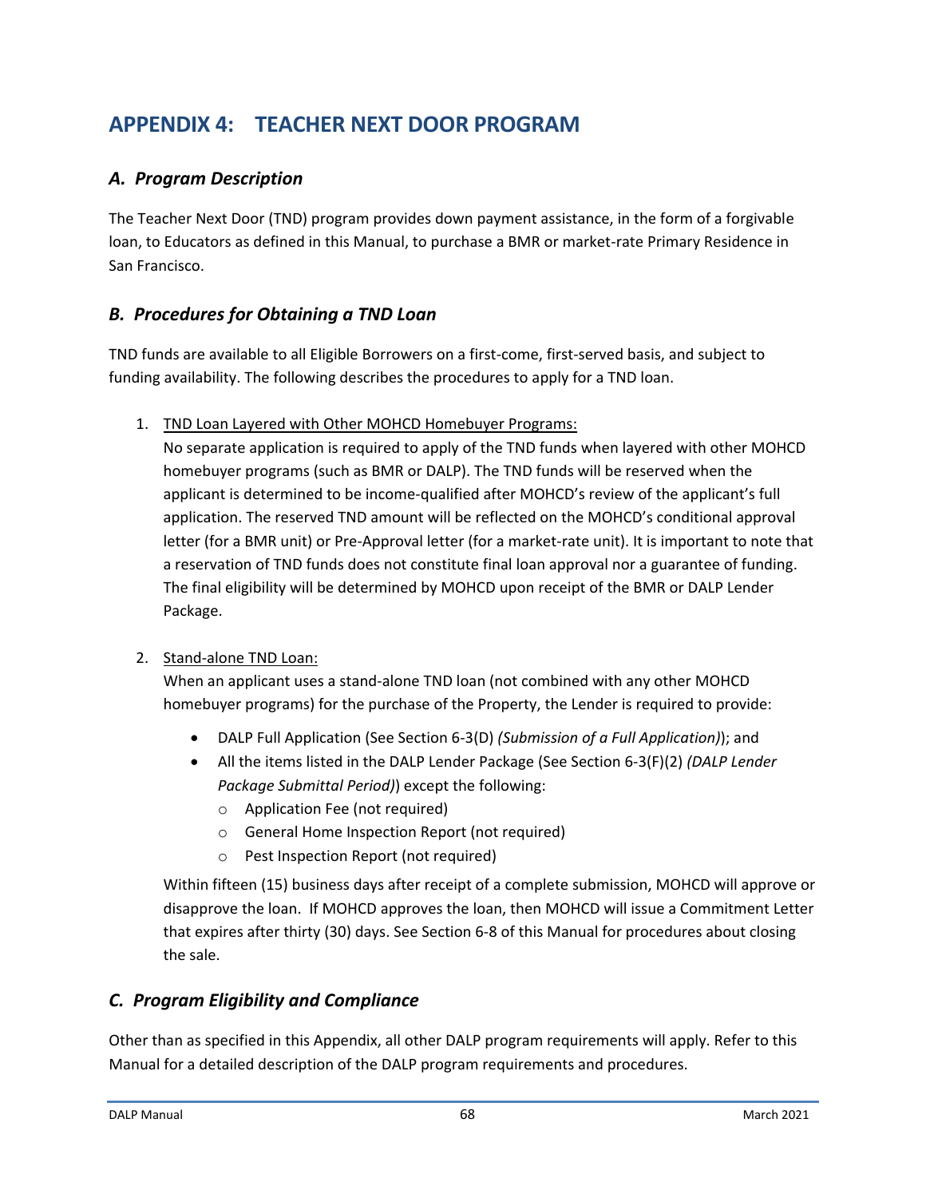# APPENDIX 4: TEACHER NEXT DOOR PROGRAM

## *A. Program Description*

The Teacher Next Door (TND) program provides down payment assistance, in the form of a forgivable loan, to Educators as defined in this Manual, to purchase a BMR or market-rate Primary Residence in San Francisco.

## *B. Procedures for Obtaining a TND Loan*

TND funds are available to all Eligible Borrowers on a first-come, first-served basis, and subject to funding availability. The following describes the procedures to apply for a TND loan.

1. <u>TND Loan Layered with Other MOHCD Homebuyer Programs:</u>
   No separate application is required to apply of the TND funds when layered with other MOHCD homebuyer programs (such as BMR or DALP). The TND funds will be reserved when the applicant is determined to be income-qualified after MOHCD's review of the applicant's full application. The reserved TND amount will be reflected on the MOHCD's conditional approval letter (for a BMR unit) or Pre-Approval letter (for a market-rate unit). It is important to note that a reservation of TND funds does not constitute final loan approval nor a guarantee of funding. The final eligibility will be determined by MOHCD upon receipt of the BMR or DALP Lender Package.

2. <u>Stand-alone TND Loan:</u>
   When an applicant uses a stand-alone TND loan (not combined with any other MOHCD homebuyer programs) for the purchase of the Property, the Lender is required to provide:
   - DALP Full Application (See Section 6-3(D) *(Submission of a Full Application)*); and
   - All the items listed in the DALP Lender Package (See Section 6-3(F)(2) *(DALP Lender Package Submittal Period)*) except the following:
     - Application Fee (not required)
     - General Home Inspection Report (not required)
     - Pest Inspection Report (not required)

   Within fifteen (15) business days after receipt of a complete submission, MOHCD will approve or disapprove the loan. If MOHCD approves the loan, then MOHCD will issue a Commitment Letter that expires after thirty (30) days. See Section 6-8 of this Manual for procedures about closing the sale.

## *C. Program Eligibility and Compliance*

Other than as specified in this Appendix, all other DALP program requirements will apply. Refer to this Manual for a detailed description of the DALP program requirements and procedures.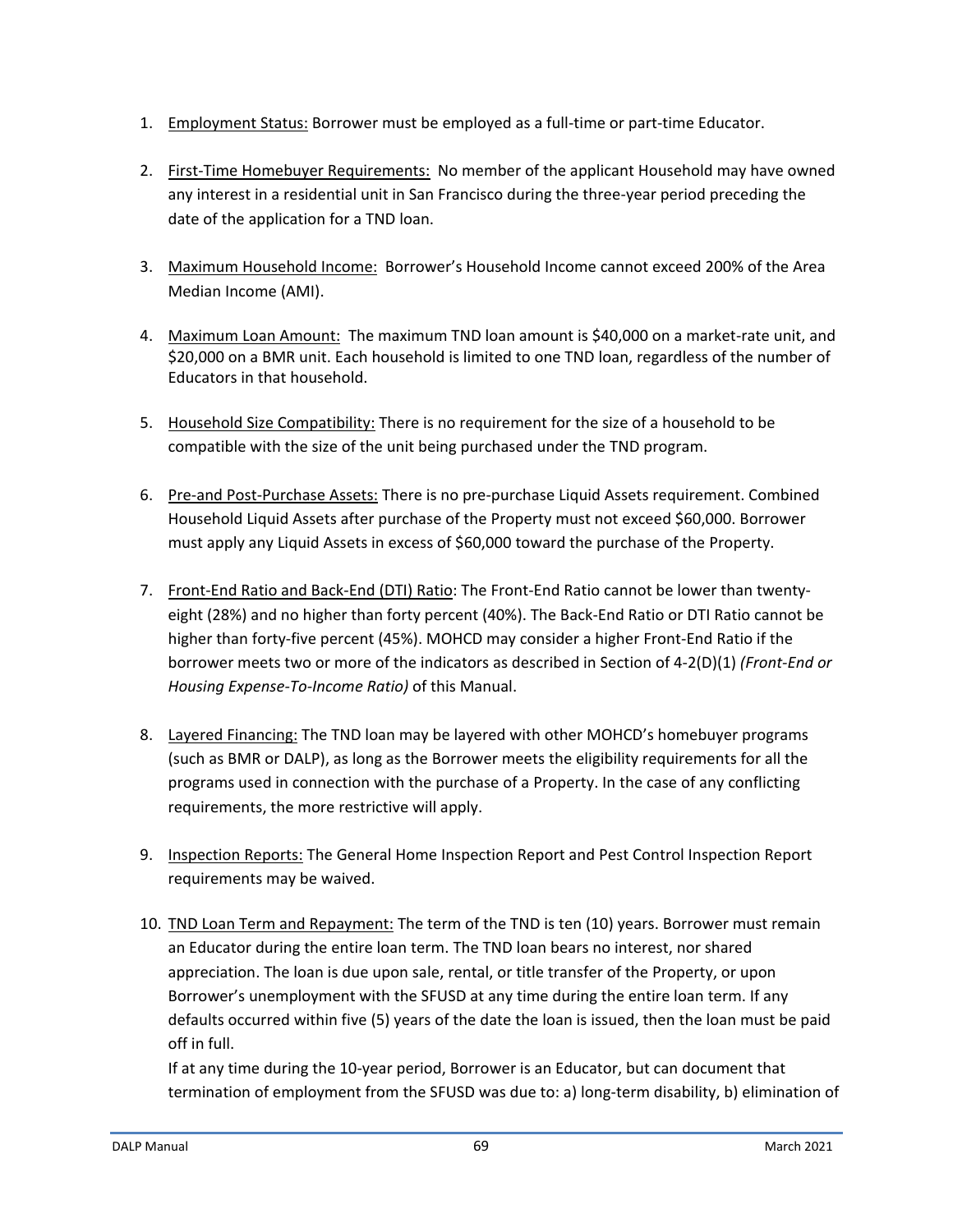1. <u>Employment Status:</u> Borrower must be employed as a full-time or part-time Educator.

2. <u>First-Time Homebuyer Requirements:</u> No member of the applicant Household may have owned any interest in a residential unit in San Francisco during the three-year period preceding the date of the application for a TND loan.

3. <u>Maximum Household Income:</u> Borrower's Household Income cannot exceed 200% of the Area Median Income (AMI).

4. <u>Maximum Loan Amount:</u> The maximum TND loan amount is $40,000 on a market-rate unit, and $20,000 on a BMR unit. Each household is limited to one TND loan, regardless of the number of Educators in that household.

5. <u>Household Size Compatibility:</u> There is no requirement for the size of a household to be compatible with the size of the unit being purchased under the TND program.

6. <u>Pre-and Post-Purchase Assets:</u> There is no pre-purchase Liquid Assets requirement. Combined Household Liquid Assets after purchase of the Property must not exceed $60,000. Borrower must apply any Liquid Assets in excess of $60,000 toward the purchase of the Property.

7. <u>Front-End Ratio and Back-End (DTI) Ratio</u>: The Front-End Ratio cannot be lower than twenty-eight (28%) and no higher than forty percent (40%). The Back-End Ratio or DTI Ratio cannot be higher than forty-five percent (45%). MOHCD may consider a higher Front-End Ratio if the borrower meets two or more of the indicators as described in Section of 4-2(D)(1) *(Front-End or Housing Expense-To-Income Ratio)* of this Manual.

8. <u>Layered Financing:</u> The TND loan may be layered with other MOHCD's homebuyer programs (such as BMR or DALP), as long as the Borrower meets the eligibility requirements for all the programs used in connection with the purchase of a Property. In the case of any conflicting requirements, the more restrictive will apply.

9. <u>Inspection Reports:</u> The General Home Inspection Report and Pest Control Inspection Report requirements may be waived.

10. <u>TND Loan Term and Repayment:</u> The term of the TND is ten (10) years. Borrower must remain an Educator during the entire loan term. The TND loan bears no interest, nor shared appreciation. The loan is due upon sale, rental, or title transfer of the Property, or upon Borrower's unemployment with the SFUSD at any time during the entire loan term. If any defaults occurred within five (5) years of the date the loan is issued, then the loan must be paid off in full.

    If at any time during the 10-year period, Borrower is an Educator, but can document that termination of employment from the SFUSD was due to: a) long-term disability, b) elimination of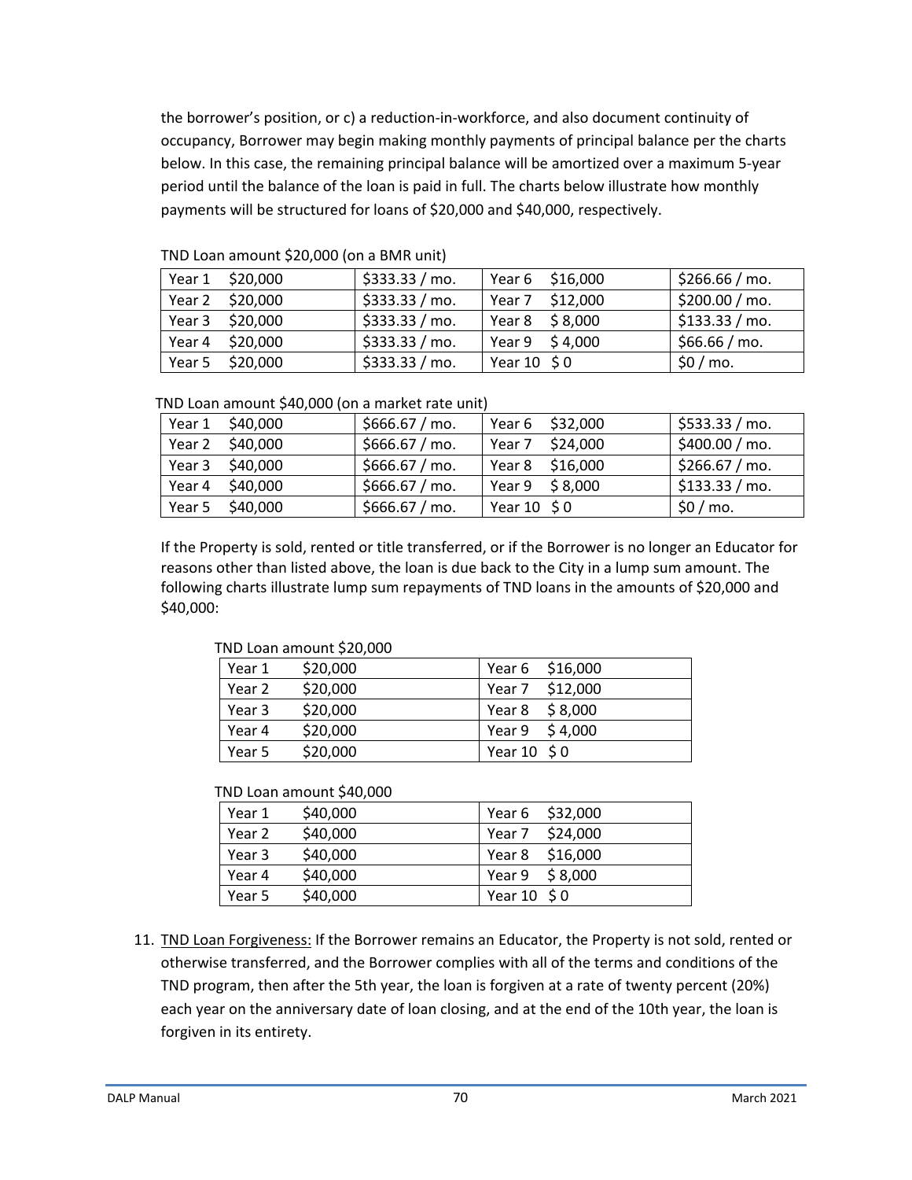the borrower's position, or c) a reduction-in-workforce, and also document continuity of occupancy, Borrower may begin making monthly payments of principal balance per the charts below. In this case, the remaining principal balance will be amortized over a maximum 5-year period until the balance of the loan is paid in full. The charts below illustrate how monthly payments will be structured for loans of $20,000 and $40,000, respectively.

TND Loan amount $20,000 (on a BMR unit)

| | | | |
|---|---|---|---|
| Year 1 $20,000 | $333.33 / mo. | Year 6 $16,000 | $266.66 / mo. |
| Year 2 $20,000 | $333.33 / mo. | Year 7 $12,000 | $200.00 / mo. |
| Year 3 $20,000 | $333.33 / mo. | Year 8 $ 8,000 | $133.33 / mo. |
| Year 4 $20,000 | $333.33 / mo. | Year 9 $ 4,000 | $66.66 / mo. |
| Year 5 $20,000 | $333.33 / mo. | Year 10 $ 0 | $0 / mo. |

TND Loan amount $40,000 (on a market rate unit)

| | | | |
|---|---|---|---|
| Year 1 $40,000 | $666.67 / mo. | Year 6 $32,000 | $533.33 / mo. |
| Year 2 $40,000 | $666.67 / mo. | Year 7 $24,000 | $400.00 / mo. |
| Year 3 $40,000 | $666.67 / mo. | Year 8 $16,000 | $266.67 / mo. |
| Year 4 $40,000 | $666.67 / mo. | Year 9 $ 8,000 | $133.33 / mo. |
| Year 5 $40,000 | $666.67 / mo. | Year 10 $ 0 | $0 / mo. |

If the Property is sold, rented or title transferred, or if the Borrower is no longer an Educator for reasons other than listed above, the loan is due back to the City in a lump sum amount. The following charts illustrate lump sum repayments of TND loans in the amounts of $20,000 and $40,000:

TND Loan amount $20,000

| | | | |
|---|---|---|---|
| Year 1 | $20,000 | Year 6 | $16,000 |
| Year 2 | $20,000 | Year 7 | $12,000 |
| Year 3 | $20,000 | Year 8 | $ 8,000 |
| Year 4 | $20,000 | Year 9 | $ 4,000 |
| Year 5 | $20,000 | Year 10 | $ 0 |

TND Loan amount $40,000

| | | | |
|---|---|---|---|
| Year 1 | $40,000 | Year 6 | $32,000 |
| Year 2 | $40,000 | Year 7 | $24,000 |
| Year 3 | $40,000 | Year 8 | $16,000 |
| Year 4 | $40,000 | Year 9 | $ 8,000 |
| Year 5 | $40,000 | Year 10 | $ 0 |

11. TND Loan Forgiveness: If the Borrower remains an Educator, the Property is not sold, rented or otherwise transferred, and the Borrower complies with all of the terms and conditions of the TND program, then after the 5th year, the loan is forgiven at a rate of twenty percent (20%) each year on the anniversary date of loan closing, and at the end of the 10th year, the loan is forgiven in its entirety.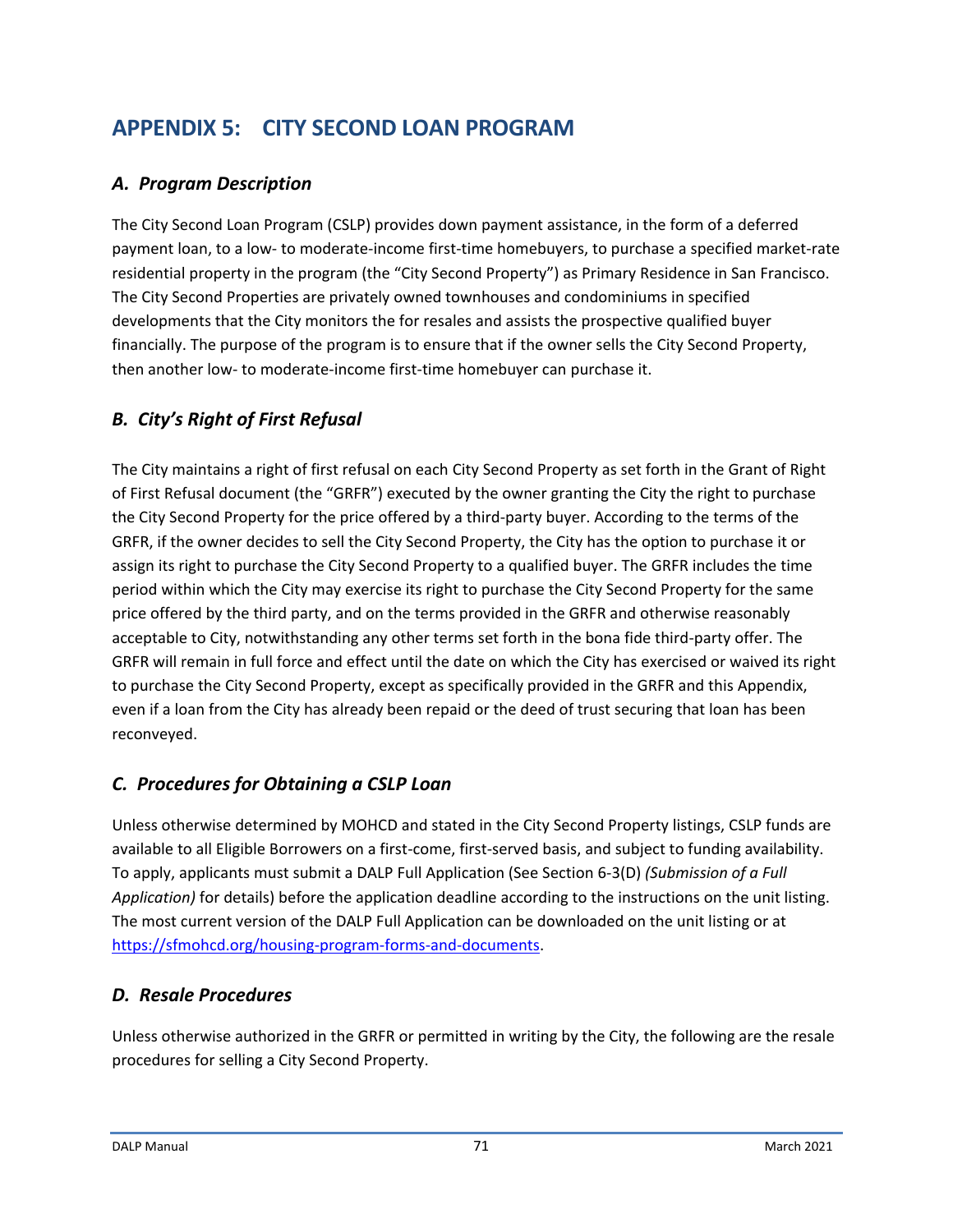# APPENDIX 5: CITY SECOND LOAN PROGRAM

## *A. Program Description*

The City Second Loan Program (CSLP) provides down payment assistance, in the form of a deferred payment loan, to a low- to moderate-income first-time homebuyers, to purchase a specified market-rate residential property in the program (the "City Second Property") as Primary Residence in San Francisco. The City Second Properties are privately owned townhouses and condominiums in specified developments that the City monitors the for resales and assists the prospective qualified buyer financially. The purpose of the program is to ensure that if the owner sells the City Second Property, then another low- to moderate-income first-time homebuyer can purchase it.

## *B. City's Right of First Refusal*

The City maintains a right of first refusal on each City Second Property as set forth in the Grant of Right of First Refusal document (the "GRFR") executed by the owner granting the City the right to purchase the City Second Property for the price offered by a third-party buyer. According to the terms of the GRFR, if the owner decides to sell the City Second Property, the City has the option to purchase it or assign its right to purchase the City Second Property to a qualified buyer. The GRFR includes the time period within which the City may exercise its right to purchase the City Second Property for the same price offered by the third party, and on the terms provided in the GRFR and otherwise reasonably acceptable to City, notwithstanding any other terms set forth in the bona fide third-party offer. The GRFR will remain in full force and effect until the date on which the City has exercised or waived its right to purchase the City Second Property, except as specifically provided in the GRFR and this Appendix, even if a loan from the City has already been repaid or the deed of trust securing that loan has been reconveyed.

## *C. Procedures for Obtaining a CSLP Loan*

Unless otherwise determined by MOHCD and stated in the City Second Property listings, CSLP funds are available to all Eligible Borrowers on a first-come, first-served basis, and subject to funding availability. To apply, applicants must submit a DALP Full Application (See Section 6-3(D) *(Submission of a Full Application)* for details) before the application deadline according to the instructions on the unit listing. The most current version of the DALP Full Application can be downloaded on the unit listing or at https://sfmohcd.org/housing-program-forms-and-documents.

## *D. Resale Procedures*

Unless otherwise authorized in the GRFR or permitted in writing by the City, the following are the resale procedures for selling a City Second Property.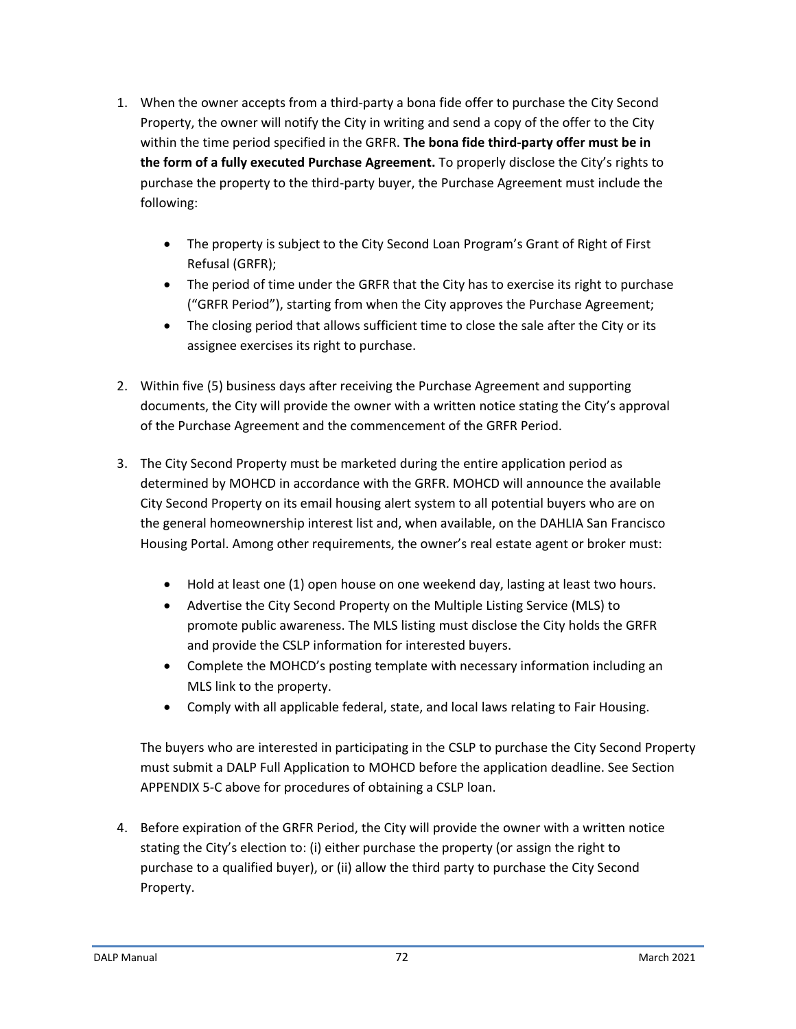1. When the owner accepts from a third-party a bona fide offer to purchase the City Second Property, the owner will notify the City in writing and send a copy of the offer to the City within the time period specified in the GRFR. **The bona fide third-party offer must be in the form of a fully executed Purchase Agreement.** To properly disclose the City's rights to purchase the property to the third-party buyer, the Purchase Agreement must include the following:

    - The property is subject to the City Second Loan Program's Grant of Right of First Refusal (GRFR);
    - The period of time under the GRFR that the City has to exercise its right to purchase ("GRFR Period"), starting from when the City approves the Purchase Agreement;
    - The closing period that allows sufficient time to close the sale after the City or its assignee exercises its right to purchase.

2. Within five (5) business days after receiving the Purchase Agreement and supporting documents, the City will provide the owner with a written notice stating the City's approval of the Purchase Agreement and the commencement of the GRFR Period.

3. The City Second Property must be marketed during the entire application period as determined by MOHCD in accordance with the GRFR. MOHCD will announce the available City Second Property on its email housing alert system to all potential buyers who are on the general homeownership interest list and, when available, on the DAHLIA San Francisco Housing Portal. Among other requirements, the owner's real estate agent or broker must:

    - Hold at least one (1) open house on one weekend day, lasting at least two hours.
    - Advertise the City Second Property on the Multiple Listing Service (MLS) to promote public awareness. The MLS listing must disclose the City holds the GRFR and provide the CSLP information for interested buyers.
    - Complete the MOHCD's posting template with necessary information including an MLS link to the property.
    - Comply with all applicable federal, state, and local laws relating to Fair Housing.

    The buyers who are interested in participating in the CSLP to purchase the City Second Property must submit a DALP Full Application to MOHCD before the application deadline. See Section APPENDIX 5-C above for procedures of obtaining a CSLP loan.

4. Before expiration of the GRFR Period, the City will provide the owner with a written notice stating the City's election to: (i) either purchase the property (or assign the right to purchase to a qualified buyer), or (ii) allow the third party to purchase the City Second Property.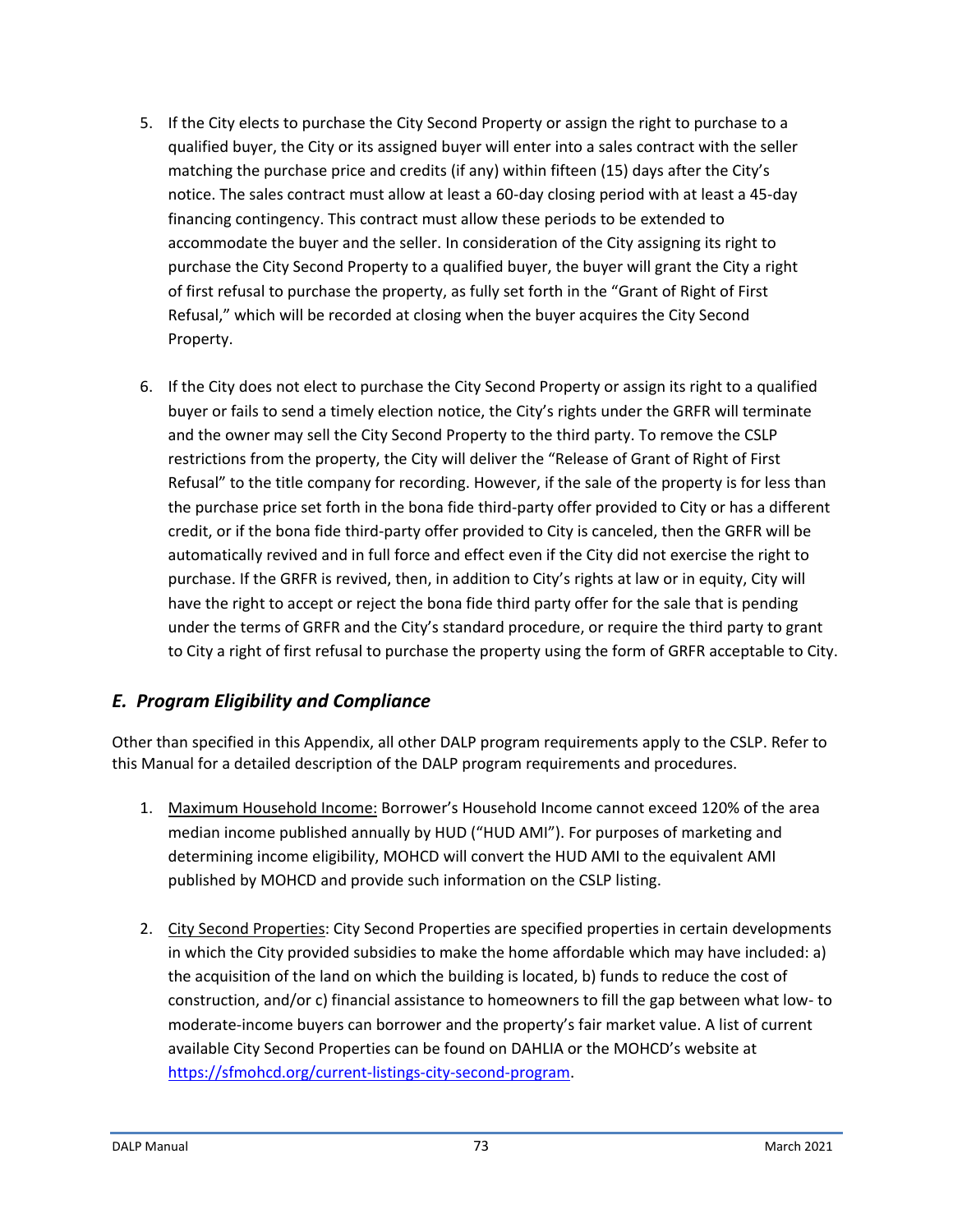5. If the City elects to purchase the City Second Property or assign the right to purchase to a qualified buyer, the City or its assigned buyer will enter into a sales contract with the seller matching the purchase price and credits (if any) within fifteen (15) days after the City's notice. The sales contract must allow at least a 60-day closing period with at least a 45-day financing contingency. This contract must allow these periods to be extended to accommodate the buyer and the seller. In consideration of the City assigning its right to purchase the City Second Property to a qualified buyer, the buyer will grant the City a right of first refusal to purchase the property, as fully set forth in the "Grant of Right of First Refusal," which will be recorded at closing when the buyer acquires the City Second Property.

6. If the City does not elect to purchase the City Second Property or assign its right to a qualified buyer or fails to send a timely election notice, the City's rights under the GRFR will terminate and the owner may sell the City Second Property to the third party. To remove the CSLP restrictions from the property, the City will deliver the "Release of Grant of Right of First Refusal" to the title company for recording. However, if the sale of the property is for less than the purchase price set forth in the bona fide third-party offer provided to City or has a different credit, or if the bona fide third-party offer provided to City is canceled, then the GRFR will be automatically revived and in full force and effect even if the City did not exercise the right to purchase. If the GRFR is revived, then, in addition to City's rights at law or in equity, City will have the right to accept or reject the bona fide third party offer for the sale that is pending under the terms of GRFR and the City's standard procedure, or require the third party to grant to City a right of first refusal to purchase the property using the form of GRFR acceptable to City.

## *E. Program Eligibility and Compliance*

Other than specified in this Appendix, all other DALP program requirements apply to the CSLP. Refer to this Manual for a detailed description of the DALP program requirements and procedures.

1. Maximum Household Income: Borrower's Household Income cannot exceed 120% of the area median income published annually by HUD ("HUD AMI"). For purposes of marketing and determining income eligibility, MOHCD will convert the HUD AMI to the equivalent AMI published by MOHCD and provide such information on the CSLP listing.

2. City Second Properties: City Second Properties are specified properties in certain developments in which the City provided subsidies to make the home affordable which may have included: a) the acquisition of the land on which the building is located, b) funds to reduce the cost of construction, and/or c) financial assistance to homeowners to fill the gap between what low- to moderate-income buyers can borrower and the property's fair market value. A list of current available City Second Properties can be found on DAHLIA or the MOHCD's website at [https://sfmohcd.org/current-listings-city-second-program](https://sfmohcd.org/current-listings-city-second-program).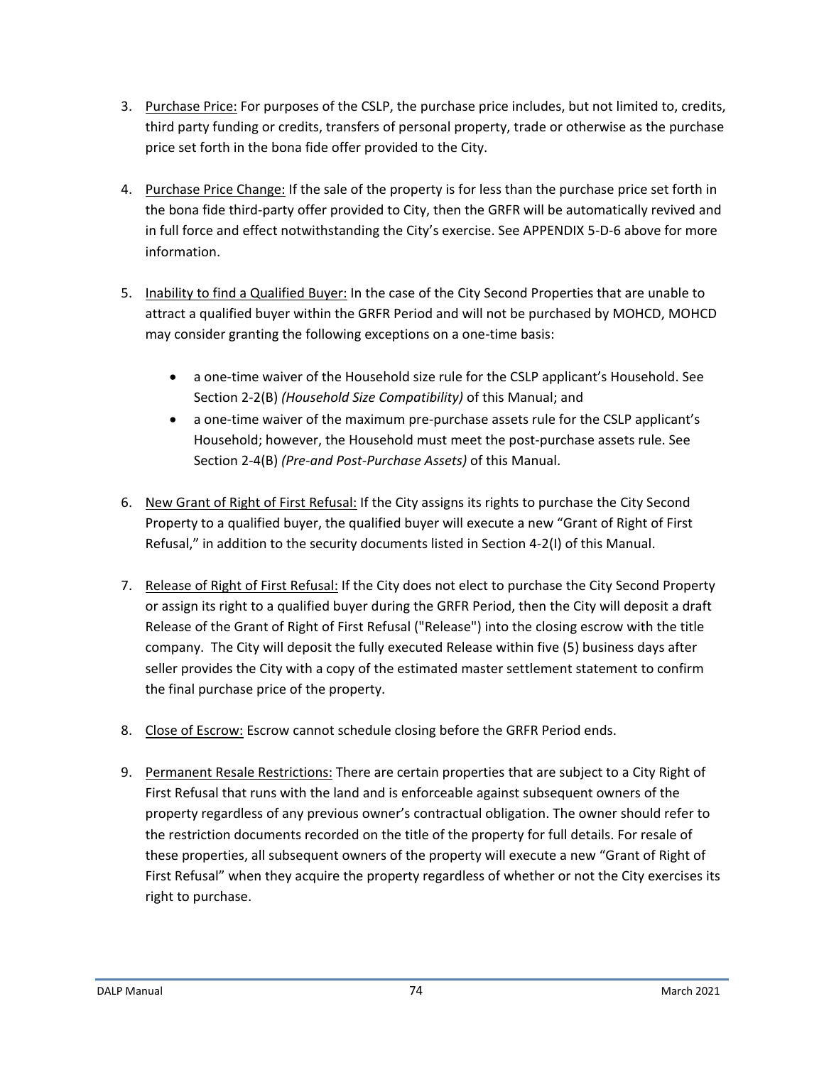3. Purchase Price: For purposes of the CSLP, the purchase price includes, but not limited to, credits, third party funding or credits, transfers of personal property, trade or otherwise as the purchase price set forth in the bona fide offer provided to the City.

4. Purchase Price Change: If the sale of the property is for less than the purchase price set forth in the bona fide third-party offer provided to City, then the GRFR will be automatically revived and in full force and effect notwithstanding the City's exercise. See APPENDIX 5-D-6 above for more information.

5. Inability to find a Qualified Buyer: In the case of the City Second Properties that are unable to attract a qualified buyer within the GRFR Period and will not be purchased by MOHCD, MOHCD may consider granting the following exceptions on a one-time basis:

   - a one-time waiver of the Household size rule for the CSLP applicant's Household. See Section 2-2(B) *(Household Size Compatibility)* of this Manual; and
   - a one-time waiver of the maximum pre-purchase assets rule for the CSLP applicant's Household; however, the Household must meet the post-purchase assets rule. See Section 2-4(B) *(Pre-and Post-Purchase Assets)* of this Manual.

6. New Grant of Right of First Refusal: If the City assigns its rights to purchase the City Second Property to a qualified buyer, the qualified buyer will execute a new "Grant of Right of First Refusal," in addition to the security documents listed in Section 4-2(I) of this Manual.

7. Release of Right of First Refusal: If the City does not elect to purchase the City Second Property or assign its right to a qualified buyer during the GRFR Period, then the City will deposit a draft Release of the Grant of Right of First Refusal ("Release") into the closing escrow with the title company. The City will deposit the fully executed Release within five (5) business days after seller provides the City with a copy of the estimated master settlement statement to confirm the final purchase price of the property.

8. Close of Escrow: Escrow cannot schedule closing before the GRFR Period ends.

9. Permanent Resale Restrictions: There are certain properties that are subject to a City Right of First Refusal that runs with the land and is enforceable against subsequent owners of the property regardless of any previous owner's contractual obligation. The owner should refer to the restriction documents recorded on the title of the property for full details. For resale of these properties, all subsequent owners of the property will execute a new "Grant of Right of First Refusal" when they acquire the property regardless of whether or not the City exercises its right to purchase.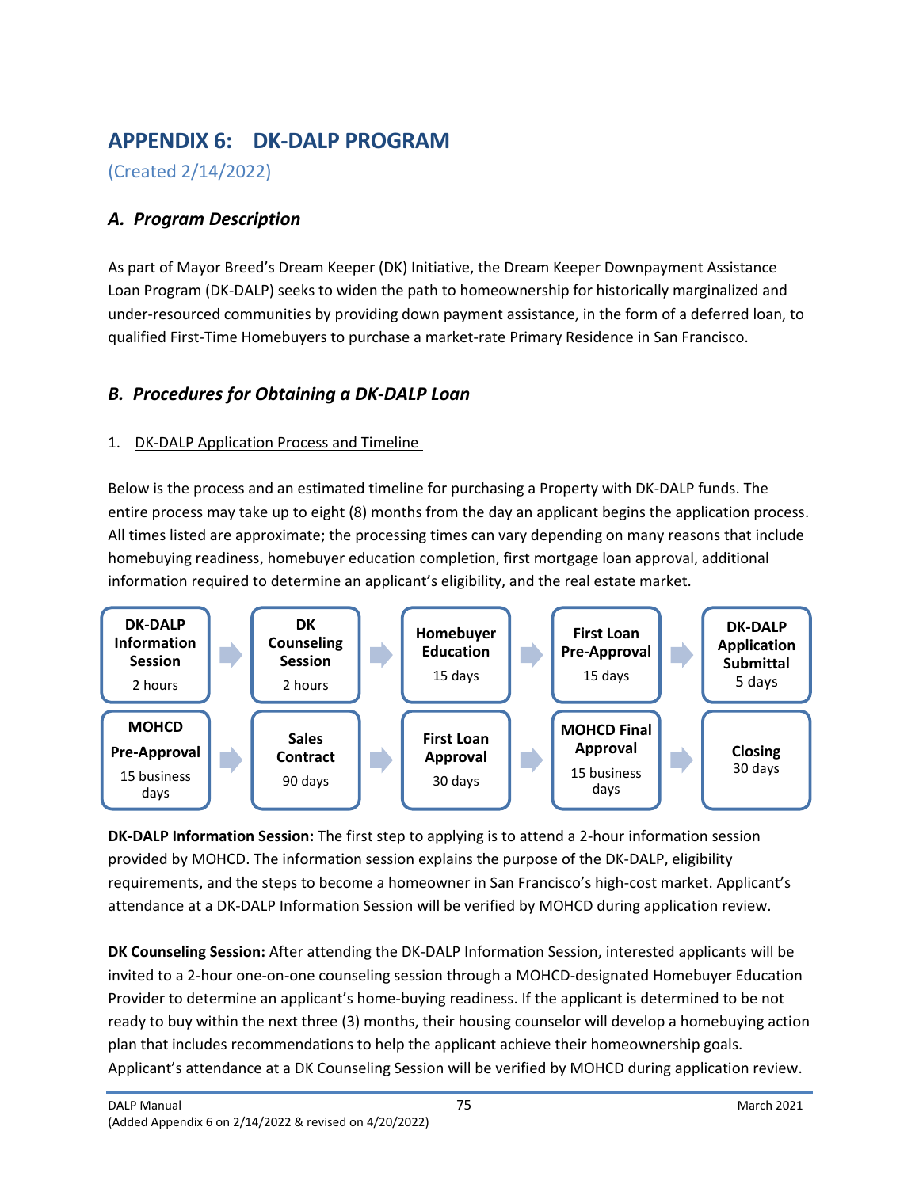# APPENDIX 6: DK-DALP PROGRAM

(Created 2/14/2022)

## *A. Program Description*

As part of Mayor Breed's Dream Keeper (DK) Initiative, the Dream Keeper Downpayment Assistance Loan Program (DK-DALP) seeks to widen the path to homeownership for historically marginalized and under-resourced communities by providing down payment assistance, in the form of a deferred loan, to qualified First-Time Homebuyers to purchase a market-rate Primary Residence in San Francisco.

## *B. Procedures for Obtaining a DK-DALP Loan*

1. DK-DALP Application Process and Timeline

Below is the process and an estimated timeline for purchasing a Property with DK-DALP funds. The entire process may take up to eight (8) months from the day an applicant begins the application process. All times listed are approximate; the processing times can vary depending on many reasons that include homebuying readiness, homebuyer education completion, first mortgage loan approval, additional information required to determine an applicant's eligibility, and the real estate market.

| Step | Timeline |
|---|---|
| **DK-DALP Information Session** | 2 hours |
| **DK Counseling Session** | 2 hours |
| **Homebuyer Education** | 15 days |
| **First Loan Pre-Approval** | 15 days |
| **DK-DALP Application Submittal** | 5 days |
| **MOHCD Pre-Approval** | 15 business days |
| **Sales Contract** | 90 days |
| **First Loan Approval** | 30 days |
| **MOHCD Final Approval** | 15 business days |
| **Closing** | 30 days |

**DK-DALP Information Session:** The first step to applying is to attend a 2-hour information session provided by MOHCD. The information session explains the purpose of the DK-DALP, eligibility requirements, and the steps to become a homeowner in San Francisco's high-cost market. Applicant's attendance at a DK-DALP Information Session will be verified by MOHCD during application review.

**DK Counseling Session:** After attending the DK-DALP Information Session, interested applicants will be invited to a 2-hour one-on-one counseling session through a MOHCD-designated Homebuyer Education Provider to determine an applicant's home-buying readiness. If the applicant is determined to be not ready to buy within the next three (3) months, their housing counselor will develop a homebuying action plan that includes recommendations to help the applicant achieve their homeownership goals. Applicant's attendance at a DK Counseling Session will be verified by MOHCD during application review.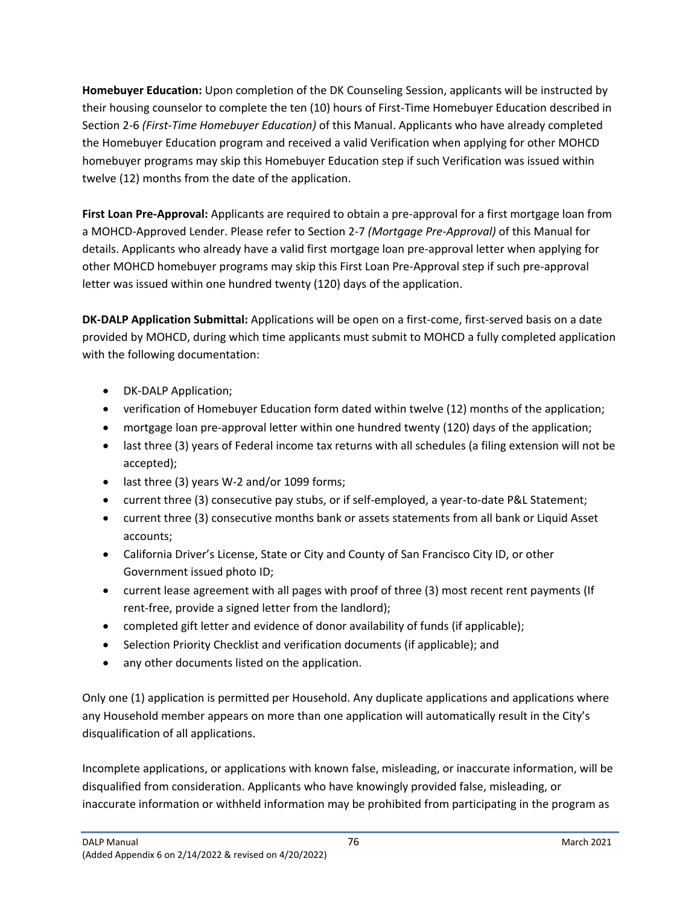**Homebuyer Education:** Upon completion of the DK Counseling Session, applicants will be instructed by their housing counselor to complete the ten (10) hours of First-Time Homebuyer Education described in Section 2-6 *(First-Time Homebuyer Education)* of this Manual. Applicants who have already completed the Homebuyer Education program and received a valid Verification when applying for other MOHCD homebuyer programs may skip this Homebuyer Education step if such Verification was issued within twelve (12) months from the date of the application.

**First Loan Pre-Approval:** Applicants are required to obtain a pre-approval for a first mortgage loan from a MOHCD-Approved Lender. Please refer to Section 2-7 *(Mortgage Pre-Approval)* of this Manual for details. Applicants who already have a valid first mortgage loan pre-approval letter when applying for other MOHCD homebuyer programs may skip this First Loan Pre-Approval step if such pre-approval letter was issued within one hundred twenty (120) days of the application.

**DK-DALP Application Submittal:** Applications will be open on a first-come, first-served basis on a date provided by MOHCD, during which time applicants must submit to MOHCD a fully completed application with the following documentation:

- DK-DALP Application;
- verification of Homebuyer Education form dated within twelve (12) months of the application;
- mortgage loan pre-approval letter within one hundred twenty (120) days of the application;
- last three (3) years of Federal income tax returns with all schedules (a filing extension will not be accepted);
- last three (3) years W-2 and/or 1099 forms;
- current three (3) consecutive pay stubs, or if self-employed, a year-to-date P&L Statement;
- current three (3) consecutive months bank or assets statements from all bank or Liquid Asset accounts;
- California Driver's License, State or City and County of San Francisco City ID, or other Government issued photo ID;
- current lease agreement with all pages with proof of three (3) most recent rent payments (If rent-free, provide a signed letter from the landlord);
- completed gift letter and evidence of donor availability of funds (if applicable);
- Selection Priority Checklist and verification documents (if applicable); and
- any other documents listed on the application.

Only one (1) application is permitted per Household. Any duplicate applications and applications where any Household member appears on more than one application will automatically result in the City's disqualification of all applications.

Incomplete applications, or applications with known false, misleading, or inaccurate information, will be disqualified from consideration. Applicants who have knowingly provided false, misleading, or inaccurate information or withheld information may be prohibited from participating in the program as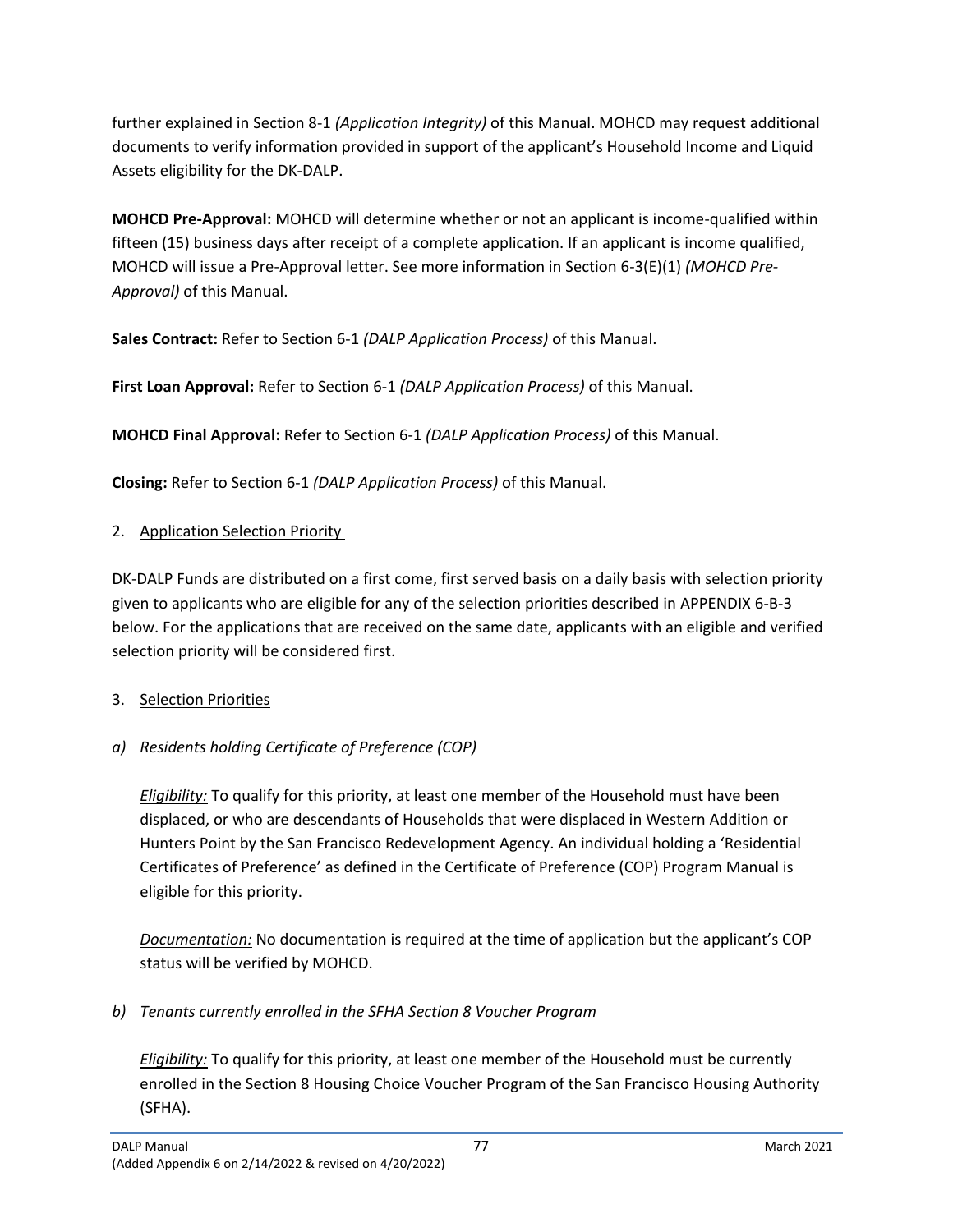further explained in Section 8-1 *(Application Integrity)* of this Manual. MOHCD may request additional documents to verify information provided in support of the applicant's Household Income and Liquid Assets eligibility for the DK-DALP.

**MOHCD Pre-Approval:** MOHCD will determine whether or not an applicant is income-qualified within fifteen (15) business days after receipt of a complete application. If an applicant is income qualified, MOHCD will issue a Pre-Approval letter. See more information in Section 6-3(E)(1) *(MOHCD Pre-Approval)* of this Manual.

**Sales Contract:** Refer to Section 6-1 *(DALP Application Process)* of this Manual.

**First Loan Approval:** Refer to Section 6-1 *(DALP Application Process)* of this Manual.

**MOHCD Final Approval:** Refer to Section 6-1 *(DALP Application Process)* of this Manual.

**Closing:** Refer to Section 6-1 *(DALP Application Process)* of this Manual.

2. Application Selection Priority

DK-DALP Funds are distributed on a first come, first served basis on a daily basis with selection priority given to applicants who are eligible for any of the selection priorities described in APPENDIX 6-B-3 below. For the applications that are received on the same date, applicants with an eligible and verified selection priority will be considered first.

3. Selection Priorities

*a) Residents holding Certificate of Preference (COP)*

*Eligibility:* To qualify for this priority, at least one member of the Household must have been displaced, or who are descendants of Households that were displaced in Western Addition or Hunters Point by the San Francisco Redevelopment Agency. An individual holding a 'Residential Certificates of Preference' as defined in the Certificate of Preference (COP) Program Manual is eligible for this priority.

*Documentation:* No documentation is required at the time of application but the applicant's COP status will be verified by MOHCD.

*b) Tenants currently enrolled in the SFHA Section 8 Voucher Program*

*Eligibility:* To qualify for this priority, at least one member of the Household must be currently enrolled in the Section 8 Housing Choice Voucher Program of the San Francisco Housing Authority (SFHA).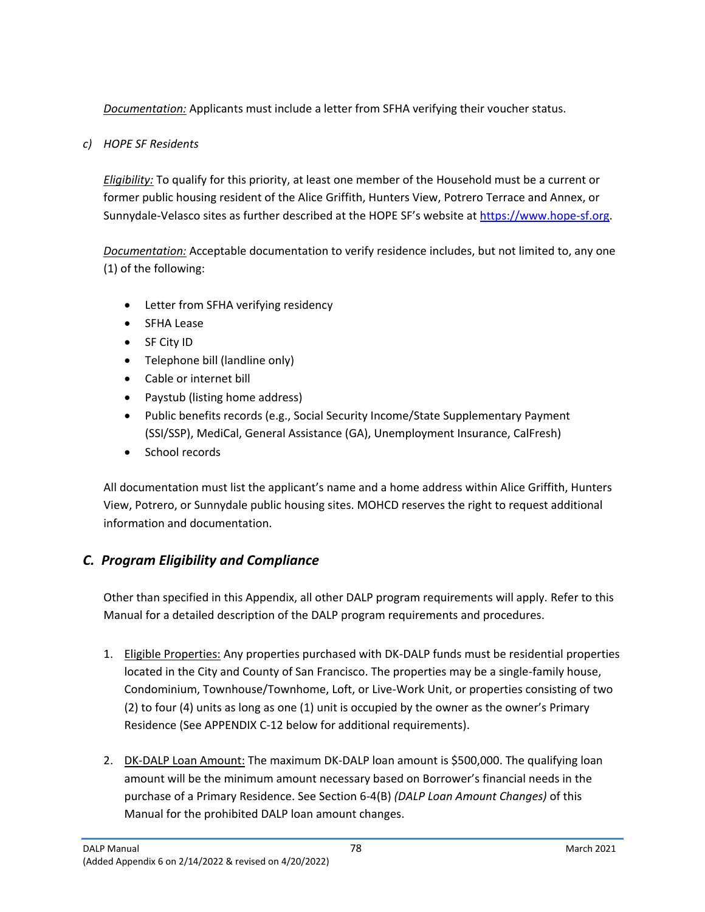*Documentation:* Applicants must include a letter from SFHA verifying their voucher status.

*c) HOPE SF Residents*

*Eligibility:* To qualify for this priority, at least one member of the Household must be a current or former public housing resident of the Alice Griffith, Hunters View, Potrero Terrace and Annex, or Sunnydale-Velasco sites as further described at the HOPE SF's website at https://www.hope-sf.org.

*Documentation:* Acceptable documentation to verify residence includes, but not limited to, any one (1) of the following:

- Letter from SFHA verifying residency
- SFHA Lease
- SF City ID
- Telephone bill (landline only)
- Cable or internet bill
- Paystub (listing home address)
- Public benefits records (e.g., Social Security Income/State Supplementary Payment (SSI/SSP), MediCal, General Assistance (GA), Unemployment Insurance, CalFresh)
- School records

All documentation must list the applicant's name and a home address within Alice Griffith, Hunters View, Potrero, or Sunnydale public housing sites. MOHCD reserves the right to request additional information and documentation.

## *C. Program Eligibility and Compliance*

Other than specified in this Appendix, all other DALP program requirements will apply. Refer to this Manual for a detailed description of the DALP program requirements and procedures.

1. Eligible Properties: Any properties purchased with DK-DALP funds must be residential properties located in the City and County of San Francisco. The properties may be a single-family house, Condominium, Townhouse/Townhome, Loft, or Live-Work Unit, or properties consisting of two (2) to four (4) units as long as one (1) unit is occupied by the owner as the owner's Primary Residence (See APPENDIX C-12 below for additional requirements).

2. DK-DALP Loan Amount: The maximum DK-DALP loan amount is $500,000. The qualifying loan amount will be the minimum amount necessary based on Borrower's financial needs in the purchase of a Primary Residence. See Section 6-4(B) *(DALP Loan Amount Changes)* of this Manual for the prohibited DALP loan amount changes.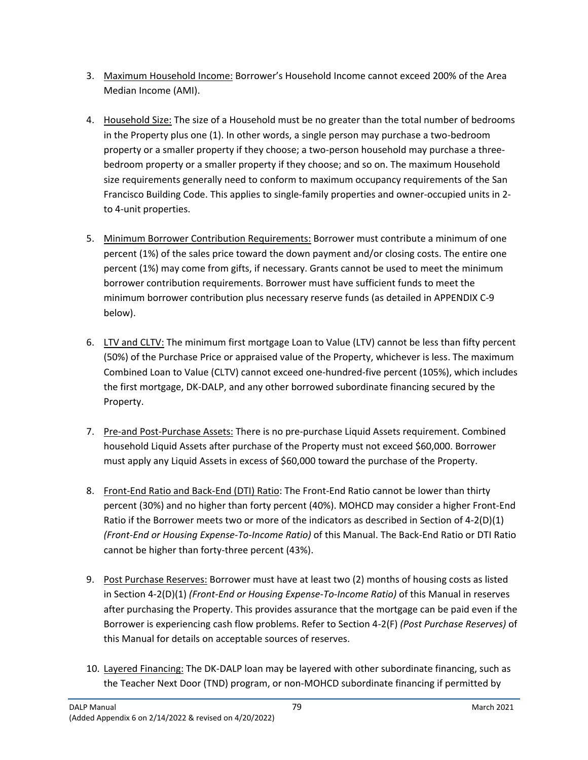3. Maximum Household Income: Borrower's Household Income cannot exceed 200% of the Area Median Income (AMI).

4. Household Size: The size of a Household must be no greater than the total number of bedrooms in the Property plus one (1). In other words, a single person may purchase a two-bedroom property or a smaller property if they choose; a two-person household may purchase a three-bedroom property or a smaller property if they choose; and so on. The maximum Household size requirements generally need to conform to maximum occupancy requirements of the San Francisco Building Code. This applies to single-family properties and owner-occupied units in 2- to 4-unit properties.

5. Minimum Borrower Contribution Requirements: Borrower must contribute a minimum of one percent (1%) of the sales price toward the down payment and/or closing costs. The entire one percent (1%) may come from gifts, if necessary. Grants cannot be used to meet the minimum borrower contribution requirements. Borrower must have sufficient funds to meet the minimum borrower contribution plus necessary reserve funds (as detailed in APPENDIX C-9 below).

6. LTV and CLTV: The minimum first mortgage Loan to Value (LTV) cannot be less than fifty percent (50%) of the Purchase Price or appraised value of the Property, whichever is less. The maximum Combined Loan to Value (CLTV) cannot exceed one-hundred-five percent (105%), which includes the first mortgage, DK-DALP, and any other borrowed subordinate financing secured by the Property.

7. Pre-and Post-Purchase Assets: There is no pre-purchase Liquid Assets requirement. Combined household Liquid Assets after purchase of the Property must not exceed $60,000. Borrower must apply any Liquid Assets in excess of $60,000 toward the purchase of the Property.

8. Front-End Ratio and Back-End (DTI) Ratio: The Front-End Ratio cannot be lower than thirty percent (30%) and no higher than forty percent (40%). MOHCD may consider a higher Front-End Ratio if the Borrower meets two or more of the indicators as described in Section of 4-2(D)(1) *(Front-End or Housing Expense-To-Income Ratio)* of this Manual. The Back-End Ratio or DTI Ratio cannot be higher than forty-three percent (43%).

9. Post Purchase Reserves: Borrower must have at least two (2) months of housing costs as listed in Section 4-2(D)(1) *(Front-End or Housing Expense-To-Income Ratio)* of this Manual in reserves after purchasing the Property. This provides assurance that the mortgage can be paid even if the Borrower is experiencing cash flow problems. Refer to Section 4-2(F) *(Post Purchase Reserves)* of this Manual for details on acceptable sources of reserves.

10. Layered Financing: The DK-DALP loan may be layered with other subordinate financing, such as the Teacher Next Door (TND) program, or non-MOHCD subordinate financing if permitted by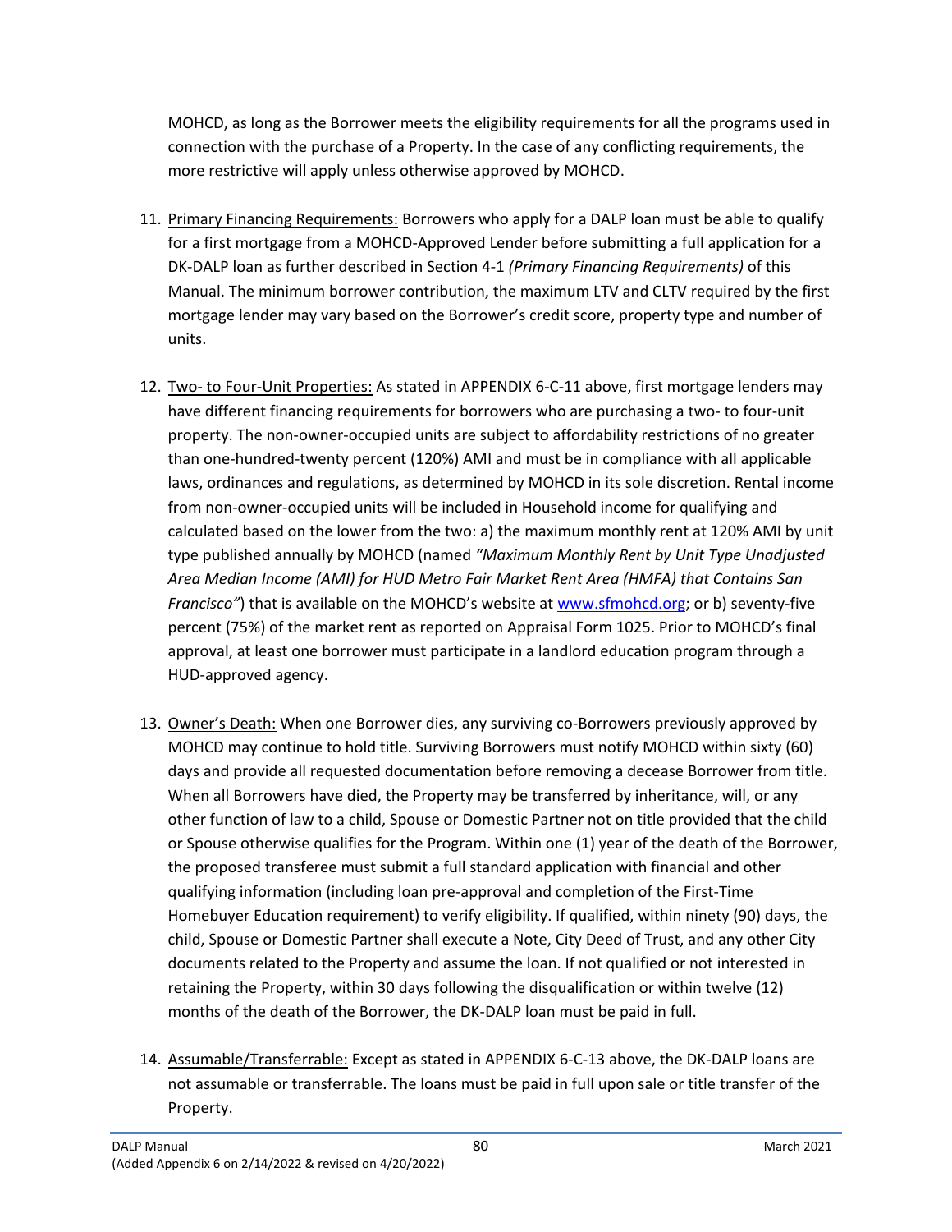MOHCD, as long as the Borrower meets the eligibility requirements for all the programs used in connection with the purchase of a Property. In the case of any conflicting requirements, the more restrictive will apply unless otherwise approved by MOHCD.

11. Primary Financing Requirements: Borrowers who apply for a DALP loan must be able to qualify for a first mortgage from a MOHCD-Approved Lender before submitting a full application for a DK-DALP loan as further described in Section 4-1 *(Primary Financing Requirements)* of this Manual. The minimum borrower contribution, the maximum LTV and CLTV required by the first mortgage lender may vary based on the Borrower's credit score, property type and number of units.

12. Two- to Four-Unit Properties: As stated in APPENDIX 6-C-11 above, first mortgage lenders may have different financing requirements for borrowers who are purchasing a two- to four-unit property. The non-owner-occupied units are subject to affordability restrictions of no greater than one-hundred-twenty percent (120%) AMI and must be in compliance with all applicable laws, ordinances and regulations, as determined by MOHCD in its sole discretion. Rental income from non-owner-occupied units will be included in Household income for qualifying and calculated based on the lower from the two: a) the maximum monthly rent at 120% AMI by unit type published annually by MOHCD (named *"Maximum Monthly Rent by Unit Type Unadjusted Area Median Income (AMI) for HUD Metro Fair Market Rent Area (HMFA) that Contains San Francisco"*) that is available on the MOHCD's website at www.sfmohcd.org; or b) seventy-five percent (75%) of the market rent as reported on Appraisal Form 1025. Prior to MOHCD's final approval, at least one borrower must participate in a landlord education program through a HUD-approved agency.

13. Owner's Death: When one Borrower dies, any surviving co-Borrowers previously approved by MOHCD may continue to hold title. Surviving Borrowers must notify MOHCD within sixty (60) days and provide all requested documentation before removing a decease Borrower from title. When all Borrowers have died, the Property may be transferred by inheritance, will, or any other function of law to a child, Spouse or Domestic Partner not on title provided that the child or Spouse otherwise qualifies for the Program. Within one (1) year of the death of the Borrower, the proposed transferee must submit a full standard application with financial and other qualifying information (including loan pre-approval and completion of the First-Time Homebuyer Education requirement) to verify eligibility. If qualified, within ninety (90) days, the child, Spouse or Domestic Partner shall execute a Note, City Deed of Trust, and any other City documents related to the Property and assume the loan. If not qualified or not interested in retaining the Property, within 30 days following the disqualification or within twelve (12) months of the death of the Borrower, the DK-DALP loan must be paid in full.

14. Assumable/Transferrable: Except as stated in APPENDIX 6-C-13 above, the DK-DALP loans are not assumable or transferrable. The loans must be paid in full upon sale or title transfer of the Property.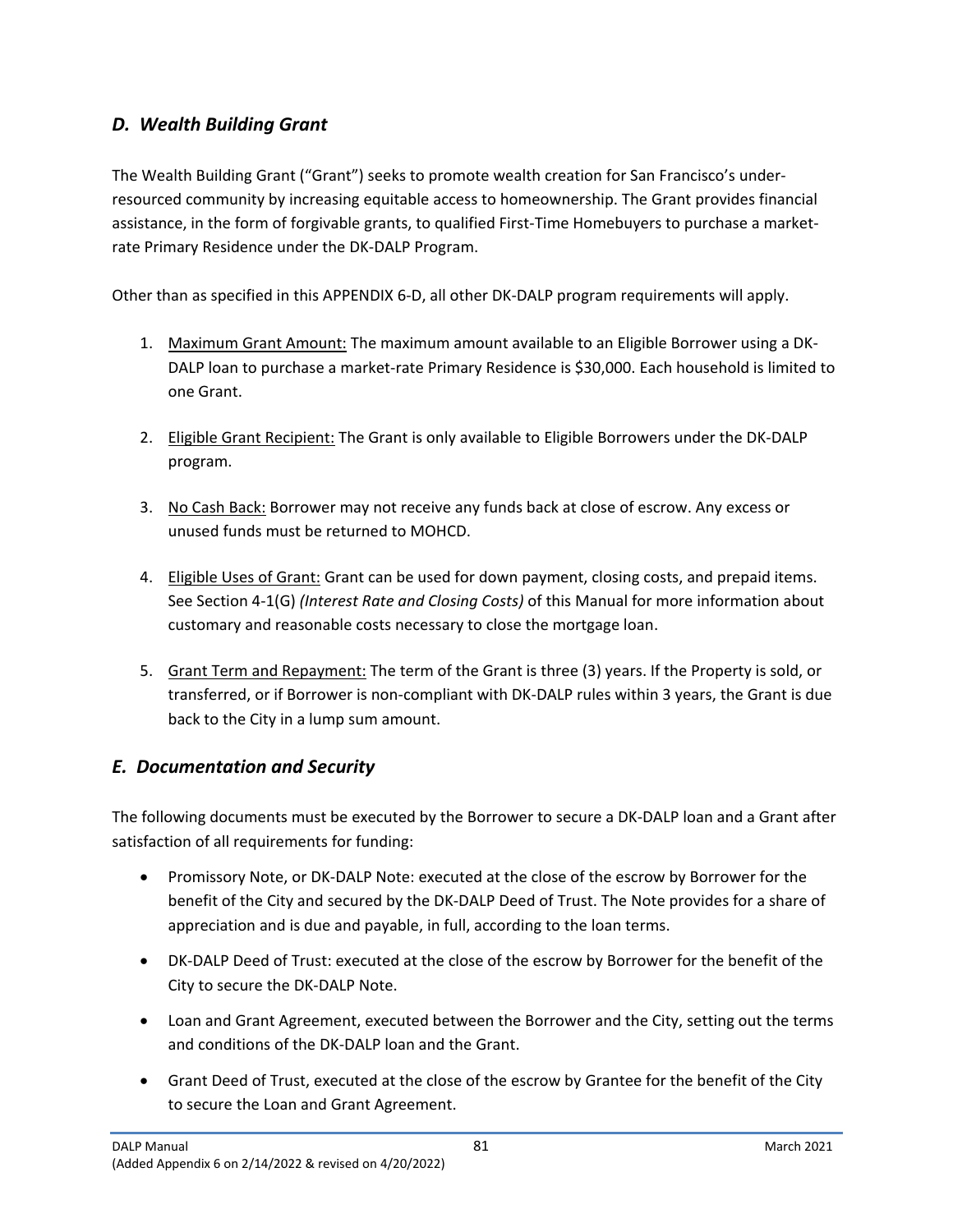## *D. Wealth Building Grant*

The Wealth Building Grant ("Grant") seeks to promote wealth creation for San Francisco's under-resourced community by increasing equitable access to homeownership. The Grant provides financial assistance, in the form of forgivable grants, to qualified First-Time Homebuyers to purchase a market-rate Primary Residence under the DK-DALP Program.

Other than as specified in this APPENDIX 6-D, all other DK-DALP program requirements will apply.

1. <u>Maximum Grant Amount:</u> The maximum amount available to an Eligible Borrower using a DK-DALP loan to purchase a market-rate Primary Residence is $30,000. Each household is limited to one Grant.

2. <u>Eligible Grant Recipient:</u> The Grant is only available to Eligible Borrowers under the DK-DALP program.

3. <u>No Cash Back:</u> Borrower may not receive any funds back at close of escrow. Any excess or unused funds must be returned to MOHCD.

4. <u>Eligible Uses of Grant:</u> Grant can be used for down payment, closing costs, and prepaid items. See Section 4-1(G) *(Interest Rate and Closing Costs)* of this Manual for more information about customary and reasonable costs necessary to close the mortgage loan.

5. <u>Grant Term and Repayment:</u> The term of the Grant is three (3) years. If the Property is sold, or transferred, or if Borrower is non-compliant with DK-DALP rules within 3 years, the Grant is due back to the City in a lump sum amount.

## *E. Documentation and Security*

The following documents must be executed by the Borrower to secure a DK-DALP loan and a Grant after satisfaction of all requirements for funding:

- Promissory Note, or DK-DALP Note: executed at the close of the escrow by Borrower for the benefit of the City and secured by the DK-DALP Deed of Trust. The Note provides for a share of appreciation and is due and payable, in full, according to the loan terms.
- DK-DALP Deed of Trust: executed at the close of the escrow by Borrower for the benefit of the City to secure the DK-DALP Note.
- Loan and Grant Agreement, executed between the Borrower and the City, setting out the terms and conditions of the DK-DALP loan and the Grant.
- Grant Deed of Trust, executed at the close of the escrow by Grantee for the benefit of the City to secure the Loan and Grant Agreement.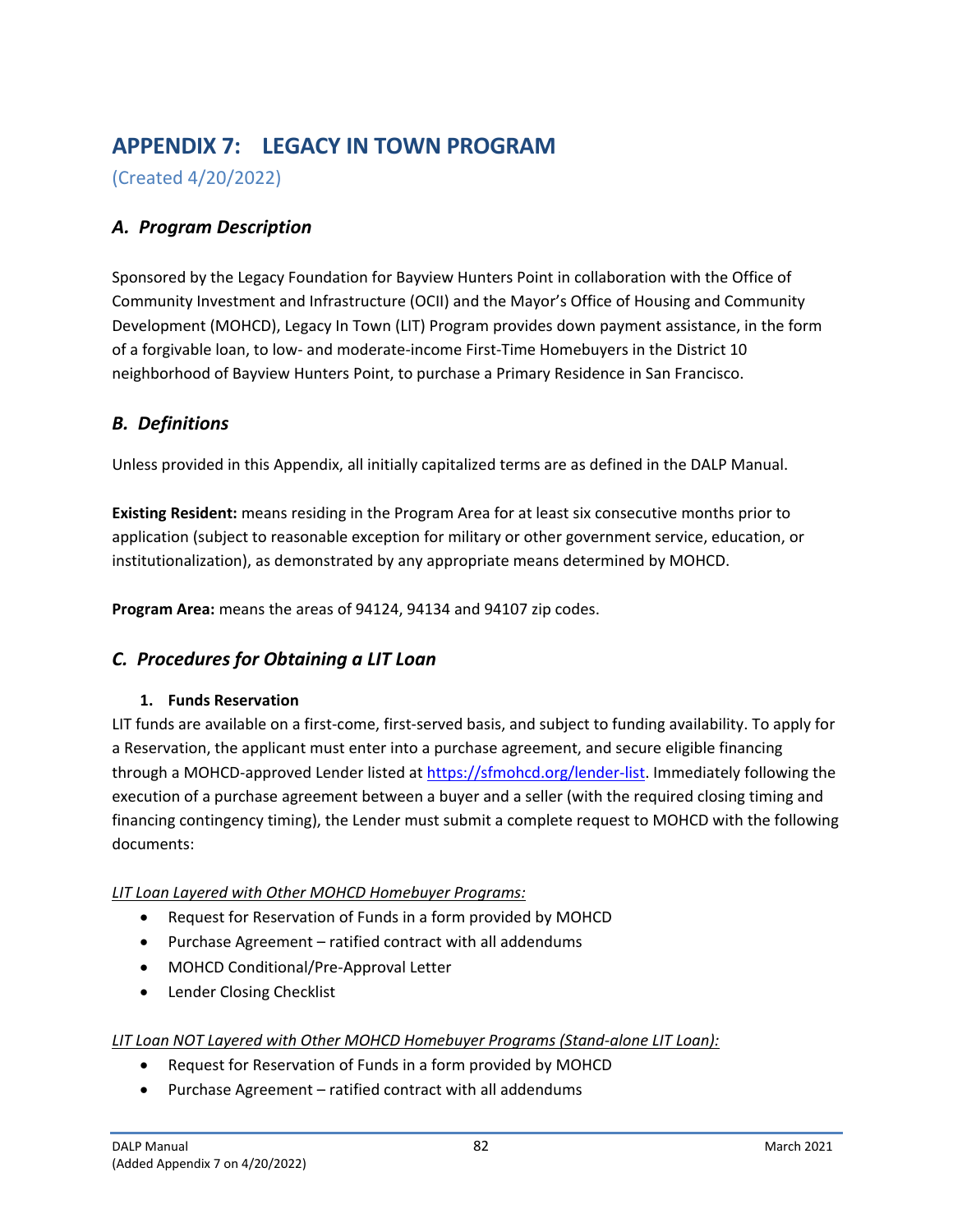# APPENDIX 7: LEGACY IN TOWN PROGRAM

(Created 4/20/2022)

## *A. Program Description*

Sponsored by the Legacy Foundation for Bayview Hunters Point in collaboration with the Office of Community Investment and Infrastructure (OCII) and the Mayor's Office of Housing and Community Development (MOHCD), Legacy In Town (LIT) Program provides down payment assistance, in the form of a forgivable loan, to low- and moderate-income First-Time Homebuyers in the District 10 neighborhood of Bayview Hunters Point, to purchase a Primary Residence in San Francisco.

## *B. Definitions*

Unless provided in this Appendix, all initially capitalized terms are as defined in the DALP Manual.

**Existing Resident:** means residing in the Program Area for at least six consecutive months prior to application (subject to reasonable exception for military or other government service, education, or institutionalization), as demonstrated by any appropriate means determined by MOHCD.

**Program Area:** means the areas of 94124, 94134 and 94107 zip codes.

## *C. Procedures for Obtaining a LIT Loan*

### 1. Funds Reservation

LIT funds are available on a first-come, first-served basis, and subject to funding availability. To apply for a Reservation, the applicant must enter into a purchase agreement, and secure eligible financing through a MOHCD-approved Lender listed at [https://sfmohcd.org/lender-list](https://sfmohcd.org/lender-list). Immediately following the execution of a purchase agreement between a buyer and a seller (with the required closing timing and financing contingency timing), the Lender must submit a complete request to MOHCD with the following documents:

*LIT Loan Layered with Other MOHCD Homebuyer Programs:*

- Request for Reservation of Funds in a form provided by MOHCD
- Purchase Agreement – ratified contract with all addendums
- MOHCD Conditional/Pre-Approval Letter
- Lender Closing Checklist

*LIT Loan NOT Layered with Other MOHCD Homebuyer Programs (Stand-alone LIT Loan):*

- Request for Reservation of Funds in a form provided by MOHCD
- Purchase Agreement – ratified contract with all addendums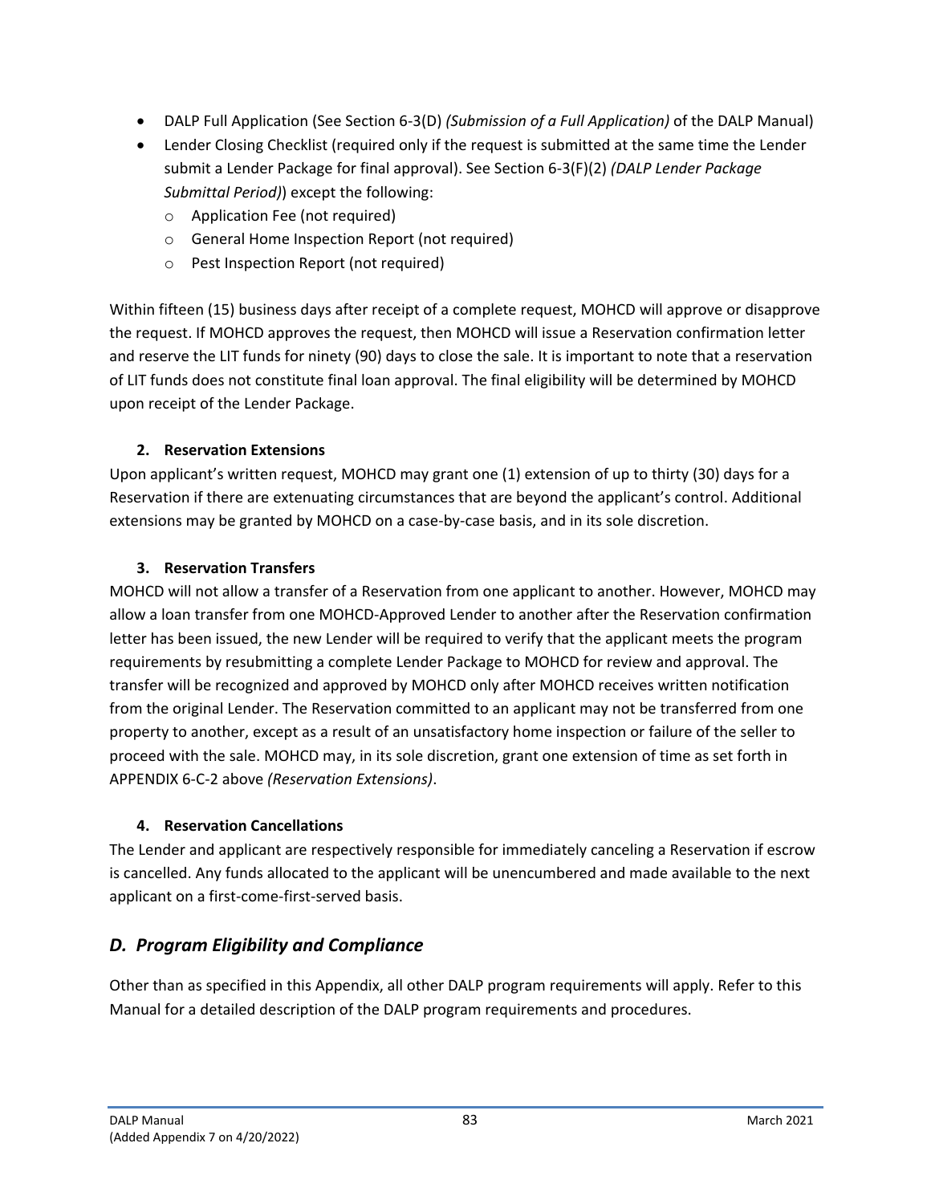- DALP Full Application (See Section 6-3(D) *(Submission of a Full Application)* of the DALP Manual)
- Lender Closing Checklist (required only if the request is submitted at the same time the Lender submit a Lender Package for final approval). See Section 6-3(F)(2) *(DALP Lender Package Submittal Period)*) except the following:
  - Application Fee (not required)
  - General Home Inspection Report (not required)
  - Pest Inspection Report (not required)

Within fifteen (15) business days after receipt of a complete request, MOHCD will approve or disapprove the request. If MOHCD approves the request, then MOHCD will issue a Reservation confirmation letter and reserve the LIT funds for ninety (90) days to close the sale. It is important to note that a reservation of LIT funds does not constitute final loan approval. The final eligibility will be determined by MOHCD upon receipt of the Lender Package.

#### 2. Reservation Extensions

Upon applicant's written request, MOHCD may grant one (1) extension of up to thirty (30) days for a Reservation if there are extenuating circumstances that are beyond the applicant's control. Additional extensions may be granted by MOHCD on a case-by-case basis, and in its sole discretion.

#### 3. Reservation Transfers

MOHCD will not allow a transfer of a Reservation from one applicant to another. However, MOHCD may allow a loan transfer from one MOHCD-Approved Lender to another after the Reservation confirmation letter has been issued, the new Lender will be required to verify that the applicant meets the program requirements by resubmitting a complete Lender Package to MOHCD for review and approval. The transfer will be recognized and approved by MOHCD only after MOHCD receives written notification from the original Lender. The Reservation committed to an applicant may not be transferred from one property to another, except as a result of an unsatisfactory home inspection or failure of the seller to proceed with the sale. MOHCD may, in its sole discretion, grant one extension of time as set forth in APPENDIX 6-C-2 above *(Reservation Extensions)*.

#### 4. Reservation Cancellations

The Lender and applicant are respectively responsible for immediately canceling a Reservation if escrow is cancelled. Any funds allocated to the applicant will be unencumbered and made available to the next applicant on a first-come-first-served basis.

## *D. Program Eligibility and Compliance*

Other than as specified in this Appendix, all other DALP program requirements will apply. Refer to this Manual for a detailed description of the DALP program requirements and procedures.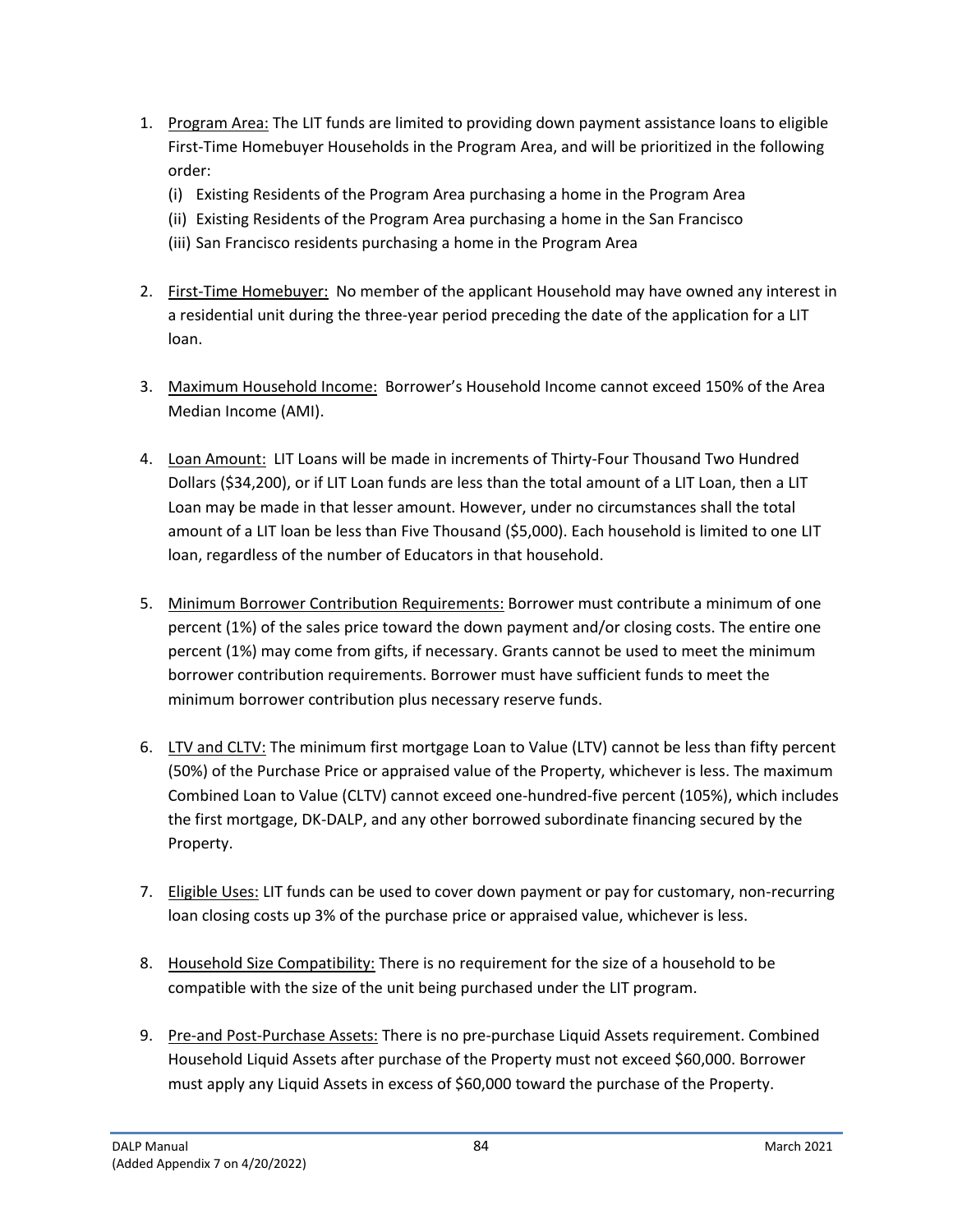1. Program Area: The LIT funds are limited to providing down payment assistance loans to eligible First-Time Homebuyer Households in the Program Area, and will be prioritized in the following order:
   (i) Existing Residents of the Program Area purchasing a home in the Program Area
   (ii) Existing Residents of the Program Area purchasing a home in the San Francisco
   (iii) San Francisco residents purchasing a home in the Program Area

2. First-Time Homebuyer: No member of the applicant Household may have owned any interest in a residential unit during the three-year period preceding the date of the application for a LIT loan.

3. Maximum Household Income: Borrower's Household Income cannot exceed 150% of the Area Median Income (AMI).

4. Loan Amount: LIT Loans will be made in increments of Thirty-Four Thousand Two Hundred Dollars ($34,200), or if LIT Loan funds are less than the total amount of a LIT Loan, then a LIT Loan may be made in that lesser amount. However, under no circumstances shall the total amount of a LIT loan be less than Five Thousand ($5,000). Each household is limited to one LIT loan, regardless of the number of Educators in that household.

5. Minimum Borrower Contribution Requirements: Borrower must contribute a minimum of one percent (1%) of the sales price toward the down payment and/or closing costs. The entire one percent (1%) may come from gifts, if necessary. Grants cannot be used to meet the minimum borrower contribution requirements. Borrower must have sufficient funds to meet the minimum borrower contribution plus necessary reserve funds.

6. LTV and CLTV: The minimum first mortgage Loan to Value (LTV) cannot be less than fifty percent (50%) of the Purchase Price or appraised value of the Property, whichever is less. The maximum Combined Loan to Value (CLTV) cannot exceed one-hundred-five percent (105%), which includes the first mortgage, DK-DALP, and any other borrowed subordinate financing secured by the Property.

7. Eligible Uses: LIT funds can be used to cover down payment or pay for customary, non-recurring loan closing costs up 3% of the purchase price or appraised value, whichever is less.

8. Household Size Compatibility: There is no requirement for the size of a household to be compatible with the size of the unit being purchased under the LIT program.

9. Pre-and Post-Purchase Assets: There is no pre-purchase Liquid Assets requirement. Combined Household Liquid Assets after purchase of the Property must not exceed $60,000. Borrower must apply any Liquid Assets in excess of $60,000 toward the purchase of the Property.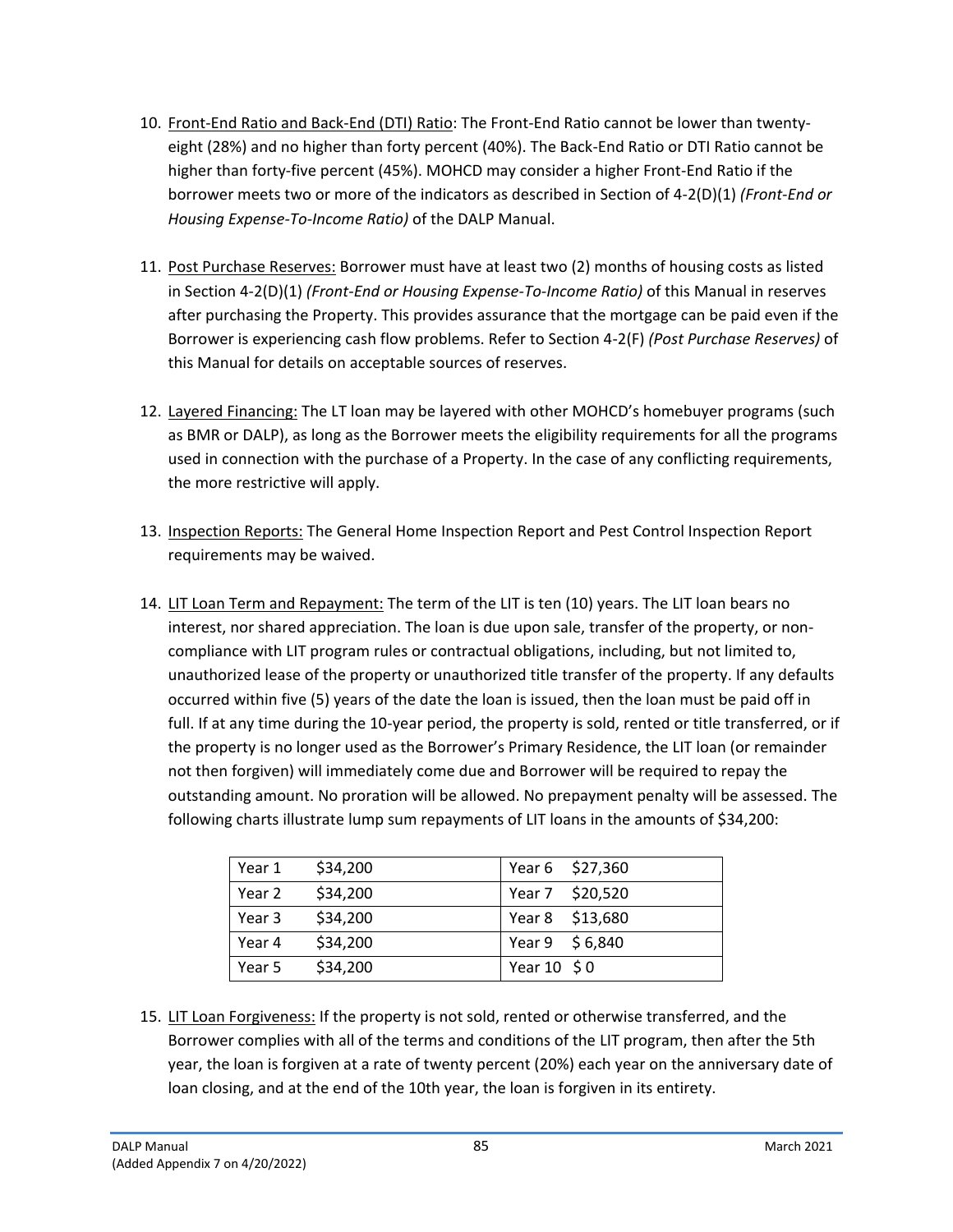10. Front-End Ratio and Back-End (DTI) Ratio: The Front-End Ratio cannot be lower than twenty-eight (28%) and no higher than forty percent (40%). The Back-End Ratio or DTI Ratio cannot be higher than forty-five percent (45%). MOHCD may consider a higher Front-End Ratio if the borrower meets two or more of the indicators as described in Section of 4-2(D)(1) *(Front-End or Housing Expense-To-Income Ratio)* of the DALP Manual.

11. Post Purchase Reserves: Borrower must have at least two (2) months of housing costs as listed in Section 4-2(D)(1) *(Front-End or Housing Expense-To-Income Ratio)* of this Manual in reserves after purchasing the Property. This provides assurance that the mortgage can be paid even if the Borrower is experiencing cash flow problems. Refer to Section 4-2(F) *(Post Purchase Reserves)* of this Manual for details on acceptable sources of reserves.

12. Layered Financing: The LT loan may be layered with other MOHCD's homebuyer programs (such as BMR or DALP), as long as the Borrower meets the eligibility requirements for all the programs used in connection with the purchase of a Property. In the case of any conflicting requirements, the more restrictive will apply.

13. Inspection Reports: The General Home Inspection Report and Pest Control Inspection Report requirements may be waived.

14. LIT Loan Term and Repayment: The term of the LIT is ten (10) years. The LIT loan bears no interest, nor shared appreciation. The loan is due upon sale, transfer of the property, or non-compliance with LIT program rules or contractual obligations, including, but not limited to, unauthorized lease of the property or unauthorized title transfer of the property. If any defaults occurred within five (5) years of the date the loan is issued, then the loan must be paid off in full. If at any time during the 10-year period, the property is sold, rented or title transferred, or if the property is no longer used as the Borrower's Primary Residence, the LIT loan (or remainder not then forgiven) will immediately come due and Borrower will be required to repay the outstanding amount. No proration will be allowed. No prepayment penalty will be assessed. The following charts illustrate lump sum repayments of LIT loans in the amounts of $34,200:

| | | | |
|---|---|---|---|
| Year 1 | $34,200 | Year 6 | $27,360 |
| Year 2 | $34,200 | Year 7 | $20,520 |
| Year 3 | $34,200 | Year 8 | $13,680 |
| Year 4 | $34,200 | Year 9 | $ 6,840 |
| Year 5 | $34,200 | Year 10 | $ 0 |

15. LIT Loan Forgiveness: If the property is not sold, rented or otherwise transferred, and the Borrower complies with all of the terms and conditions of the LIT program, then after the 5th year, the loan is forgiven at a rate of twenty percent (20%) each year on the anniversary date of loan closing, and at the end of the 10th year, the loan is forgiven in its entirety.